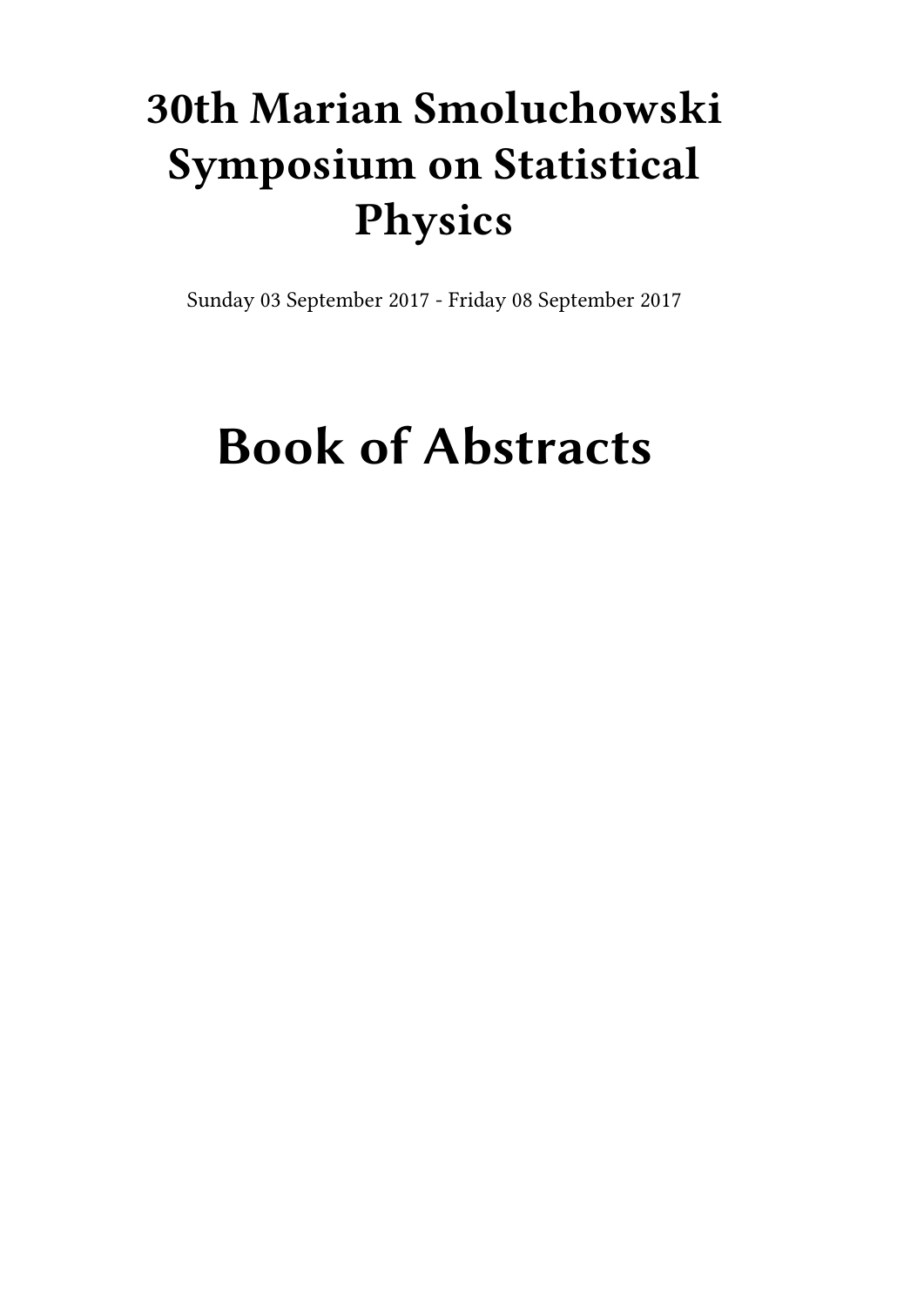# 30th Marian Smoluchowski Symposium on Statistical Physics

Sunday 03 September 2017 - Friday 08 September 2017

# Book of Abstracts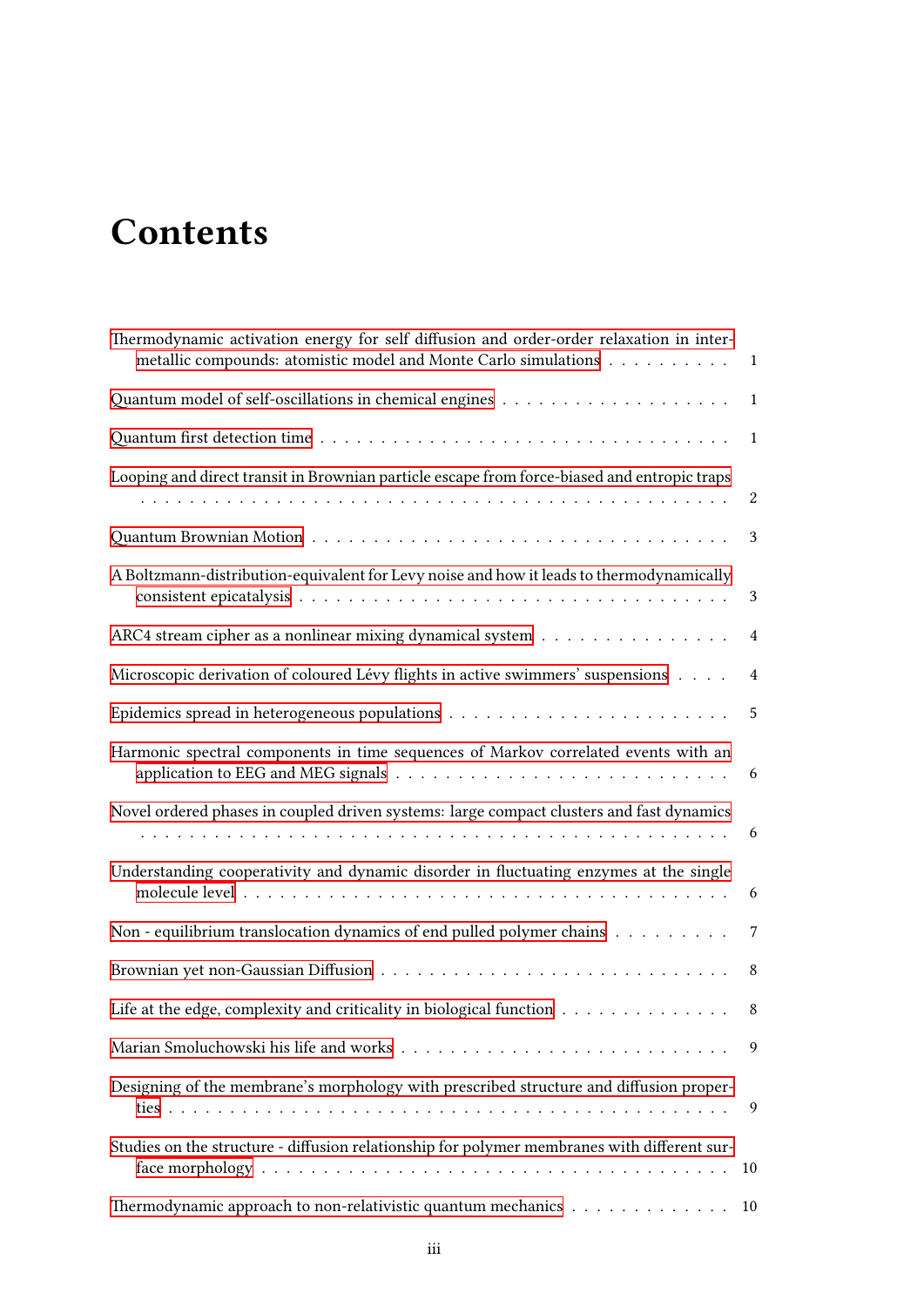# Contents

Thermodynamic activation energy for self diffusion and order-order relaxation in intermetallic compounds: atomistic model and Monte Carlo simulations . . . . . . . . . . 1

Quantum model of self-oscillations in chemical engines . . . . . . . . . . . . . . . . . . . 1

Quantum first detection time . . . . . . . . . . . . . . . . . . . . . . . . . . . . . . . . . 1

Looping and direct transit in Brownian particle escape from force-biased and entropic traps . . . . . . . . . . . . . . . . . . . . . . . . . . . . . . . . . . . . . . . . . . . . . 2

Quantum Brownian Motion . . . . . . . . . . . . . . . . . . . . . . . . . . . . . . . . . . 3

A Boltzmann-distribution-equivalent for Levy noise and how it leads to thermodynamically consistent epicatalysis . . . . . . . . . . . . . . . . . . . . . . . . . . . . . . . . . 3

ARC4 stream cipher as a nonlinear mixing dynamical system . . . . . . . . . . . . . . . 4

Microscopic derivation of coloured Lévy flights in active swimmers' suspensions . . . . 4

Epidemics spread in heterogeneous populations . . . . . . . . . . . . . . . . . . . . . . . 5

Harmonic spectral components in time sequences of Markov correlated events with an application to EEG and MEG signals . . . . . . . . . . . . . . . . . . . . . . . . . . 6

Novel ordered phases in coupled driven systems: large compact clusters and fast dynamics . . . . . . . . . . . . . . . . . . . . . . . . . . . . . . . . . . . . . . . . . . . . . 6

Understanding cooperativity and dynamic disorder in fluctuating enzymes at the single molecule level . . . . . . . . . . . . . . . . . . . . . . . . . . . . . . . . . . . . . . . 6

Non - equilibrium translocation dynamics of end pulled polymer chains . . . . . . . . . 7

Brownian yet non-Gaussian Diffusion . . . . . . . . . . . . . . . . . . . . . . . . . . . . 8

Life at the edge, complexity and criticality in biological function . . . . . . . . . . . . . 8

Marian Smoluchowski his life and works . . . . . . . . . . . . . . . . . . . . . . . . . . 9

Designing of the membrane's morphology with prescribed structure and diffusion properties . . . . . . . . . . . . . . . . . . . . . . . . . . . . . . . . . . . . . . . . . . . . . 9

Studies on the structure - diffusion relationship for polymer membranes with different surface morphology . . . . . . . . . . . . . . . . . . . . . . . . . . . . . . . . . . . . . . 10

Thermodynamic approach to non-relativistic quantum mechanics . . . . . . . . . . . . . 10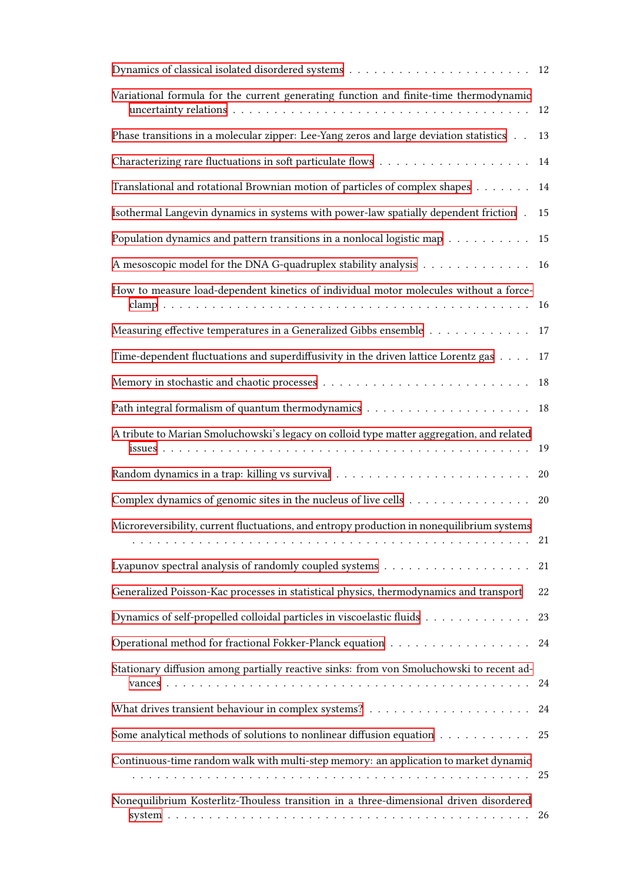Dynamics of classical isolated disordered systems . . . . . . . . . . . . . . . . . . . . . . 12

Variational formula for the current generating function and finite-time thermodynamic uncertainty relations . . . . . . . . . . . . . . . . . . . . . . . . . . . . . . . . . 12

Phase transitions in a molecular zipper: Lee-Yang zeros and large deviation statistics . . 13

Characterizing rare fluctuations in soft particulate flows . . . . . . . . . . . . . . . . . . 14

Translational and rotational Brownian motion of particles of complex shapes . . . . . . . 14

Isothermal Langevin dynamics in systems with power-law spatially dependent friction . 15

Population dynamics and pattern transitions in a nonlocal logistic map . . . . . . . . . . 15

A mesoscopic model for the DNA G-quadruplex stability analysis . . . . . . . . . . . . . 16

How to measure load-dependent kinetics of individual motor molecules without a force-clamp . . . . . . . . . . . . . . . . . . . . . . . . . . . . . . . . . . . . . . . . . . . 16

Measuring effective temperatures in a Generalized Gibbs ensemble . . . . . . . . . . . . 17

Time-dependent fluctuations and superdiffusivity in the driven lattice Lorentz gas . . . . 17

Memory in stochastic and chaotic processes . . . . . . . . . . . . . . . . . . . . . . . . 18

Path integral formalism of quantum thermodynamics . . . . . . . . . . . . . . . . . . . 18

A tribute to Marian Smoluchowski's legacy on colloid type matter aggregation, and related issues . . . . . . . . . . . . . . . . . . . . . . . . . . . . . . . . . . . . . . . . . . . 19

Random dynamics in a trap: killing vs survival . . . . . . . . . . . . . . . . . . . . . . . 20

Complex dynamics of genomic sites in the nucleus of live cells . . . . . . . . . . . . . . . 20

Microreversibility, current fluctuations, and entropy production in nonequilibrium systems . . . . . . . . . . . . . . . . . . . . . . . . . . . . . . . . . . . . . . . . . . . . 21

Lyapunov spectral analysis of randomly coupled systems . . . . . . . . . . . . . . . . . . 21

Generalized Poisson-Kac processes in statistical physics, thermodynamics and transport 22

Dynamics of self-propelled colloidal particles in viscoelastic fluids . . . . . . . . . . . . . 23

Operational method for fractional Fokker-Planck equation . . . . . . . . . . . . . . . . . 24

Stationary diffusion among partially reactive sinks: from von Smoluchowski to recent advances . . . . . . . . . . . . . . . . . . . . . . . . . . . . . . . . . . . . . . . . . . . 24

What drives transient behaviour in complex systems? . . . . . . . . . . . . . . . . . . . 24

Some analytical methods of solutions to nonlinear diffusion equation . . . . . . . . . . . 25

Continuous-time random walk with multi-step memory: an application to market dynamic . . . . . . . . . . . . . . . . . . . . . . . . . . . . . . . . . . . . . . . . . . . . 25

Nonequilibrium Kosterlitz-Thouless transition in a three-dimensional driven disordered system . . . . . . . . . . . . . . . . . . . . . . . . . . . . . . . . . . . . . . . . . . . 26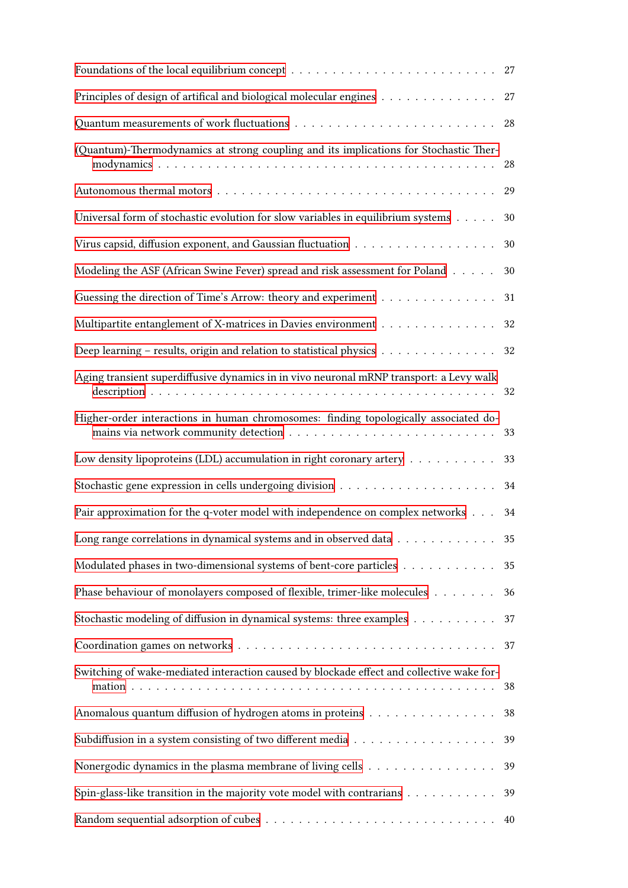Foundations of the local equilibrium concept . . . . . . . . . . . . . . . . . . . . . . . . 27

Principles of design of artifical and biological molecular engines . . . . . . . . . . . . . . 27

Quantum measurements of work fluctuations . . . . . . . . . . . . . . . . . . . . . . . . 28

(Quantum)-Thermodynamics at strong coupling and its implications for Stochastic Thermodynamics . . . . . . . . . . . . . . . . . . . . . . . . . . . . . . . . . . . . . . . . . 28

Autonomous thermal motors . . . . . . . . . . . . . . . . . . . . . . . . . . . . . . . . . 29

Universal form of stochastic evolution for slow variables in equilibrium systems . . . . . 30

Virus capsid, diffusion exponent, and Gaussian fluctuation . . . . . . . . . . . . . . . . . 30

Modeling the ASF (African Swine Fever) spread and risk assessment for Poland . . . . . 30

Guessing the direction of Time's Arrow: theory and experiment . . . . . . . . . . . . . . 31

Multipartite entanglement of X-matrices in Davies environment . . . . . . . . . . . . . . 32

Deep learning – results, origin and relation to statistical physics . . . . . . . . . . . . . . 32

Aging transient superdiffusive dynamics in in vivo neuronal mRNP transport: a Levy walk description . . . . . . . . . . . . . . . . . . . . . . . . . . . . . . . . . . . . . . . . . . 32

Higher-order interactions in human chromosomes: finding topologically associated domains via network community detection . . . . . . . . . . . . . . . . . . . . . . . . . 33

Low density lipoproteins (LDL) accumulation in right coronary artery . . . . . . . . . . 33

Stochastic gene expression in cells undergoing division . . . . . . . . . . . . . . . . . . . 34

Pair approximation for the q-voter model with independence on complex networks . . . 34

Long range correlations in dynamical systems and in observed data . . . . . . . . . . . . 35

Modulated phases in two-dimensional systems of bent-core particles . . . . . . . . . . . 35

Phase behaviour of monolayers composed of flexible, trimer-like molecules . . . . . . . 36

Stochastic modeling of diffusion in dynamical systems: three examples . . . . . . . . . . 37

Coordination games on networks . . . . . . . . . . . . . . . . . . . . . . . . . . . . . . 37

Switching of wake-mediated interaction caused by blockade effect and collective wake formation . . . . . . . . . . . . . . . . . . . . . . . . . . . . . . . . . . . . . . . . . . . 38

Anomalous quantum diffusion of hydrogen atoms in proteins . . . . . . . . . . . . . . . 38

Subdiffusion in a system consisting of two different media . . . . . . . . . . . . . . . . . 39

Nonergodic dynamics in the plasma membrane of living cells . . . . . . . . . . . . . . . 39

Spin-glass-like transition in the majority vote model with contrarians . . . . . . . . . . . 39

Random sequential adsorption of cubes . . . . . . . . . . . . . . . . . . . . . . . . . . . 40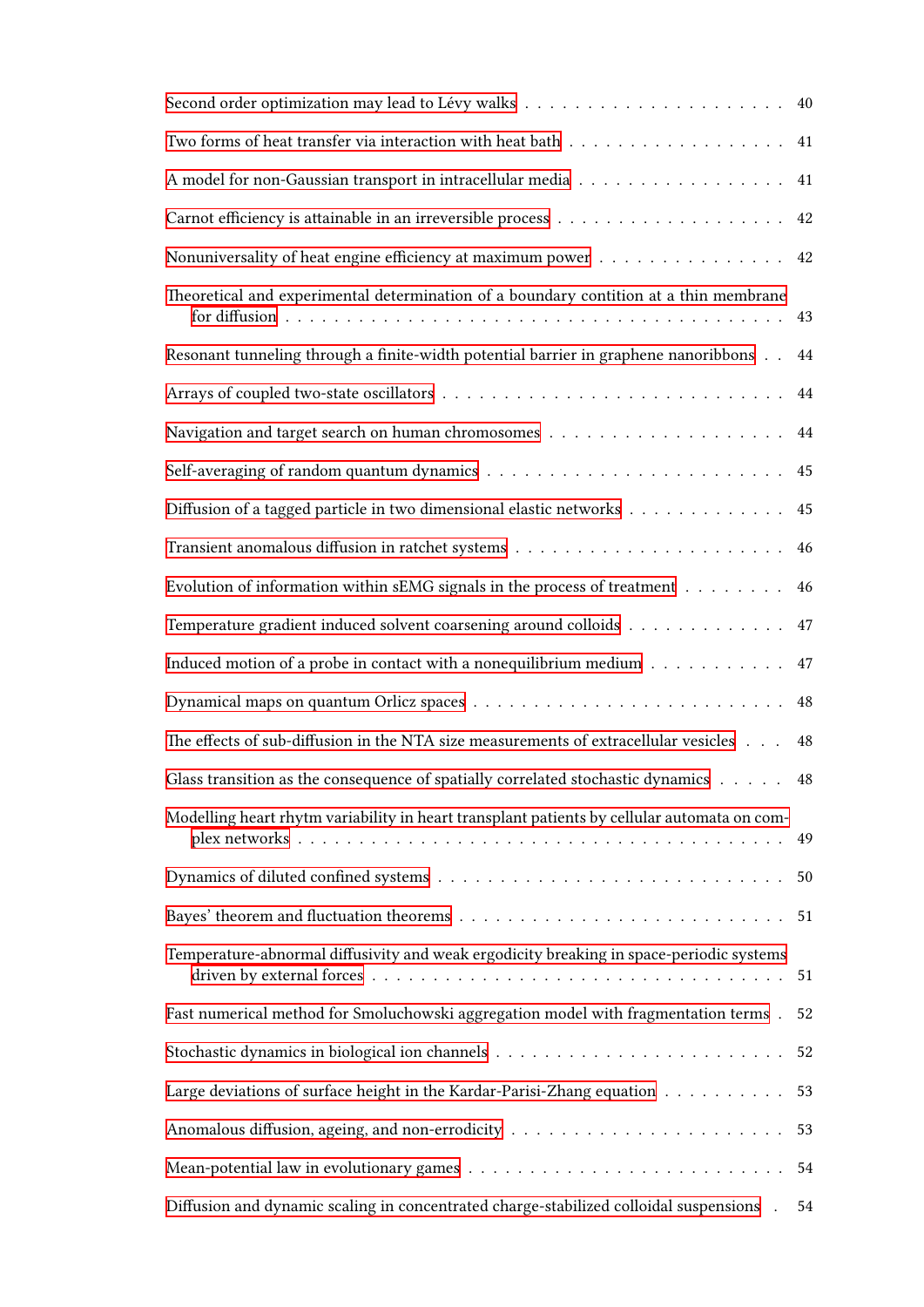Second order optimization may lead to Lévy walks . . . . . . . . . . . . . . . . . . . . 40

Two forms of heat transfer via interaction with heat bath . . . . . . . . . . . . . . . . . 41

A model for non-Gaussian transport in intracellular media . . . . . . . . . . . . . . . . . 41

Carnot efficiency is attainable in an irreversible process . . . . . . . . . . . . . . . . . . 42

Nonuniversality of heat engine efficiency at maximum power . . . . . . . . . . . . . . . 42

Theoretical and experimental determination of a boundary contition at a thin membrane for diffusion . . . . . . . . . . . . . . . . . . . . . . . . . . . . . . . . . . . . . . . 43

Resonant tunneling through a finite-width potential barrier in graphene nanoribbons . . 44

Arrays of coupled two-state oscillators . . . . . . . . . . . . . . . . . . . . . . . . . . . 44

Navigation and target search on human chromosomes . . . . . . . . . . . . . . . . . . . 44

Self-averaging of random quantum dynamics . . . . . . . . . . . . . . . . . . . . . . . . 45

Diffusion of a tagged particle in two dimensional elastic networks . . . . . . . . . . . . . 45

Transient anomalous diffusion in ratchet systems . . . . . . . . . . . . . . . . . . . . . 46

Evolution of information within sEMG signals in the process of treatment . . . . . . . . 46

Temperature gradient induced solvent coarsening around colloids . . . . . . . . . . . . . 47

Induced motion of a probe in contact with a nonequilibrium medium . . . . . . . . . . . 47

Dynamical maps on quantum Orlicz spaces . . . . . . . . . . . . . . . . . . . . . . . . . 48

The effects of sub-diffusion in the NTA size measurements of extracellular vesicles . . . 48

Glass transition as the consequence of spatially correlated stochastic dynamics . . . . . 48

Modelling heart rhytm variability in heart transplant patients by cellular automata on complex networks . . . . . . . . . . . . . . . . . . . . . . . . . . . . . . . . . . . . . . 49

Dynamics of diluted confined systems . . . . . . . . . . . . . . . . . . . . . . . . . . . 50

Bayes' theorem and fluctuation theorems . . . . . . . . . . . . . . . . . . . . . . . . . . 51

Temperature-abnormal diffusivity and weak ergodicity breaking in space-periodic systems driven by external forces . . . . . . . . . . . . . . . . . . . . . . . . . . . . . . . . 51

Fast numerical method for Smoluchowski aggregation model with fragmentation terms . 52

Stochastic dynamics in biological ion channels . . . . . . . . . . . . . . . . . . . . . . . 52

Large deviations of surface height in the Kardar-Parisi-Zhang equation . . . . . . . . . . 53

Anomalous diffusion, ageing, and non-errodicity . . . . . . . . . . . . . . . . . . . . . . 53

Mean-potential law in evolutionary games . . . . . . . . . . . . . . . . . . . . . . . . . 54

Diffusion and dynamic scaling in concentrated charge-stabilized colloidal suspensions . 54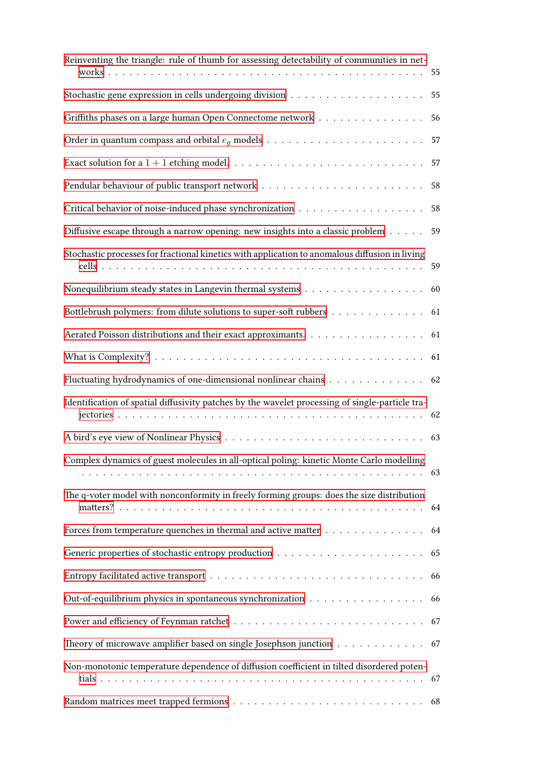Reinventing the triangle: rule of thumb for assessing detectability of communities in networks . . . 55

Stochastic gene expression in cells undergoing division . . . 55

Griffiths phases on a large human Open Connectome network . . . 56

Order in quantum compass and orbital $e_g$ models . . . 57

Exact solution for a $1+1$ etching model. . . . 57

Pendular behaviour of public transport network . . . 58

Critical behavior of noise-induced phase synchronization . . . 58

Diffusive escape through a narrow opening: new insights into a classic problem . . . 59

Stochastic processes for fractional kinetics with application to anomalous diffusion in living cells . . . 59

Nonequilibrium steady states in Langevin thermal systems . . . 60

Bottlebrush polymers: from dilute solutions to super-soft rubbers . . . 61

Aerated Poisson distributions and their exact approximants. . . . 61

What is Complexity? . . . 61

Fluctuating hydrodynamics of one-dimensional nonlinear chains . . . 62

Identification of spatial diffusivity patches by the wavelet processing of single-particle trajectories . . . 62

A bird's eye view of Nonlinear Physics . . . 63

Complex dynamics of guest molecules in all-optical poling: kinetic Monte Carlo modelling . . . 63

The q-voter model with nonconformity in freely forming groups: does the size distribution matters? . . . 64

Forces from temperature quenches in thermal and active matter . . . 64

Generic properties of stochastic entropy production . . . 65

Entropy facilitated active transport . . . 66

Out-of-equilibrium physics in spontaneous synchronization . . . 66

Power and efficiency of Feynman ratchet . . . 67

Theory of microwave amplifier based on single Josephson junction . . . 67

Non-monotonic temperature dependence of diffusion coefficient in tilted disordered potentials . . . 67

Random matrices meet trapped fermions . . . 68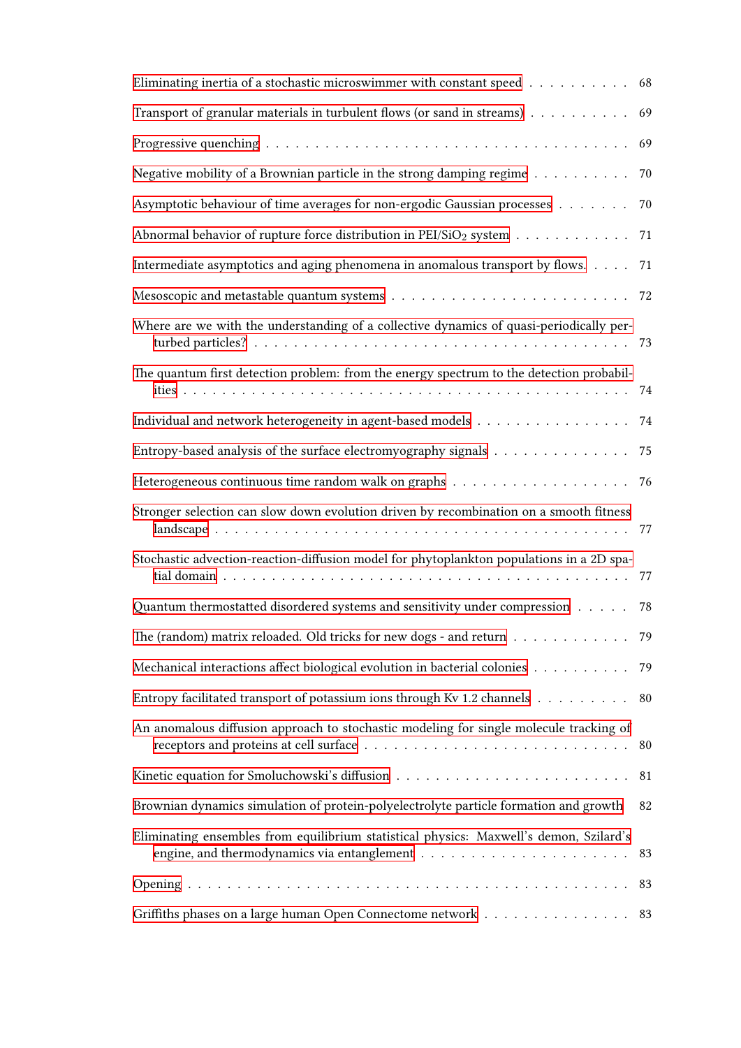Eliminating inertia of a stochastic microswimmer with constant speed . . . . . . . . . . 68

Transport of granular materials in turbulent flows (or sand in streams) . . . . . . . . . . 69

Progressive quenching . . . . . . . . . . . . . . . . . . . . . . . . . . . . . . . . . . . 69

Negative mobility of a Brownian particle in the strong damping regime . . . . . . . . . . 70

Asymptotic behaviour of time averages for non-ergodic Gaussian processes . . . . . . . 70

Abnormal behavior of rupture force distribution in PEI/$SiO_2$ system . . . . . . . . . . . 71

Intermediate asymptotics and aging phenomena in anomalous transport by flows. . . . . 71

Mesoscopic and metastable quantum systems . . . . . . . . . . . . . . . . . . . . . . . 72

Where are we with the understanding of a collective dynamics of quasi-periodically perturbed particles? . . . . . . . . . . . . . . . . . . . . . . . . . . . . . . . . . . . . . . 73

The quantum first detection problem: from the energy spectrum to the detection probabilities . . . . . . . . . . . . . . . . . . . . . . . . . . . . . . . . . . . . . . . . . . . 74

Individual and network heterogeneity in agent-based models . . . . . . . . . . . . . . . 74

Entropy-based analysis of the surface electromyography signals . . . . . . . . . . . . . 75

Heterogeneous continuous time random walk on graphs . . . . . . . . . . . . . . . . . . 76

Stronger selection can slow down evolution driven by recombination on a smooth fitness landscape . . . . . . . . . . . . . . . . . . . . . . . . . . . . . . . . . . . . . . . . 77

Stochastic advection-reaction-diffusion model for phytoplankton populations in a 2D spatial domain . . . . . . . . . . . . . . . . . . . . . . . . . . . . . . . . . . . . . . . 77

Quantum thermostatted disordered systems and sensitivity under compression . . . . . 78

The (random) matrix reloaded. Old tricks for new dogs - and return . . . . . . . . . . . . 79

Mechanical interactions affect biological evolution in bacterial colonies . . . . . . . . . . 79

Entropy facilitated transport of potassium ions through Kv 1.2 channels . . . . . . . . . 80

An anomalous diffusion approach to stochastic modeling for single molecule tracking of receptors and proteins at cell surface . . . . . . . . . . . . . . . . . . . . . . . . . . 80

Kinetic equation for Smoluchowski's diffusion . . . . . . . . . . . . . . . . . . . . . . . 81

Brownian dynamics simulation of protein-polyelectrolyte particle formation and growth 82

Eliminating ensembles from equilibrium statistical physics: Maxwell's demon, Szilard's engine, and thermodynamics via entanglement . . . . . . . . . . . . . . . . . . . . . 83

Opening . . . . . . . . . . . . . . . . . . . . . . . . . . . . . . . . . . . . . . . . . . . 83

Griffiths phases on a large human Open Connectome network . . . . . . . . . . . . . . . 83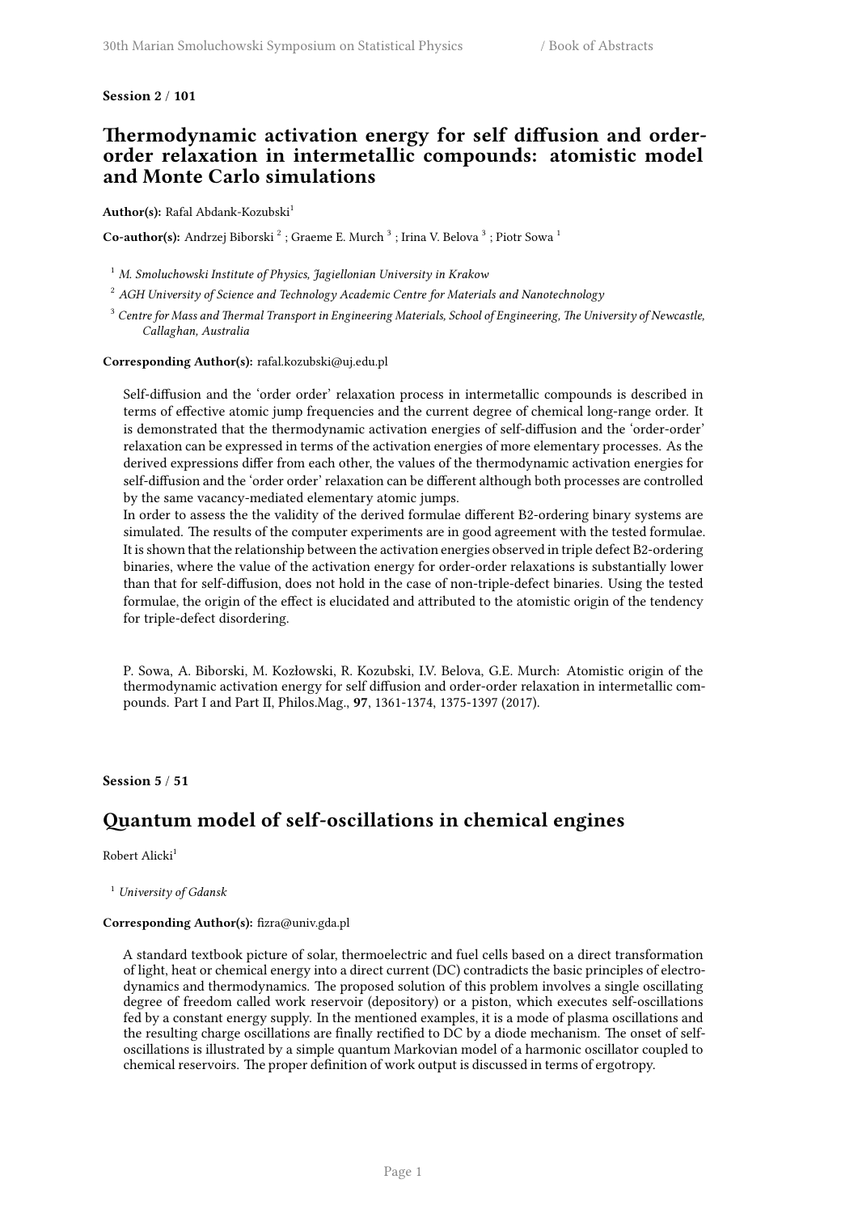**Session 2 / 101**

## Thermodynamic activation energy for self diffusion and order-order relaxation in intermetallic compounds: atomistic model and Monte Carlo simulations

**Author(s):** Rafal Abdank-Kozubski[1]

**Co-author(s):** Andrzej Biborski [2] ; Graeme E. Murch [3] ; Irina V. Belova [3] ; Piotr Sowa [1]

[1] *M. Smoluchowski Institute of Physics, Jagiellonian University in Krakow*

[2] *AGH University of Science and Technology Academic Centre for Materials and Nanotechnology*

[3] *Centre for Mass and Thermal Transport in Engineering Materials, School of Engineering, The University of Newcastle, Callaghan, Australia*

**Corresponding Author(s):** rafal.kozubski@uj.edu.pl

Self-diffusion and the 'order order' relaxation process in intermetallic compounds is described in terms of effective atomic jump frequencies and the current degree of chemical long-range order. It is demonstrated that the thermodynamic activation energies of self-diffusion and the 'order-order' relaxation can be expressed in terms of the activation energies of more elementary processes. As the derived expressions differ from each other, the values of the thermodynamic activation energies for self-diffusion and the 'order order' relaxation can be different although both processes are controlled by the same vacancy-mediated elementary atomic jumps.
In order to assess the the validity of the derived formulae different B2-ordering binary systems are simulated. The results of the computer experiments are in good agreement with the tested formulae. It is shown that the relationship between the activation energies observed in triple defect B2-ordering binaries, where the value of the activation energy for order-order relaxations is substantially lower than that for self-diffusion, does not hold in the case of non-triple-defect binaries. Using the tested formulae, the origin of the effect is elucidated and attributed to the atomistic origin of the tendency for triple-defect disordering.

P. Sowa, A. Biborski, M. Kozłowski, R. Kozubski, I.V. Belova, G.E. Murch: Atomistic origin of the thermodynamic activation energy for self diffusion and order-order relaxation in intermetallic compounds. Part I and Part II, Philos.Mag., **97**, 1361-1374, 1375-1397 (2017).

**Session 5 / 51**

## Quantum model of self-oscillations in chemical engines

Robert Alicki[1]

[1] *University of Gdansk*

**Corresponding Author(s):** fizra@univ.gda.pl

A standard textbook picture of solar, thermoelectric and fuel cells based on a direct transformation of light, heat or chemical energy into a direct current (DC) contradicts the basic principles of electrodynamics and thermodynamics. The proposed solution of this problem involves a single oscillating degree of freedom called work reservoir (depository) or a piston, which executes self-oscillations fed by a constant energy supply. In the mentioned examples, it is a mode of plasma oscillations and the resulting charge oscillations are finally rectified to DC by a diode mechanism. The onset of self-oscillations is illustrated by a simple quantum Markovian model of a harmonic oscillator coupled to chemical reservoirs. The proper definition of work output is discussed in terms of ergotropy.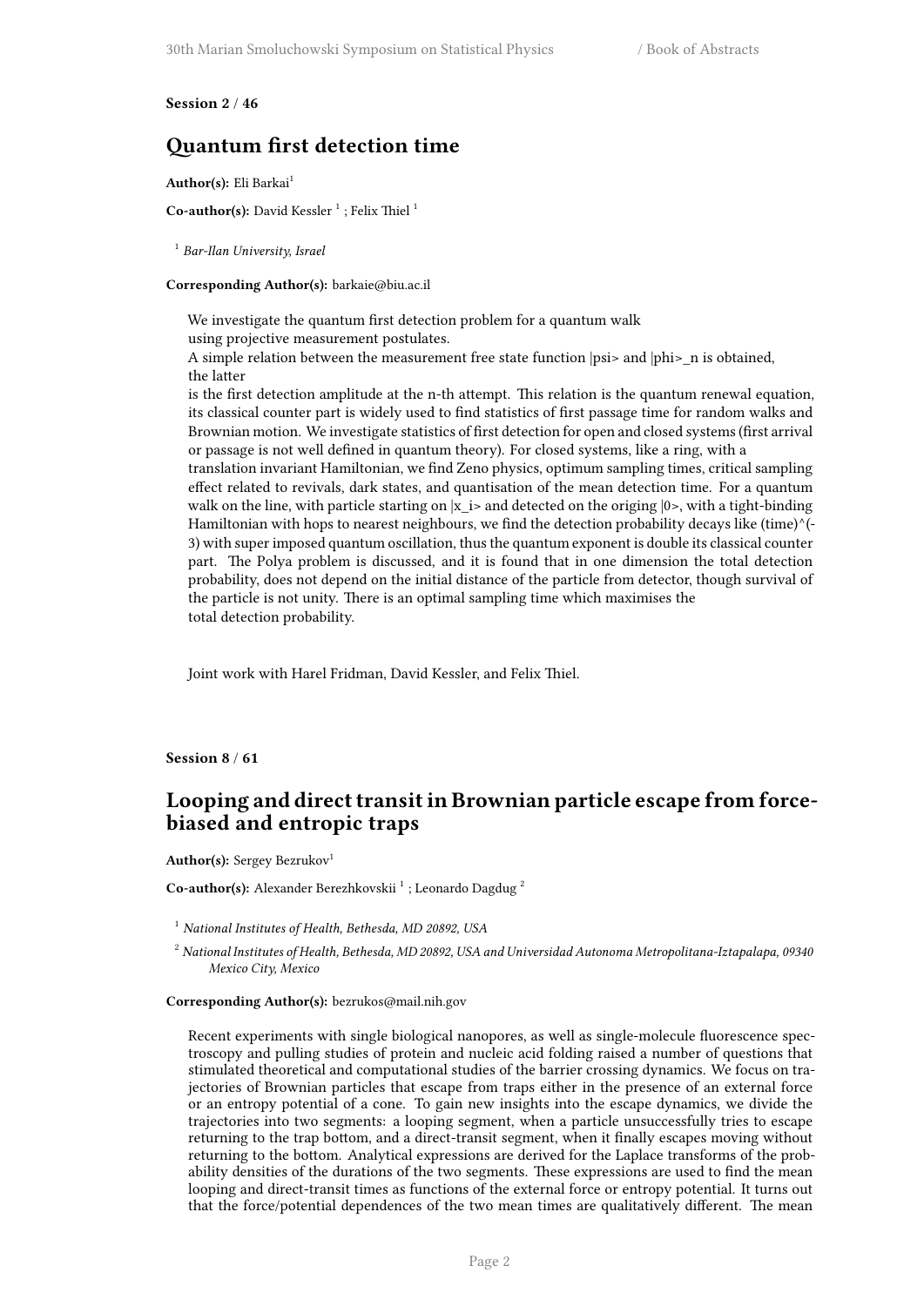**Session 2 / 46**

## Quantum first detection time

**Author(s):** Eli Barkai[1]

**Co-author(s):** David Kessler [1] ; Felix Thiel [1]

[1] *Bar-Ilan University, Israel*

**Corresponding Author(s):** barkaie@biu.ac.il

We investigate the quantum first detection problem for a quantum walk using projective measurement postulates.
A simple relation between the measurement free state function |psi> and |phi>_n is obtained, the latter
is the first detection amplitude at the n-th attempt. This relation is the quantum renewal equation, its classical counter part is widely used to find statistics of first passage time for random walks and Brownian motion. We investigate statistics of first detection for open and closed systems (first arrival or passage is not well defined in quantum theory). For closed systems, like a ring, with a translation invariant Hamiltonian, we find Zeno physics, optimum sampling times, critical sampling effect related to revivals, dark states, and quantisation of the mean detection time. For a quantum walk on the line, with particle starting on |x_i> and detected on the origing |0>, with a tight-binding Hamiltonian with hops to nearest neighbours, we find the detection probability decays like (time)^(-3) with super imposed quantum oscillation, thus the quantum exponent is double its classical counter part. The Polya problem is discussed, and it is found that in one dimension the total detection probability, does not depend on the initial distance of the particle from detector, though survival of the particle is not unity. There is an optimal sampling time which maximises the total detection probability.

Joint work with Harel Fridman, David Kessler, and Felix Thiel.

**Session 8 / 61**

## Looping and direct transit in Brownian particle escape from force-biased and entropic traps

**Author(s):** Sergey Bezrukov[1]

**Co-author(s):** Alexander Berezhkovskii [1] ; Leonardo Dagdug [2]

[1] *National Institutes of Health, Bethesda, MD 20892, USA*

[2] *National Institutes of Health, Bethesda, MD 20892, USA and Universidad Autonoma Metropolitana-Iztapalapa, 09340 Mexico City, Mexico*

**Corresponding Author(s):** bezrukos@mail.nih.gov

Recent experiments with single biological nanopores, as well as single-molecule fluorescence spectroscopy and pulling studies of protein and nucleic acid folding raised a number of questions that stimulated theoretical and computational studies of the barrier crossing dynamics. We focus on trajectories of Brownian particles that escape from traps either in the presence of an external force or an entropy potential of a cone. To gain new insights into the escape dynamics, we divide the trajectories into two segments: a looping segment, when a particle unsuccessfully tries to escape returning to the trap bottom, and a direct-transit segment, when it finally escapes moving without returning to the bottom. Analytical expressions are derived for the Laplace transforms of the probability densities of the durations of the two segments. These expressions are used to find the mean looping and direct-transit times as functions of the external force or entropy potential. It turns out that the force/potential dependences of the two mean times are qualitatively different. The mean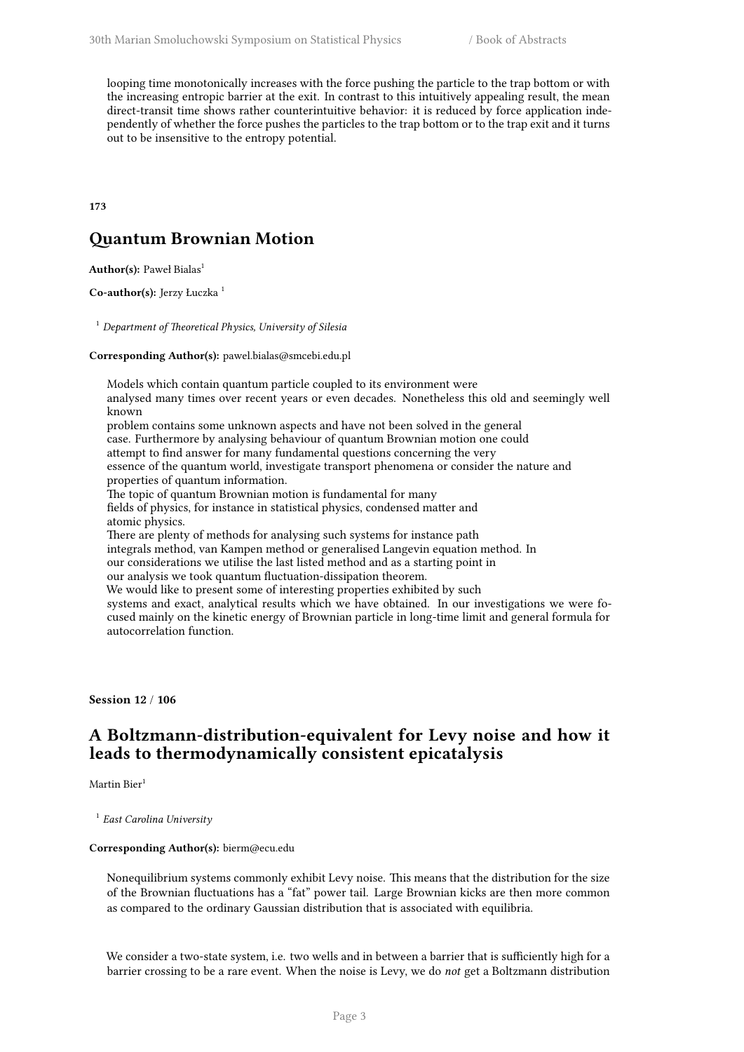looping time monotonically increases with the force pushing the particle to the trap bottom or with the increasing entropic barrier at the exit. In contrast to this intuitively appealing result, the mean direct-transit time shows rather counterintuitive behavior: it is reduced by force application independently of whether the force pushes the particles to the trap bottom or to the trap exit and it turns out to be insensitive to the entropy potential.

**173**

## Quantum Brownian Motion

**Author(s):** Paweł Bialas[1]

**Co-author(s):** Jerzy Łuczka [1]

[1] *Department of Theoretical Physics, University of Silesia*

**Corresponding Author(s):** pawel.bialas@smcebi.edu.pl

Models which contain quantum particle coupled to its environment were analysed many times over recent years or even decades. Nonetheless this old and seemingly well known problem contains some unknown aspects and have not been solved in the general case. Furthermore by analysing behaviour of quantum Brownian motion one could attempt to find answer for many fundamental questions concerning the very essence of the quantum world, investigate transport phenomena or consider the nature and properties of quantum information.
The topic of quantum Brownian motion is fundamental for many fields of physics, for instance in statistical physics, condensed matter and atomic physics.
There are plenty of methods for analysing such systems for instance path integrals method, van Kampen method or generalised Langevin equation method. In our considerations we utilise the last listed method and as a starting point in our analysis we took quantum fluctuation-dissipation theorem.
We would like to present some of interesting properties exhibited by such systems and exact, analytical results which we have obtained. In our investigations we were focused mainly on the kinetic energy of Brownian particle in long-time limit and general formula for autocorrelation function.

**Session 12 / 106**

## A Boltzmann-distribution-equivalent for Levy noise and how it leads to thermodynamically consistent epicatalysis

Martin Bier[1]

[1] *East Carolina University*

**Corresponding Author(s):** bierm@ecu.edu

Nonequilibrium systems commonly exhibit Levy noise. This means that the distribution for the size of the Brownian fluctuations has a "fat" power tail. Large Brownian kicks are then more common as compared to the ordinary Gaussian distribution that is associated with equilibria.

We consider a two-state system, i.e. two wells and in between a barrier that is sufficiently high for a barrier crossing to be a rare event. When the noise is Levy, we do *not* get a Boltzmann distribution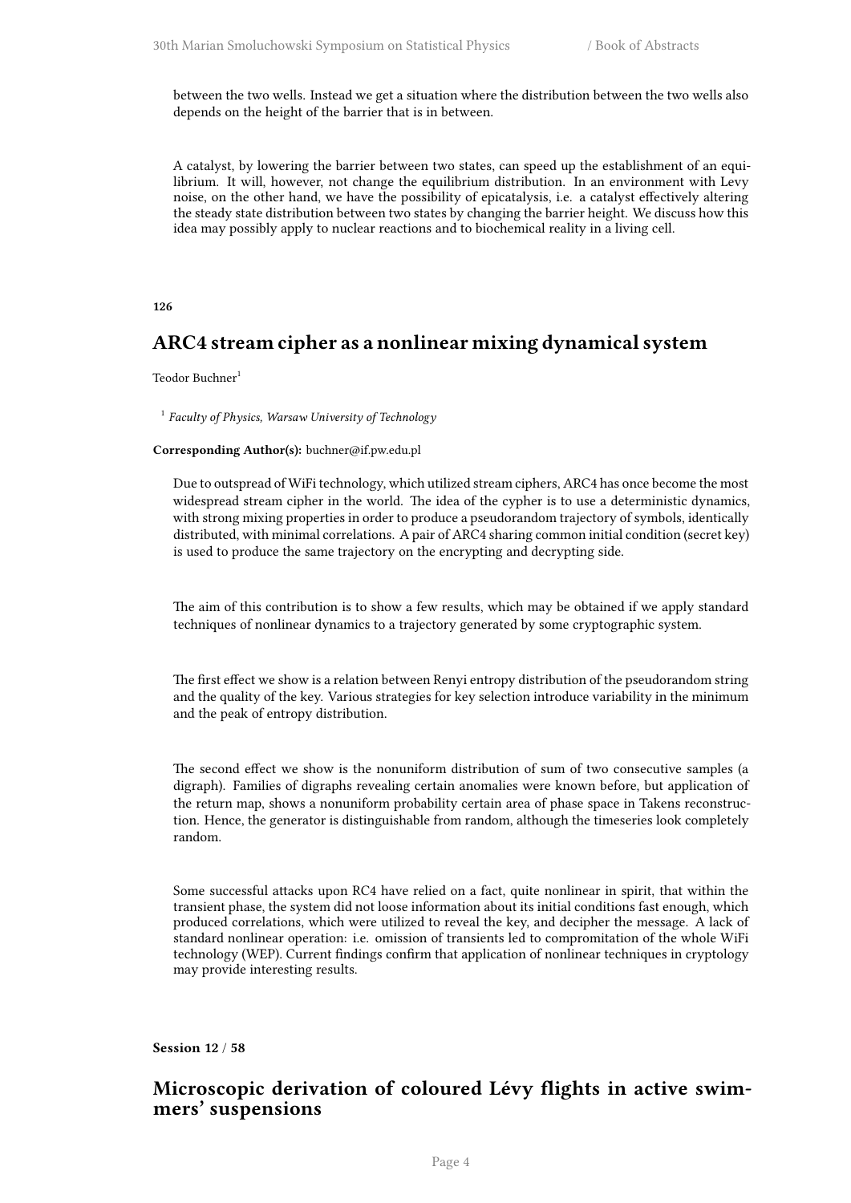between the two wells. Instead we get a situation where the distribution between the two wells also depends on the height of the barrier that is in between.

A catalyst, by lowering the barrier between two states, can speed up the establishment of an equilibrium. It will, however, not change the equilibrium distribution. In an environment with Levy noise, on the other hand, we have the possibility of epicatalysis, i.e. a catalyst effectively altering the steady state distribution between two states by changing the barrier height. We discuss how this idea may possibly apply to nuclear reactions and to biochemical reality in a living cell.

**126**

## ARC4 stream cipher as a nonlinear mixing dynamical system

Teodor Buchner[1]

[1] *Faculty of Physics, Warsaw University of Technology*

**Corresponding Author(s):** buchner@if.pw.edu.pl

Due to outspread of WiFi technology, which utilized stream ciphers, ARC4 has once become the most widespread stream cipher in the world. The idea of the cypher is to use a deterministic dynamics, with strong mixing properties in order to produce a pseudorandom trajectory of symbols, identically distributed, with minimal correlations. A pair of ARC4 sharing common initial condition (secret key) is used to produce the same trajectory on the encrypting and decrypting side.

The aim of this contribution is to show a few results, which may be obtained if we apply standard techniques of nonlinear dynamics to a trajectory generated by some cryptographic system.

The first effect we show is a relation between Renyi entropy distribution of the pseudorandom string and the quality of the key. Various strategies for key selection introduce variability in the minimum and the peak of entropy distribution.

The second effect we show is the nonuniform distribution of sum of two consecutive samples (a digraph). Families of digraphs revealing certain anomalies were known before, but application of the return map, shows a nonuniform probability certain area of phase space in Takens reconstruction. Hence, the generator is distinguishable from random, although the timeseries look completely random.

Some successful attacks upon RC4 have relied on a fact, quite nonlinear in spirit, that within the transient phase, the system did not loose information about its initial conditions fast enough, which produced correlations, which were utilized to reveal the key, and decipher the message. A lack of standard nonlinear operation: i.e. omission of transients led to compromitation of the whole WiFi technology (WEP). Current findings confirm that application of nonlinear techniques in cryptology may provide interesting results.

**Session 12 / 58**

## Microscopic derivation of coloured Lévy flights in active swimmers' suspensions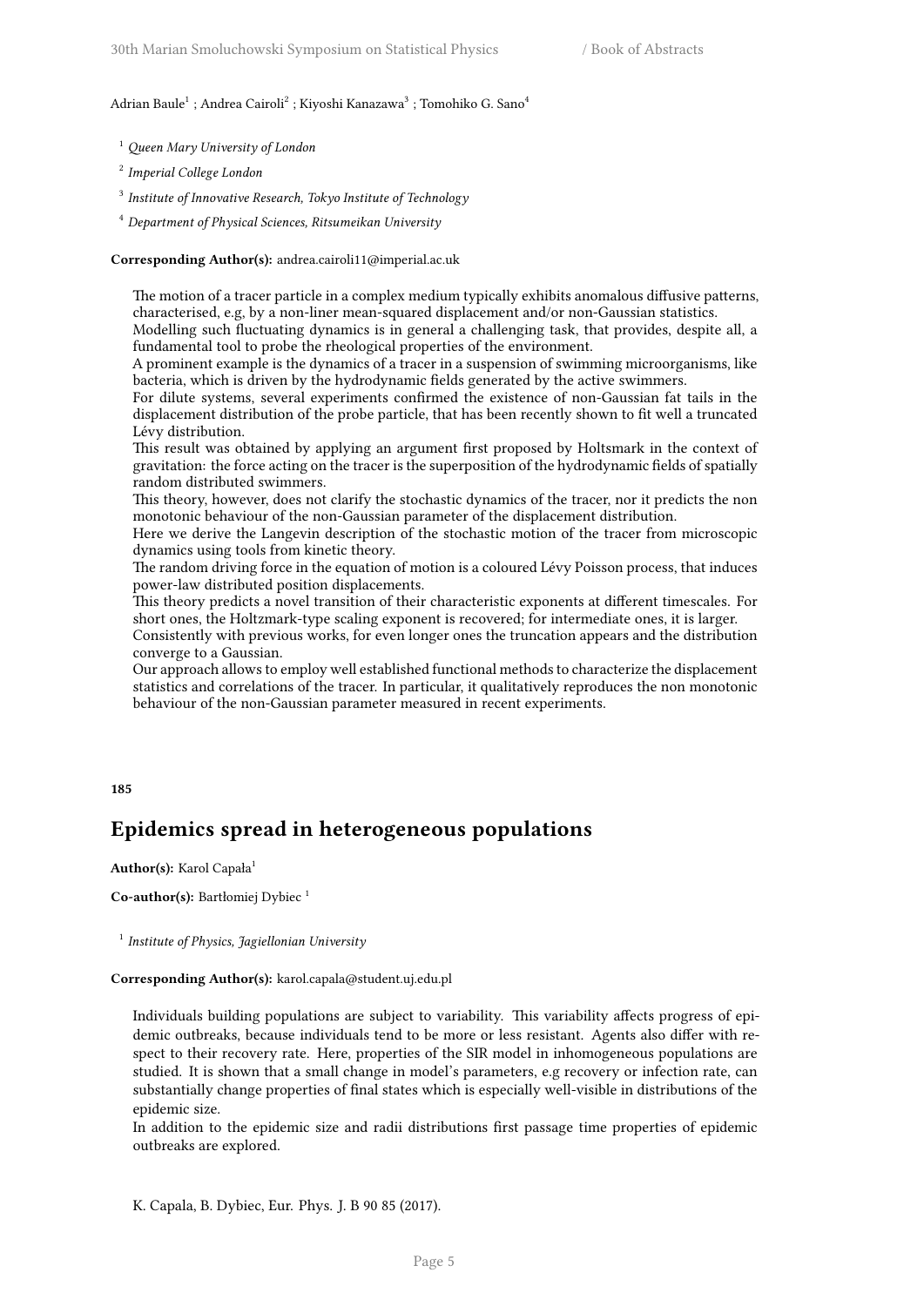Adrian Baule[1] ; Andrea Cairoli[2] ; Kiyoshi Kanazawa[3] ; Tomohiko G. Sano[4]

[1] *Queen Mary University of London*

[2] *Imperial College London*

[3] *Institute of Innovative Research, Tokyo Institute of Technology*

[4] *Department of Physical Sciences, Ritsumeikan University*

**Corresponding Author(s):** andrea.cairoli11@imperial.ac.uk

The motion of a tracer particle in a complex medium typically exhibits anomalous diffusive patterns, characterised, e.g, by a non-liner mean-squared displacement and/or non-Gaussian statistics.
Modelling such fluctuating dynamics is in general a challenging task, that provides, despite all, a fundamental tool to probe the rheological properties of the environment.
A prominent example is the dynamics of a tracer in a suspension of swimming microorganisms, like bacteria, which is driven by the hydrodynamic fields generated by the active swimmers.
For dilute systems, several experiments confirmed the existence of non-Gaussian fat tails in the displacement distribution of the probe particle, that has been recently shown to fit well a truncated Lévy distribution.
This result was obtained by applying an argument first proposed by Holtsmark in the context of gravitation: the force acting on the tracer is the superposition of the hydrodynamic fields of spatially random distributed swimmers.
This theory, however, does not clarify the stochastic dynamics of the tracer, nor it predicts the non monotonic behaviour of the non-Gaussian parameter of the displacement distribution.
Here we derive the Langevin description of the stochastic motion of the tracer from microscopic dynamics using tools from kinetic theory.
The random driving force in the equation of motion is a coloured Lévy Poisson process, that induces power-law distributed position displacements.
This theory predicts a novel transition of their characteristic exponents at different timescales. For short ones, the Holtzmark-type scaling exponent is recovered; for intermediate ones, it is larger.
Consistently with previous works, for even longer ones the truncation appears and the distribution converge to a Gaussian.
Our approach allows to employ well established functional methods to characterize the displacement statistics and correlations of the tracer. In particular, it qualitatively reproduces the non monotonic behaviour of the non-Gaussian parameter measured in recent experiments.

**185**

## Epidemics spread in heterogeneous populations

**Author(s):** Karol Capała[1]

**Co-author(s):** Bartłomiej Dybiec [1]

[1] *Institute of Physics, Jagiellonian University*

**Corresponding Author(s):** karol.capala@student.uj.edu.pl

Individuals building populations are subject to variability. This variability affects progress of epidemic outbreaks, because individuals tend to be more or less resistant. Agents also differ with respect to their recovery rate. Here, properties of the SIR model in inhomogeneous populations are studied. It is shown that a small change in model's parameters, e.g recovery or infection rate, can substantially change properties of final states which is especially well-visible in distributions of the epidemic size.
In addition to the epidemic size and radii distributions first passage time properties of epidemic outbreaks are explored.

K. Capala, B. Dybiec, Eur. Phys. J. B 90 85 (2017).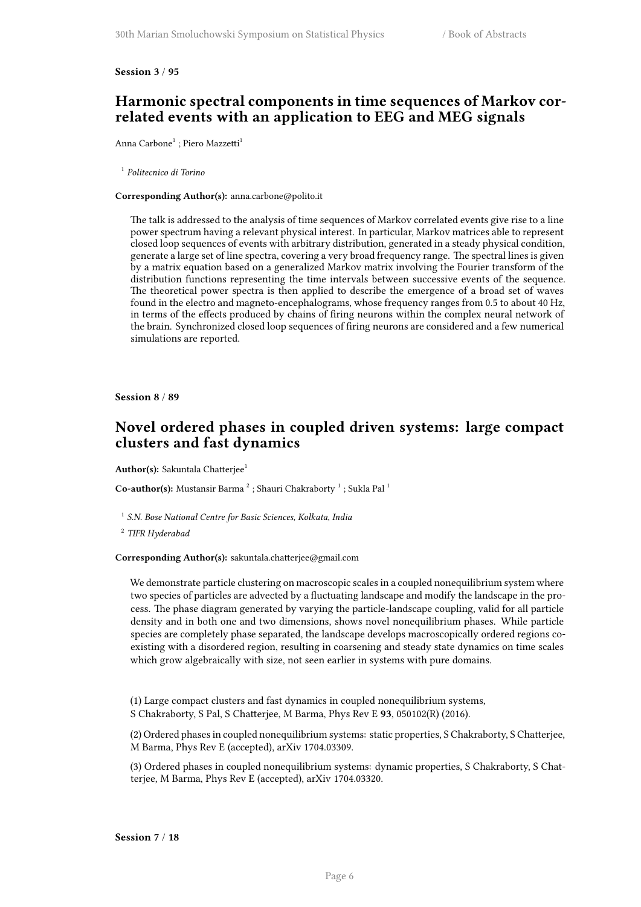**Session 3 / 95**

## Harmonic spectral components in time sequences of Markov correlated events with an application to EEG and MEG signals

Anna Carbone[1] ; Piero Mazzetti[1]

[1] *Politecnico di Torino*

**Corresponding Author(s):** anna.carbone@polito.it

The talk is addressed to the analysis of time sequences of Markov correlated events give rise to a line power spectrum having a relevant physical interest. In particular, Markov matrices able to represent closed loop sequences of events with arbitrary distribution, generated in a steady physical condition, generate a large set of line spectra, covering a very broad frequency range. The spectral lines is given by a matrix equation based on a generalized Markov matrix involving the Fourier transform of the distribution functions representing the time intervals between successive events of the sequence. The theoretical power spectra is then applied to describe the emergence of a broad set of waves found in the electro and magneto-encephalograms, whose frequency ranges from 0.5 to about 40 Hz, in terms of the effects produced by chains of firing neurons within the complex neural network of the brain. Synchronized closed loop sequences of firing neurons are considered and a few numerical simulations are reported.

**Session 8 / 89**

## Novel ordered phases in coupled driven systems: large compact clusters and fast dynamics

**Author(s):** Sakuntala Chatterjee[1]

**Co-author(s):** Mustansir Barma [2] ; Shauri Chakraborty [1] ; Sukla Pal [1]

[1] *S.N. Bose National Centre for Basic Sciences, Kolkata, India*

[2] *TIFR Hyderabad*

**Corresponding Author(s):** sakuntala.chatterjee@gmail.com

We demonstrate particle clustering on macroscopic scales in a coupled nonequilibrium system where two species of particles are advected by a fluctuating landscape and modify the landscape in the process. The phase diagram generated by varying the particle-landscape coupling, valid for all particle density and in both one and two dimensions, shows novel nonequilibrium phases. While particle species are completely phase separated, the landscape develops macroscopically ordered regions coexisting with a disordered region, resulting in coarsening and steady state dynamics on time scales which grow algebraically with size, not seen earlier in systems with pure domains.

(1) Large compact clusters and fast dynamics in coupled nonequilibrium systems, S Chakraborty, S Pal, S Chatterjee, M Barma, Phys Rev E **93**, 050102(R) (2016).

(2) Ordered phases in coupled nonequilibrium systems: static properties, S Chakraborty, S Chatterjee, M Barma, Phys Rev E (accepted), arXiv 1704.03309.

(3) Ordered phases in coupled nonequilibrium systems: dynamic properties, S Chakraborty, S Chatterjee, M Barma, Phys Rev E (accepted), arXiv 1704.03320.

**Session 7 / 18**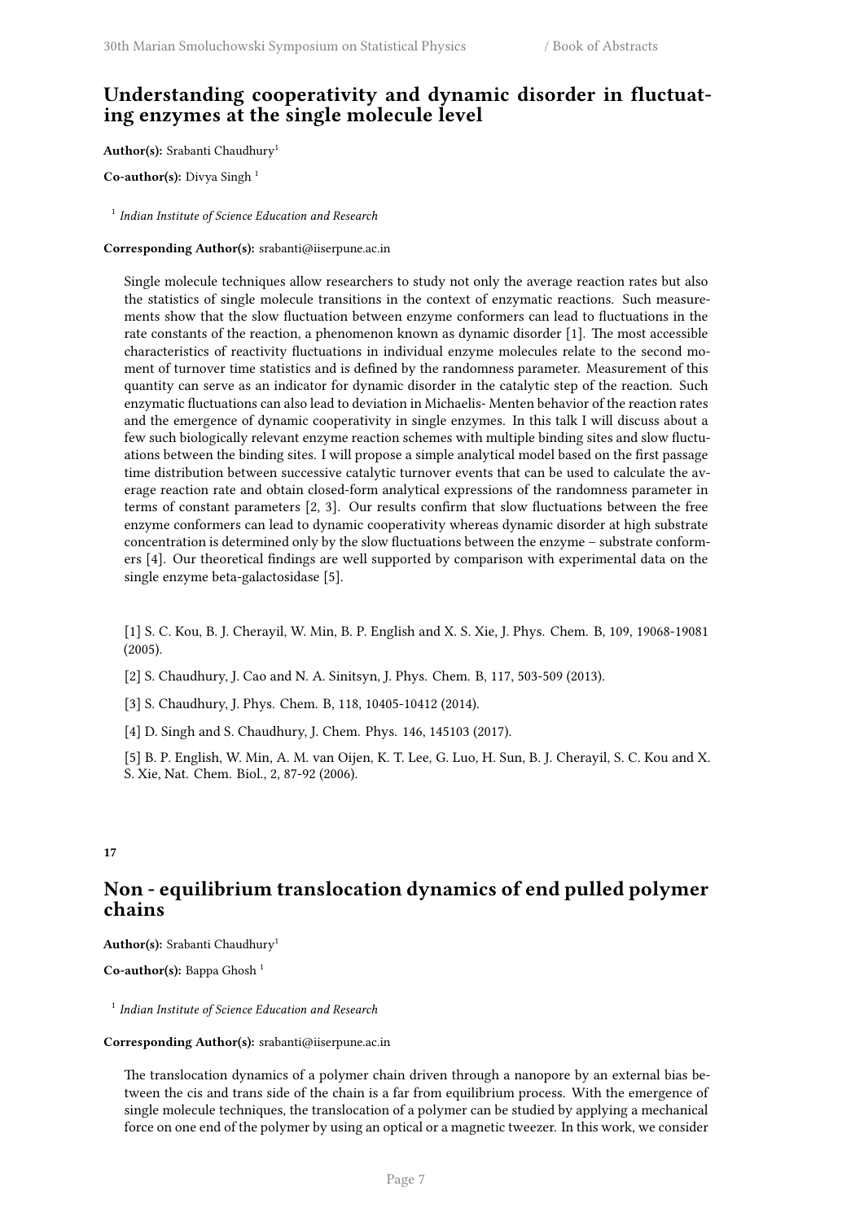## Understanding cooperativity and dynamic disorder in fluctuating enzymes at the single molecule level

**Author(s):** Srabanti Chaudhury[1]

**Co-author(s):** Divya Singh [1]

[1] *Indian Institute of Science Education and Research*

**Corresponding Author(s):** srabanti@iiserpune.ac.in

Single molecule techniques allow researchers to study not only the average reaction rates but also the statistics of single molecule transitions in the context of enzymatic reactions. Such measurements show that the slow fluctuation between enzyme conformers can lead to fluctuations in the rate constants of the reaction, a phenomenon known as dynamic disorder [1]. The most accessible characteristics of reactivity fluctuations in individual enzyme molecules relate to the second moment of turnover time statistics and is defined by the randomness parameter. Measurement of this quantity can serve as an indicator for dynamic disorder in the catalytic step of the reaction. Such enzymatic fluctuations can also lead to deviation in Michaelis- Menten behavior of the reaction rates and the emergence of dynamic cooperativity in single enzymes. In this talk I will discuss about a few such biologically relevant enzyme reaction schemes with multiple binding sites and slow fluctuations between the binding sites. I will propose a simple analytical model based on the first passage time distribution between successive catalytic turnover events that can be used to calculate the average reaction rate and obtain closed-form analytical expressions of the randomness parameter in terms of constant parameters [2, 3]. Our results confirm that slow fluctuations between the free enzyme conformers can lead to dynamic cooperativity whereas dynamic disorder at high substrate concentration is determined only by the slow fluctuations between the enzyme – substrate conformers [4]. Our theoretical findings are well supported by comparison with experimental data on the single enzyme beta-galactosidase [5].

[1] S. C. Kou, B. J. Cherayil, W. Min, B. P. English and X. S. Xie, J. Phys. Chem. B, 109, 19068-19081 (2005).

[2] S. Chaudhury, J. Cao and N. A. Sinitsyn, J. Phys. Chem. B, 117, 503-509 (2013).

[3] S. Chaudhury, J. Phys. Chem. B, 118, 10405-10412 (2014).

[4] D. Singh and S. Chaudhury, J. Chem. Phys. 146, 145103 (2017).

[5] B. P. English, W. Min, A. M. van Oijen, K. T. Lee, G. Luo, H. Sun, B. J. Cherayil, S. C. Kou and X. S. Xie, Nat. Chem. Biol., 2, 87-92 (2006).

**17**

## Non - equilibrium translocation dynamics of end pulled polymer chains

**Author(s):** Srabanti Chaudhury[1]

**Co-author(s):** Bappa Ghosh [1]

[1] *Indian Institute of Science Education and Research*

**Corresponding Author(s):** srabanti@iiserpune.ac.in

The translocation dynamics of a polymer chain driven through a nanopore by an external bias between the cis and trans side of the chain is a far from equilibrium process. With the emergence of single molecule techniques, the translocation of a polymer can be studied by applying a mechanical force on one end of the polymer by using an optical or a magnetic tweezer. In this work, we consider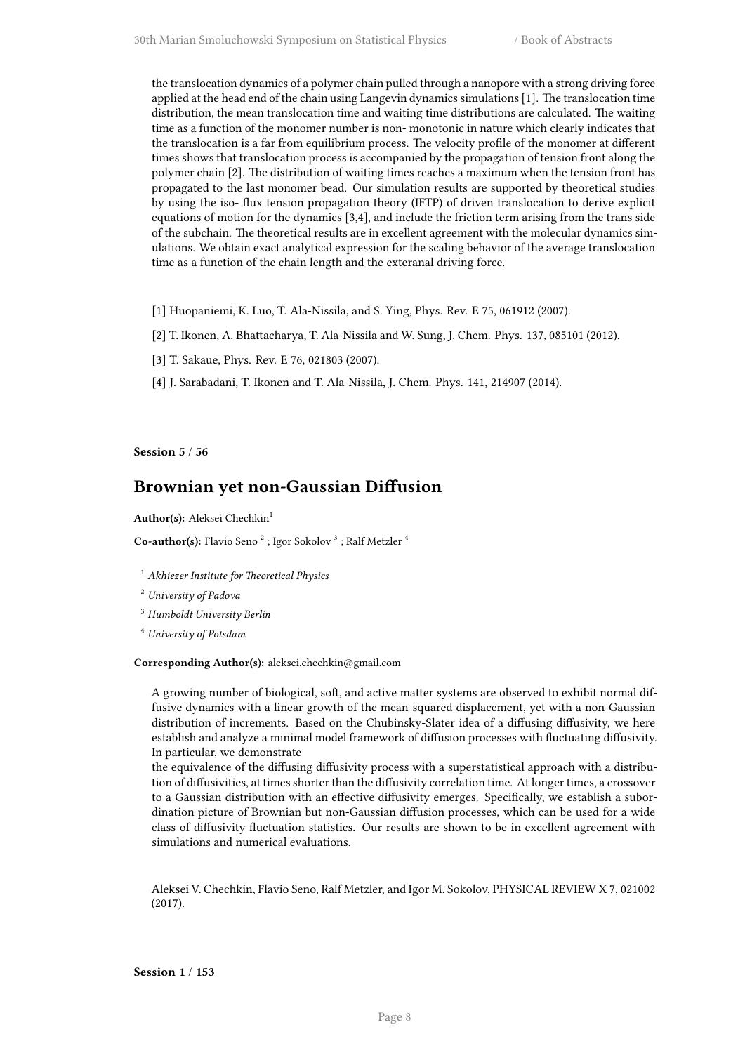the translocation dynamics of a polymer chain pulled through a nanopore with a strong driving force applied at the head end of the chain using Langevin dynamics simulations [1]. The translocation time distribution, the mean translocation time and waiting time distributions are calculated. The waiting time as a function of the monomer number is non- monotonic in nature which clearly indicates that the translocation is a far from equilibrium process. The velocity profile of the monomer at different times shows that translocation process is accompanied by the propagation of tension front along the polymer chain [2]. The distribution of waiting times reaches a maximum when the tension front has propagated to the last monomer bead. Our simulation results are supported by theoretical studies by using the iso- flux tension propagation theory (IFTP) of driven translocation to derive explicit equations of motion for the dynamics [3,4], and include the friction term arising from the trans side of the subchain. The theoretical results are in excellent agreement with the molecular dynamics simulations. We obtain exact analytical expression for the scaling behavior of the average translocation time as a function of the chain length and the exteranal driving force.

[1] Huopaniemi, K. Luo, T. Ala-Nissila, and S. Ying, Phys. Rev. E 75, 061912 (2007).

[2] T. Ikonen, A. Bhattacharya, T. Ala-Nissila and W. Sung, J. Chem. Phys. 137, 085101 (2012).

[3] T. Sakaue, Phys. Rev. E 76, 021803 (2007).

[4] J. Sarabadani, T. Ikonen and T. Ala-Nissila, J. Chem. Phys. 141, 214907 (2014).

**Session 5 / 56**

## Brownian yet non-Gaussian Diffusion

**Author(s):** Aleksei Chechkin[1]

**Co-author(s):** Flavio Seno [2] ; Igor Sokolov [3] ; Ralf Metzler [4]

[1] *Akhiezer Institute for Theoretical Physics*

[2] *University of Padova*

[3] *Humboldt University Berlin*

[4] *University of Potsdam*

**Corresponding Author(s):** aleksei.chechkin@gmail.com

A growing number of biological, soft, and active matter systems are observed to exhibit normal diffusive dynamics with a linear growth of the mean-squared displacement, yet with a non-Gaussian distribution of increments. Based on the Chubinsky-Slater idea of a diffusing diffusivity, we here establish and analyze a minimal model framework of diffusion processes with fluctuating diffusivity. In particular, we demonstrate
the equivalence of the diffusing diffusivity process with a superstatistical approach with a distribution of diffusivities, at times shorter than the diffusivity correlation time. At longer times, a crossover to a Gaussian distribution with an effective diffusivity emerges. Specifically, we establish a subordination picture of Brownian but non-Gaussian diffusion processes, which can be used for a wide class of diffusivity fluctuation statistics. Our results are shown to be in excellent agreement with simulations and numerical evaluations.

Aleksei V. Chechkin, Flavio Seno, Ralf Metzler, and Igor M. Sokolov, PHYSICAL REVIEW X 7, 021002 (2017).

**Session 1 / 153**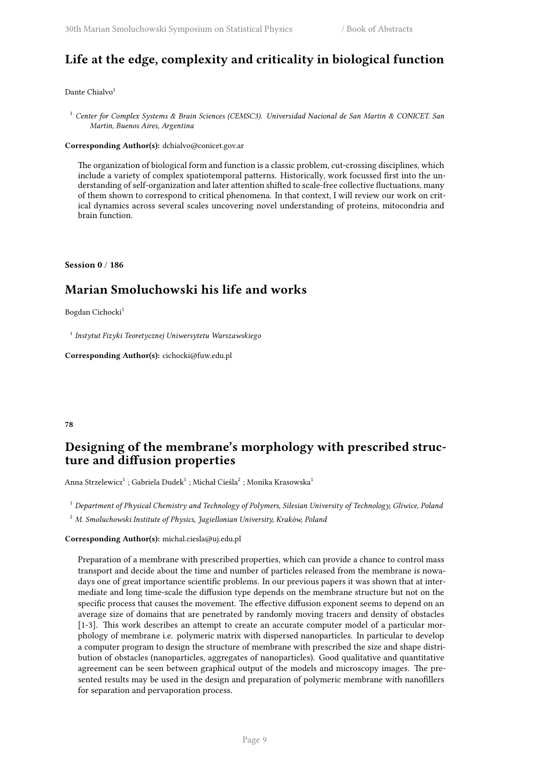## Life at the edge, complexity and criticality in biological function

Dante Chialvo[1]

[1] *Center for Complex Systems & Brain Sciences (CEMSC3). Universidad Nacional de San Martin & CONICET. San Martin, Buenos Aires, Argentina*

**Corresponding Author(s):** dchialvo@conicet.gov.ar

The organization of biological form and function is a classic problem, cut-crossing disciplines, which include a variety of complex spatiotemporal patterns. Historically, work focussed first into the understanding of self-organization and later attention shifted to scale-free collective fluctuations, many of them shown to correspond to critical phenomena. In that context, I will review our work on critical dynamics across several scales uncovering novel understanding of proteins, mitocondria and brain function.

**Session 0 / 186**

## Marian Smoluchowski his life and works

Bogdan Cichocki[1]

[1] *Instytut Fizyki Teoretycznej Uniwersytetu Warszawskiego*

**Corresponding Author(s):** cichocki@fuw.edu.pl

**78**

## Designing of the membrane's morphology with prescribed structure and diffusion properties

Anna Strzelewicz[1] ; Gabriela Dudek[1] ; Michał Cieśla[2] ; Monika Krasowska[1]

[1] *Department of Physical Chemistry and Technology of Polymers, Silesian University of Technology, Gliwice, Poland*

[2] *M. Smoluchowski Institute of Physics, Jagiellonian University, Kraków, Poland*

**Corresponding Author(s):** michal.ciesla@uj.edu.pl

Preparation of a membrane with prescribed properties, which can provide a chance to control mass transport and decide about the time and number of particles released from the membrane is nowadays one of great importance scientific problems. In our previous papers it was shown that at intermediate and long time-scale the diffusion type depends on the membrane structure but not on the specific process that causes the movement. The effective diffusion exponent seems to depend on an average size of domains that are penetrated by randomly moving tracers and density of obstacles [1-3]. This work describes an attempt to create an accurate computer model of a particular morphology of membrane i.e. polymeric matrix with dispersed nanoparticles. In particular to develop a computer program to design the structure of membrane with prescribed the size and shape distribution of obstacles (nanoparticles, aggregates of nanoparticles). Good qualitative and quantitative agreement can be seen between graphical output of the models and microscopy images. The presented results may be used in the design and preparation of polymeric membrane with nanofillers for separation and pervaporation process.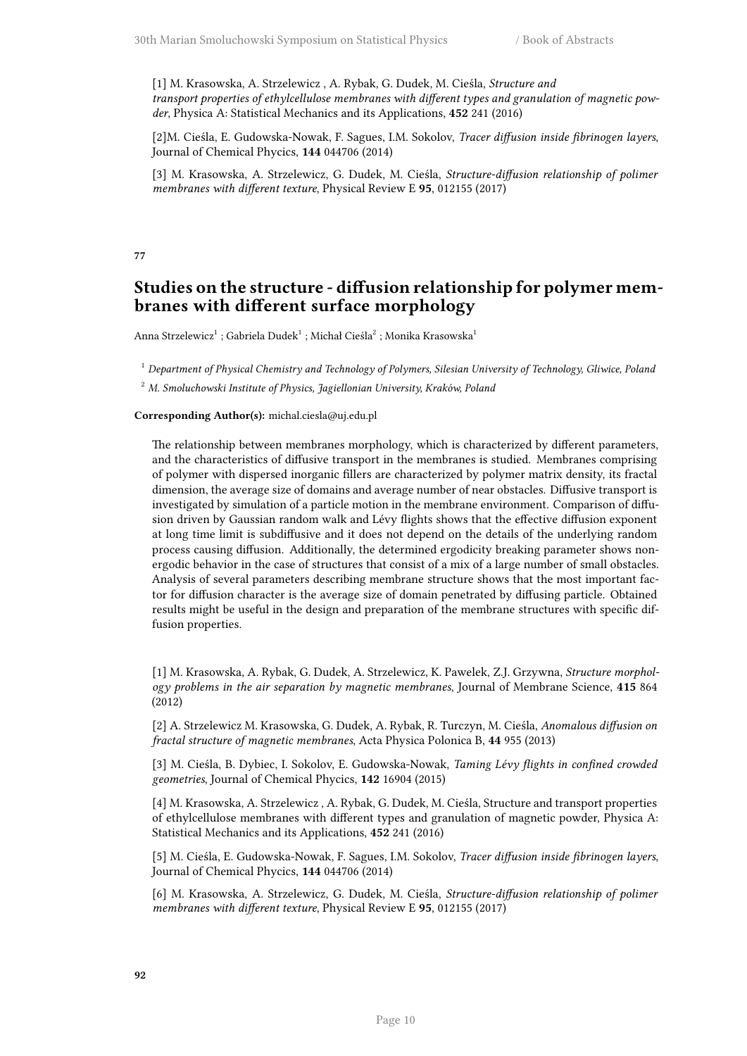[1] M. Krasowska, A. Strzelewicz , A. Rybak, G. Dudek, M. Cieśla, *Structure and transport properties of ethylcellulose membranes with different types and granulation of magnetic powder*, Physica A: Statistical Mechanics and its Applications, **452** 241 (2016)

[2]M. Cieśla, E. Gudowska-Nowak, F. Sagues, I.M. Sokolov, *Tracer diffusion inside fibrinogen layers*, Journal of Chemical Phycics, **144** 044706 (2014)

[3] M. Krasowska, A. Strzelewicz, G. Dudek, M. Cieśla, *Structure-diffusion relationship of polimer membranes with different texture*, Physical Review E **95**, 012155 (2017)

**77**

## Studies on the structure - diffusion relationship for polymer membranes with different surface morphology

Anna Strzelewicz[1] ; Gabriela Dudek[1] ; Michał Cieśla[2] ; Monika Krasowska[1]

[1] *Department of Physical Chemistry and Technology of Polymers, Silesian University of Technology, Gliwice, Poland*

[2] *M. Smoluchowski Institute of Physics, Jagiellonian University, Kraków, Poland*

**Corresponding Author(s):** michal.ciesla@uj.edu.pl

The relationship between membranes morphology, which is characterized by different parameters, and the characteristics of diffusive transport in the membranes is studied. Membranes comprising of polymer with dispersed inorganic fillers are characterized by polymer matrix density, its fractal dimension, the average size of domains and average number of near obstacles. Diffusive transport is investigated by simulation of a particle motion in the membrane environment. Comparison of diffusion driven by Gaussian random walk and Lévy flights shows that the effective diffusion exponent at long time limit is subdiffusive and it does not depend on the details of the underlying random process causing diffusion. Additionally, the determined ergodicity breaking parameter shows non-ergodic behavior in the case of structures that consist of a mix of a large number of small obstacles. Analysis of several parameters describing membrane structure shows that the most important factor for diffusion character is the average size of domain penetrated by diffusing particle. Obtained results might be useful in the design and preparation of the membrane structures with specific diffusion properties.

[1] M. Krasowska, A. Rybak, G. Dudek, A. Strzelewicz, K. Pawelek, Z.J. Grzywna, *Structure morphology problems in the air separation by magnetic membranes*, Journal of Membrane Science, **415** 864 (2012)

[2] A. Strzelewicz M. Krasowska, G. Dudek, A. Rybak, R. Turczyn, M. Cieśla, *Anomalous diffusion on fractal structure of magnetic membranes*, Acta Physica Polonica B, **44** 955 (2013)

[3] M. Cieśla, B. Dybiec, I. Sokolov, E. Gudowska-Nowak, *Taming Lévy flights in confined crowded geometries*, Journal of Chemical Phycics, **142** 16904 (2015)

[4] M. Krasowska, A. Strzelewicz , A. Rybak, G. Dudek, M. Cieśla, Structure and transport properties of ethylcellulose membranes with different types and granulation of magnetic powder, Physica A: Statistical Mechanics and its Applications, **452** 241 (2016)

[5] M. Cieśla, E. Gudowska-Nowak, F. Sagues, I.M. Sokolov, *Tracer diffusion inside fibrinogen layers*, Journal of Chemical Phycics, **144** 044706 (2014)

[6] M. Krasowska, A. Strzelewicz, G. Dudek, M. Cieśla, *Structure-diffusion relationship of polimer membranes with different texture*, Physical Review E **95**, 012155 (2017)

**92**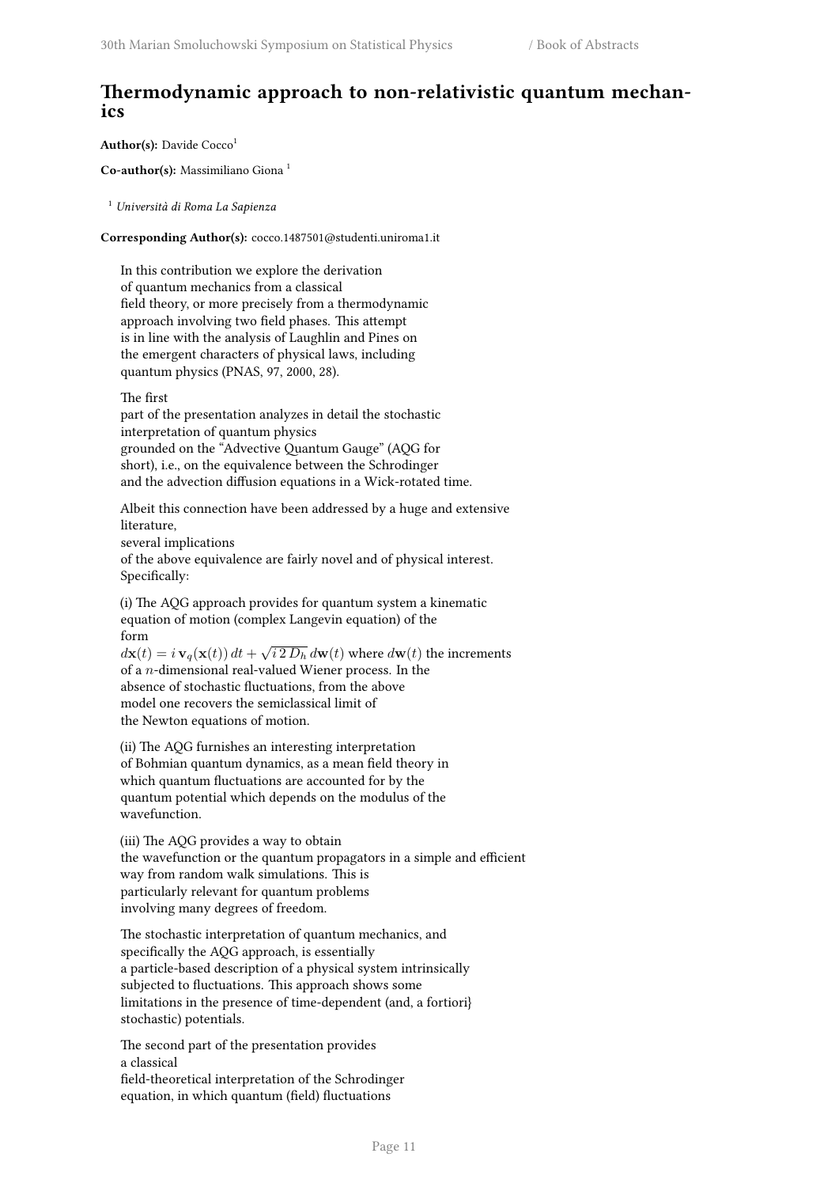## Thermodynamic approach to non-relativistic quantum mechanics

**Author(s):** Davide Cocco[1]

**Co-author(s):** Massimiliano Giona [1]

[1] *Università di Roma La Sapienza*

**Corresponding Author(s):** cocco.1487501@studenti.uniroma1.it

In this contribution we explore the derivation of quantum mechanics from a classical field theory, or more precisely from a thermodynamic approach involving two field phases. This attempt is in line with the analysis of Laughlin and Pines on the emergent characters of physical laws, including quantum physics (PNAS, 97, 2000, 28).

The first part of the presentation analyzes in detail the stochastic interpretation of quantum physics grounded on the "Advective Quantum Gauge" (AQG for short), i.e., on the equivalence between the Schrodinger and the advection diffusion equations in a Wick-rotated time.

Albeit this connection have been addressed by a huge and extensive literature, several implications of the above equivalence are fairly novel and of physical interest. Specifically:

(i) The AQG approach provides for quantum system a kinematic equation of motion (complex Langevin equation) of the form $d\mathbf{x}(t) = i\,\mathbf{v}_q(\mathbf{x}(t))\,dt + \sqrt{i\,2\,D_h}\,d\mathbf{w}(t)$ where $d\mathbf{w}(t)$ the increments of a $n$-dimensional real-valued Wiener process. In the absence of stochastic fluctuations, from the above model one recovers the semiclassical limit of the Newton equations of motion.

(ii) The AQG furnishes an interesting interpretation of Bohmian quantum dynamics, as a mean field theory in which quantum fluctuations are accounted for by the quantum potential which depends on the modulus of the wavefunction.

(iii) The AQG provides a way to obtain the wavefunction or the quantum propagators in a simple and efficient way from random walk simulations. This is particularly relevant for quantum problems involving many degrees of freedom.

The stochastic interpretation of quantum mechanics, and specifically the AQG approach, is essentially a particle-based description of a physical system intrinsically subjected to fluctuations. This approach shows some limitations in the presence of time-dependent (and, a fortiori} stochastic) potentials.

The second part of the presentation provides a classical field-theoretical interpretation of the Schrodinger equation, in which quantum (field) fluctuations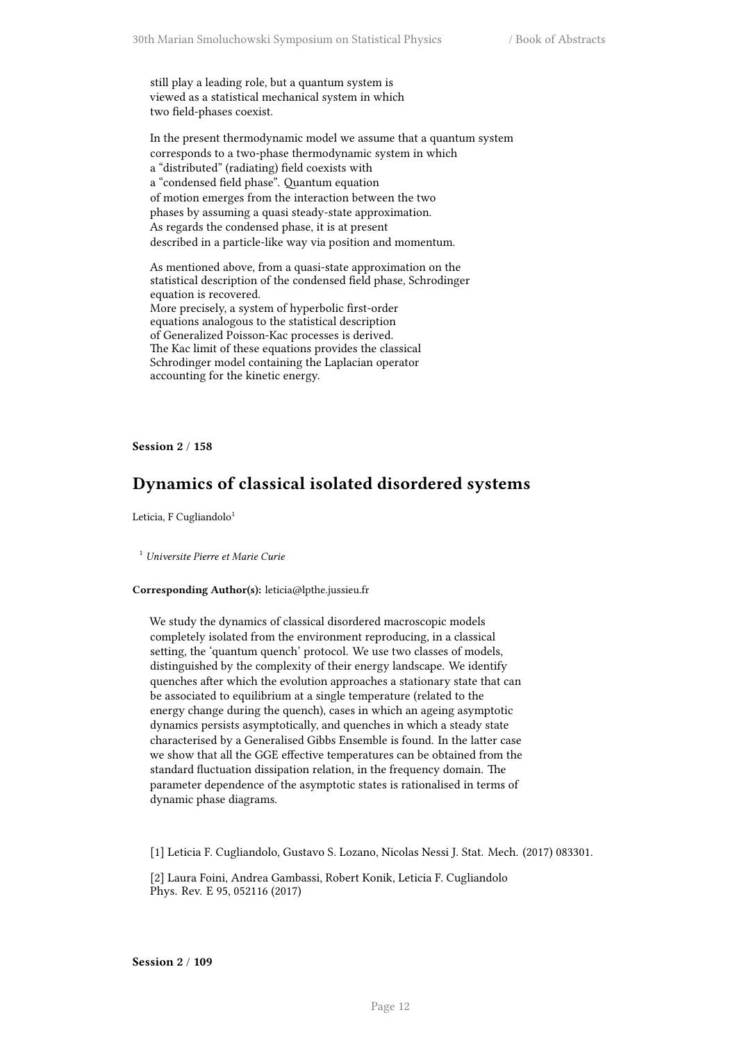still play a leading role, but a quantum system is viewed as a statistical mechanical system in which two field-phases coexist.

In the present thermodynamic model we assume that a quantum system corresponds to a two-phase thermodynamic system in which a "distributed" (radiating) field coexists with a "condensed field phase". Quantum equation of motion emerges from the interaction between the two phases by assuming a quasi steady-state approximation. As regards the condensed phase, it is at present described in a particle-like way via position and momentum.

As mentioned above, from a quasi-state approximation on the statistical description of the condensed field phase, Schrodinger equation is recovered. More precisely, a system of hyperbolic first-order equations analogous to the statistical description of Generalized Poisson-Kac processes is derived. The Kac limit of these equations provides the classical Schrodinger model containing the Laplacian operator accounting for the kinetic energy.

**Session 2** / **158**

## Dynamics of classical isolated disordered systems

Leticia, F Cugliandolo[1]

[1] *Universite Pierre et Marie Curie*

**Corresponding Author(s):** leticia@lpthe.jussieu.fr

We study the dynamics of classical disordered macroscopic models completely isolated from the environment reproducing, in a classical setting, the 'quantum quench' protocol. We use two classes of models, distinguished by the complexity of their energy landscape. We identify quenches after which the evolution approaches a stationary state that can be associated to equilibrium at a single temperature (related to the energy change during the quench), cases in which an ageing asymptotic dynamics persists asymptotically, and quenches in which a steady state characterised by a Generalised Gibbs Ensemble is found. In the latter case we show that all the GGE effective temperatures can be obtained from the standard fluctuation dissipation relation, in the frequency domain. The parameter dependence of the asymptotic states is rationalised in terms of dynamic phase diagrams.

[1] Leticia F. Cugliandolo, Gustavo S. Lozano, Nicolas Nessi J. Stat. Mech. (2017) 083301.

[2] Laura Foini, Andrea Gambassi, Robert Konik, Leticia F. Cugliandolo Phys. Rev. E 95, 052116 (2017)

**Session 2** / **109**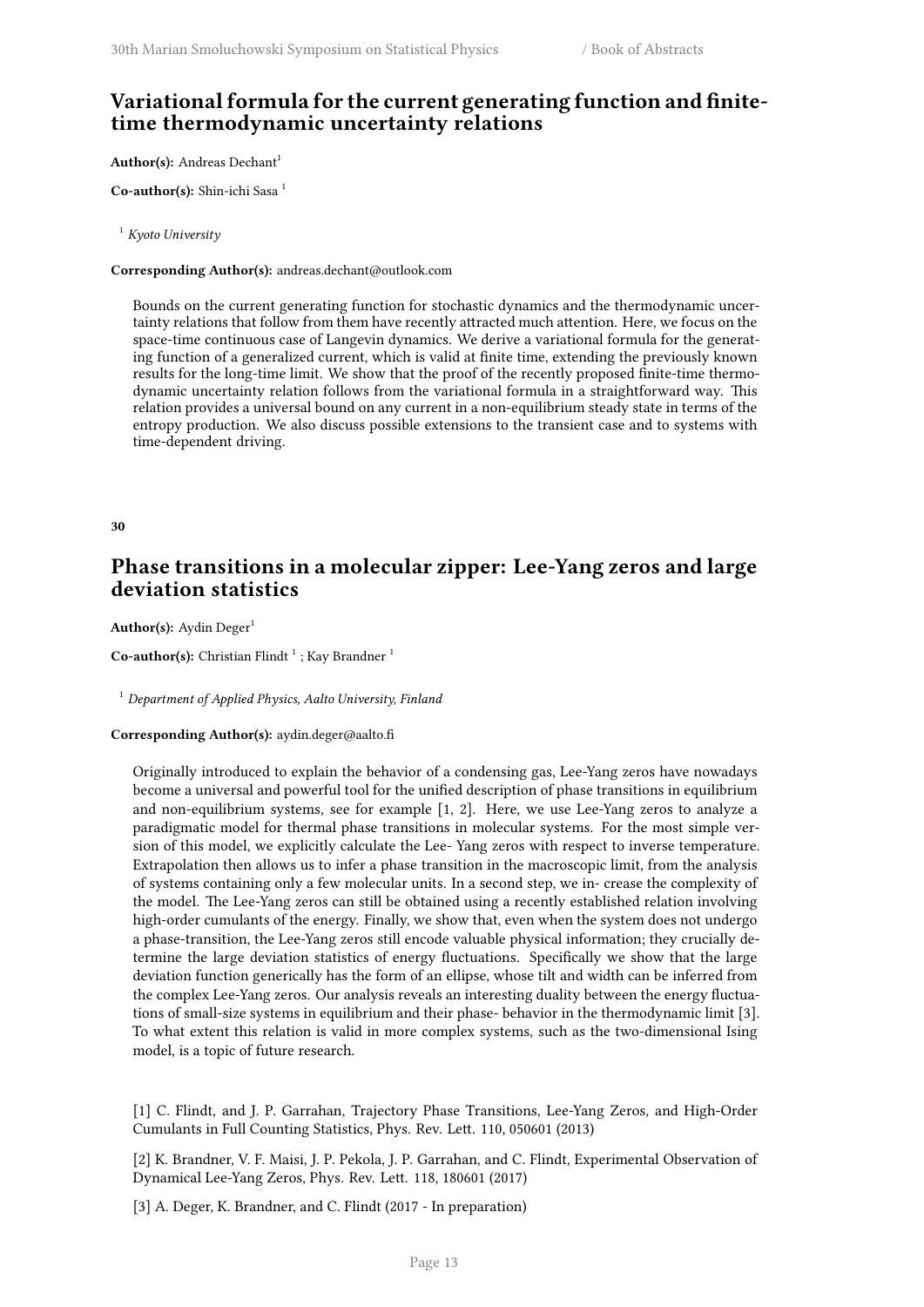## Variational formula for the current generating function and finite-time thermodynamic uncertainty relations

**Author(s):** Andreas Dechant[1]

**Co-author(s):** Shin-ichi Sasa [1]

[1] *Kyoto University*

**Corresponding Author(s):** andreas.dechant@outlook.com

Bounds on the current generating function for stochastic dynamics and the thermodynamic uncertainty relations that follow from them have recently attracted much attention. Here, we focus on the space-time continuous case of Langevin dynamics. We derive a variational formula for the generating function of a generalized current, which is valid at finite time, extending the previously known results for the long-time limit. We show that the proof of the recently proposed finite-time thermodynamic uncertainty relation follows from the variational formula in a straightforward way. This relation provides a universal bound on any current in a non-equilibrium steady state in terms of the entropy production. We also discuss possible extensions to the transient case and to systems with time-dependent driving.

**30**

## Phase transitions in a molecular zipper: Lee-Yang zeros and large deviation statistics

**Author(s):** Aydin Deger[1]

**Co-author(s):** Christian Flindt [1] ; Kay Brandner [1]

[1] *Department of Applied Physics, Aalto University, Finland*

**Corresponding Author(s):** aydin.deger@aalto.fi

Originally introduced to explain the behavior of a condensing gas, Lee-Yang zeros have nowadays become a universal and powerful tool for the unified description of phase transitions in equilibrium and non-equilibrium systems, see for example [1, 2]. Here, we use Lee-Yang zeros to analyze a paradigmatic model for thermal phase transitions in molecular systems. For the most simple version of this model, we explicitly calculate the Lee- Yang zeros with respect to inverse temperature. Extrapolation then allows us to infer a phase transition in the macroscopic limit, from the analysis of systems containing only a few molecular units. In a second step, we in- crease the complexity of the model. The Lee-Yang zeros can still be obtained using a recently established relation involving high-order cumulants of the energy. Finally, we show that, even when the system does not undergo a phase-transition, the Lee-Yang zeros still encode valuable physical information; they crucially determine the large deviation statistics of energy fluctuations. Specifically we show that the large deviation function generically has the form of an ellipse, whose tilt and width can be inferred from the complex Lee-Yang zeros. Our analysis reveals an interesting duality between the energy fluctuations of small-size systems in equilibrium and their phase- behavior in the thermodynamic limit [3]. To what extent this relation is valid in more complex systems, such as the two-dimensional Ising model, is a topic of future research.

[1] C. Flindt, and J. P. Garrahan, Trajectory Phase Transitions, Lee-Yang Zeros, and High-Order Cumulants in Full Counting Statistics, Phys. Rev. Lett. 110, 050601 (2013)

[2] K. Brandner, V. F. Maisi, J. P. Pekola, J. P. Garrahan, and C. Flindt, Experimental Observation of Dynamical Lee-Yang Zeros, Phys. Rev. Lett. 118, 180601 (2017)

[3] A. Deger, K. Brandner, and C. Flindt (2017 - In preparation)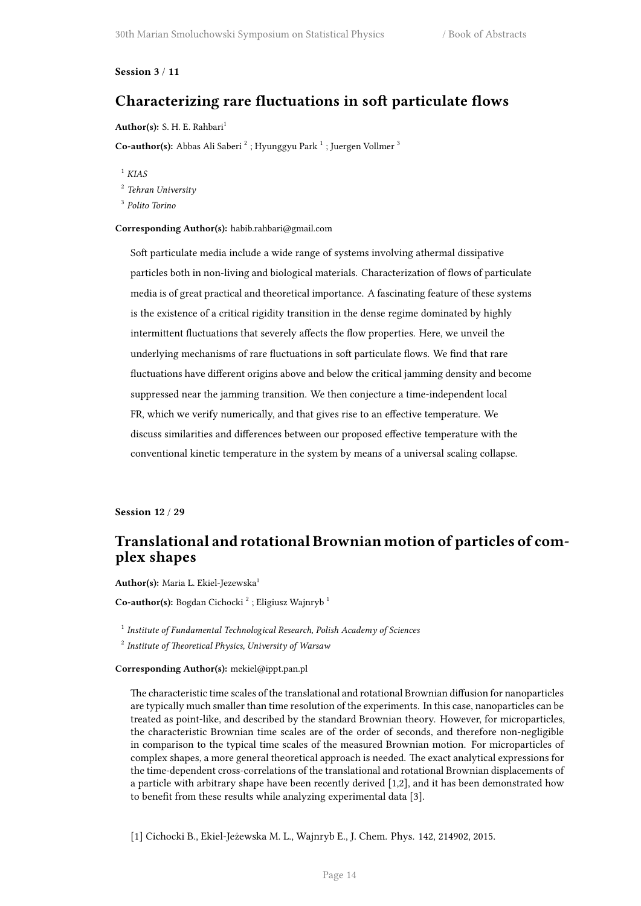**Session 3 / 11**

## Characterizing rare fluctuations in soft particulate flows

**Author(s):** S. H. E. Rahbari[1]

**Co-author(s):** Abbas Ali Saberi [2] ; Hyunggyu Park [1] ; Juergen Vollmer [3]

[1] *KIAS*

[2] *Tehran University*

[3] *Polito Torino*

**Corresponding Author(s):** habib.rahbari@gmail.com

Soft particulate media include a wide range of systems involving athermal dissipative particles both in non-living and biological materials. Characterization of flows of particulate media is of great practical and theoretical importance. A fascinating feature of these systems is the existence of a critical rigidity transition in the dense regime dominated by highly intermittent fluctuations that severely affects the flow properties. Here, we unveil the underlying mechanisms of rare fluctuations in soft particulate flows. We find that rare fluctuations have different origins above and below the critical jamming density and become suppressed near the jamming transition. We then conjecture a time-independent local FR, which we verify numerically, and that gives rise to an effective temperature. We discuss similarities and differences between our proposed effective temperature with the conventional kinetic temperature in the system by means of a universal scaling collapse.

**Session 12 / 29**

## Translational and rotational Brownian motion of particles of complex shapes

**Author(s):** Maria L. Ekiel-Jezewska[1]

**Co-author(s):** Bogdan Cichocki [2] ; Eligiusz Wajnryb [1]

[1] *Institute of Fundamental Technological Research, Polish Academy of Sciences*

[2] *Institute of Theoretical Physics, University of Warsaw*

**Corresponding Author(s):** mekiel@ippt.pan.pl

The characteristic time scales of the translational and rotational Brownian diffusion for nanoparticles are typically much smaller than time resolution of the experiments. In this case, nanoparticles can be treated as point-like, and described by the standard Brownian theory. However, for microparticles, the characteristic Brownian time scales are of the order of seconds, and therefore non-negligible in comparison to the typical time scales of the measured Brownian motion. For microparticles of complex shapes, a more general theoretical approach is needed. The exact analytical expressions for the time-dependent cross-correlations of the translational and rotational Brownian displacements of a particle with arbitrary shape have been recently derived [1,2], and it has been demonstrated how to benefit from these results while analyzing experimental data [3].

[1] Cichocki B., Ekiel-Jeżewska M. L., Wajnryb E., J. Chem. Phys. 142, 214902, 2015.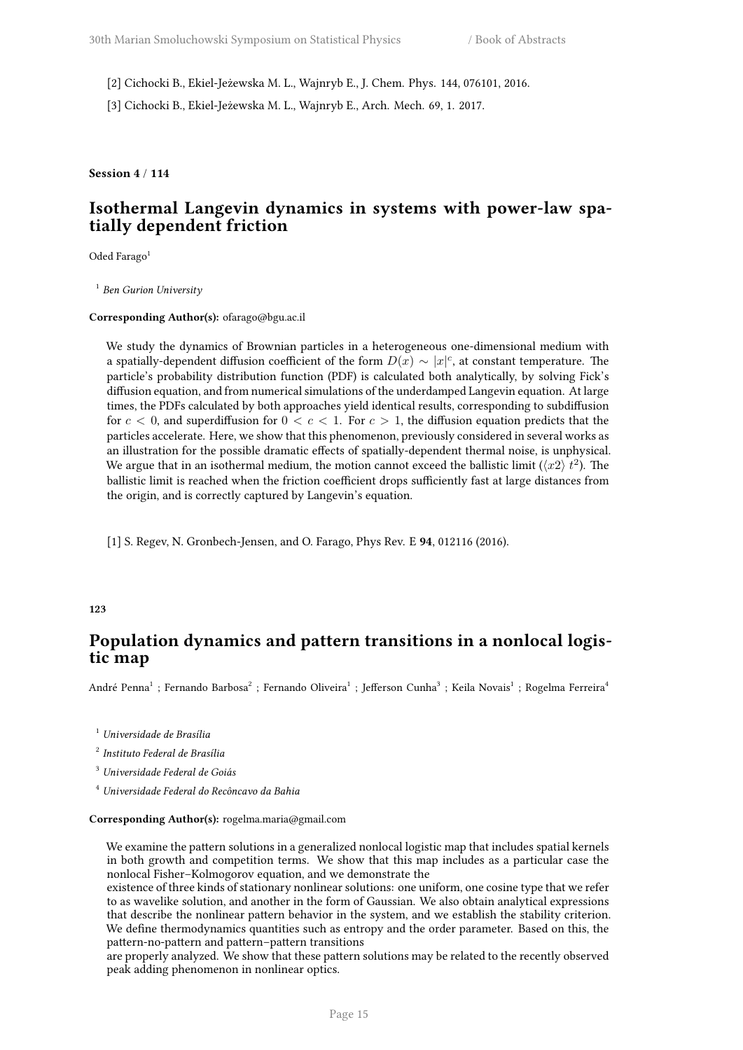[2] Cichocki B., Ekiel-Jeżewska M. L., Wajnryb E., J. Chem. Phys. 144, 076101, 2016.

[3] Cichocki B., Ekiel-Jeżewska M. L., Wajnryb E., Arch. Mech. 69, 1. 2017.

**Session 4 / 114**

## Isothermal Langevin dynamics in systems with power-law spatially dependent friction

Oded Farago[1]

[1] *Ben Gurion University*

**Corresponding Author(s):** ofarago@bgu.ac.il

We study the dynamics of Brownian particles in a heterogeneous one-dimensional medium with a spatially-dependent diffusion coefficient of the form $D(x) \sim |x|^c$, at constant temperature. The particle's probability distribution function (PDF) is calculated both analytically, by solving Fick's diffusion equation, and from numerical simulations of the underdamped Langevin equation. At large times, the PDFs calculated by both approaches yield identical results, corresponding to subdiffusion for $c < 0$, and superdiffusion for $0 < c < 1$. For $c > 1$, the diffusion equation predicts that the particles accelerate. Here, we show that this phenomenon, previously considered in several works as an illustration for the possible dramatic effects of spatially-dependent thermal noise, is unphysical. We argue that in an isothermal medium, the motion cannot exceed the ballistic limit ($\langle x2 \rangle$ $t^2$). The ballistic limit is reached when the friction coefficient drops sufficiently fast at large distances from the origin, and is correctly captured by Langevin's equation.

[1] S. Regev, N. Gronbech-Jensen, and O. Farago, Phys Rev. E **94**, 012116 (2016).

**123**

## Population dynamics and pattern transitions in a nonlocal logistic map

André Penna[1] ; Fernando Barbosa[2] ; Fernando Oliveira[1] ; Jefferson Cunha[3] ; Keila Novais[1] ; Rogelma Ferreira[4]

[1] *Universidade de Brasília*

[2] *Instituto Federal de Brasília*

[3] *Universidade Federal de Goiás*

[4] *Universidade Federal do Recôncavo da Bahia*

**Corresponding Author(s):** rogelma.maria@gmail.com

We examine the pattern solutions in a generalized nonlocal logistic map that includes spatial kernels in both growth and competition terms. We show that this map includes as a particular case the nonlocal Fisher–Kolmogorov equation, and we demonstrate the
existence of three kinds of stationary nonlinear solutions: one uniform, one cosine type that we refer to as wavelike solution, and another in the form of Gaussian. We also obtain analytical expressions that describe the nonlinear pattern behavior in the system, and we establish the stability criterion. We define thermodynamics quantities such as entropy and the order parameter. Based on this, the pattern-no-pattern and pattern–pattern transitions
are properly analyzed. We show that these pattern solutions may be related to the recently observed peak adding phenomenon in nonlinear optics.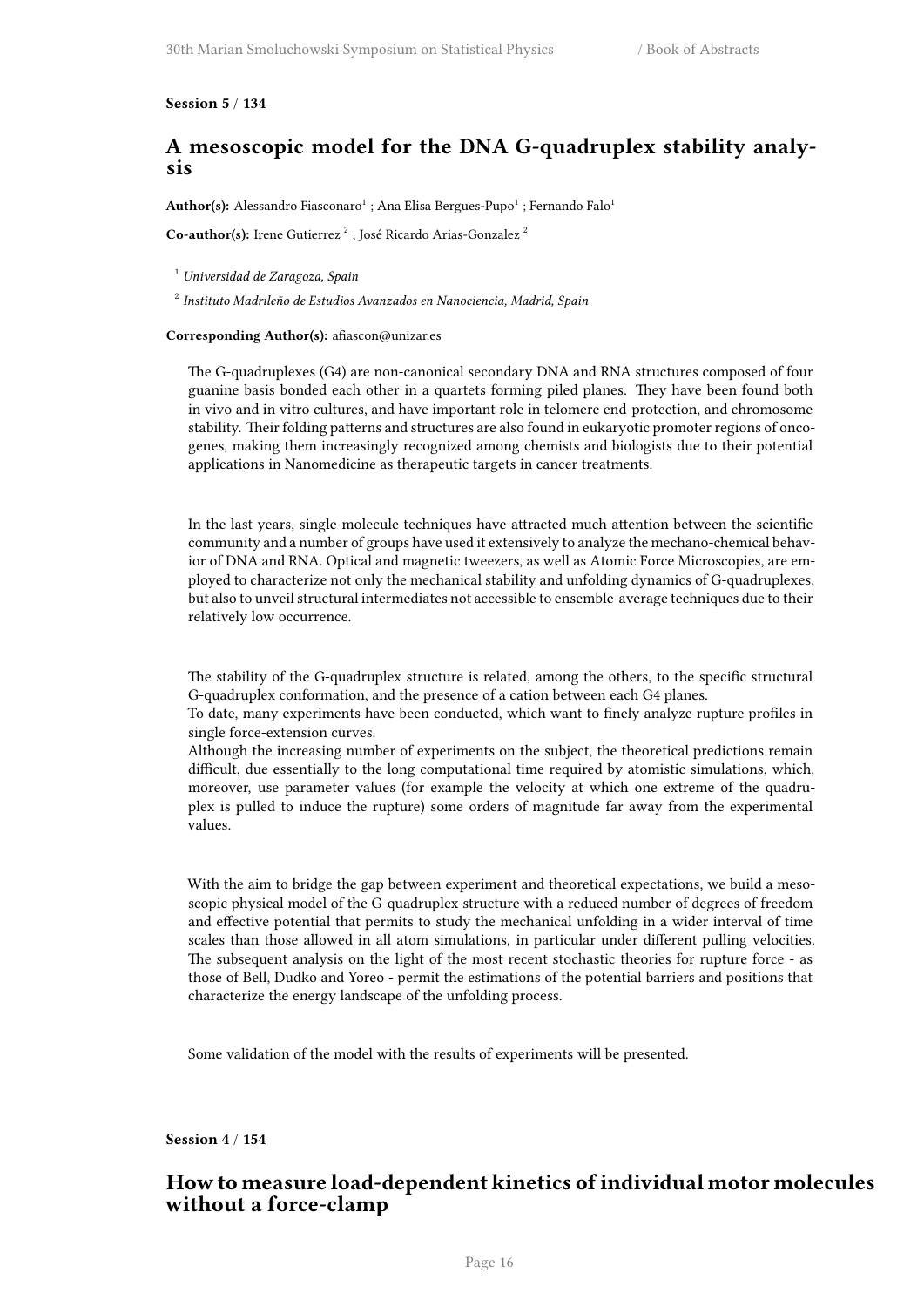**Session 5 / 134**

## A mesoscopic model for the DNA G-quadruplex stability analysis

**Author(s):** Alessandro Fiasconaro[1] ; Ana Elisa Bergues-Pupo[1] ; Fernando Falo[1]

**Co-author(s):** Irene Gutierrez [2] ; José Ricardo Arias-Gonzalez [2]

[1] *Universidad de Zaragoza, Spain*

[2] *Instituto Madrileño de Estudios Avanzados en Nanociencia, Madrid, Spain*

**Corresponding Author(s):** afiascon@unizar.es

The G-quadruplexes (G4) are non-canonical secondary DNA and RNA structures composed of four guanine basis bonded each other in a quartets forming piled planes. They have been found both in vivo and in vitro cultures, and have important role in telomere end-protection, and chromosome stability. Their folding patterns and structures are also found in eukaryotic promoter regions of oncogenes, making them increasingly recognized among chemists and biologists due to their potential applications in Nanomedicine as therapeutic targets in cancer treatments.

In the last years, single-molecule techniques have attracted much attention between the scientific community and a number of groups have used it extensively to analyze the mechano-chemical behavior of DNA and RNA. Optical and magnetic tweezers, as well as Atomic Force Microscopies, are employed to characterize not only the mechanical stability and unfolding dynamics of G-quadruplexes, but also to unveil structural intermediates not accessible to ensemble-average techniques due to their relatively low occurrence.

The stability of the G-quadruplex structure is related, among the others, to the specific structural G-quadruplex conformation, and the presence of a cation between each G4 planes.
To date, many experiments have been conducted, which want to finely analyze rupture profiles in single force-extension curves.
Although the increasing number of experiments on the subject, the theoretical predictions remain difficult, due essentially to the long computational time required by atomistic simulations, which, moreover, use parameter values (for example the velocity at which one extreme of the quadruplex is pulled to induce the rupture) some orders of magnitude far away from the experimental values.

With the aim to bridge the gap between experiment and theoretical expectations, we build a mesoscopic physical model of the G-quadruplex structure with a reduced number of degrees of freedom and effective potential that permits to study the mechanical unfolding in a wider interval of time scales than those allowed in all atom simulations, in particular under different pulling velocities. The subsequent analysis on the light of the most recent stochastic theories for rupture force - as those of Bell, Dudko and Yoreo - permit the estimations of the potential barriers and positions that characterize the energy landscape of the unfolding process.

Some validation of the model with the results of experiments will be presented.

**Session 4 / 154**

## How to measure load-dependent kinetics of individual motor molecules without a force-clamp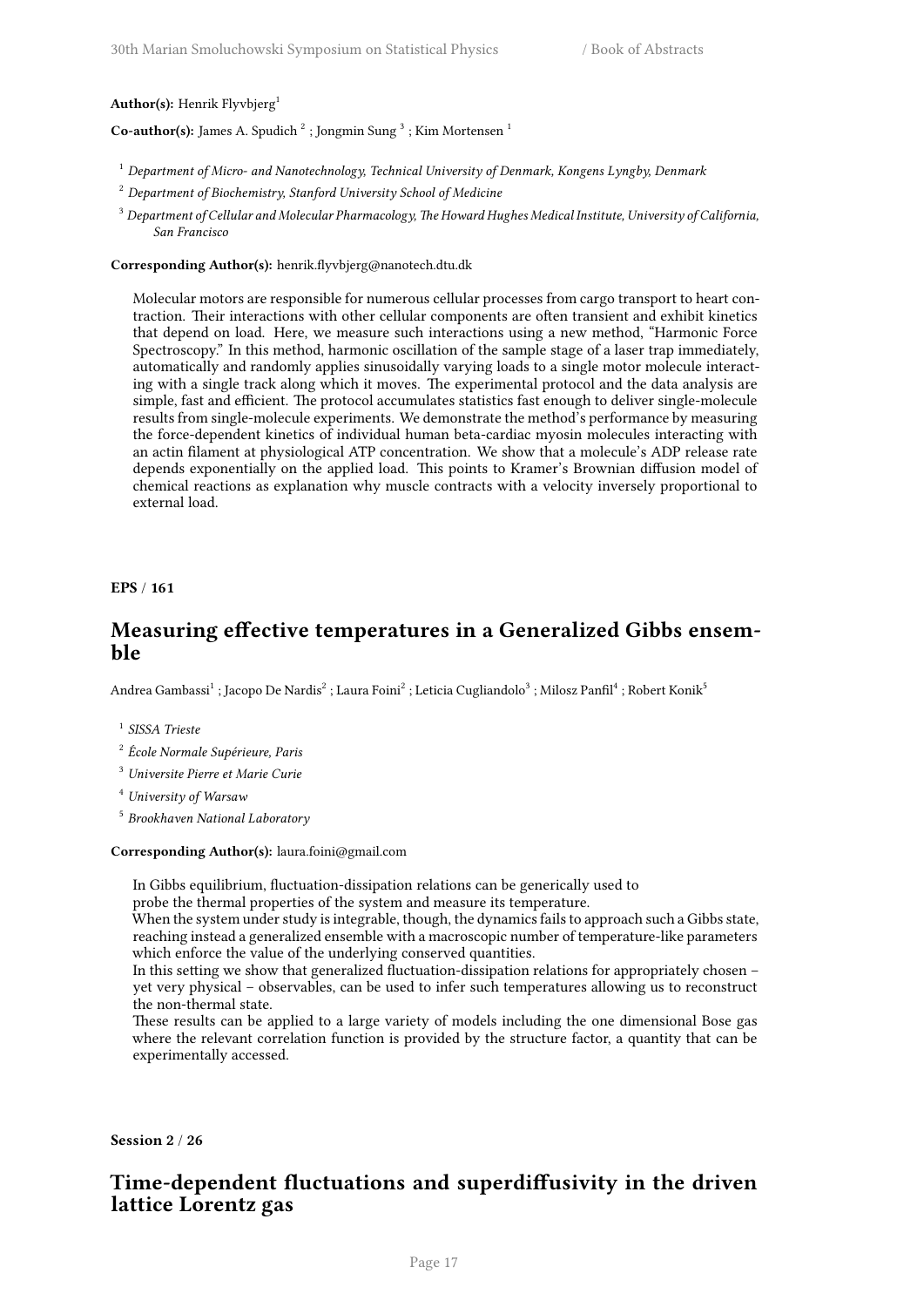**Author(s):** Henrik Flyvbjerg[1]

**Co-author(s):** James A. Spudich [2] ; Jongmin Sung [3] ; Kim Mortensen [1]

[1] *Department of Micro- and Nanotechnology, Technical University of Denmark, Kongens Lyngby, Denmark*

[2] *Department of Biochemistry, Stanford University School of Medicine*

[3] *Department of Cellular and Molecular Pharmacology, The Howard Hughes Medical Institute, University of California, San Francisco*

**Corresponding Author(s):** henrik.flyvbjerg@nanotech.dtu.dk

Molecular motors are responsible for numerous cellular processes from cargo transport to heart contraction. Their interactions with other cellular components are often transient and exhibit kinetics that depend on load. Here, we measure such interactions using a new method, "Harmonic Force Spectroscopy." In this method, harmonic oscillation of the sample stage of a laser trap immediately, automatically and randomly applies sinusoidally varying loads to a single motor molecule interacting with a single track along which it moves. The experimental protocol and the data analysis are simple, fast and efficient. The protocol accumulates statistics fast enough to deliver single-molecule results from single-molecule experiments. We demonstrate the method's performance by measuring the force-dependent kinetics of individual human beta-cardiac myosin molecules interacting with an actin filament at physiological ATP concentration. We show that a molecule's ADP release rate depends exponentially on the applied load. This points to Kramer's Brownian diffusion model of chemical reactions as explanation why muscle contracts with a velocity inversely proportional to external load.

**EPS / 161**

## Measuring effective temperatures in a Generalized Gibbs ensemble

Andrea Gambassi[1] ; Jacopo De Nardis[2] ; Laura Foini[2] ; Leticia Cugliandolo[3] ; Milosz Panfil[4] ; Robert Konik[5]

[1] *SISSA Trieste*

[2] *École Normale Supérieure, Paris*

[3] *Universite Pierre et Marie Curie*

[4] *University of Warsaw*

[5] *Brookhaven National Laboratory*

**Corresponding Author(s):** laura.foini@gmail.com

In Gibbs equilibrium, fluctuation-dissipation relations can be generically used to probe the thermal properties of the system and measure its temperature.
When the system under study is integrable, though, the dynamics fails to approach such a Gibbs state, reaching instead a generalized ensemble with a macroscopic number of temperature-like parameters which enforce the value of the underlying conserved quantities.
In this setting we show that generalized fluctuation-dissipation relations for appropriately chosen – yet very physical – observables, can be used to infer such temperatures allowing us to reconstruct the non-thermal state.
These results can be applied to a large variety of models including the one dimensional Bose gas where the relevant correlation function is provided by the structure factor, a quantity that can be experimentally accessed.

**Session 2 / 26**

## Time-dependent fluctuations and superdiffusivity in the driven lattice Lorentz gas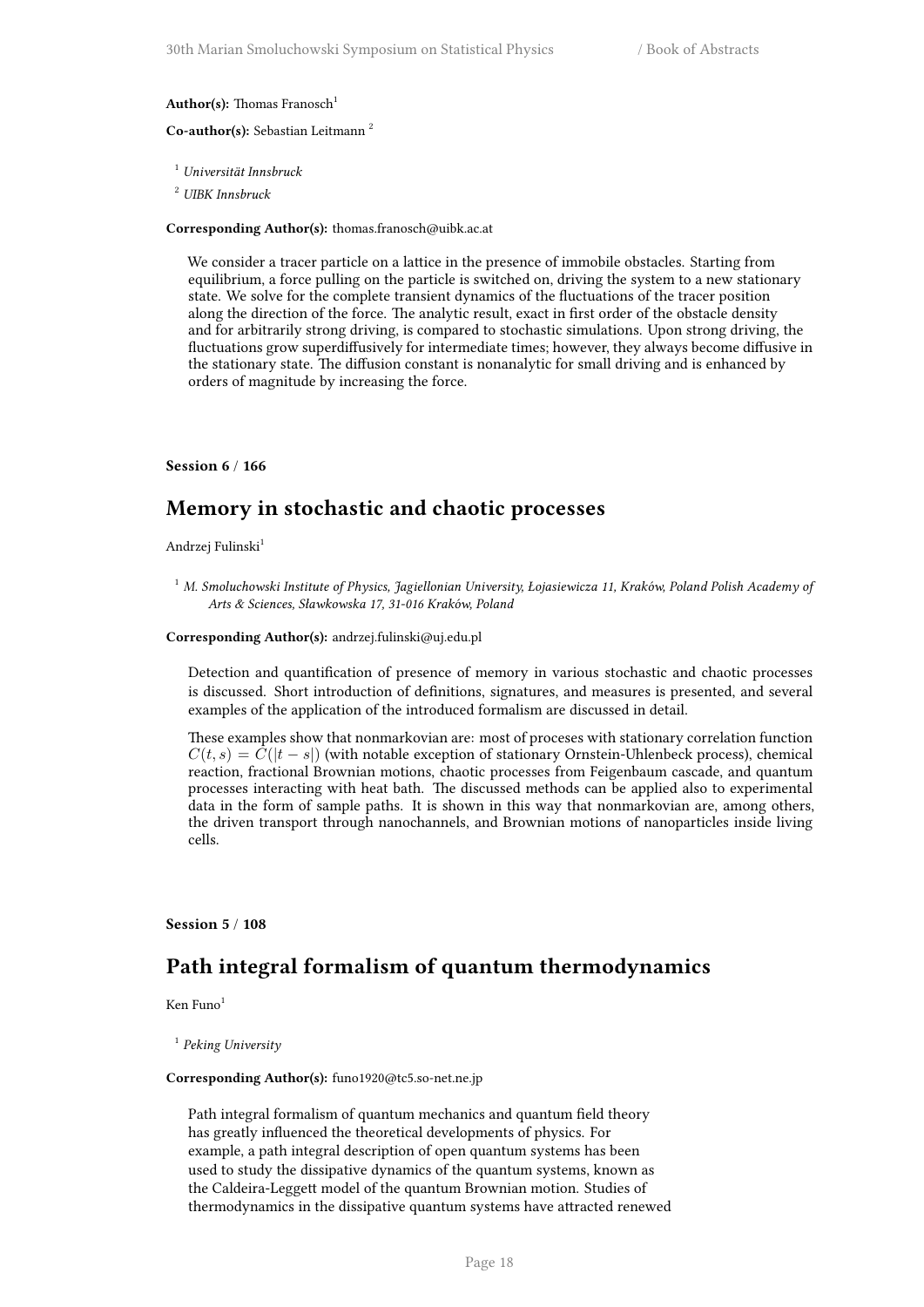**Author(s):** Thomas Franosch[1]

**Co-author(s):** Sebastian Leitmann [2]

[1] *Universität Innsbruck*

[2] *UIBK Innsbruck*

**Corresponding Author(s):** thomas.franosch@uibk.ac.at

We consider a tracer particle on a lattice in the presence of immobile obstacles. Starting from equilibrium, a force pulling on the particle is switched on, driving the system to a new stationary state. We solve for the complete transient dynamics of the fluctuations of the tracer position along the direction of the force. The analytic result, exact in first order of the obstacle density and for arbitrarily strong driving, is compared to stochastic simulations. Upon strong driving, the fluctuations grow superdiffusively for intermediate times; however, they always become diffusive in the stationary state. The diffusion constant is nonanalytic for small driving and is enhanced by orders of magnitude by increasing the force.

**Session 6 / 166**

## Memory in stochastic and chaotic processes

Andrzej Fulinski[1]

[1] *M. Smoluchowski Institute of Physics, Jagiellonian University, Łojasiewicza 11, Kraków, Poland Polish Academy of Arts & Sciences, Sławkowska 17, 31-016 Kraków, Poland*

**Corresponding Author(s):** andrzej.fulinski@uj.edu.pl

Detection and quantification of presence of memory in various stochastic and chaotic processes is discussed. Short introduction of definitions, signatures, and measures is presented, and several examples of the application of the introduced formalism are discussed in detail.

These examples show that nonmarkovian are: most of proceses with stationary correlation function $C(t, s) = C(|t - s|)$ (with notable exception of stationary Ornstein-Uhlenbeck process), chemical reaction, fractional Brownian motions, chaotic processes from Feigenbaum cascade, and quantum processes interacting with heat bath. The discussed methods can be applied also to experimental data in the form of sample paths. It is shown in this way that nonmarkovian are, among others, the driven transport through nanochannels, and Brownian motions of nanoparticles inside living cells.

**Session 5 / 108**

## Path integral formalism of quantum thermodynamics

Ken Funo[1]

[1] *Peking University*

**Corresponding Author(s):** funo1920@tc5.so-net.ne.jp

Path integral formalism of quantum mechanics and quantum field theory has greatly influenced the theoretical developments of physics. For example, a path integral description of open quantum systems has been used to study the dissipative dynamics of the quantum systems, known as the Caldeira-Leggett model of the quantum Brownian motion. Studies of thermodynamics in the dissipative quantum systems have attracted renewed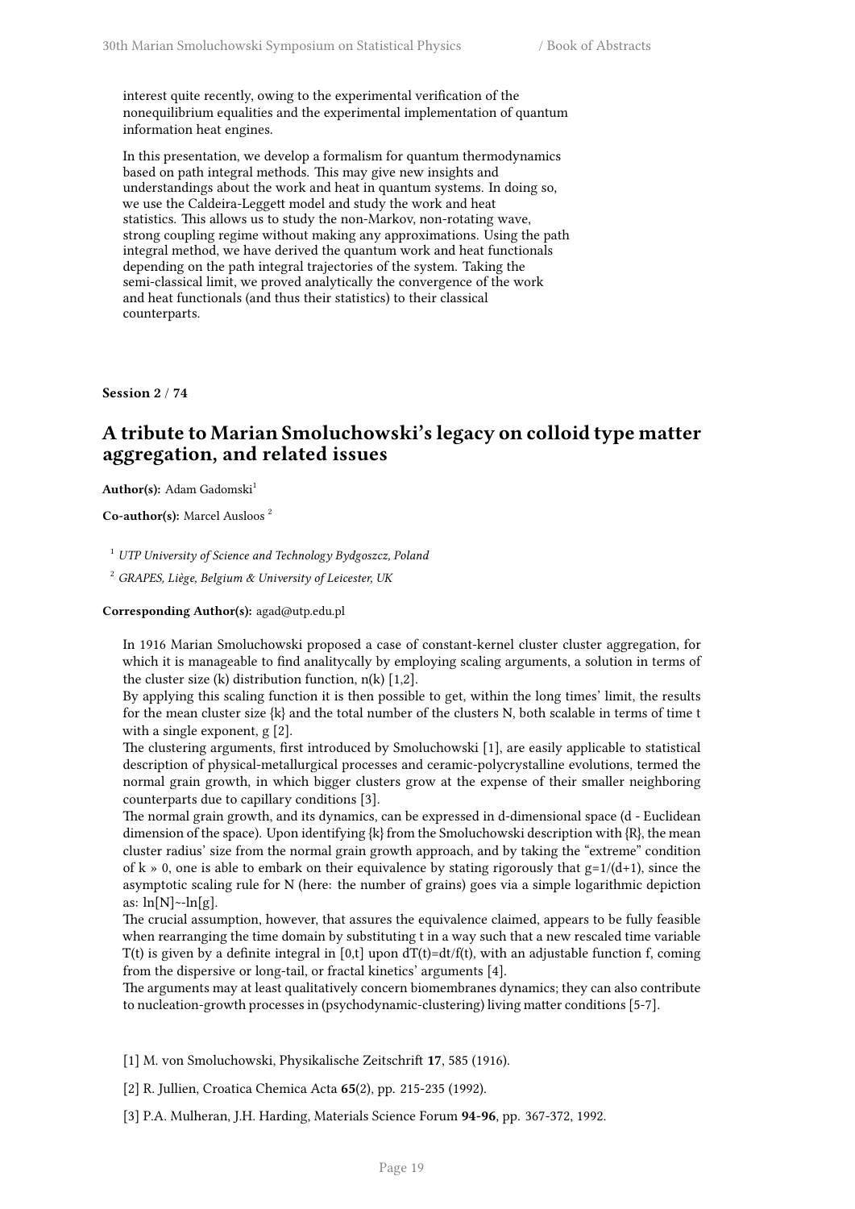interest quite recently, owing to the experimental verification of the nonequilibrium equalities and the experimental implementation of quantum information heat engines.

In this presentation, we develop a formalism for quantum thermodynamics based on path integral methods. This may give new insights and understandings about the work and heat in quantum systems. In doing so, we use the Caldeira-Leggett model and study the work and heat statistics. This allows us to study the non-Markov, non-rotating wave, strong coupling regime without making any approximations. Using the path integral method, we have derived the quantum work and heat functionals depending on the path integral trajectories of the system. Taking the semi-classical limit, we proved analytically the convergence of the work and heat functionals (and thus their statistics) to their classical counterparts.

**Session 2 / 74**

## A tribute to Marian Smoluchowski's legacy on colloid type matter aggregation, and related issues

**Author(s):** Adam Gadomski[1]

**Co-author(s):** Marcel Ausloos [2]

[1] *UTP University of Science and Technology Bydgoszcz, Poland*

[2] *GRAPES, Liège, Belgium & University of Leicester, UK*

**Corresponding Author(s):** agad@utp.edu.pl

In 1916 Marian Smoluchowski proposed a case of constant-kernel cluster cluster aggregation, for which it is manageable to find analitycally by employing scaling arguments, a solution in terms of the cluster size (k) distribution function, n(k) [1,2].
By applying this scaling function it is then possible to get, within the long times' limit, the results for the mean cluster size {k} and the total number of the clusters N, both scalable in terms of time t with a single exponent, g [2].
The clustering arguments, first introduced by Smoluchowski [1], are easily applicable to statistical description of physical-metallurgical processes and ceramic-polycrystalline evolutions, termed the normal grain growth, in which bigger clusters grow at the expense of their smaller neighboring counterparts due to capillary conditions [3].
The normal grain growth, and its dynamics, can be expressed in d-dimensional space (d - Euclidean dimension of the space). Upon identifying {k} from the Smoluchowski description with {R}, the mean cluster radius' size from the normal grain growth approach, and by taking the "extreme" condition of k » 0, one is able to embark on their equivalence by stating rigorously that g=1/(d+1), since the asymptotic scaling rule for N (here: the number of grains) goes via a simple logarithmic depiction as: ln[N]~-ln[g].
The crucial assumption, however, that assures the equivalence claimed, appears to be fully feasible when rearranging the time domain by substituting t in a way such that a new rescaled time variable T(t) is given by a definite integral in [0,t] upon dT(t)=dt/f(t), with an adjustable function f, coming from the dispersive or long-tail, or fractal kinetics' arguments [4].
The arguments may at least qualitatively concern biomembranes dynamics; they can also contribute to nucleation-growth processes in (psychodynamic-clustering) living matter conditions [5-7].

[1] M. von Smoluchowski, Physikalische Zeitschrift **17**, 585 (1916).

[2] R. Jullien, Croatica Chemica Acta **65**(2), pp. 215-235 (1992).

[3] P.A. Mulheran, J.H. Harding, Materials Science Forum **94-96**, pp. 367-372, 1992.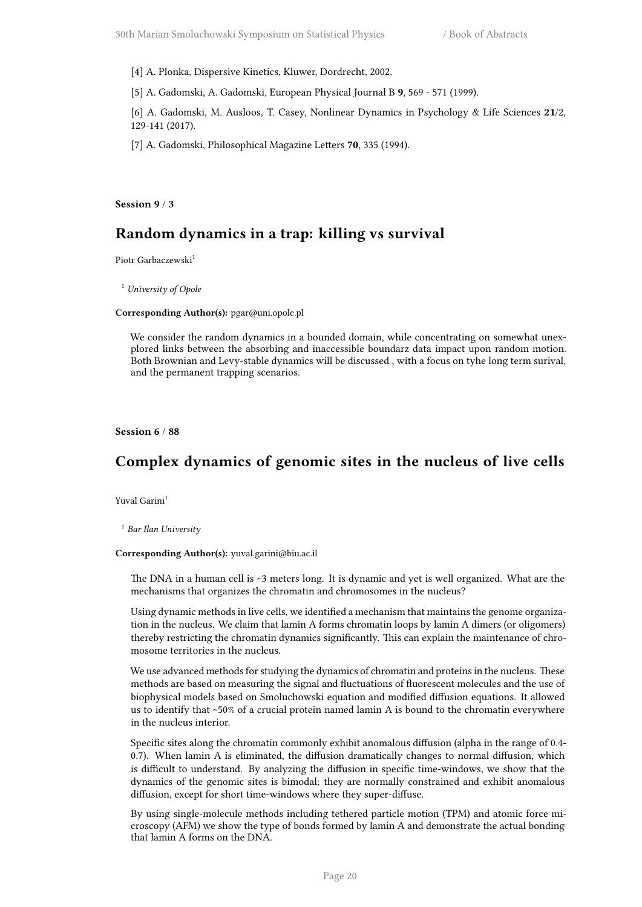[4] A. Plonka, Dispersive Kinetics, Kluwer, Dordrecht, 2002.

[5] A. Gadomski, A. Gadomski, European Physical Journal B **9**, 569 - 571 (1999).

[6] A. Gadomski, M. Ausloos, T. Casey, Nonlinear Dynamics in Psychology & Life Sciences **21**/2, 129-141 (2017).

[7] A. Gadomski, Philosophical Magazine Letters **70**, 335 (1994).

**Session 9 / 3**

## Random dynamics in a trap: killing vs survival

Piotr Garbaczewski[1]

[1] *University of Opole*

**Corresponding Author(s):** pgar@uni.opole.pl

We consider the random dynamics in a bounded domain, while concentrating on somewhat unexplored links between the absorbing and inaccessible boundarz data impact upon random motion. Both Brownian and Levy-stable dynamics will be discussed , with a focus on tyhe long term surival, and the permanent trapping scenarios.

**Session 6 / 88**

## Complex dynamics of genomic sites in the nucleus of live cells

Yuval Garini[1]

[1] *Bar Ilan University*

**Corresponding Author(s):** yuval.garini@biu.ac.il

The DNA in a human cell is ~3 meters long. It is dynamic and yet is well organized. What are the mechanisms that organizes the chromatin and chromosomes in the nucleus?

Using dynamic methods in live cells, we identified a mechanism that maintains the genome organization in the nucleus. We claim that lamin A forms chromatin loops by lamin A dimers (or oligomers) thereby restricting the chromatin dynamics significantly. This can explain the maintenance of chromosome territories in the nucleus.

We use advanced methods for studying the dynamics of chromatin and proteins in the nucleus. These methods are based on measuring the signal and fluctuations of fluorescent molecules and the use of biophysical models based on Smoluchowski equation and modified diffusion equations. It allowed us to identify that ~50% of a crucial protein named lamin A is bound to the chromatin everywhere in the nucleus interior.

Specific sites along the chromatin commonly exhibit anomalous diffusion (alpha in the range of 0.4-0.7). When lamin A is eliminated, the diffusion dramatically changes to normal diffusion, which is difficult to understand. By analyzing the diffusion in specific time-windows, we show that the dynamics of the genomic sites is bimodal; they are normally constrained and exhibit anomalous diffusion, except for short time-windows where they super-diffuse.

By using single-molecule methods including tethered particle motion (TPM) and atomic force microscopy (AFM) we show the type of bonds formed by lamin A and demonstrate the actual bonding that lamin A forms on the DNA.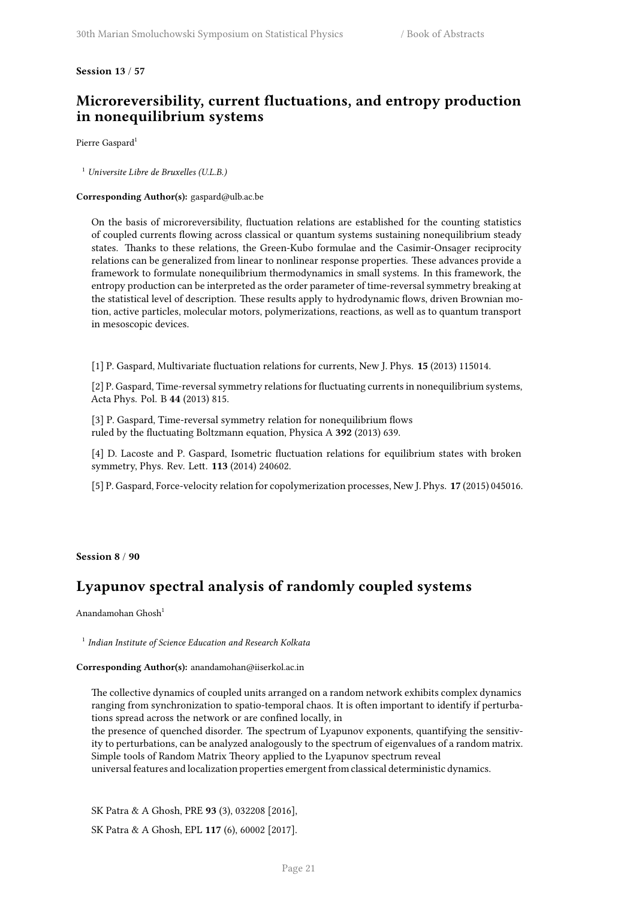**Session 13 / 57**

## Microreversibility, current fluctuations, and entropy production in nonequilibrium systems

Pierre Gaspard[1]

[1] *Universite Libre de Bruxelles (U.L.B.)*

**Corresponding Author(s):** gaspard@ulb.ac.be

On the basis of microreversibility, fluctuation relations are established for the counting statistics of coupled currents flowing across classical or quantum systems sustaining nonequilibrium steady states. Thanks to these relations, the Green-Kubo formulae and the Casimir-Onsager reciprocity relations can be generalized from linear to nonlinear response properties. These advances provide a framework to formulate nonequilibrium thermodynamics in small systems. In this framework, the entropy production can be interpreted as the order parameter of time-reversal symmetry breaking at the statistical level of description. These results apply to hydrodynamic flows, driven Brownian motion, active particles, molecular motors, polymerizations, reactions, as well as to quantum transport in mesoscopic devices.

[1] P. Gaspard, Multivariate fluctuation relations for currents, New J. Phys. **15** (2013) 115014.

[2] P. Gaspard, Time-reversal symmetry relations for fluctuating currents in nonequilibrium systems, Acta Phys. Pol. B **44** (2013) 815.

[3] P. Gaspard, Time-reversal symmetry relation for nonequilibrium flows ruled by the fluctuating Boltzmann equation, Physica A **392** (2013) 639.

[4] D. Lacoste and P. Gaspard, Isometric fluctuation relations for equilibrium states with broken symmetry, Phys. Rev. Lett. **113** (2014) 240602.

[5] P. Gaspard, Force-velocity relation for copolymerization processes, New J. Phys. **17** (2015) 045016.

**Session 8 / 90**

## Lyapunov spectral analysis of randomly coupled systems

Anandamohan Ghosh[1]

[1] *Indian Institute of Science Education and Research Kolkata*

**Corresponding Author(s):** anandamohan@iiserkol.ac.in

The collective dynamics of coupled units arranged on a random network exhibits complex dynamics ranging from synchronization to spatio-temporal chaos. It is often important to identify if perturbations spread across the network or are confined locally, in the presence of quenched disorder. The spectrum of Lyapunov exponents, quantifying the sensitivity to perturbations, can be analyzed analogously to the spectrum of eigenvalues of a random matrix. Simple tools of Random Matrix Theory applied to the Lyapunov spectrum reveal universal features and localization properties emergent from classical deterministic dynamics.

SK Patra & A Ghosh, PRE **93** (3), 032208 [2016],

SK Patra & A Ghosh, EPL **117** (6), 60002 [2017].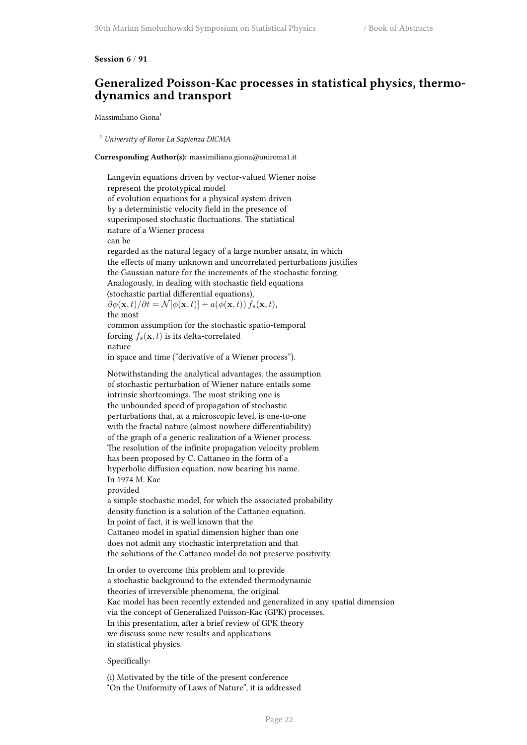**Session 6 / 91**

## Generalized Poisson-Kac processes in statistical physics, thermodynamics and transport

Massimiliano Giona[1]

[1] *University of Rome La Sapienza DICMA*

**Corresponding Author(s):** massimiliano.giona@uniroma1.it

Langevin equations driven by vector-valued Wiener noise represent the prototypical model of evolution equations for a physical system driven by a deterministic velocity field in the presence of superimposed stochastic fluctuations. The statistical nature of a Wiener process can be regarded as the natural legacy of a large number ansatz, in which the effects of many unknown and uncorrelated perturbations justifies the Gaussian nature for the increments of the stochastic forcing. Analogously, in dealing with stochastic field equations (stochastic partial differential equations), $\partial\phi(\mathbf{x},t)/\partial t = \mathcal{N}[\phi(\mathbf{x},t)] + a(\phi(\mathbf{x},t))\, f_s(\mathbf{x},t)$, the most common assumption for the stochastic spatio-temporal forcing $f_s(\mathbf{x},t)$ is its delta-correlated nature in space and time ("derivative of a Wiener process").

Notwithstanding the analytical advantages, the assumption of stochastic perturbation of Wiener nature entails some intrinsic shortcomings. The most striking one is the unbounded speed of propagation of stochastic perturbations that, at a microscopic level, is one-to-one with the fractal nature (almost nowhere differentiability) of the graph of a generic realization of a Wiener process. The resolution of the infinite propagation velocity problem has been proposed by C. Cattaneo in the form of a hyperbolic diffusion equation, now bearing his name. In 1974 M. Kac provided a simple stochastic model, for which the associated probability density function is a solution of the Cattaneo equation. In point of fact, it is well known that the Cattaneo model in spatial dimension higher than one does not admit any stochastic interpretation and that the solutions of the Cattaneo model do not preserve positivity.

In order to overcome this problem and to provide a stochastic background to the extended thermodynamic theories of irreversible phenomena, the original Kac model has been recently extended and generalized in any spatial dimension via the concept of Generalized Poisson-Kac (GPK) processes. In this presentation, after a brief review of GPK theory we discuss some new results and applications in statistical physics.

Specifically:

(i) Motivated by the title of the present conference "On the Uniformity of Laws of Nature", it is addressed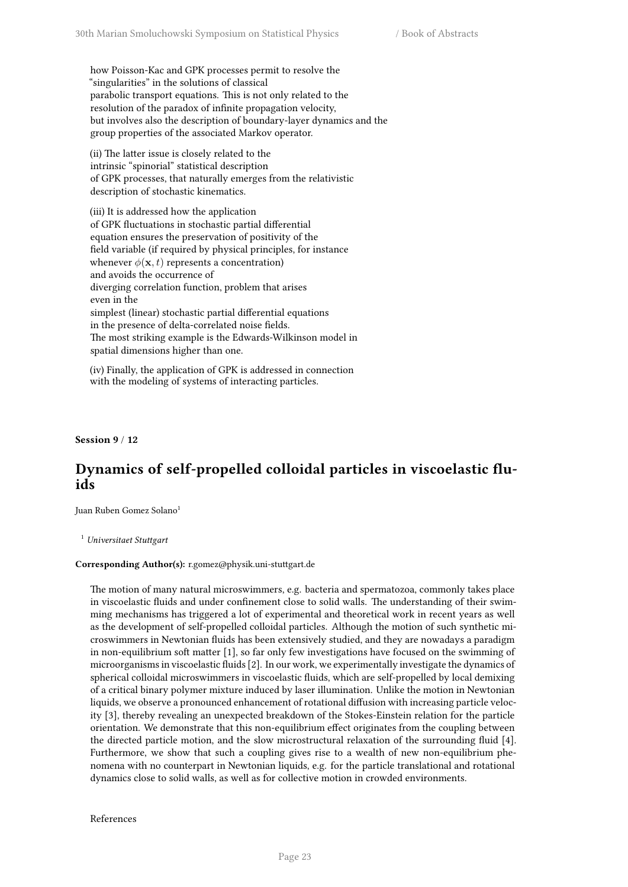how Poisson-Kac and GPK processes permit to resolve the "singularities" in the solutions of classical parabolic transport equations. This is not only related to the resolution of the paradox of infinite propagation velocity, but involves also the description of boundary-layer dynamics and the group properties of the associated Markov operator.

(ii) The latter issue is closely related to the intrinsic "spinorial" statistical description of GPK processes, that naturally emerges from the relativistic description of stochastic kinematics.

(iii) It is addressed how the application of GPK fluctuations in stochastic partial differential equation ensures the preservation of positivity of the field variable (if required by physical principles, for instance whenever $\phi(\mathbf{x}, t)$ represents a concentration) and avoids the occurrence of diverging correlation function, problem that arises even in the simplest (linear) stochastic partial differential equations in the presence of delta-correlated noise fields. The most striking example is the Edwards-Wilkinson model in spatial dimensions higher than one.

(iv) Finally, the application of GPK is addressed in connection with the modeling of systems of interacting particles.

**Session 9 / 12**

## Dynamics of self-propelled colloidal particles in viscoelastic fluids

Juan Ruben Gomez Solano[1]

[1] *Universitaet Stuttgart*

**Corresponding Author(s):** r.gomez@physik.uni-stuttgart.de

The motion of many natural microswimmers, e.g. bacteria and spermatozoa, commonly takes place in viscoelastic fluids and under confinement close to solid walls. The understanding of their swimming mechanisms has triggered a lot of experimental and theoretical work in recent years as well as the development of self-propelled colloidal particles. Although the motion of such synthetic microswimmers in Newtonian fluids has been extensively studied, and they are nowadays a paradigm in non-equilibrium soft matter [1], so far only few investigations have focused on the swimming of microorganisms in viscoelastic fluids [2]. In our work, we experimentally investigate the dynamics of spherical colloidal microswimmers in viscoelastic fluids, which are self-propelled by local demixing of a critical binary polymer mixture induced by laser illumination. Unlike the motion in Newtonian liquids, we observe a pronounced enhancement of rotational diffusion with increasing particle velocity [3], thereby revealing an unexpected breakdown of the Stokes-Einstein relation for the particle orientation. We demonstrate that this non-equilibrium effect originates from the coupling between the directed particle motion, and the slow microstructural relaxation of the surrounding fluid [4]. Furthermore, we show that such a coupling gives rise to a wealth of new non-equilibrium phenomena with no counterpart in Newtonian liquids, e.g. for the particle translational and rotational dynamics close to solid walls, as well as for collective motion in crowded environments.

References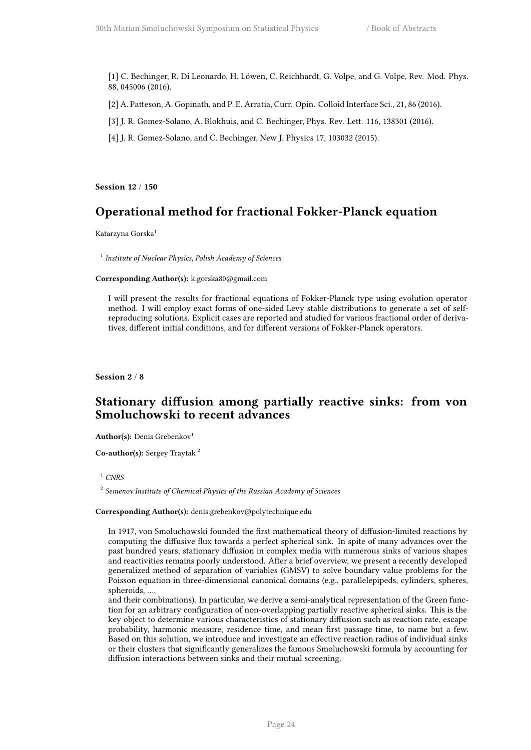[1] C. Bechinger, R. Di Leonardo, H. Löwen, C. Reichhardt, G. Volpe, and G. Volpe, Rev. Mod. Phys. 88, 045006 (2016).

[2] A. Patteson, A. Gopinath, and P. E. Arratia, Curr. Opin. Colloid Interface Sci., 21, 86 (2016).

[3] J. R. Gomez-Solano, A. Blokhuis, and C. Bechinger, Phys. Rev. Lett. 116, 138301 (2016).

[4] J. R. Gomez-Solano, and C. Bechinger, New J. Physics 17, 103032 (2015).

**Session 12** / **150**

## Operational method for fractional Fokker-Planck equation

Katarzyna Gorska[1]

[1] *Institute of Nuclear Physics, Polish Academy of Sciences*

**Corresponding Author(s):** k.gorska80@gmail.com

I will present the results for fractional equations of Fokker-Planck type using evolution operator method. I will employ exact forms of one-sided Levy stable distributions to generate a set of self-reproducing solutions. Explicit cases are reported and studied for various fractional order of derivatives, different initial conditions, and for different versions of Fokker-Planck operators.

**Session 2** / **8**

## Stationary diffusion among partially reactive sinks: from von Smoluchowski to recent advances

**Author(s):** Denis Grebenkov[1]

**Co-author(s):** Sergey Traytak [2]

[1] *CNRS*

[2] *Semenov Institute of Chemical Physics of the Russian Academy of Sciences*

**Corresponding Author(s):** denis.grebenkov@polytechnique.edu

In 1917, von Smoluchowski founded the first mathematical theory of diffusion-limited reactions by computing the diffusive flux towards a perfect spherical sink. In spite of many advances over the past hundred years, stationary diffusion in complex media with numerous sinks of various shapes and reactivities remains poorly understood. After a brief overview, we present a recently developed generalized method of separation of variables (GMSV) to solve boundary value problems for the Poisson equation in three-dimensional canonical domains (e.g., parallelepipeds, cylinders, spheres, spheroids, …,
and their combinations). In particular, we derive a semi-analytical representation of the Green function for an arbitrary configuration of non-overlapping partially reactive spherical sinks. This is the key object to determine various characteristics of stationary diffusion such as reaction rate, escape probability, harmonic measure, residence time, and mean first passage time, to name but a few. Based on this solution, we introduce and investigate an effective reaction radius of individual sinks or their clusters that significantly generalizes the famous Smoluchowski formula by accounting for diffusion interactions between sinks and their mutual screening.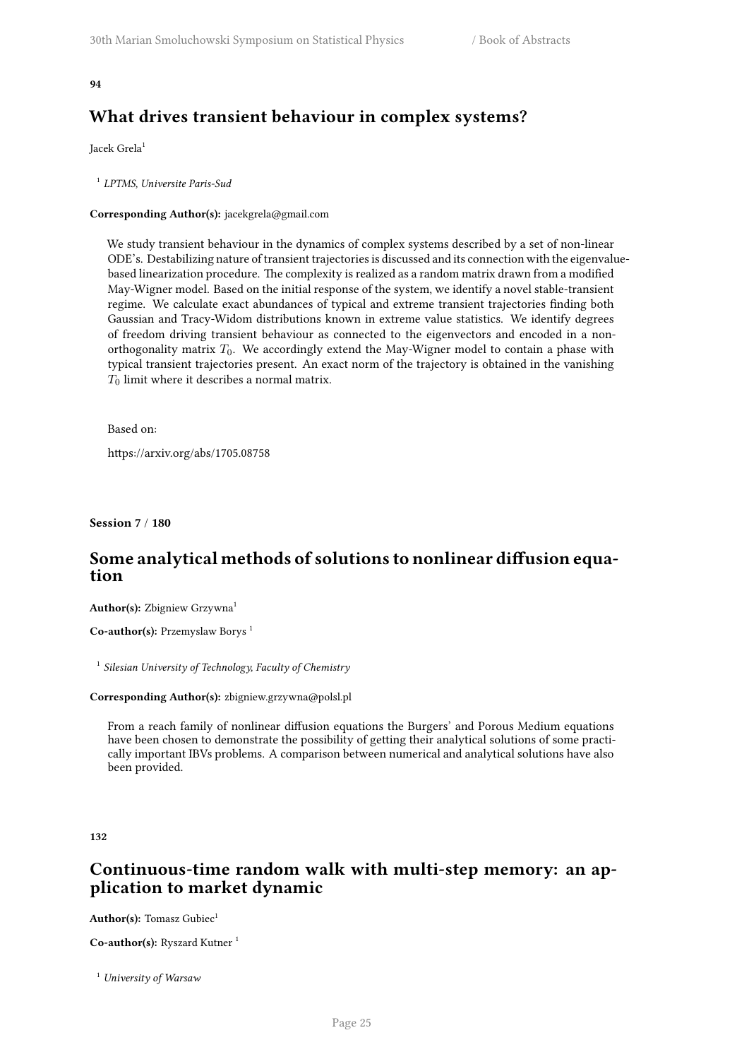**94**

## What drives transient behaviour in complex systems?

Jacek Grela[1]

[1] *LPTMS, Universite Paris-Sud*

**Corresponding Author(s):** jacekgrela@gmail.com

We study transient behaviour in the dynamics of complex systems described by a set of non-linear ODE's. Destabilizing nature of transient trajectories is discussed and its connection with the eigenvalue-based linearization procedure. The complexity is realized as a random matrix drawn from a modified May-Wigner model. Based on the initial response of the system, we identify a novel stable-transient regime. We calculate exact abundances of typical and extreme transient trajectories finding both Gaussian and Tracy-Widom distributions known in extreme value statistics. We identify degrees of freedom driving transient behaviour as connected to the eigenvectors and encoded in a non-orthogonality matrix $T_0$. We accordingly extend the May-Wigner model to contain a phase with typical transient trajectories present. An exact norm of the trajectory is obtained in the vanishing $T_0$ limit where it describes a normal matrix.

Based on:

https://arxiv.org/abs/1705.08758

**Session 7 / 180**

## Some analytical methods of solutions to nonlinear diffusion equation

**Author(s):** Zbigniew Grzywna[1]

**Co-author(s):** Przemyslaw Borys [1]

[1] *Silesian University of Technology, Faculty of Chemistry*

**Corresponding Author(s):** zbigniew.grzywna@polsl.pl

From a reach family of nonlinear diffusion equations the Burgers' and Porous Medium equations have been chosen to demonstrate the possibility of getting their analytical solutions of some practically important IBVs problems. A comparison between numerical and analytical solutions have also been provided.

**132**

## Continuous-time random walk with multi-step memory: an application to market dynamic

**Author(s):** Tomasz Gubiec[1]

**Co-author(s):** Ryszard Kutner [1]

[1] *University of Warsaw*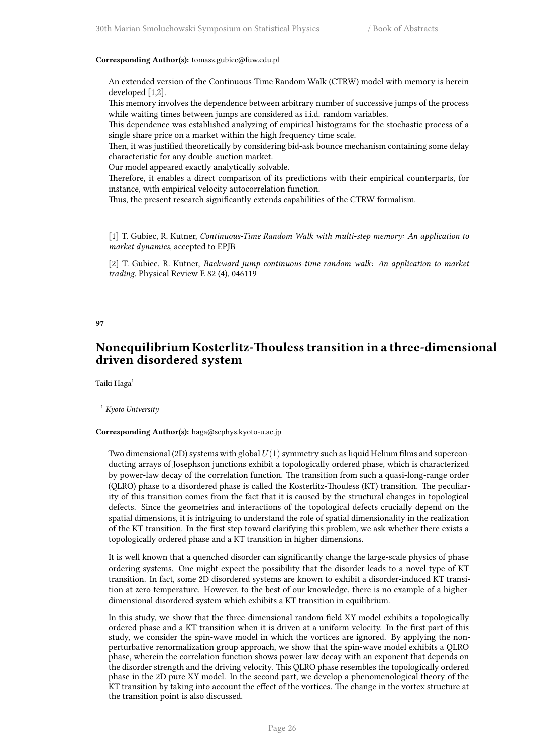**Corresponding Author(s):** tomasz.gubiec@fuw.edu.pl

An extended version of the Continuous-Time Random Walk (CTRW) model with memory is herein developed [1,2].
This memory involves the dependence between arbitrary number of successive jumps of the process while waiting times between jumps are considered as i.i.d. random variables.
This dependence was established analyzing of empirical histograms for the stochastic process of a single share price on a market within the high frequency time scale.
Then, it was justified theoretically by considering bid-ask bounce mechanism containing some delay characteristic for any double-auction market.
Our model appeared exactly analytically solvable.
Therefore, it enables a direct comparison of its predictions with their empirical counterparts, for instance, with empirical velocity autocorrelation function.
Thus, the present research significantly extends capabilities of the CTRW formalism.

[1] T. Gubiec, R. Kutner, *Continuous-Time Random Walk with multi-step memory: An application to market dynamics*, accepted to EPJB

[2] T. Gubiec, R. Kutner, *Backward jump continuous-time random walk: An application to market trading*, Physical Review E 82 (4), 046119

**97**

## Nonequilibrium Kosterlitz-Thouless transition in a three-dimensional driven disordered system

Taiki Haga[1]

[1] *Kyoto University*

**Corresponding Author(s):** haga@scphys.kyoto-u.ac.jp

Two dimensional (2D) systems with global $U(1)$ symmetry such as liquid Helium films and superconducting arrays of Josephson junctions exhibit a topologically ordered phase, which is characterized by power-law decay of the correlation function. The transition from such a quasi-long-range order (QLRO) phase to a disordered phase is called the Kosterlitz-Thouless (KT) transition. The peculiarity of this transition comes from the fact that it is caused by the structural changes in topological defects. Since the geometries and interactions of the topological defects crucially depend on the spatial dimensions, it is intriguing to understand the role of spatial dimensionality in the realization of the KT transition. In the first step toward clarifying this problem, we ask whether there exists a topologically ordered phase and a KT transition in higher dimensions.

It is well known that a quenched disorder can significantly change the large-scale physics of phase ordering systems. One might expect the possibility that the disorder leads to a novel type of KT transition. In fact, some 2D disordered systems are known to exhibit a disorder-induced KT transition at zero temperature. However, to the best of our knowledge, there is no example of a higher-dimensional disordered system which exhibits a KT transition in equilibrium.

In this study, we show that the three-dimensional random field XY model exhibits a topologically ordered phase and a KT transition when it is driven at a uniform velocity. In the first part of this study, we consider the spin-wave model in which the vortices are ignored. By applying the nonperturbative renormalization group approach, we show that the spin-wave model exhibits a QLRO phase, wherein the correlation function shows power-law decay with an exponent that depends on the disorder strength and the driving velocity. This QLRO phase resembles the topologically ordered phase in the 2D pure XY model. In the second part, we develop a phenomenological theory of the KT transition by taking into account the effect of the vortices. The change in the vortex structure at the transition point is also discussed.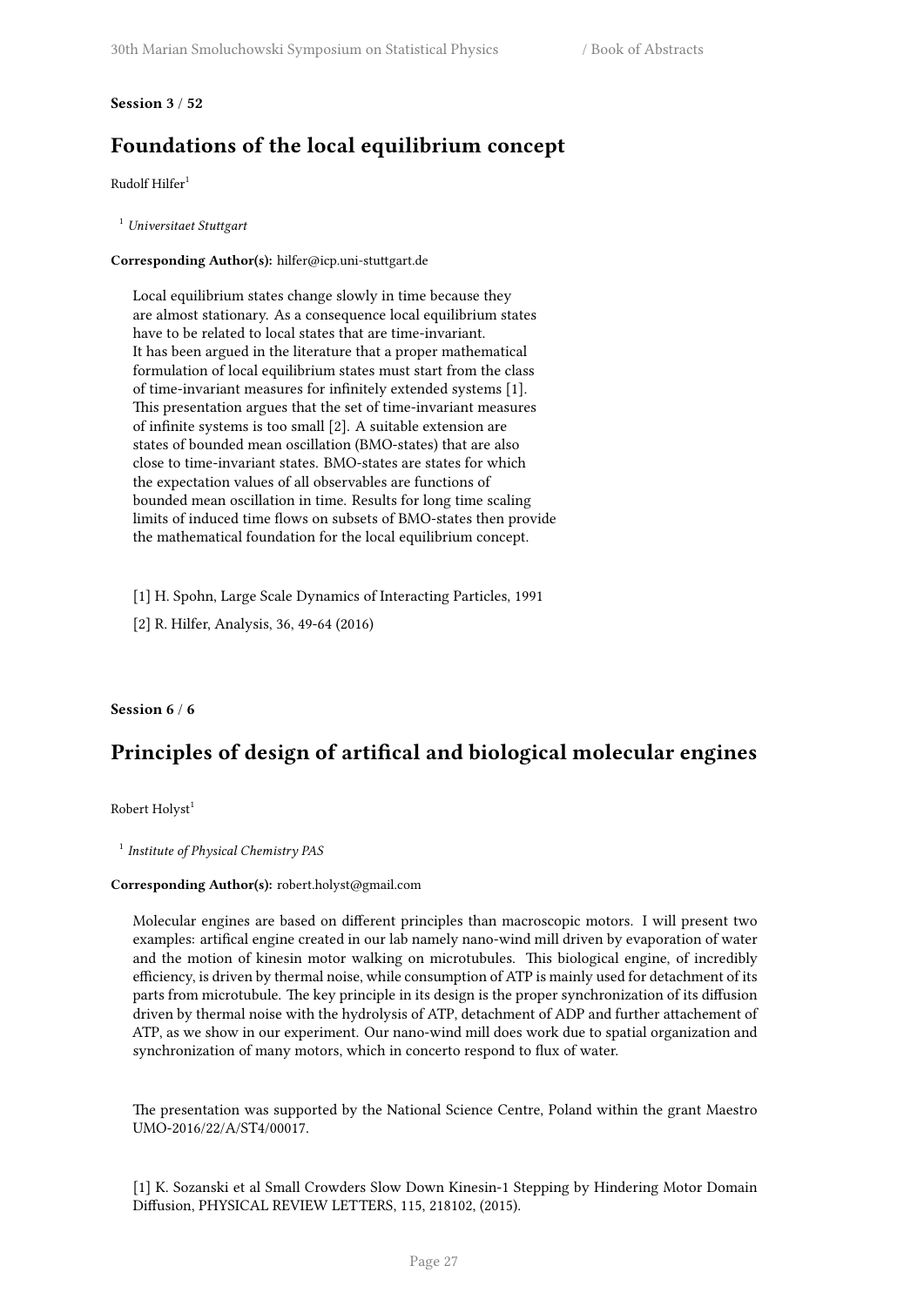**Session 3 / 52**

## Foundations of the local equilibrium concept

Rudolf Hilfer[1]

[1] *Universitaet Stuttgart*

**Corresponding Author(s):** hilfer@icp.uni-stuttgart.de

Local equilibrium states change slowly in time because they are almost stationary. As a consequence local equilibrium states have to be related to local states that are time-invariant. It has been argued in the literature that a proper mathematical formulation of local equilibrium states must start from the class of time-invariant measures for infinitely extended systems [1]. This presentation argues that the set of time-invariant measures of infinite systems is too small [2]. A suitable extension are states of bounded mean oscillation (BMO-states) that are also close to time-invariant states. BMO-states are states for which the expectation values of all observables are functions of bounded mean oscillation in time. Results for long time scaling limits of induced time flows on subsets of BMO-states then provide the mathematical foundation for the local equilibrium concept.

[1] H. Spohn, Large Scale Dynamics of Interacting Particles, 1991

[2] R. Hilfer, Analysis, 36, 49-64 (2016)

**Session 6 / 6**

## Principles of design of artifical and biological molecular engines

Robert Holyst[1]

[1] *Institute of Physical Chemistry PAS*

**Corresponding Author(s):** robert.holyst@gmail.com

Molecular engines are based on different principles than macroscopic motors. I will present two examples: artifical engine created in our lab namely nano-wind mill driven by evaporation of water and the motion of kinesin motor walking on microtubules. This biological engine, of incredibly efficiency, is driven by thermal noise, while consumption of ATP is mainly used for detachment of its parts from microtubule. The key principle in its design is the proper synchronization of its diffusion driven by thermal noise with the hydrolysis of ATP, detachment of ADP and further attachement of ATP, as we show in our experiment. Our nano-wind mill does work due to spatial organization and synchronization of many motors, which in concerto respond to flux of water.

The presentation was supported by the National Science Centre, Poland within the grant Maestro UMO-2016/22/A/ST4/00017.

[1] K. Sozanski et al Small Crowders Slow Down Kinesin-1 Stepping by Hindering Motor Domain Diffusion, PHYSICAL REVIEW LETTERS, 115, 218102, (2015).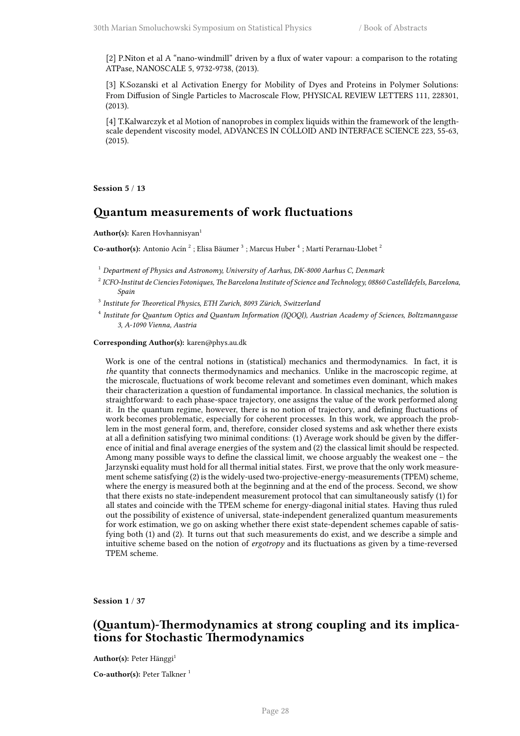[2] P.Niton et al A "nano-windmill" driven by a flux of water vapour: a comparison to the rotating ATPase, NANOSCALE 5, 9732-9738, (2013).

[3] K.Sozanski et al Activation Energy for Mobility of Dyes and Proteins in Polymer Solutions: From Diffusion of Single Particles to Macroscale Flow, PHYSICAL REVIEW LETTERS 111, 228301, (2013).

[4] T.Kalwarczyk et al Motion of nanoprobes in complex liquids within the framework of the length-scale dependent viscosity model, ADVANCES IN COLLOID AND INTERFACE SCIENCE 223, 55-63, (2015).

**Session 5 / 13**

## Quantum measurements of work fluctuations

**Author(s):** Karen Hovhannisyan[1]

**Co-author(s):** Antonio Acín [2] ; Elisa Bäumer [3] ; Marcus Huber [4] ; Martí Perarnau-Llobet [2]

[1] *Department of Physics and Astronomy, University of Aarhus, DK-8000 Aarhus C, Denmark*

[2] *ICFO-Institut de Ciencies Fotoniques, The Barcelona Institute of Science and Technology, 08860 Castelldefels, Barcelona, Spain*

[3] *Institute for Theoretical Physics, ETH Zurich, 8093 Zürich, Switzerland*

[4] *Institute for Quantum Optics and Quantum Information (IQOQI), Austrian Academy of Sciences, Boltzmanngasse 3, A-1090 Vienna, Austria*

**Corresponding Author(s):** karen@phys.au.dk

Work is one of the central notions in (statistical) mechanics and thermodynamics. In fact, it is *the* quantity that connects thermodynamics and mechanics. Unlike in the macroscopic regime, at the microscale, fluctuations of work become relevant and sometimes even dominant, which makes their characterization a question of fundamental importance. In classical mechanics, the solution is straightforward: to each phase-space trajectory, one assigns the value of the work performed along it. In the quantum regime, however, there is no notion of trajectory, and defining fluctuations of work becomes problematic, especially for coherent processes. In this work, we approach the problem in the most general form, and, therefore, consider closed systems and ask whether there exists at all a definition satisfying two minimal conditions: (1) Average work should be given by the difference of initial and final average energies of the system and (2) the classical limit should be respected. Among many possible ways to define the classical limit, we choose arguably the weakest one – the Jarzynski equality must hold for all thermal initial states. First, we prove that the only work measurement scheme satisfying (2) is the widely-used two-projective-energy-measurements (TPEM) scheme, where the energy is measured both at the beginning and at the end of the process. Second, we show that there exists no state-independent measurement protocol that can simultaneously satisfy (1) for all states and coincide with the TPEM scheme for energy-diagonal initial states. Having thus ruled out the possibility of existence of universal, state-independent generalized quantum measurements for work estimation, we go on asking whether there exist state-dependent schemes capable of satisfying both (1) and (2). It turns out that such measurements do exist, and we describe a simple and intuitive scheme based on the notion of *ergotropy* and its fluctuations as given by a time-reversed TPEM scheme.

**Session 1 / 37**

## (Quantum)-Thermodynamics at strong coupling and its implications for Stochastic Thermodynamics

**Author(s):** Peter Hänggi[1]

**Co-author(s):** Peter Talkner [1]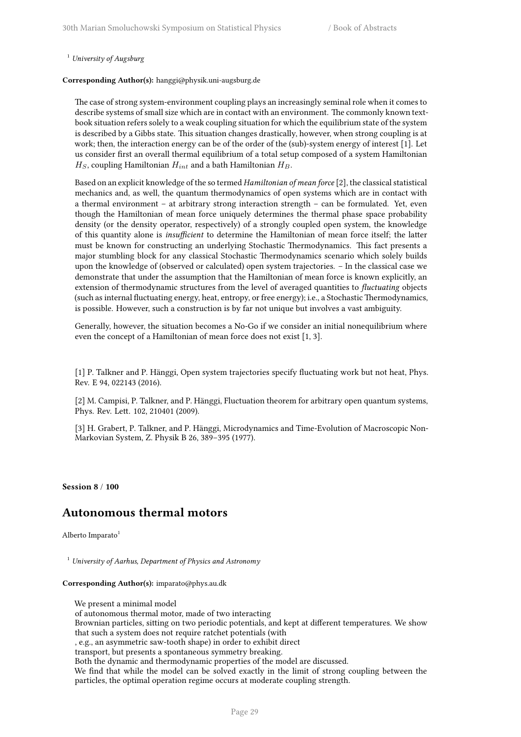[1] *University of Augsburg*

**Corresponding Author(s):** hanggi@physik.uni-augsburg.de

The case of strong system-environment coupling plays an increasingly seminal role when it comes to describe systems of small size which are in contact with an environment. The commonly known textbook situation refers solely to a weak coupling situation for which the equilibrium state of the system is described by a Gibbs state. This situation changes drastically, however, when strong coupling is at work; then, the interaction energy can be of the order of the (sub)-system energy of interest [1]. Let us consider first an overall thermal equilibrium of a total setup composed of a system Hamiltonian $H_S$, coupling Hamiltonian $H_{int}$ and a bath Hamiltonian $H_B$.

Based on an explicit knowledge of the so termed *Hamiltonian of mean force* [2], the classical statistical mechanics and, as well, the quantum thermodynamics of open systems which are in contact with a thermal environment – at arbitrary strong interaction strength – can be formulated. Yet, even though the Hamiltonian of mean force uniquely determines the thermal phase space probability density (or the density operator, respectively) of a strongly coupled open system, the knowledge of this quantity alone is *insufficient* to determine the Hamiltonian of mean force itself; the latter must be known for constructing an underlying Stochastic Thermodynamics. This fact presents a major stumbling block for any classical Stochastic Thermodynamics scenario which solely builds upon the knowledge of (observed or calculated) open system trajectories. – In the classical case we demonstrate that under the assumption that the Hamiltonian of mean force is known explicitly, an extension of thermodynamic structures from the level of averaged quantities to *fluctuating* objects (such as internal fluctuating energy, heat, entropy, or free energy); i.e., a Stochastic Thermodynamics, is possible. However, such a construction is by far not unique but involves a vast ambiguity.

Generally, however, the situation becomes a No-Go if we consider an initial nonequilibrium where even the concept of a Hamiltonian of mean force does not exist [1, 3].

[1] P. Talkner and P. Hänggi, Open system trajectories specify fluctuating work but not heat, Phys. Rev. E 94, 022143 (2016).

[2] M. Campisi, P. Talkner, and P. Hänggi, Fluctuation theorem for arbitrary open quantum systems, Phys. Rev. Lett. 102, 210401 (2009).

[3] H. Grabert, P. Talkner, and P. Hänggi, Microdynamics and Time-Evolution of Macroscopic Non-Markovian System, Z. Physik B 26, 389–395 (1977).

**Session 8** / **100**

## Autonomous thermal motors

Alberto Imparato[1]

[1] *University of Aarhus, Department of Physics and Astronomy*

**Corresponding Author(s):** imparato@phys.au.dk

We present a minimal model of autonomous thermal motor, made of two interacting Brownian particles, sitting on two periodic potentials, and kept at different temperatures. We show that such a system does not require ratchet potentials (with , e.g., an asymmetric saw-tooth shape) in order to exhibit direct transport, but presents a spontaneous symmetry breaking. Both the dynamic and thermodynamic properties of the model are discussed. We find that while the model can be solved exactly in the limit of strong coupling between the particles, the optimal operation regime occurs at moderate coupling strength.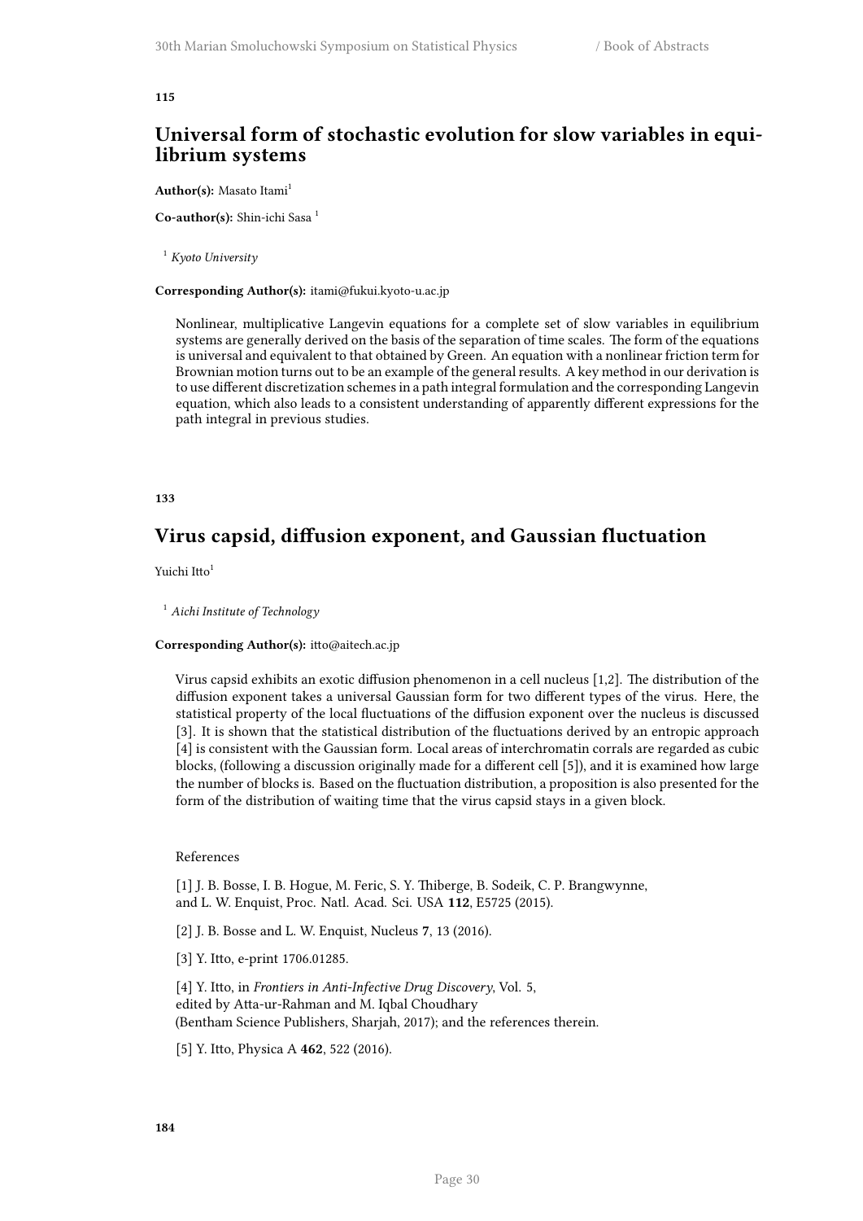**115**

## Universal form of stochastic evolution for slow variables in equilibrium systems

**Author(s):** Masato Itami[1]

**Co-author(s):** Shin-ichi Sasa [1]

[1] *Kyoto University*

**Corresponding Author(s):** itami@fukui.kyoto-u.ac.jp

Nonlinear, multiplicative Langevin equations for a complete set of slow variables in equilibrium systems are generally derived on the basis of the separation of time scales. The form of the equations is universal and equivalent to that obtained by Green. An equation with a nonlinear friction term for Brownian motion turns out to be an example of the general results. A key method in our derivation is to use different discretization schemes in a path integral formulation and the corresponding Langevin equation, which also leads to a consistent understanding of apparently different expressions for the path integral in previous studies.

**133**

## Virus capsid, diffusion exponent, and Gaussian fluctuation

Yuichi Itto[1]

[1] *Aichi Institute of Technology*

**Corresponding Author(s):** itto@aitech.ac.jp

Virus capsid exhibits an exotic diffusion phenomenon in a cell nucleus [1,2]. The distribution of the diffusion exponent takes a universal Gaussian form for two different types of the virus. Here, the statistical property of the local fluctuations of the diffusion exponent over the nucleus is discussed [3]. It is shown that the statistical distribution of the fluctuations derived by an entropic approach [4] is consistent with the Gaussian form. Local areas of interchromatin corrals are regarded as cubic blocks, (following a discussion originally made for a different cell [5]), and it is examined how large the number of blocks is. Based on the fluctuation distribution, a proposition is also presented for the form of the distribution of waiting time that the virus capsid stays in a given block.

References

[1] J. B. Bosse, I. B. Hogue, M. Feric, S. Y. Thiberge, B. Sodeik, C. P. Brangwynne, and L. W. Enquist, Proc. Natl. Acad. Sci. USA **112**, E5725 (2015).

[2] J. B. Bosse and L. W. Enquist, Nucleus **7**, 13 (2016).

[3] Y. Itto, e-print 1706.01285.

[4] Y. Itto, in *Frontiers in Anti-Infective Drug Discovery*, Vol. 5, edited by Atta-ur-Rahman and M. Iqbal Choudhary (Bentham Science Publishers, Sharjah, 2017); and the references therein.

[5] Y. Itto, Physica A **462**, 522 (2016).

**184**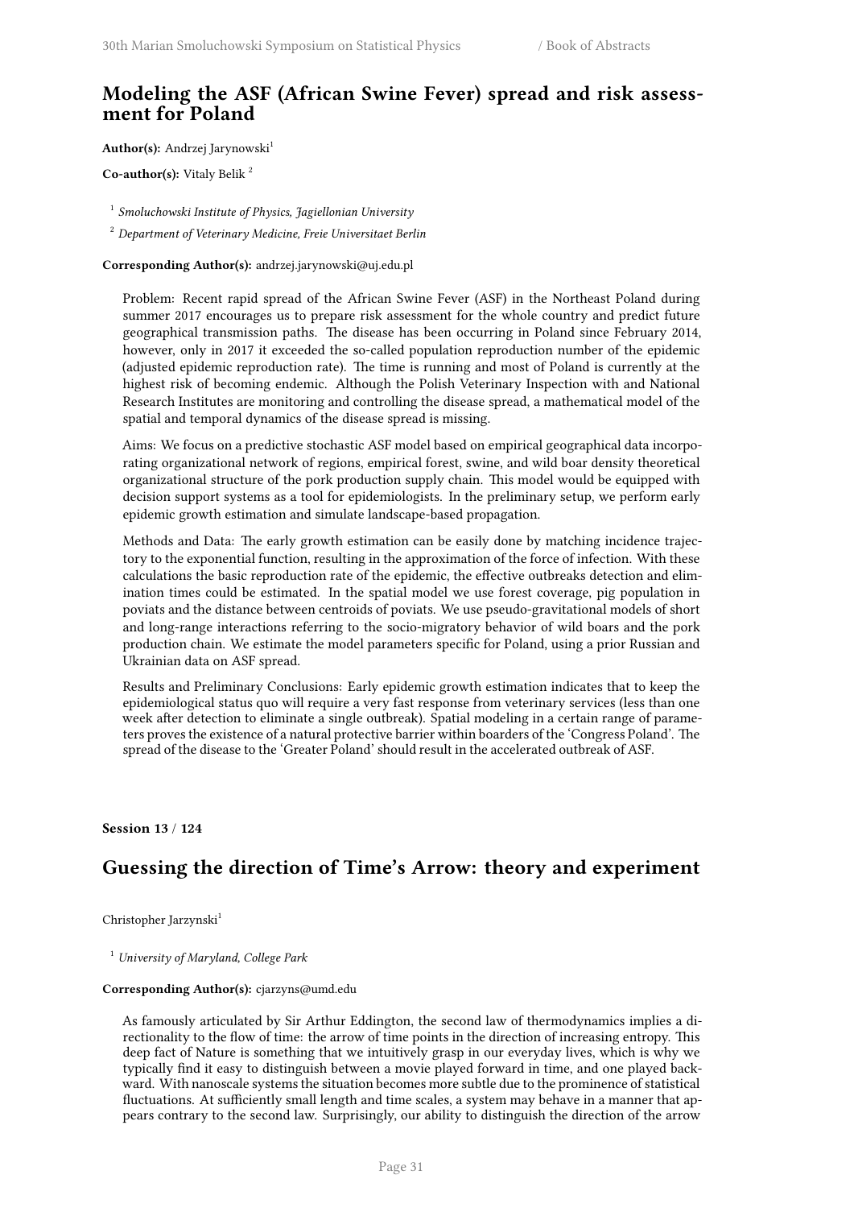## Modeling the ASF (African Swine Fever) spread and risk assessment for Poland

**Author(s):** Andrzej Jarynowski[1]

**Co-author(s):** Vitaly Belik [2]

[1] *Smoluchowski Institute of Physics, Jagiellonian University*

[2] *Department of Veterinary Medicine, Freie Universitaet Berlin*

**Corresponding Author(s):** andrzej.jarynowski@uj.edu.pl

Problem: Recent rapid spread of the African Swine Fever (ASF) in the Northeast Poland during summer 2017 encourages us to prepare risk assessment for the whole country and predict future geographical transmission paths. The disease has been occurring in Poland since February 2014, however, only in 2017 it exceeded the so-called population reproduction number of the epidemic (adjusted epidemic reproduction rate). The time is running and most of Poland is currently at the highest risk of becoming endemic. Although the Polish Veterinary Inspection with and National Research Institutes are monitoring and controlling the disease spread, a mathematical model of the spatial and temporal dynamics of the disease spread is missing.

Aims: We focus on a predictive stochastic ASF model based on empirical geographical data incorporating organizational network of regions, empirical forest, swine, and wild boar density theoretical organizational structure of the pork production supply chain. This model would be equipped with decision support systems as a tool for epidemiologists. In the preliminary setup, we perform early epidemic growth estimation and simulate landscape-based propagation.

Methods and Data: The early growth estimation can be easily done by matching incidence trajectory to the exponential function, resulting in the approximation of the force of infection. With these calculations the basic reproduction rate of the epidemic, the effective outbreaks detection and elimination times could be estimated. In the spatial model we use forest coverage, pig population in poviats and the distance between centroids of poviats. We use pseudo-gravitational models of short and long-range interactions referring to the socio-migratory behavior of wild boars and the pork production chain. We estimate the model parameters specific for Poland, using a prior Russian and Ukrainian data on ASF spread.

Results and Preliminary Conclusions: Early epidemic growth estimation indicates that to keep the epidemiological status quo will require a very fast response from veterinary services (less than one week after detection to eliminate a single outbreak). Spatial modeling in a certain range of parameters proves the existence of a natural protective barrier within boarders of the 'Congress Poland'. The spread of the disease to the 'Greater Poland' should result in the accelerated outbreak of ASF.

**Session 13 / 124**

## Guessing the direction of Time's Arrow: theory and experiment

Christopher Jarzynski[1]

[1] *University of Maryland, College Park*

**Corresponding Author(s):** cjarzyns@umd.edu

As famously articulated by Sir Arthur Eddington, the second law of thermodynamics implies a directionality to the flow of time: the arrow of time points in the direction of increasing entropy. This deep fact of Nature is something that we intuitively grasp in our everyday lives, which is why we typically find it easy to distinguish between a movie played forward in time, and one played backward. With nanoscale systems the situation becomes more subtle due to the prominence of statistical fluctuations. At sufficiently small length and time scales, a system may behave in a manner that appears contrary to the second law. Surprisingly, our ability to distinguish the direction of the arrow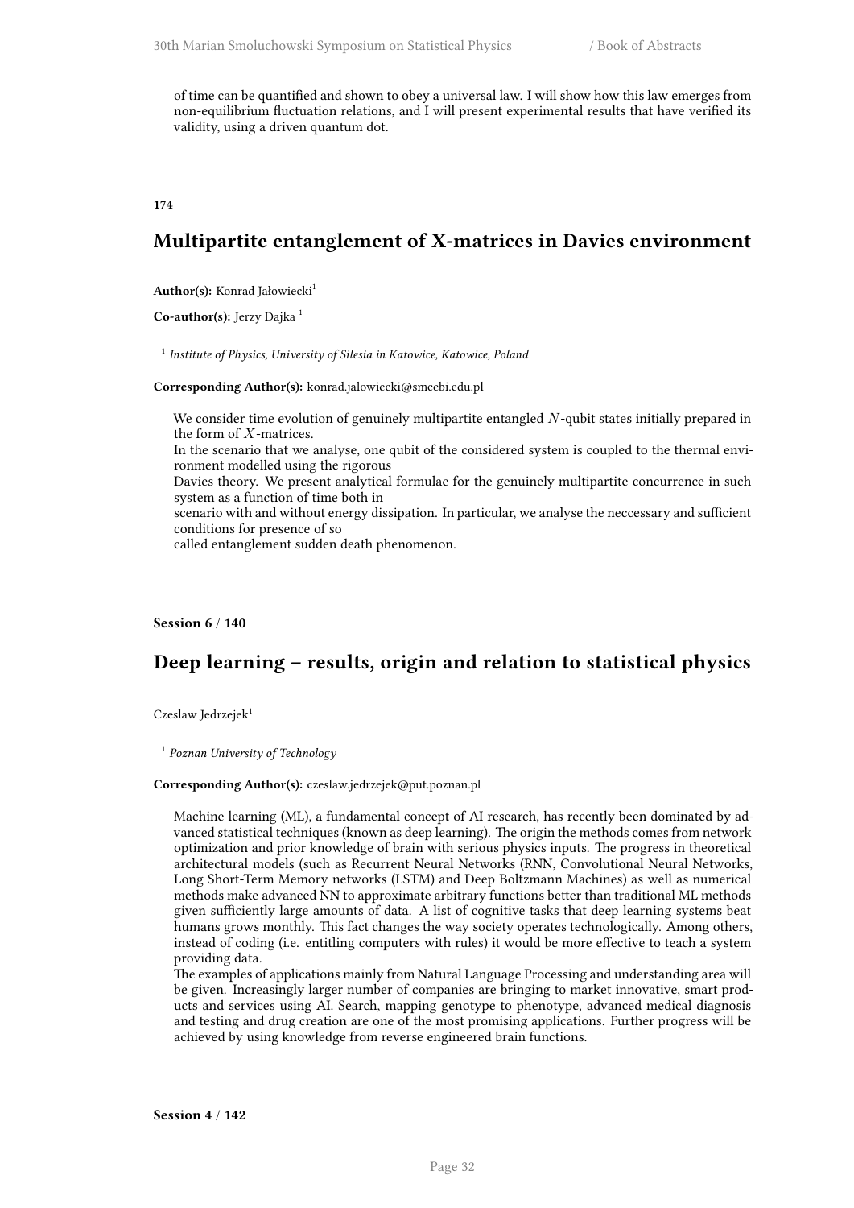of time can be quantified and shown to obey a universal law. I will show how this law emerges from non-equilibrium fluctuation relations, and I will present experimental results that have verified its validity, using a driven quantum dot.

**174**

## Multipartite entanglement of X-matrices in Davies environment

**Author(s):** Konrad Jałowiecki[1]

**Co-author(s):** Jerzy Dajka [1]

[1] *Institute of Physics, University of Silesia in Katowice, Katowice, Poland*

**Corresponding Author(s):** konrad.jalowiecki@smcebi.edu.pl

We consider time evolution of genuinely multipartite entangled $N$-qubit states initially prepared in the form of $X$-matrices.
In the scenario that we analyse, one qubit of the considered system is coupled to the thermal environment modelled using the rigorous
Davies theory. We present analytical formulae for the genuinely multipartite concurrence in such system as a function of time both in
scenario with and without energy dissipation. In particular, we analyse the neccessary and sufficient conditions for presence of so
called entanglement sudden death phenomenon.

**Session 6 / 140**

## Deep learning – results, origin and relation to statistical physics

Czeslaw Jedrzejek[1]

[1] *Poznan University of Technology*

**Corresponding Author(s):** czeslaw.jedrzejek@put.poznan.pl

Machine learning (ML), a fundamental concept of AI research, has recently been dominated by advanced statistical techniques (known as deep learning). The origin the methods comes from network optimization and prior knowledge of brain with serious physics inputs. The progress in theoretical architectural models (such as Recurrent Neural Networks (RNN, Convolutional Neural Networks, Long Short-Term Memory networks (LSTM) and Deep Boltzmann Machines) as well as numerical methods make advanced NN to approximate arbitrary functions better than traditional ML methods given sufficiently large amounts of data. A list of cognitive tasks that deep learning systems beat humans grows monthly. This fact changes the way society operates technologically. Among others, instead of coding (i.e. entitling computers with rules) it would be more effective to teach a system providing data.
The examples of applications mainly from Natural Language Processing and understanding area will be given. Increasingly larger number of companies are bringing to market innovative, smart products and services using AI. Search, mapping genotype to phenotype, advanced medical diagnosis and testing and drug creation are one of the most promising applications. Further progress will be achieved by using knowledge from reverse engineered brain functions.

**Session 4 / 142**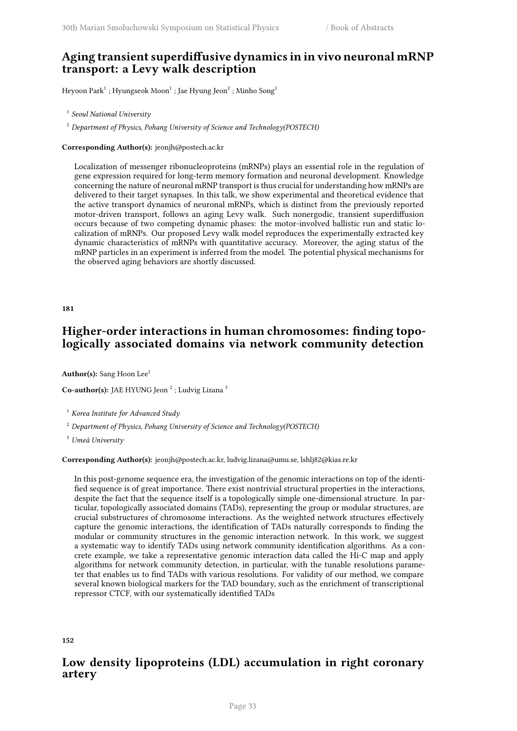## Aging transient superdiffusive dynamics in in vivo neuronal mRNP transport: a Levy walk description

Heyoon Park[1] ; Hyungseok Moon[1] ; Jae Hyung Jeon[2] ; Minho Song[1]

[1] *Seoul National University*

[2] *Department of Physics, Pohang University of Science and Technology(POSTECH)*

**Corresponding Author(s):** jeonjh@postech.ac.kr

Localization of messenger ribonucleoproteins (mRNPs) plays an essential role in the regulation of gene expression required for long-term memory formation and neuronal development. Knowledge concerning the nature of neuronal mRNP transport is thus crucial for understanding how mRNPs are delivered to their target synapses. In this talk, we show experimental and theoretical evidence that the active transport dynamics of neuronal mRNPs, which is distinct from the previously reported motor-driven transport, follows an aging Levy walk. Such nonergodic, transient superdiffusion occurs because of two competing dynamic phases: the motor-involved ballistic run and static localization of mRNPs. Our proposed Levy walk model reproduces the experimentally extracted key dynamic characteristics of mRNPs with quantitative accuracy. Moreover, the aging status of the mRNP particles in an experiment is inferred from the model. The potential physical mechanisms for the observed aging behaviors are shortly discussed.

**181**

## Higher-order interactions in human chromosomes: finding topologically associated domains via network community detection

**Author(s):** Sang Hoon Lee[1]

**Co-author(s):** JAE HYUNG Jeon [2] ; Ludvig Lizana [3]

[1] *Korea Institute for Advanced Study*

[2] *Department of Physics, Pohang University of Science and Technology(POSTECH)*

[3] *Umeå University*

**Corresponding Author(s):** jeonjh@postech.ac.kr, ludvig.lizana@umu.se, lshlj82@kias.re.kr

In this post-genome sequence era, the investigation of the genomic interactions on top of the identified sequence is of great importance. There exist nontrivial structural properties in the interactions, despite the fact that the sequence itself is a topologically simple one-dimensional structure. In particular, topologically associated domains (TADs), representing the group or modular structures, are crucial substructures of chromosome interactions. As the weighted network structures effectively capture the genomic interactions, the identification of TADs naturally corresponds to finding the modular or community structures in the genomic interaction network. In this work, we suggest a systematic way to identify TADs using network community identification algorithms. As a concrete example, we take a representative genomic interaction data called the Hi-C map and apply algorithms for network community detection, in particular, with the tunable resolutions parameter that enables us to find TADs with various resolutions. For validity of our method, we compare several known biological markers for the TAD boundary, such as the enrichment of transcriptional repressor CTCF, with our systematically identified TADs

**152**

## Low density lipoproteins (LDL) accumulation in right coronary artery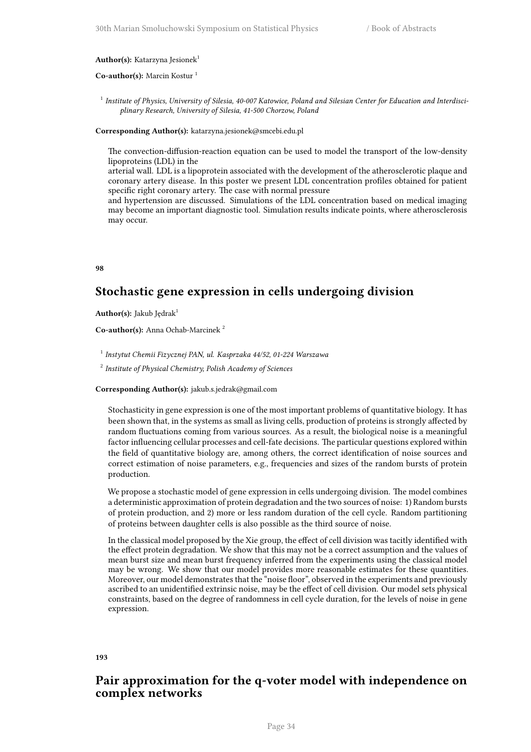**Author(s):** Katarzyna Jesionek[1]

**Co-author(s):** Marcin Kostur [1]

[1] *Institute of Physics, University of Silesia, 40-007 Katowice, Poland and Silesian Center for Education and Interdisciplinary Research, University of Silesia, 41-500 Chorzow, Poland*

**Corresponding Author(s):** katarzyna.jesionek@smcebi.edu.pl

The convection-diffusion-reaction equation can be used to model the transport of the low-density lipoproteins (LDL) in the
arterial wall. LDL is a lipoprotein associated with the development of the atherosclerotic plaque and coronary artery disease. In this poster we present LDL concentration profiles obtained for patient specific right coronary artery. The case with normal pressure
and hypertension are discussed. Simulations of the LDL concentration based on medical imaging may become an important diagnostic tool. Simulation results indicate points, where atherosclerosis may occur.

**98**

## Stochastic gene expression in cells undergoing division

**Author(s):** Jakub Jędrak[1]

**Co-author(s):** Anna Ochab-Marcinek [2]

[1] *Instytut Chemii Fizycznej PAN, ul. Kasprzaka 44/52, 01-224 Warszawa*

[2] *Institute of Physical Chemistry, Polish Academy of Sciences*

**Corresponding Author(s):** jakub.s.jedrak@gmail.com

Stochasticity in gene expression is one of the most important problems of quantitative biology. It has been shown that, in the systems as small as living cells, production of proteins is strongly affected by random fluctuations coming from various sources. As a result, the biological noise is a meaningful factor influencing cellular processes and cell-fate decisions. The particular questions explored within the field of quantitative biology are, among others, the correct identification of noise sources and correct estimation of noise parameters, e.g., frequencies and sizes of the random bursts of protein production.

We propose a stochastic model of gene expression in cells undergoing division. The model combines a deterministic approximation of protein degradation and the two sources of noise: 1) Random bursts of protein production, and 2) more or less random duration of the cell cycle. Random partitioning of proteins between daughter cells is also possible as the third source of noise.

In the classical model proposed by the Xie group, the effect of cell division was tacitly identified with the effect protein degradation. We show that this may not be a correct assumption and the values of mean burst size and mean burst frequency inferred from the experiments using the classical model may be wrong. We show that our model provides more reasonable estimates for these quantities. Moreover, our model demonstrates that the "noise floor", observed in the experiments and previously ascribed to an unidentified extrinsic noise, may be the effect of cell division. Our model sets physical constraints, based on the degree of randomness in cell cycle duration, for the levels of noise in gene expression.

**193**

## Pair approximation for the q-voter model with independence on complex networks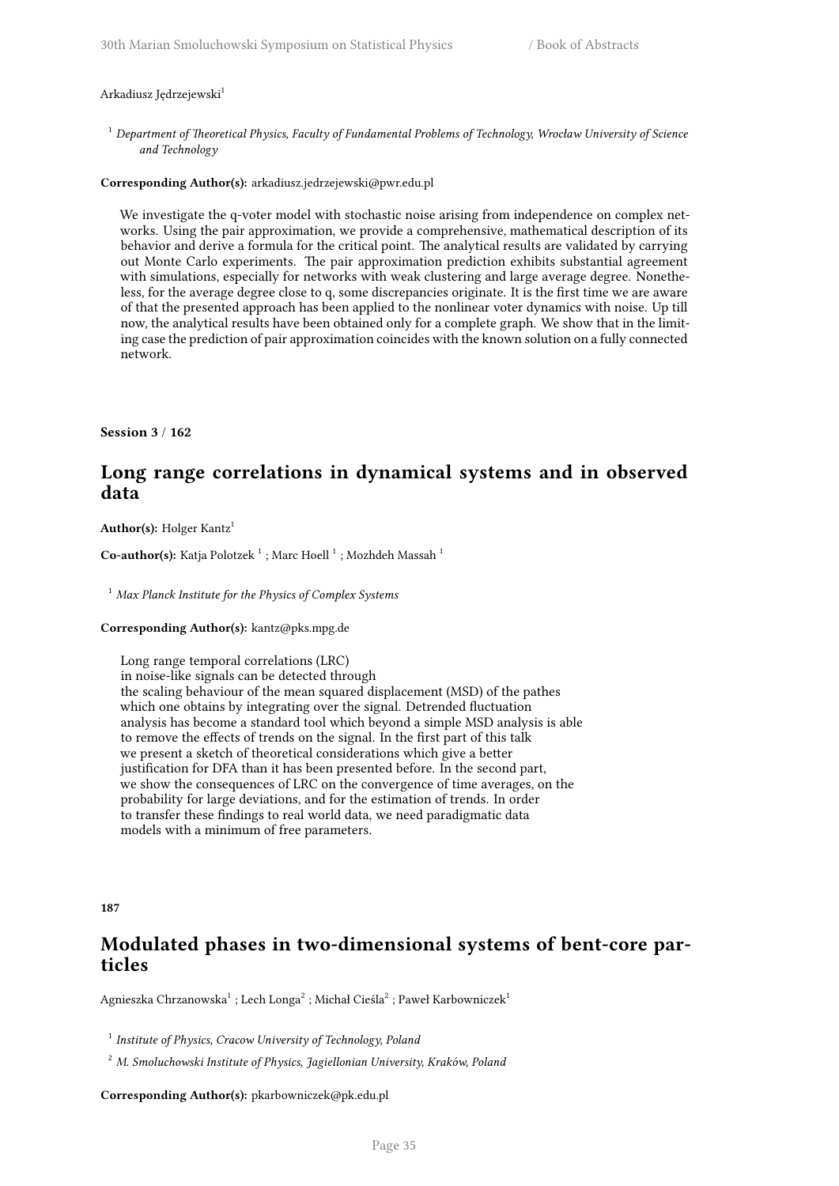Arkadiusz Jędrzejewski[1]

[1] *Department of Theoretical Physics, Faculty of Fundamental Problems of Technology, Wrocław University of Science and Technology*

**Corresponding Author(s):** arkadiusz.jedrzejewski@pwr.edu.pl

We investigate the q-voter model with stochastic noise arising from independence on complex networks. Using the pair approximation, we provide a comprehensive, mathematical description of its behavior and derive a formula for the critical point. The analytical results are validated by carrying out Monte Carlo experiments. The pair approximation prediction exhibits substantial agreement with simulations, especially for networks with weak clustering and large average degree. Nonetheless, for the average degree close to q, some discrepancies originate. It is the first time we are aware of that the presented approach has been applied to the nonlinear voter dynamics with noise. Up till now, the analytical results have been obtained only for a complete graph. We show that in the limiting case the prediction of pair approximation coincides with the known solution on a fully connected network.

**Session 3 / 162**

## Long range correlations in dynamical systems and in observed data

**Author(s):** Holger Kantz[1]

**Co-author(s):** Katja Polotzek [1] ; Marc Hoell [1] ; Mozhdeh Massah [1]

[1] *Max Planck Institute for the Physics of Complex Systems*

**Corresponding Author(s):** kantz@pks.mpg.de

Long range temporal correlations (LRC) in noise-like signals can be detected through the scaling behaviour of the mean squared displacement (MSD) of the pathes which one obtains by integrating over the signal. Detrended fluctuation analysis has become a standard tool which beyond a simple MSD analysis is able to remove the effects of trends on the signal. In the first part of this talk we present a sketch of theoretical considerations which give a better justification for DFA than it has been presented before. In the second part, we show the consequences of LRC on the convergence of time averages, on the probability for large deviations, and for the estimation of trends. In order to transfer these findings to real world data, we need paradigmatic data models with a minimum of free parameters.

**187**

## Modulated phases in two-dimensional systems of bent-core particles

Agnieszka Chrzanowska[1] ; Lech Longa[2] ; Michał Cieśla[2] ; Paweł Karbowniczek[1]

[1] *Institute of Physics, Cracow University of Technology, Poland*

[2] *M. Smoluchowski Institute of Physics, Jagiellonian University, Kraków, Poland*

**Corresponding Author(s):** pkarbowniczek@pk.edu.pl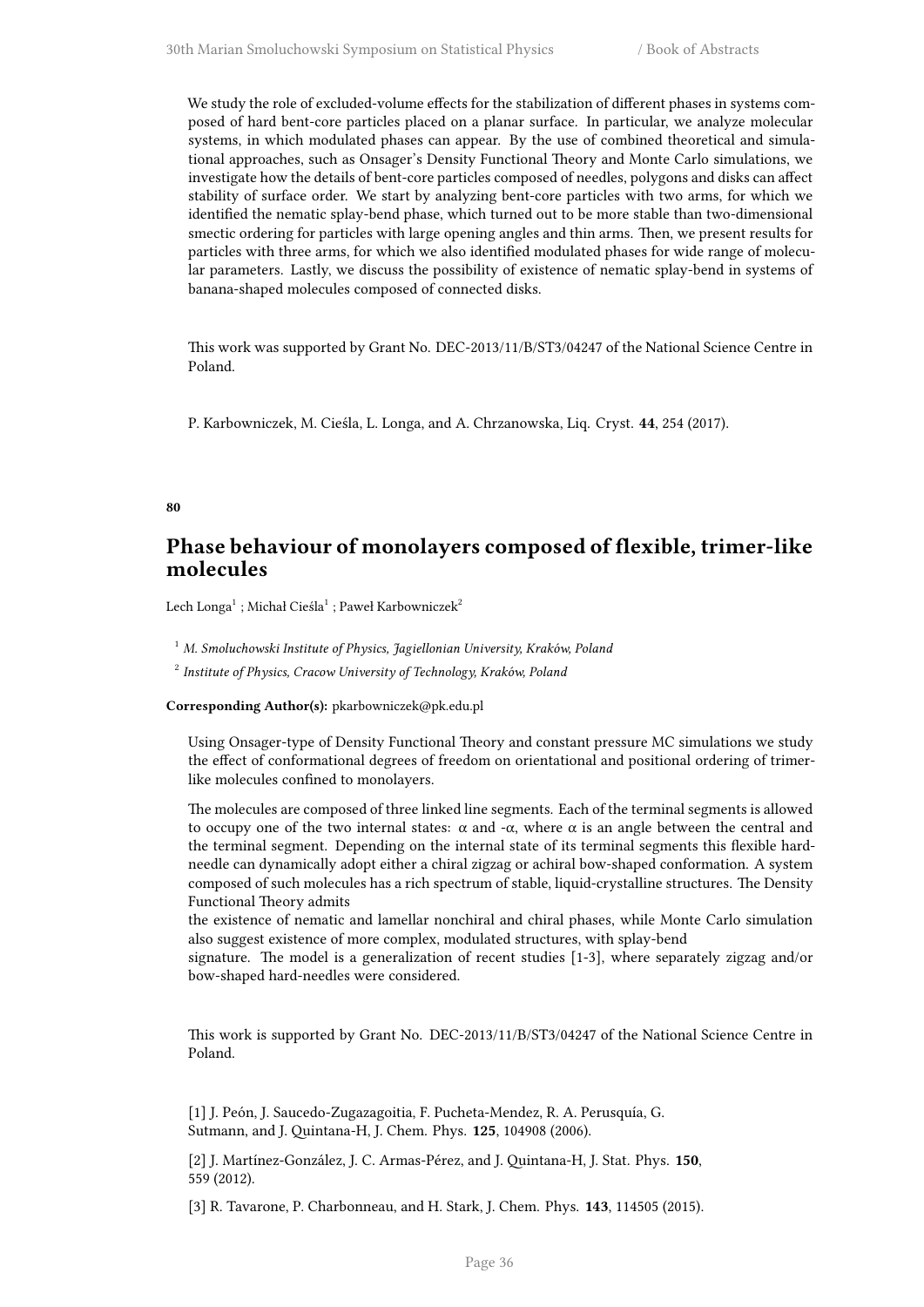We study the role of excluded-volume effects for the stabilization of different phases in systems composed of hard bent-core particles placed on a planar surface. In particular, we analyze molecular systems, in which modulated phases can appear. By the use of combined theoretical and simulational approaches, such as Onsager's Density Functional Theory and Monte Carlo simulations, we investigate how the details of bent-core particles composed of needles, polygons and disks can affect stability of surface order. We start by analyzing bent-core particles with two arms, for which we identified the nematic splay-bend phase, which turned out to be more stable than two-dimensional smectic ordering for particles with large opening angles and thin arms. Then, we present results for particles with three arms, for which we also identified modulated phases for wide range of molecular parameters. Lastly, we discuss the possibility of existence of nematic splay-bend in systems of banana-shaped molecules composed of connected disks.

This work was supported by Grant No. DEC-2013/11/B/ST3/04247 of the National Science Centre in Poland.

P. Karbowniczek, M. Cieśla, L. Longa, and A. Chrzanowska, Liq. Cryst. **44**, 254 (2017).

**80**

## Phase behaviour of monolayers composed of flexible, trimer-like molecules

Lech Longa[1] ; Michał Cieśla[1] ; Paweł Karbowniczek[2]

[1] *M. Smoluchowski Institute of Physics, Jagiellonian University, Kraków, Poland*

[2] *Institute of Physics, Cracow University of Technology, Kraków, Poland*

**Corresponding Author(s):** pkarbowniczek@pk.edu.pl

Using Onsager-type of Density Functional Theory and constant pressure MC simulations we study the effect of conformational degrees of freedom on orientational and positional ordering of trimer-like molecules confined to monolayers.

The molecules are composed of three linked line segments. Each of the terminal segments is allowed to occupy one of the two internal states: $\alpha$ and -$\alpha$, where $\alpha$ is an angle between the central and the terminal segment. Depending on the internal state of its terminal segments this flexible hard-needle can dynamically adopt either a chiral zigzag or achiral bow-shaped conformation. A system composed of such molecules has a rich spectrum of stable, liquid-crystalline structures. The Density Functional Theory admits
the existence of nematic and lamellar nonchiral and chiral phases, while Monte Carlo simulation also suggest existence of more complex, modulated structures, with splay-bend
signature. The model is a generalization of recent studies [1-3], where separately zigzag and/or bow-shaped hard-needles were considered.

This work is supported by Grant No. DEC-2013/11/B/ST3/04247 of the National Science Centre in Poland.

[1] J. Peón, J. Saucedo-Zugazagoitia, F. Pucheta-Mendez, R. A. Perusquía, G. Sutmann, and J. Quintana-H, J. Chem. Phys. **125**, 104908 (2006).

[2] J. Martínez-González, J. C. Armas-Pérez, and J. Quintana-H, J. Stat. Phys. **150**, 559 (2012).

[3] R. Tavarone, P. Charbonneau, and H. Stark, J. Chem. Phys. **143**, 114505 (2015).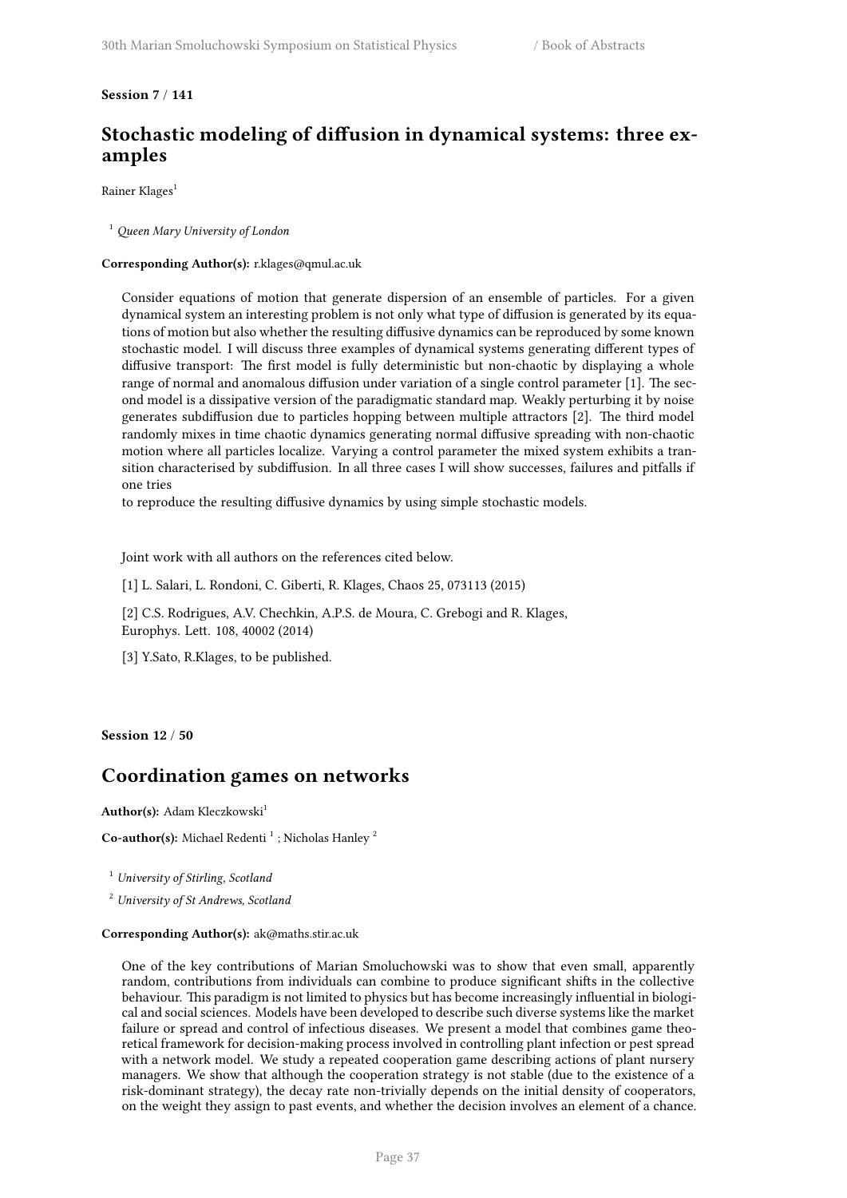**Session 7 / 141**

## Stochastic modeling of diffusion in dynamical systems: three examples

Rainer Klages[1]

[1] *Queen Mary University of London*

**Corresponding Author(s):** r.klages@qmul.ac.uk

Consider equations of motion that generate dispersion of an ensemble of particles. For a given dynamical system an interesting problem is not only what type of diffusion is generated by its equations of motion but also whether the resulting diffusive dynamics can be reproduced by some known stochastic model. I will discuss three examples of dynamical systems generating different types of diffusive transport: The first model is fully deterministic but non-chaotic by displaying a whole range of normal and anomalous diffusion under variation of a single control parameter [1]. The second model is a dissipative version of the paradigmatic standard map. Weakly perturbing it by noise generates subdiffusion due to particles hopping between multiple attractors [2]. The third model randomly mixes in time chaotic dynamics generating normal diffusive spreading with non-chaotic motion where all particles localize. Varying a control parameter the mixed system exhibits a transition characterised by subdiffusion. In all three cases I will show successes, failures and pitfalls if one tries
to reproduce the resulting diffusive dynamics by using simple stochastic models.

Joint work with all authors on the references cited below.

[1] L. Salari, L. Rondoni, C. Giberti, R. Klages, Chaos 25, 073113 (2015)

[2] C.S. Rodrigues, A.V. Chechkin, A.P.S. de Moura, C. Grebogi and R. Klages, Europhys. Lett. 108, 40002 (2014)

[3] Y.Sato, R.Klages, to be published.

**Session 12 / 50**

## Coordination games on networks

**Author(s):** Adam Kleczkowski[1]

**Co-author(s):** Michael Redenti [1] ; Nicholas Hanley [2]

[1] *University of Stirling, Scotland*

[2] *University of St Andrews, Scotland*

**Corresponding Author(s):** ak@maths.stir.ac.uk

One of the key contributions of Marian Smoluchowski was to show that even small, apparently random, contributions from individuals can combine to produce significant shifts in the collective behaviour. This paradigm is not limited to physics but has become increasingly influential in biological and social sciences. Models have been developed to describe such diverse systems like the market failure or spread and control of infectious diseases. We present a model that combines game theoretical framework for decision-making process involved in controlling plant infection or pest spread with a network model. We study a repeated cooperation game describing actions of plant nursery managers. We show that although the cooperation strategy is not stable (due to the existence of a risk-dominant strategy), the decay rate non-trivially depends on the initial density of cooperators, on the weight they assign to past events, and whether the decision involves an element of a chance.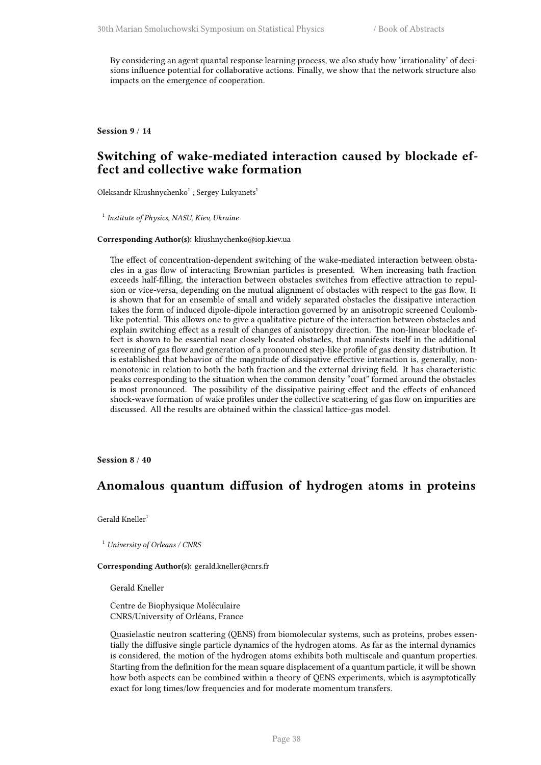By considering an agent quantal response learning process, we also study how 'irrationality' of decisions influence potential for collaborative actions. Finally, we show that the network structure also impacts on the emergence of cooperation.

**Session 9 / 14**

## Switching of wake-mediated interaction caused by blockade effect and collective wake formation

Oleksandr Kliushnychenko[1] ; Sergey Lukyanets[1]

[1] *Institute of Physics, NASU, Kiev, Ukraine*

**Corresponding Author(s):** kliushnychenko@iop.kiev.ua

The effect of concentration-dependent switching of the wake-mediated interaction between obstacles in a gas flow of interacting Brownian particles is presented. When increasing bath fraction exceeds half-filling, the interaction between obstacles switches from effective attraction to repulsion or vice-versa, depending on the mutual alignment of obstacles with respect to the gas flow. It is shown that for an ensemble of small and widely separated obstacles the dissipative interaction takes the form of induced dipole-dipole interaction governed by an anisotropic screened Coulomb-like potential. This allows one to give a qualitative picture of the interaction between obstacles and explain switching effect as a result of changes of anisotropy direction. The non-linear blockade effect is shown to be essential near closely located obstacles, that manifests itself in the additional screening of gas flow and generation of a pronounced step-like profile of gas density distribution. It is established that behavior of the magnitude of dissipative effective interaction is, generally, non-monotonic in relation to both the bath fraction and the external driving field. It has characteristic peaks corresponding to the situation when the common density "coat" formed around the obstacles is most pronounced. The possibility of the dissipative pairing effect and the effects of enhanced shock-wave formation of wake profiles under the collective scattering of gas flow on impurities are discussed. All the results are obtained within the classical lattice-gas model.

**Session 8 / 40**

## Anomalous quantum diffusion of hydrogen atoms in proteins

Gerald Kneller[1]

[1] *University of Orleans / CNRS*

**Corresponding Author(s):** gerald.kneller@cnrs.fr

Gerald Kneller

Centre de Biophysique Moléculaire
CNRS/University of Orléans, France

Quasielastic neutron scattering (QENS) from biomolecular systems, such as proteins, probes essentially the diffusive single particle dynamics of the hydrogen atoms. As far as the internal dynamics is considered, the motion of the hydrogen atoms exhibits both multiscale and quantum properties. Starting from the definition for the mean square displacement of a quantum particle, it will be shown how both aspects can be combined within a theory of QENS experiments, which is asymptotically exact for long times/low frequencies and for moderate momentum transfers.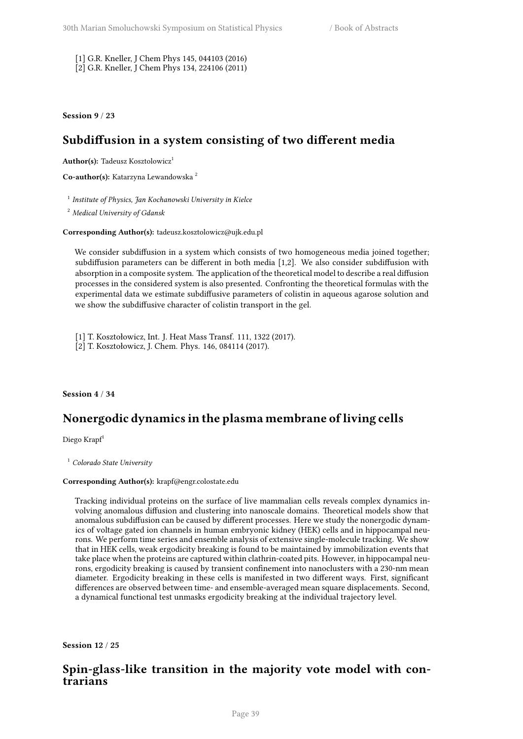[1] G.R. Kneller, J Chem Phys 145, 044103 (2016)
[2] G.R. Kneller, J Chem Phys 134, 224106 (2011)

**Session 9 / 23**

## Subdiffusion in a system consisting of two different media

**Author(s):** Tadeusz Kosztolowicz[1]

**Co-author(s):** Katarzyna Lewandowska [2]

[1] *Institute of Physics, Jan Kochanowski University in Kielce*

[2] *Medical University of Gdansk*

**Corresponding Author(s):** tadeusz.kosztolowicz@ujk.edu.pl

We consider subdiffusion in a system which consists of two homogeneous media joined together; subdiffusion parameters can be different in both media [1,2]. We also consider subdiffusion with absorption in a composite system. The application of the theoretical model to describe a real diffusion processes in the considered system is also presented. Confronting the theoretical formulas with the experimental data we estimate subdiffusive parameters of colistin in aqueous agarose solution and we show the subdiffusive character of colistin transport in the gel.

[1] T. Kosztołowicz, Int. J. Heat Mass Transf. 111, 1322 (2017).
[2] T. Kosztołowicz, J. Chem. Phys. 146, 084114 (2017).

**Session 4 / 34**

## Nonergodic dynamics in the plasma membrane of living cells

Diego Krapf[1]

[1] *Colorado State University*

**Corresponding Author(s):** krapf@engr.colostate.edu

Tracking individual proteins on the surface of live mammalian cells reveals complex dynamics involving anomalous diffusion and clustering into nanoscale domains. Theoretical models show that anomalous subdiffusion can be caused by different processes. Here we study the nonergodic dynamics of voltage gated ion channels in human embryonic kidney (HEK) cells and in hippocampal neurons. We perform time series and ensemble analysis of extensive single-molecule tracking. We show that in HEK cells, weak ergodicity breaking is found to be maintained by immobilization events that take place when the proteins are captured within clathrin-coated pits. However, in hippocampal neurons, ergodicity breaking is caused by transient confinement into nanoclusters with a 230-nm mean diameter. Ergodicity breaking in these cells is manifested in two different ways. First, significant differences are observed between time- and ensemble-averaged mean square displacements. Second, a dynamical functional test unmasks ergodicity breaking at the individual trajectory level.

**Session 12 / 25**

## Spin-glass-like transition in the majority vote model with contrarians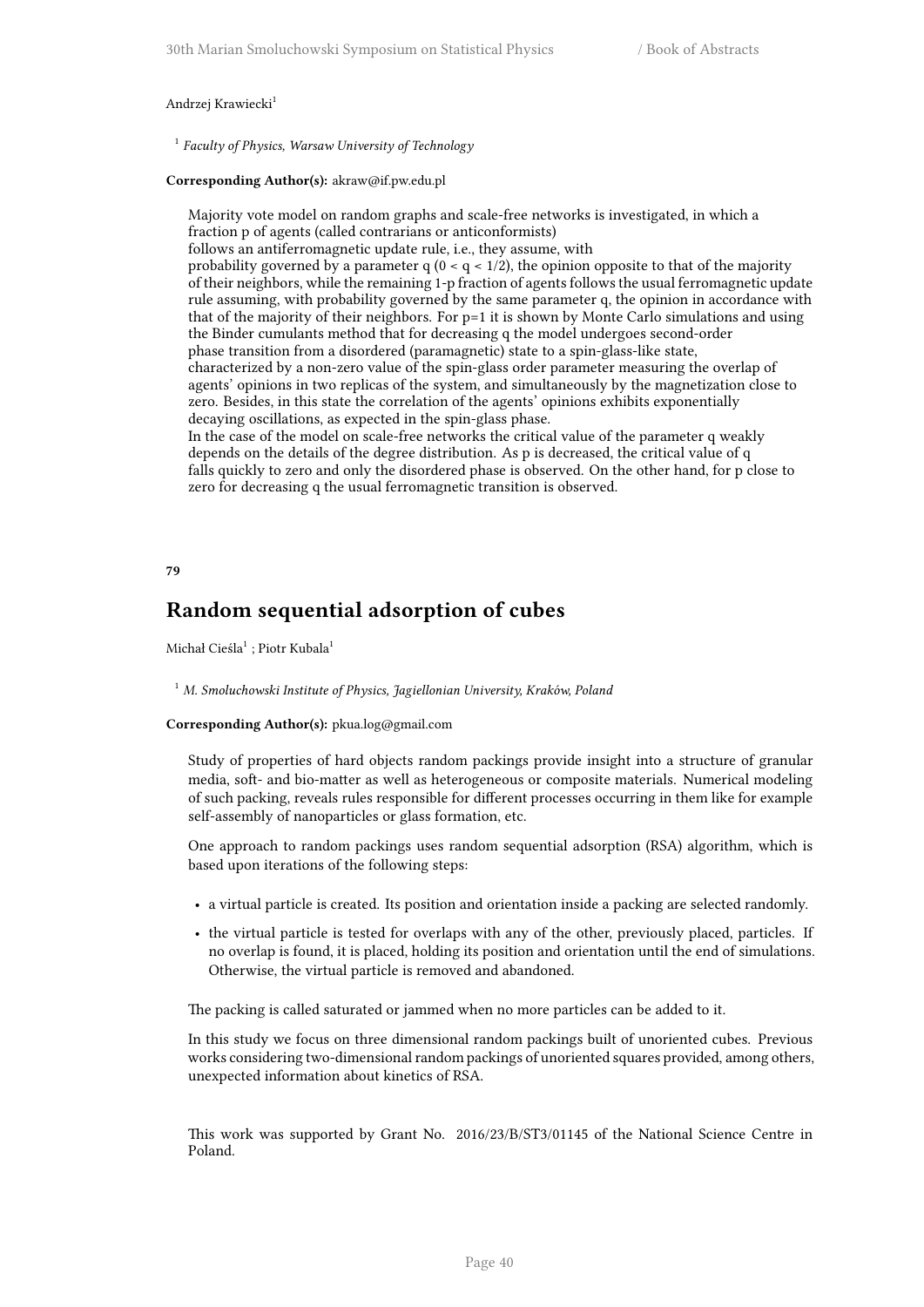Andrzej Krawiecki[1]

[1] *Faculty of Physics, Warsaw University of Technology*

**Corresponding Author(s):** akraw@if.pw.edu.pl

Majority vote model on random graphs and scale-free networks is investigated, in which a fraction p of agents (called contrarians or anticonformists) follows an antiferromagnetic update rule, i.e., they assume, with probability governed by a parameter q ($0 < q < 1/2$), the opinion opposite to that of the majority of their neighbors, while the remaining 1-p fraction of agents follows the usual ferromagnetic update rule assuming, with probability governed by the same parameter q, the opinion in accordance with that of the majority of their neighbors. For p=1 it is shown by Monte Carlo simulations and using the Binder cumulants method that for decreasing q the model undergoes second-order phase transition from a disordered (paramagnetic) state to a spin-glass-like state, characterized by a non-zero value of the spin-glass order parameter measuring the overlap of agents' opinions in two replicas of the system, and simultaneously by the magnetization close to zero. Besides, in this state the correlation of the agents' opinions exhibits exponentially decaying oscillations, as expected in the spin-glass phase.

In the case of the model on scale-free networks the critical value of the parameter q weakly depends on the details of the degree distribution. As p is decreased, the critical value of q falls quickly to zero and only the disordered phase is observed. On the other hand, for p close to zero for decreasing q the usual ferromagnetic transition is observed.

**79**

## Random sequential adsorption of cubes

Michał Cieśla[1] ; Piotr Kubala[1]

[1] *M. Smoluchowski Institute of Physics, Jagiellonian University, Kraków, Poland*

**Corresponding Author(s):** pkua.log@gmail.com

Study of properties of hard objects random packings provide insight into a structure of granular media, soft- and bio-matter as well as heterogeneous or composite materials. Numerical modeling of such packing, reveals rules responsible for different processes occurring in them like for example self-assembly of nanoparticles or glass formation, etc.

One approach to random packings uses random sequential adsorption (RSA) algorithm, which is based upon iterations of the following steps:

- a virtual particle is created. Its position and orientation inside a packing are selected randomly.
- the virtual particle is tested for overlaps with any of the other, previously placed, particles. If no overlap is found, it is placed, holding its position and orientation until the end of simulations. Otherwise, the virtual particle is removed and abandoned.

The packing is called saturated or jammed when no more particles can be added to it.

In this study we focus on three dimensional random packings built of unoriented cubes. Previous works considering two-dimensional random packings of unoriented squares provided, among others, unexpected information about kinetics of RSA.

This work was supported by Grant No. 2016/23/B/ST3/01145 of the National Science Centre in Poland.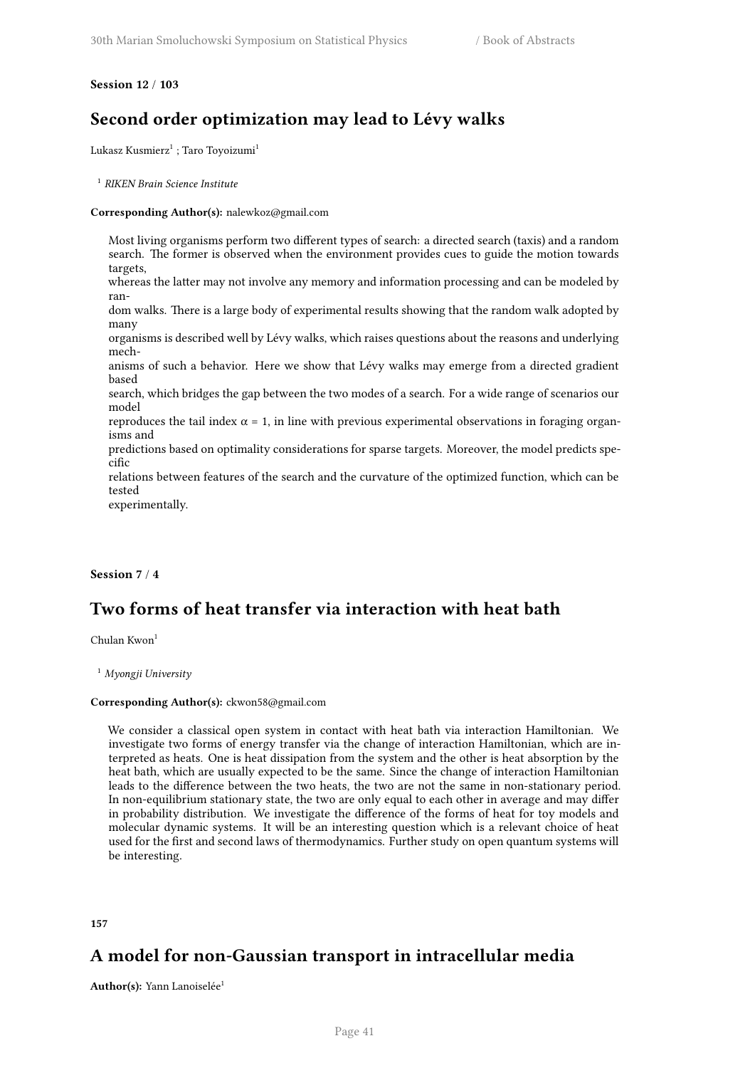**Session 12 / 103**

## Second order optimization may lead to Lévy walks

Lukasz Kusmierz[1] ; Taro Toyoizumi[1]

[1] *RIKEN Brain Science Institute*

**Corresponding Author(s):** nalewkoz@gmail.com

Most living organisms perform two different types of search: a directed search (taxis) and a random search. The former is observed when the environment provides cues to guide the motion towards targets, whereas the latter may not involve any memory and information processing and can be modeled by random walks. There is a large body of experimental results showing that the random walk adopted by many organisms is described well by Lévy walks, which raises questions about the reasons and underlying mechanisms of such a behavior. Here we show that Lévy walks may emerge from a directed gradient based search, which bridges the gap between the two modes of a search. For a wide range of scenarios our model reproduces the tail index $\alpha = 1$, in line with previous experimental observations in foraging organisms and predictions based on optimality considerations for sparse targets. Moreover, the model predicts specific relations between features of the search and the curvature of the optimized function, which can be tested experimentally.

**Session 7 / 4**

## Two forms of heat transfer via interaction with heat bath

Chulan Kwon[1]

[1] *Myongji University*

**Corresponding Author(s):** ckwon58@gmail.com

We consider a classical open system in contact with heat bath via interaction Hamiltonian. We investigate two forms of energy transfer via the change of interaction Hamiltonian, which are interpreted as heats. One is heat dissipation from the system and the other is heat absorption by the heat bath, which are usually expected to be the same. Since the change of interaction Hamiltonian leads to the difference between the two heats, the two are not the same in non-stationary period. In non-equilibrium stationary state, the two are only equal to each other in average and may differ in probability distribution. We investigate the difference of the forms of heat for toy models and molecular dynamic systems. It will be an interesting question which is a relevant choice of heat used for the first and second laws of thermodynamics. Further study on open quantum systems will be interesting.

**157**

## A model for non-Gaussian transport in intracellular media

**Author(s):** Yann Lanoiselée[1]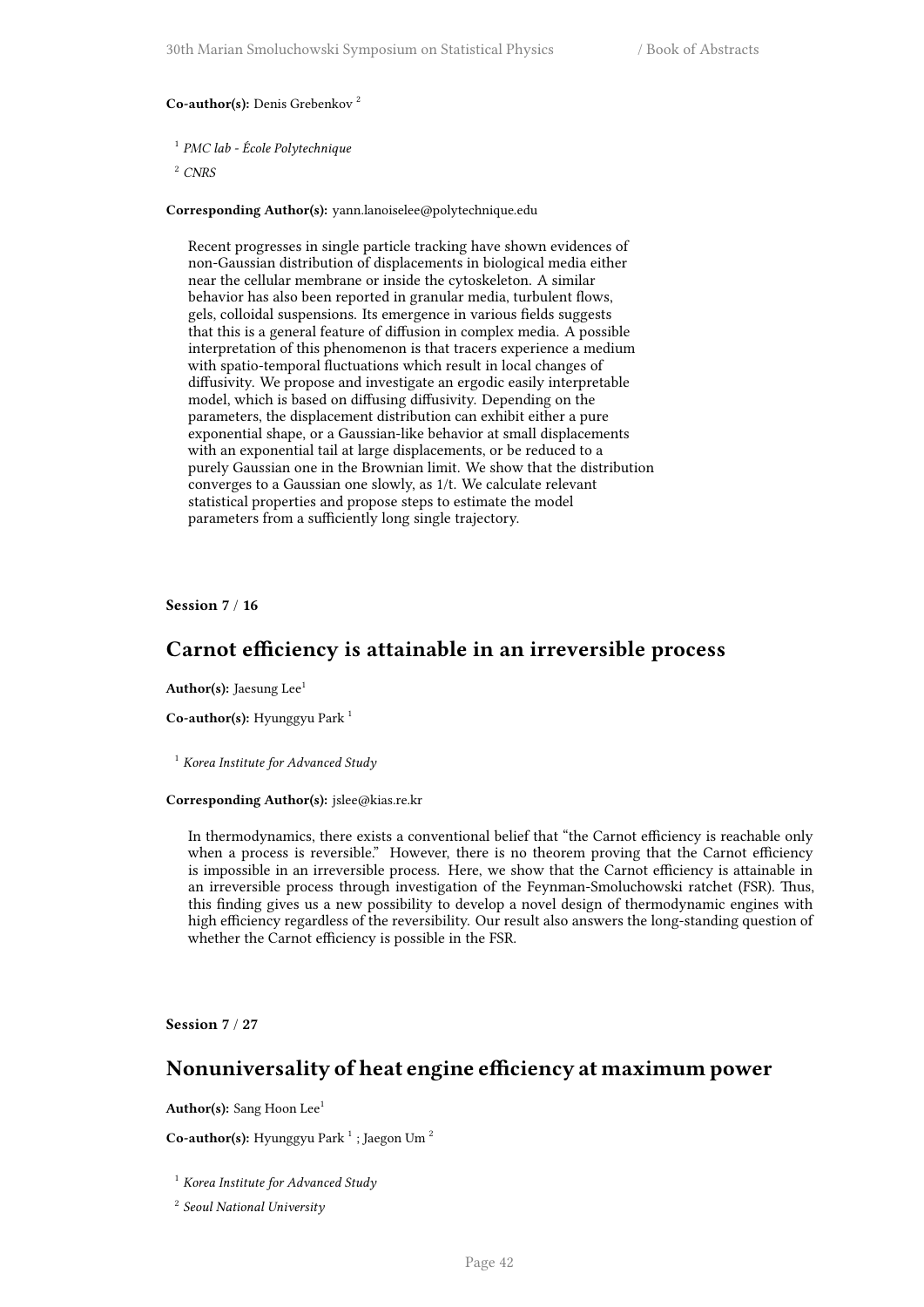**Co-author(s):** Denis Grebenkov [2]

[1] *PMC lab - École Polytechnique*

[2] *CNRS*

**Corresponding Author(s):** yann.lanoiselee@polytechnique.edu

Recent progresses in single particle tracking have shown evidences of non-Gaussian distribution of displacements in biological media either near the cellular membrane or inside the cytoskeleton. A similar behavior has also been reported in granular media, turbulent flows, gels, colloidal suspensions. Its emergence in various fields suggests that this is a general feature of diffusion in complex media. A possible interpretation of this phenomenon is that tracers experience a medium with spatio-temporal fluctuations which result in local changes of diffusivity. We propose and investigate an ergodic easily interpretable model, which is based on diffusing diffusivity. Depending on the parameters, the displacement distribution can exhibit either a pure exponential shape, or a Gaussian-like behavior at small displacements with an exponential tail at large displacements, or be reduced to a purely Gaussian one in the Brownian limit. We show that the distribution converges to a Gaussian one slowly, as 1/t. We calculate relevant statistical properties and propose steps to estimate the model parameters from a sufficiently long single trajectory.

**Session 7 / 16**

## Carnot efficiency is attainable in an irreversible process

**Author(s):** Jaesung Lee[1]

**Co-author(s):** Hyunggyu Park [1]

[1] *Korea Institute for Advanced Study*

**Corresponding Author(s):** jslee@kias.re.kr

In thermodynamics, there exists a conventional belief that "the Carnot efficiency is reachable only when a process is reversible." However, there is no theorem proving that the Carnot efficiency is impossible in an irreversible process. Here, we show that the Carnot efficiency is attainable in an irreversible process through investigation of the Feynman-Smoluchowski ratchet (FSR). Thus, this finding gives us a new possibility to develop a novel design of thermodynamic engines with high efficiency regardless of the reversibility. Our result also answers the long-standing question of whether the Carnot efficiency is possible in the FSR.

**Session 7 / 27**

## Nonuniversality of heat engine efficiency at maximum power

**Author(s):** Sang Hoon Lee[1]

**Co-author(s):** Hyunggyu Park [1] ; Jaegon Um [2]

[1] *Korea Institute for Advanced Study*

[2] *Seoul National University*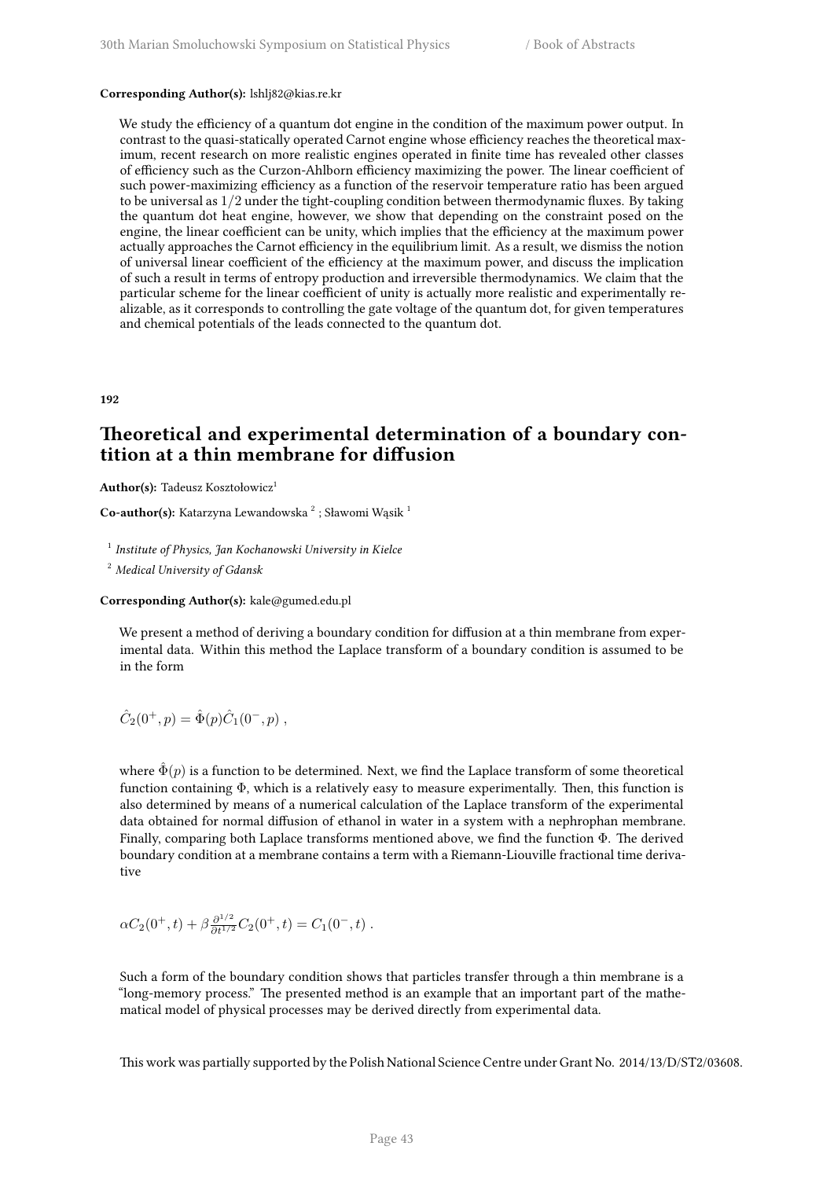**Corresponding Author(s):** lshlj82@kias.re.kr

We study the efficiency of a quantum dot engine in the condition of the maximum power output. In contrast to the quasi-statically operated Carnot engine whose efficiency reaches the theoretical maximum, recent research on more realistic engines operated in finite time has revealed other classes of efficiency such as the Curzon-Ahlborn efficiency maximizing the power. The linear coefficient of such power-maximizing efficiency as a function of the reservoir temperature ratio has been argued to be universal as $1/2$ under the tight-coupling condition between thermodynamic fluxes. By taking the quantum dot heat engine, however, we show that depending on the constraint posed on the engine, the linear coefficient can be unity, which implies that the efficiency at the maximum power actually approaches the Carnot efficiency in the equilibrium limit. As a result, we dismiss the notion of universal linear coefficient of the efficiency at the maximum power, and discuss the implication of such a result in terms of entropy production and irreversible thermodynamics. We claim that the particular scheme for the linear coefficient of unity is actually more realistic and experimentally realizable, as it corresponds to controlling the gate voltage of the quantum dot, for given temperatures and chemical potentials of the leads connected to the quantum dot.

**192**

## Theoretical and experimental determination of a boundary contition at a thin membrane for diffusion

**Author(s):** Tadeusz Kosztołowicz[1]

**Co-author(s):** Katarzyna Lewandowska [2] ; Sławomi Wąsik [1]

[1] *Institute of Physics, Jan Kochanowski University in Kielce*

[2] *Medical University of Gdansk*

**Corresponding Author(s):** kale@gumed.edu.pl

We present a method of deriving a boundary condition for diffusion at a thin membrane from experimental data. Within this method the Laplace transform of a boundary condition is assumed to be in the form

$$\hat{C}_2(0^+,p) = \hat{\Phi}(p)\hat{C}_1(0^-,p)\ ,$$

where $\hat{\Phi}(p)$ is a function to be determined. Next, we find the Laplace transform of some theoretical function containing $\Phi$, which is a relatively easy to measure experimentally. Then, this function is also determined by means of a numerical calculation of the Laplace transform of the experimental data obtained for normal diffusion of ethanol in water in a system with a nephrophan membrane. Finally, comparing both Laplace transforms mentioned above, we find the function $\Phi$. The derived boundary condition at a membrane contains a term with a Riemann-Liouville fractional time derivative

$$\alpha C_2(0^+,t) + \beta \frac{\partial^{1/2}}{\partial t^{1/2}} C_2(0^+,t) = C_1(0^-,t)\ .$$

Such a form of the boundary condition shows that particles transfer through a thin membrane is a "long-memory process." The presented method is an example that an important part of the mathematical model of physical processes may be derived directly from experimental data.

This work was partially supported by the Polish National Science Centre under Grant No. 2014/13/D/ST2/03608.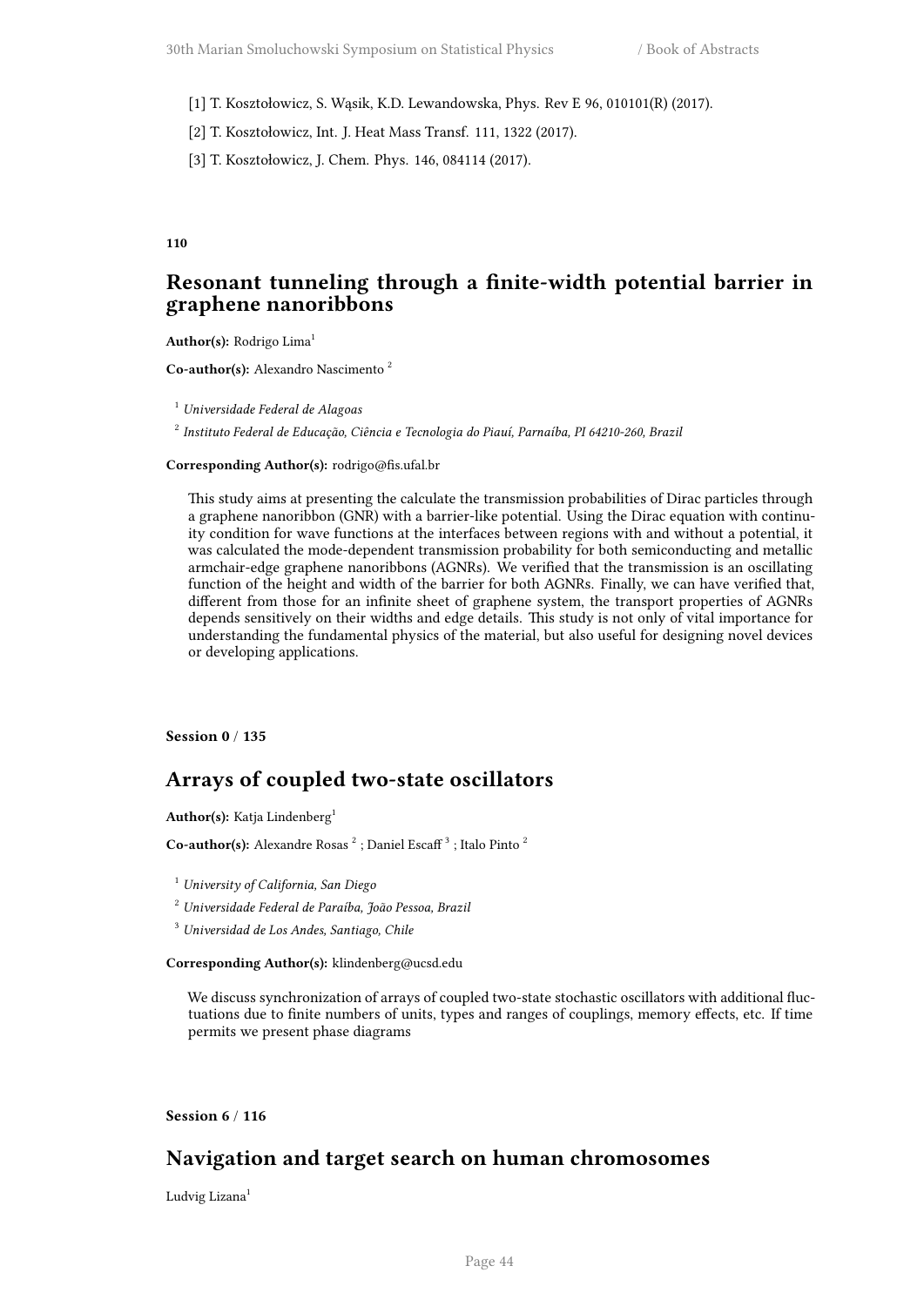[1] T. Kosztołowicz, S. Wąsik, K.D. Lewandowska, Phys. Rev E 96, 010101(R) (2017).

[2] T. Kosztołowicz, Int. J. Heat Mass Transf. 111, 1322 (2017).

[3] T. Kosztołowicz, J. Chem. Phys. 146, 084114 (2017).

**110**

## Resonant tunneling through a finite-width potential barrier in graphene nanoribbons

**Author(s):** Rodrigo Lima[1]

**Co-author(s):** Alexandro Nascimento [2]

[1] *Universidade Federal de Alagoas*

[2] *Instituto Federal de Educação, Ciência e Tecnologia do Piauí, Parnaíba, PI 64210-260, Brazil*

**Corresponding Author(s):** rodrigo@fis.ufal.br

This study aims at presenting the calculate the transmission probabilities of Dirac particles through a graphene nanoribbon (GNR) with a barrier-like potential. Using the Dirac equation with continuity condition for wave functions at the interfaces between regions with and without a potential, it was calculated the mode-dependent transmission probability for both semiconducting and metallic armchair-edge graphene nanoribbons (AGNRs). We verified that the transmission is an oscillating function of the height and width of the barrier for both AGNRs. Finally, we can have verified that, different from those for an infinite sheet of graphene system, the transport properties of AGNRs depends sensitively on their widths and edge details. This study is not only of vital importance for understanding the fundamental physics of the material, but also useful for designing novel devices or developing applications.

**Session 0 / 135**

## Arrays of coupled two-state oscillators

**Author(s):** Katja Lindenberg[1]

**Co-author(s):** Alexandre Rosas [2] ; Daniel Escaff [3] ; Italo Pinto [2]

[1] *University of California, San Diego*

[2] *Universidade Federal de Paraíba, João Pessoa, Brazil*

[3] *Universidad de Los Andes, Santiago, Chile*

**Corresponding Author(s):** klindenberg@ucsd.edu

We discuss synchronization of arrays of coupled two-state stochastic oscillators with additional fluctuations due to finite numbers of units, types and ranges of couplings, memory effects, etc. If time permits we present phase diagrams

**Session 6 / 116**

## Navigation and target search on human chromosomes

Ludvig Lizana[1]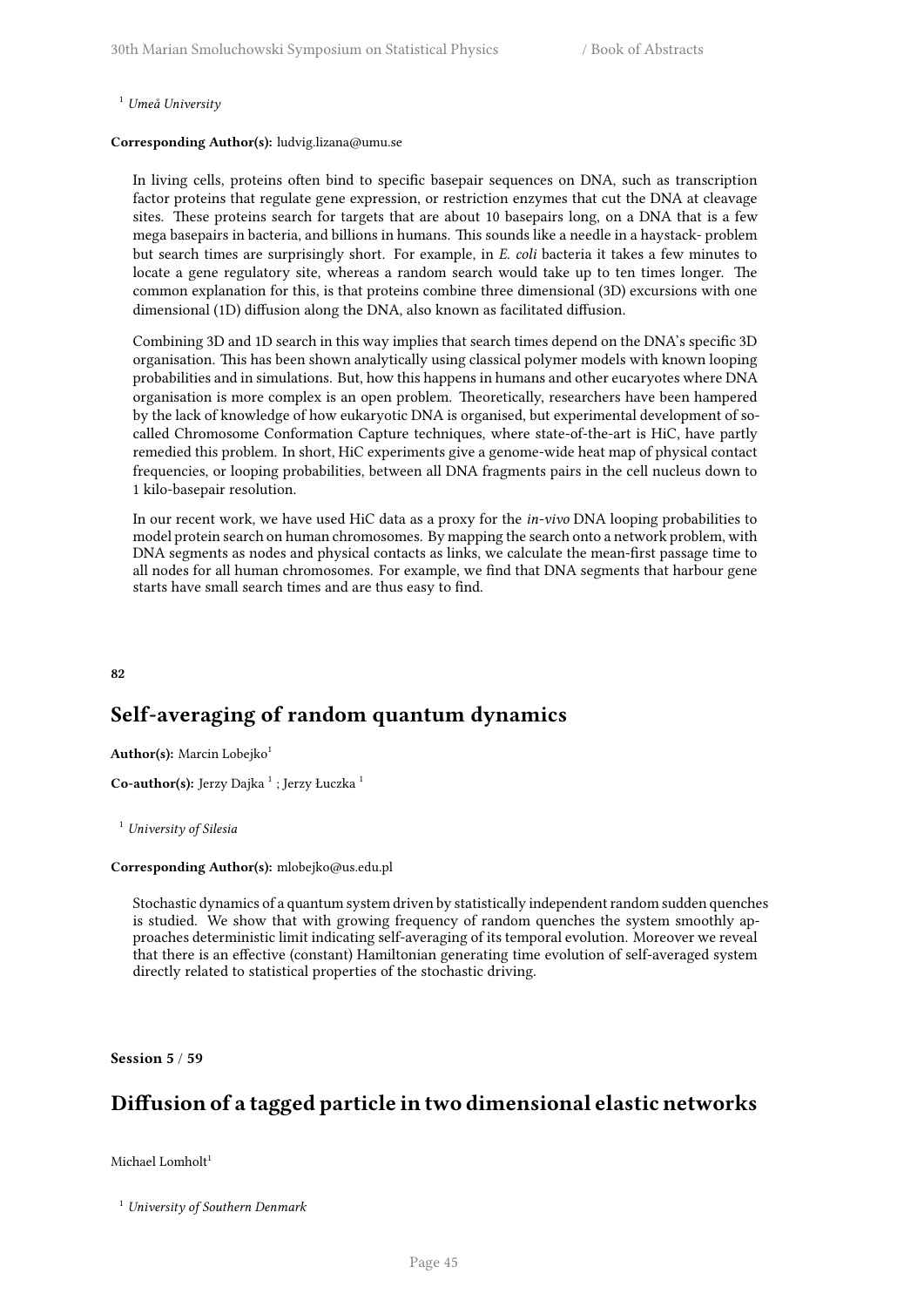[1] *Umeå University*

**Corresponding Author(s):** ludvig.lizana@umu.se

In living cells, proteins often bind to specific basepair sequences on DNA, such as transcription factor proteins that regulate gene expression, or restriction enzymes that cut the DNA at cleavage sites. These proteins search for targets that are about 10 basepairs long, on a DNA that is a few mega basepairs in bacteria, and billions in humans. This sounds like a needle in a haystack- problem but search times are surprisingly short. For example, in *E. coli* bacteria it takes a few minutes to locate a gene regulatory site, whereas a random search would take up to ten times longer. The common explanation for this, is that proteins combine three dimensional (3D) excursions with one dimensional (1D) diffusion along the DNA, also known as facilitated diffusion.

Combining 3D and 1D search in this way implies that search times depend on the DNA's specific 3D organisation. This has been shown analytically using classical polymer models with known looping probabilities and in simulations. But, how this happens in humans and other eucaryotes where DNA organisation is more complex is an open problem. Theoretically, researchers have been hampered by the lack of knowledge of how eukaryotic DNA is organised, but experimental development of so-called Chromosome Conformation Capture techniques, where state-of-the-art is HiC, have partly remedied this problem. In short, HiC experiments give a genome-wide heat map of physical contact frequencies, or looping probabilities, between all DNA fragments pairs in the cell nucleus down to 1 kilo-basepair resolution.

In our recent work, we have used HiC data as a proxy for the *in-vivo* DNA looping probabilities to model protein search on human chromosomes. By mapping the search onto a network problem, with DNA segments as nodes and physical contacts as links, we calculate the mean-first passage time to all nodes for all human chromosomes. For example, we find that DNA segments that harbour gene starts have small search times and are thus easy to find.

**82**

## Self-averaging of random quantum dynamics

**Author(s):** Marcin Lobejko[1]

**Co-author(s):** Jerzy Dajka [1] ; Jerzy Łuczka [1]

[1] *University of Silesia*

**Corresponding Author(s):** mlobejko@us.edu.pl

Stochastic dynamics of a quantum system driven by statistically independent random sudden quenches is studied. We show that with growing frequency of random quenches the system smoothly approaches deterministic limit indicating self-averaging of its temporal evolution. Moreover we reveal that there is an effective (constant) Hamiltonian generating time evolution of self-averaged system directly related to statistical properties of the stochastic driving.

**Session 5 / 59**

## Diffusion of a tagged particle in two dimensional elastic networks

Michael Lomholt[1]

[1] *University of Southern Denmark*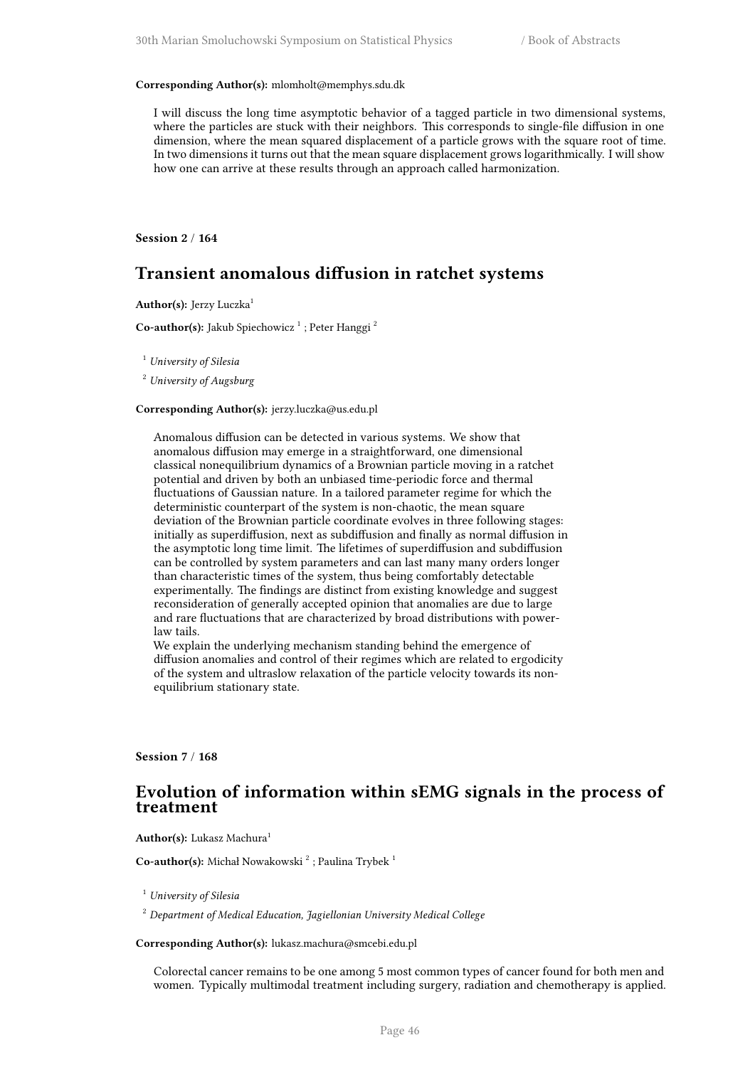**Corresponding Author(s):** mlomholt@memphys.sdu.dk

I will discuss the long time asymptotic behavior of a tagged particle in two dimensional systems, where the particles are stuck with their neighbors. This corresponds to single-file diffusion in one dimension, where the mean squared displacement of a particle grows with the square root of time. In two dimensions it turns out that the mean square displacement grows logarithmically. I will show how one can arrive at these results through an approach called harmonization.

**Session 2 / 164**

## Transient anomalous diffusion in ratchet systems

**Author(s):** Jerzy Luczka[1]

**Co-author(s):** Jakub Spiechowicz [1] ; Peter Hanggi [2]

[1] *University of Silesia*

[2] *University of Augsburg*

**Corresponding Author(s):** jerzy.luczka@us.edu.pl

Anomalous diffusion can be detected in various systems. We show that anomalous diffusion may emerge in a straightforward, one dimensional classical nonequilibrium dynamics of a Brownian particle moving in a ratchet potential and driven by both an unbiased time-periodic force and thermal fluctuations of Gaussian nature. In a tailored parameter regime for which the deterministic counterpart of the system is non-chaotic, the mean square deviation of the Brownian particle coordinate evolves in three following stages: initially as superdiffusion, next as subdiffusion and finally as normal diffusion in the asymptotic long time limit. The lifetimes of superdiffusion and subdiffusion can be controlled by system parameters and can last many many orders longer than characteristic times of the system, thus being comfortably detectable experimentally. The findings are distinct from existing knowledge and suggest reconsideration of generally accepted opinion that anomalies are due to large and rare fluctuations that are characterized by broad distributions with power-law tails.
We explain the underlying mechanism standing behind the emergence of diffusion anomalies and control of their regimes which are related to ergodicity of the system and ultraslow relaxation of the particle velocity towards its non-equilibrium stationary state.

**Session 7 / 168**

## Evolution of information within sEMG signals in the process of treatment

**Author(s):** Lukasz Machura[1]

**Co-author(s):** Michał Nowakowski [2] ; Paulina Trybek [1]

[1] *University of Silesia*

[2] *Department of Medical Education, Jagiellonian University Medical College*

**Corresponding Author(s):** lukasz.machura@smcebi.edu.pl

Colorectal cancer remains to be one among 5 most common types of cancer found for both men and women. Typically multimodal treatment including surgery, radiation and chemotherapy is applied.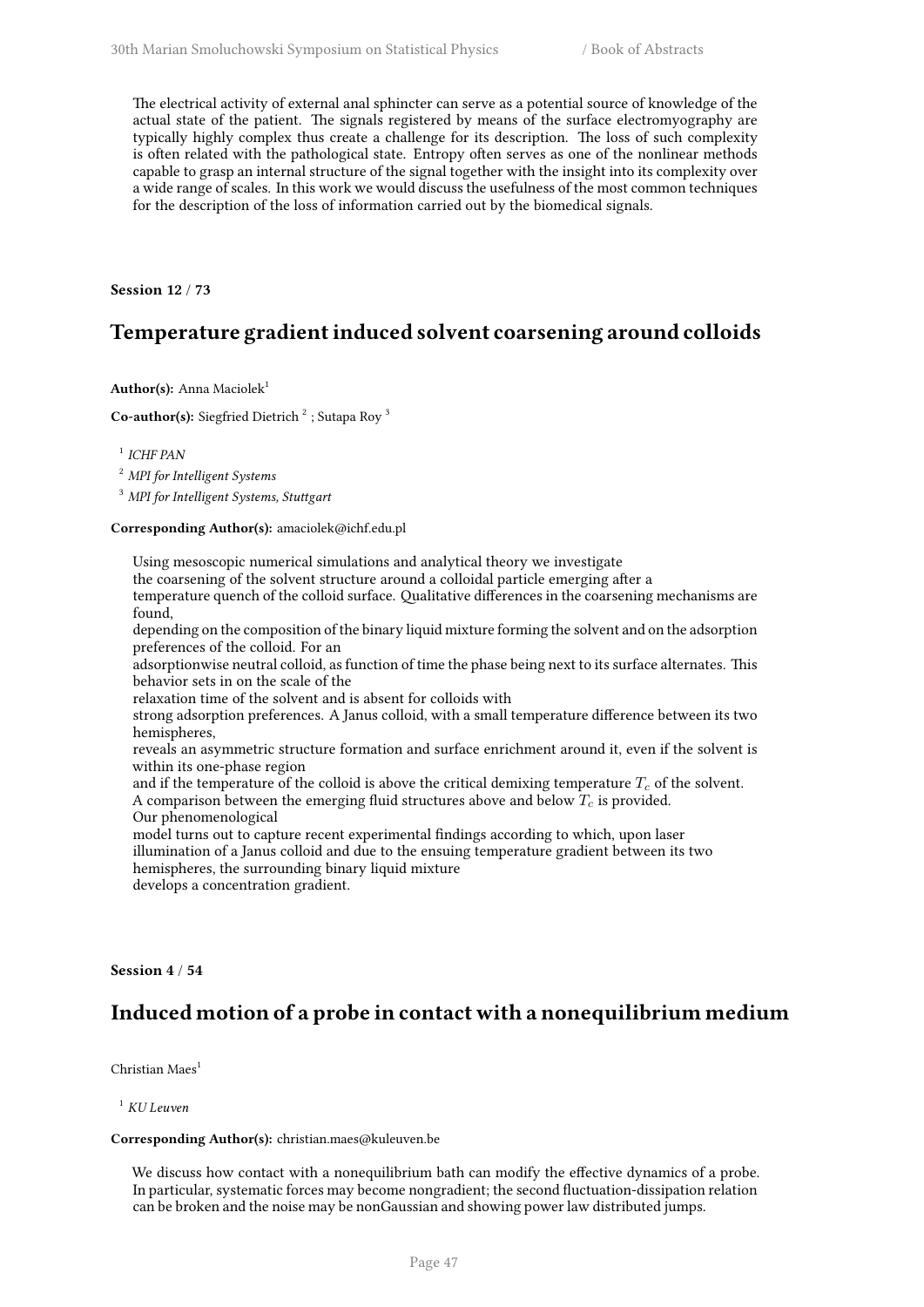The electrical activity of external anal sphincter can serve as a potential source of knowledge of the actual state of the patient. The signals registered by means of the surface electromyography are typically highly complex thus create a challenge for its description. The loss of such complexity is often related with the pathological state. Entropy often serves as one of the nonlinear methods capable to grasp an internal structure of the signal together with the insight into its complexity over a wide range of scales. In this work we would discuss the usefulness of the most common techniques for the description of the loss of information carried out by the biomedical signals.

**Session 12 / 73**

## Temperature gradient induced solvent coarsening around colloids

**Author(s):** Anna Maciolek[1]

**Co-author(s):** Siegfried Dietrich [2] ; Sutapa Roy [3]

[1] *ICHF PAN*

[2] *MPI for Intelligent Systems*

[3] *MPI for Intelligent Systems, Stuttgart*

**Corresponding Author(s):** amaciolek@ichf.edu.pl

Using mesoscopic numerical simulations and analytical theory we investigate
the coarsening of the solvent structure around a colloidal particle emerging after a
temperature quench of the colloid surface. Qualitative differences in the coarsening mechanisms are found,
depending on the composition of the binary liquid mixture forming the solvent and on the adsorption preferences of the colloid. For an
adsorptionwise neutral colloid, as function of time the phase being next to its surface alternates. This behavior sets in on the scale of the
relaxation time of the solvent and is absent for colloids with
strong adsorption preferences. A Janus colloid, with a small temperature difference between its two hemispheres,
reveals an asymmetric structure formation and surface enrichment around it, even if the solvent is within its one-phase region
and if the temperature of the colloid is above the critical demixing temperature $T_c$ of the solvent.
A comparison between the emerging fluid structures above and below $T_c$ is provided.
Our phenomenological
model turns out to capture recent experimental findings according to which, upon laser
illumination of a Janus colloid and due to the ensuing temperature gradient between its two hemispheres, the surrounding binary liquid mixture
develops a concentration gradient.

**Session 4 / 54**

## Induced motion of a probe in contact with a nonequilibrium medium

Christian Maes[1]

[1] *KU Leuven*

**Corresponding Author(s):** christian.maes@kuleuven.be

We discuss how contact with a nonequilibrium bath can modify the effective dynamics of a probe. In particular, systematic forces may become nongradient; the second fluctuation-dissipation relation can be broken and the noise may be nonGaussian and showing power law distributed jumps.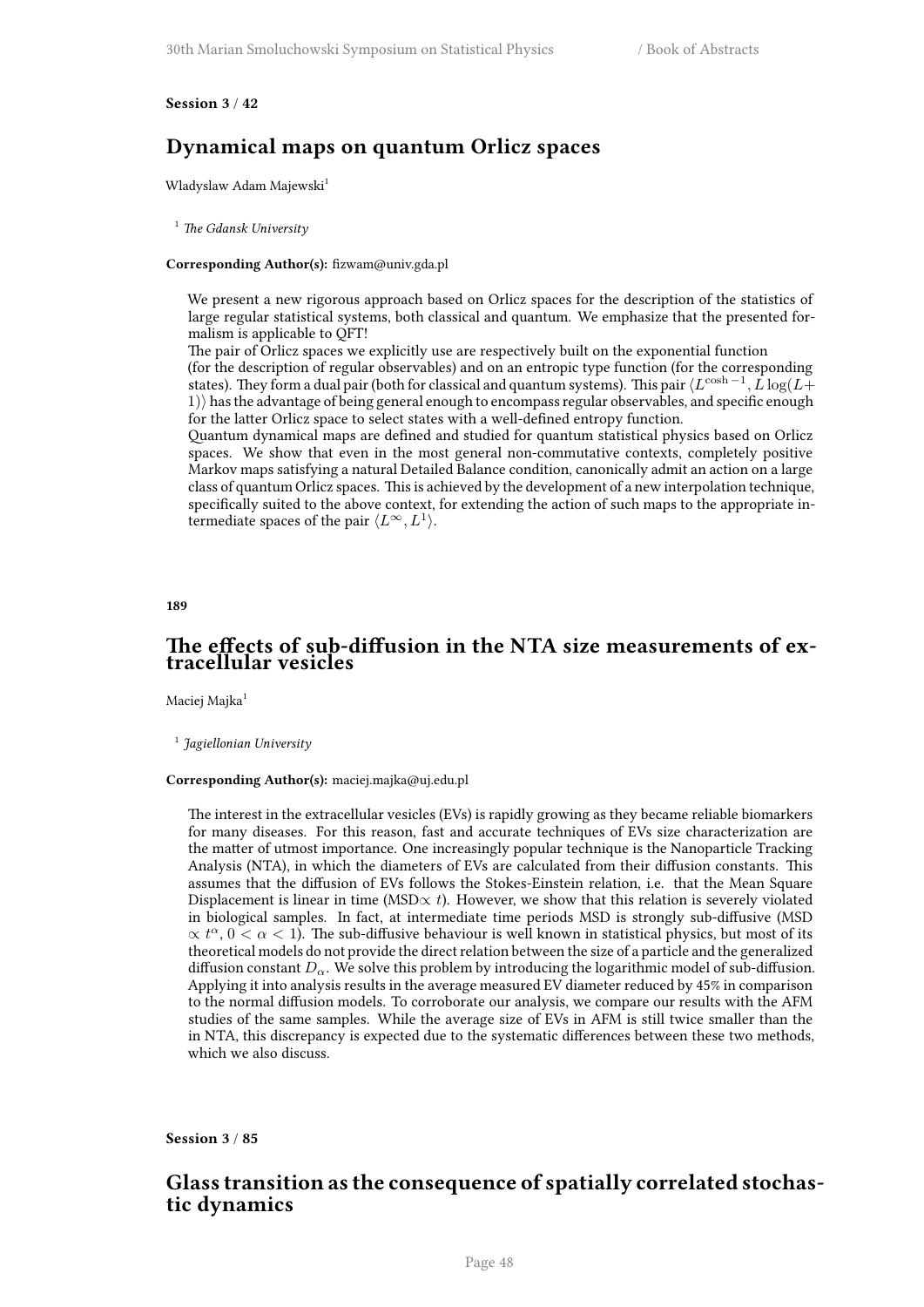**Session 3 / 42**

## Dynamical maps on quantum Orlicz spaces

Wladyslaw Adam Majewski[1]

[1] *The Gdansk University*

**Corresponding Author(s):** fizwam@univ.gda.pl

We present a new rigorous approach based on Orlicz spaces for the description of the statistics of large regular statistical systems, both classical and quantum. We emphasize that the presented formalism is applicable to QFT!
The pair of Orlicz spaces we explicitly use are respectively built on the exponential function (for the description of regular observables) and on an entropic type function (for the corresponding states). They form a dual pair (both for classical and quantum systems). This pair $\langle L^{\cosh -1}, L\log(L+1)\rangle$ has the advantage of being general enough to encompass regular observables, and specific enough for the latter Orlicz space to select states with a well-defined entropy function.
Quantum dynamical maps are defined and studied for quantum statistical physics based on Orlicz spaces. We show that even in the most general non-commutative contexts, completely positive Markov maps satisfying a natural Detailed Balance condition, canonically admit an action on a large class of quantum Orlicz spaces. This is achieved by the development of a new interpolation technique, specifically suited to the above context, for extending the action of such maps to the appropriate intermediate spaces of the pair $\langle L^{\infty}, L^{1}\rangle$.

**189**

## The effects of sub-diffusion in the NTA size measurements of extracellular vesicles

Maciej Majka[1]

[1] *Jagiellonian University*

**Corresponding Author(s):** maciej.majka@uj.edu.pl

The interest in the extracellular vesicles (EVs) is rapidly growing as they became reliable biomarkers for many diseases. For this reason, fast and accurate techniques of EVs size characterization are the matter of utmost importance. One increasingly popular technique is the Nanoparticle Tracking Analysis (NTA), in which the diameters of EVs are calculated from their diffusion constants. This assumes that the diffusion of EVs follows the Stokes-Einstein relation, i.e. that the Mean Square Displacement is linear in time (MSD$\propto t$). However, we show that this relation is severely violated in biological samples. In fact, at intermediate time periods MSD is strongly sub-diffusive (MSD $\propto t^{\alpha}$, $0<\alpha<1$). The sub-diffusive behaviour is well known in statistical physics, but most of its theoretical models do not provide the direct relation between the size of a particle and the generalized diffusion constant $D_{\alpha}$. We solve this problem by introducing the logarithmic model of sub-diffusion. Applying it into analysis results in the average measured EV diameter reduced by 45% in comparison to the normal diffusion models. To corroborate our analysis, we compare our results with the AFM studies of the same samples. While the average size of EVs in AFM is still twice smaller than the in NTA, this discrepancy is expected due to the systematic differences between these two methods, which we also discuss.

**Session 3 / 85**

## Glass transition as the consequence of spatially correlated stochastic dynamics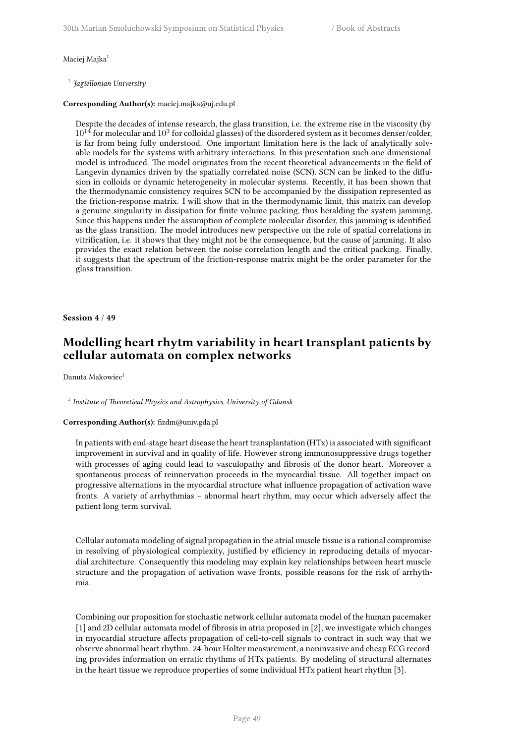Maciej Majka[1]

[1] *Jagiellonian University*

**Corresponding Author(s):** maciej.majka@uj.edu.pl

Despite the decades of intense research, the glass transition, i.e. the extreme rise in the viscosity (by $10^{14}$ for molecular and $10^3$ for colloidal glasses) of the disordered system as it becomes denser/colder, is far from being fully understood. One important limitation here is the lack of analytically solvable models for the systems with arbitrary interactions. In this presentation such one-dimensional model is introduced. The model originates from the recent theoretical advancements in the field of Langevin dynamics driven by the spatially correlated noise (SCN). SCN can be linked to the diffusion in colloids or dynamic heterogeneity in molecular systems. Recently, it has been shown that the thermodynamic consistency requires SCN to be accompanied by the dissipation represented as the friction-response matrix. I will show that in the thermodynamic limit, this matrix can develop a genuine singularity in dissipation for finite volume packing, thus heralding the system jamming. Since this happens under the assumption of complete molecular disorder, this jamming is identified as the glass transition. The model introduces new perspective on the role of spatial correlations in vitrification, i.e. it shows that they might not be the consequence, but the cause of jamming. It also provides the exact relation between the noise correlation length and the critical packing. Finally, it suggests that the spectrum of the friction-response matrix might be the order parameter for the glass transition.

**Session 4 / 49**

## Modelling heart rhytm variability in heart transplant patients by cellular automata on complex networks

Danuta Makowiec[1]

[1] *Institute of Theoretical Physics and Astrophysics, University of Gdansk*

**Corresponding Author(s):** fizdm@univ.gda.pl

In patients with end-stage heart disease the heart transplantation (HTx) is associated with significant improvement in survival and in quality of life. However strong immunosuppressive drugs together with processes of aging could lead to vasculopathy and fibrosis of the donor heart. Moreover a spontaneous process of reinnervation proceeds in the myocardial tissue. All together impact on progressive alternations in the myocardial structure what influence propagation of activation wave fronts. A variety of arrhythmias – abnormal heart rhythm, may occur which adversely affect the patient long term survival.

Cellular automata modeling of signal propagation in the atrial muscle tissue is a rational compromise in resolving of physiological complexity, justified by efficiency in reproducing details of myocardial architecture. Consequently this modeling may explain key relationships between heart muscle structure and the propagation of activation wave fronts, possible reasons for the risk of arrhythmia.

Combining our proposition for stochastic network cellular automata model of the human pacemaker [1] and 2D cellular automata model of fibrosis in atria proposed in [2], we investigate which changes in myocardial structure affects propagation of cell-to-cell signals to contract in such way that we observe abnormal heart rhythm. 24-hour Holter measurement, a noninvasive and cheap ECG recording provides information on erratic rhythms of HTx patients. By modeling of structural alternates in the heart tissue we reproduce properties of some individual HTx patient heart rhythm [3].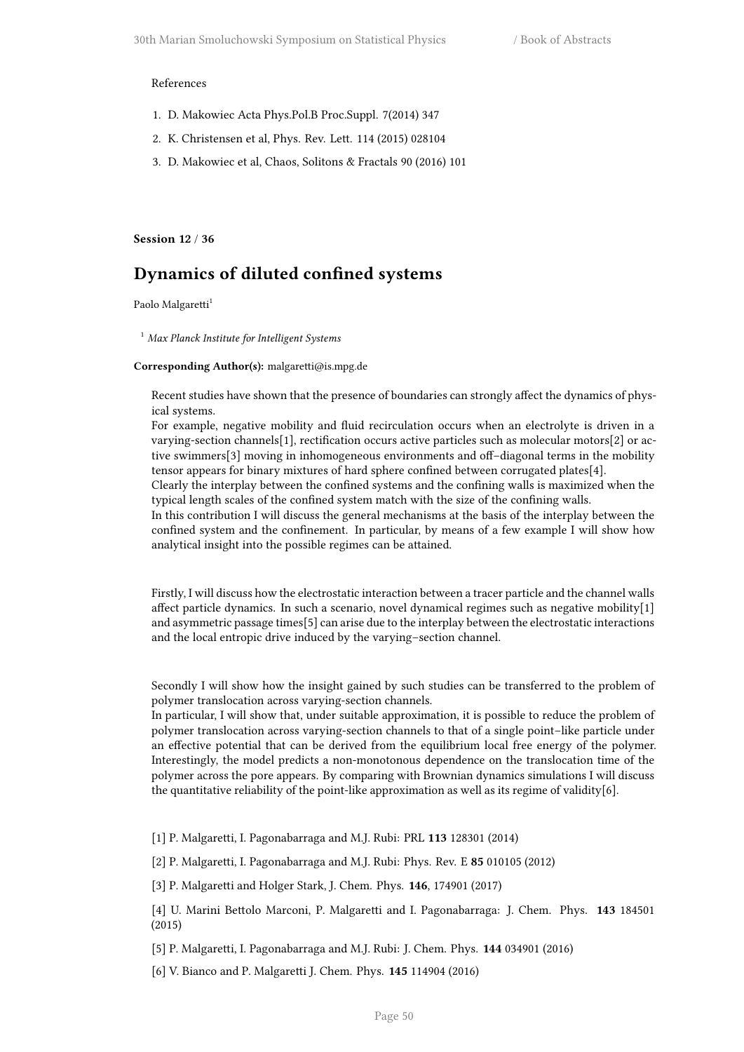References

1. D. Makowiec Acta Phys.Pol.B Proc.Suppl. 7(2014) 347
2. K. Christensen et al, Phys. Rev. Lett. 114 (2015) 028104
3. D. Makowiec et al, Chaos, Solitons & Fractals 90 (2016) 101

**Session 12 / 36**

## Dynamics of diluted confined systems

Paolo Malgaretti[1]

[1] *Max Planck Institute for Intelligent Systems*

**Corresponding Author(s):** malgaretti@is.mpg.de

Recent studies have shown that the presence of boundaries can strongly affect the dynamics of physical systems.
For example, negative mobility and fluid recirculation occurs when an electrolyte is driven in a varying-section channels[1], rectification occurs active particles such as molecular motors[2] or active swimmers[3] moving in inhomogeneous environments and off–diagonal terms in the mobility tensor appears for binary mixtures of hard sphere confined between corrugated plates[4].
Clearly the interplay between the confined systems and the confining walls is maximized when the typical length scales of the confined system match with the size of the confining walls.
In this contribution I will discuss the general mechanisms at the basis of the interplay between the confined system and the confinement. In particular, by means of a few example I will show how analytical insight into the possible regimes can be attained.

Firstly, I will discuss how the electrostatic interaction between a tracer particle and the channel walls affect particle dynamics. In such a scenario, novel dynamical regimes such as negative mobility[1] and asymmetric passage times[5] can arise due to the interplay between the electrostatic interactions and the local entropic drive induced by the varying–section channel.

Secondly I will show how the insight gained by such studies can be transferred to the problem of polymer translocation across varying-section channels.
In particular, I will show that, under suitable approximation, it is possible to reduce the problem of polymer translocation across varying-section channels to that of a single point–like particle under an effective potential that can be derived from the equilibrium local free energy of the polymer. Interestingly, the model predicts a non-monotonous dependence on the translocation time of the polymer across the pore appears. By comparing with Brownian dynamics simulations I will discuss the quantitative reliability of the point-like approximation as well as its regime of validity[6].

[1] P. Malgaretti, I. Pagonabarraga and M.J. Rubi: PRL **113** 128301 (2014)

[2] P. Malgaretti, I. Pagonabarraga and M.J. Rubi: Phys. Rev. E **85** 010105 (2012)

[3] P. Malgaretti and Holger Stark, J. Chem. Phys. **146**, 174901 (2017)

[4] U. Marini Bettolo Marconi, P. Malgaretti and I. Pagonabarraga: J. Chem. Phys. **143** 184501 (2015)

[5] P. Malgaretti, I. Pagonabarraga and M.J. Rubi: J. Chem. Phys. **144** 034901 (2016)

[6] V. Bianco and P. Malgaretti J. Chem. Phys. **145** 114904 (2016)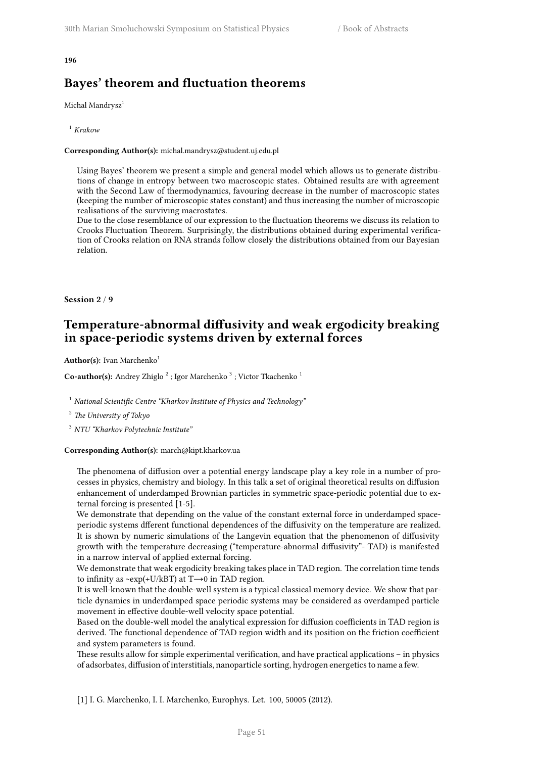**196**

## Bayes' theorem and fluctuation theorems

Michal Mandrysz[1]

[1] *Krakow*

**Corresponding Author(s):** michal.mandrysz@student.uj.edu.pl

Using Bayes' theorem we present a simple and general model which allows us to generate distributions of change in entropy between two macroscopic states. Obtained results are with agreement with the Second Law of thermodynamics, favouring decrease in the number of macroscopic states (keeping the number of microscopic states constant) and thus increasing the number of microscopic realisations of the surviving macrostates.
Due to the close resemblance of our expression to the fluctuation theorems we discuss its relation to Crooks Fluctuation Theorem. Surprisingly, the distributions obtained during experimental verification of Crooks relation on RNA strands follow closely the distributions obtained from our Bayesian relation.

**Session 2 / 9**

## Temperature-abnormal diffusivity and weak ergodicity breaking in space-periodic systems driven by external forces

**Author(s):** Ivan Marchenko[1]

**Co-author(s):** Andrey Zhiglo [2] ; Igor Marchenko [3] ; Victor Tkachenko [1]

[1] *National Scientific Centre "Kharkov Institute of Physics and Technology"*

[2] *The University of Tokyo*

[3] *NTU "Kharkov Polytechnic Institute"*

**Corresponding Author(s):** march@kipt.kharkov.ua

The phenomena of diffusion over a potential energy landscape play a key role in a number of processes in physics, chemistry and biology. In this talk a set of original theoretical results on diffusion enhancement of underdamped Brownian particles in symmetric space-periodic potential due to external forcing is presented [1-5].
We demonstrate that depending on the value of the constant external force in underdamped space-periodic systems dfferent functional dependences of the diffusivity on the temperature are realized. It is shown by numeric simulations of the Langevin equation that the phenomenon of diffusivity growth with the temperature decreasing ("temperature-abnormal diffusivity"- TAD) is manifested in a narrow interval of applied external forcing.
We demonstrate that weak ergodicity breaking takes place in TAD region. The correlation time tends to infinity as $\sim\exp(+U/kBT)$ at $T\rightarrow 0$ in TAD region.
It is well-known that the double-well system is a typical classical memory device. We show that particle dynamics in underdamped space periodic systems may be considered as overdamped particle movement in effective double-well velocity space potential.
Based on the double-well model the analytical expression for diffusion coefficients in TAD region is derived. The functional dependence of TAD region width and its position on the friction coefficient and system parameters is found.
These results allow for simple experimental verification, and have practical applications – in physics of adsorbates, diffusion of interstitials, nanoparticle sorting, hydrogen energetics to name a few.

[1] I. G. Marchenko, I. I. Marchenko, Europhys. Let. 100, 50005 (2012).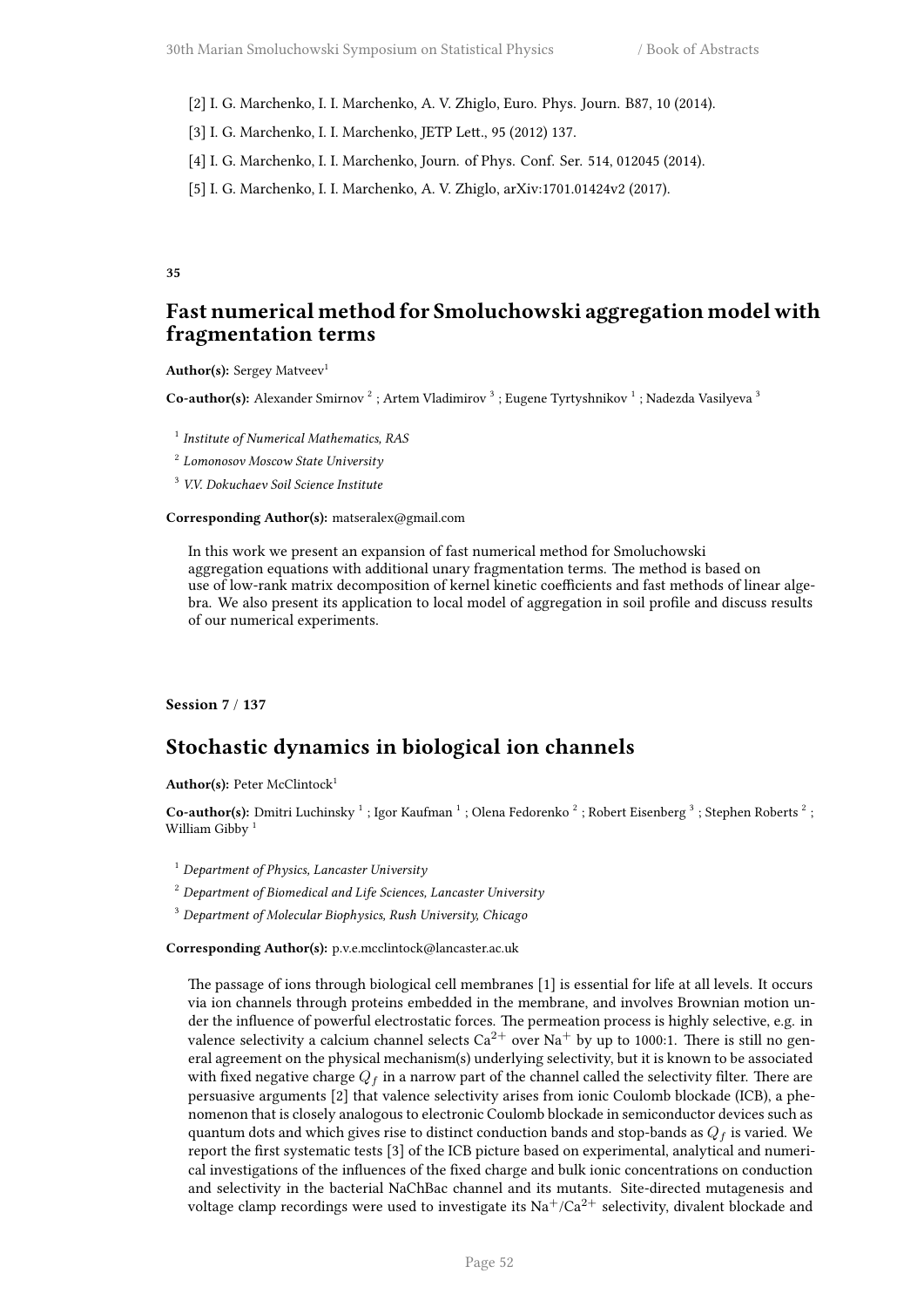[2] I. G. Marchenko, I. I. Marchenko, A. V. Zhiglo, Euro. Phys. Journ. B87, 10 (2014).

[3] I. G. Marchenko, I. I. Marchenko, JETP Lett., 95 (2012) 137.

[4] I. G. Marchenko, I. I. Marchenko, Journ. of Phys. Conf. Ser. 514, 012045 (2014).

[5] I. G. Marchenko, I. I. Marchenko, A. V. Zhiglo, arXiv:1701.01424v2 (2017).

**35**

## Fast numerical method for Smoluchowski aggregation model with fragmentation terms

**Author(s):** Sergey Matveev[1]

**Co-author(s):** Alexander Smirnov [2] ; Artem Vladimirov [3] ; Eugene Tyrtyshnikov [1] ; Nadezda Vasilyeva [3]

[1] *Institute of Numerical Mathematics, RAS*

[2] *Lomonosov Moscow State University*

[3] *V.V. Dokuchaev Soil Science Institute*

**Corresponding Author(s):** matseralex@gmail.com

In this work we present an expansion of fast numerical method for Smoluchowski aggregation equations with additional unary fragmentation terms. The method is based on use of low-rank matrix decomposition of kernel kinetic coefficients and fast methods of linear algebra. We also present its application to local model of aggregation in soil profile and discuss results of our numerical experiments.

**Session 7 / 137**

## Stochastic dynamics in biological ion channels

**Author(s):** Peter McClintock[1]

**Co-author(s):** Dmitri Luchinsky [1] ; Igor Kaufman [1] ; Olena Fedorenko [2] ; Robert Eisenberg [3] ; Stephen Roberts [2] ; William Gibby [1]

[1] *Department of Physics, Lancaster University*

[2] *Department of Biomedical and Life Sciences, Lancaster University*

[3] *Department of Molecular Biophysics, Rush University, Chicago*

**Corresponding Author(s):** p.v.e.mcclintock@lancaster.ac.uk

The passage of ions through biological cell membranes [1] is essential for life at all levels. It occurs via ion channels through proteins embedded in the membrane, and involves Brownian motion under the influence of powerful electrostatic forces. The permeation process is highly selective, e.g. in valence selectivity a calcium channel selects $Ca^{2+}$ over $Na^{+}$ by up to 1000:1. There is still no general agreement on the physical mechanism(s) underlying selectivity, but it is known to be associated with fixed negative charge $Q_f$ in a narrow part of the channel called the selectivity filter. There are persuasive arguments [2] that valence selectivity arises from ionic Coulomb blockade (ICB), a phenomenon that is closely analogous to electronic Coulomb blockade in semiconductor devices such as quantum dots and which gives rise to distinct conduction bands and stop-bands as $Q_f$ is varied. We report the first systematic tests [3] of the ICB picture based on experimental, analytical and numerical investigations of the influences of the fixed charge and bulk ionic concentrations on conduction and selectivity in the bacterial NaChBac channel and its mutants. Site-directed mutagenesis and voltage clamp recordings were used to investigate its $Na^{+}/Ca^{2+}$ selectivity, divalent blockade and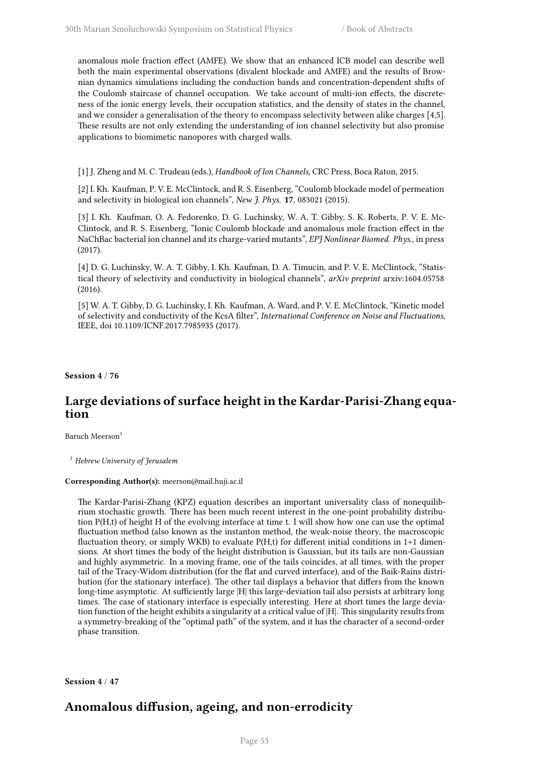anomalous mole fraction effect (AMFE). We show that an enhanced ICB model can describe well both the main experimental observations (divalent blockade and AMFE) and the results of Brownian dynamics simulations including the conduction bands and concentration-dependent shifts of the Coulomb staircase of channel occupation. We take account of multi-ion effects, the discreteness of the ionic energy levels, their occupation statistics, and the density of states in the channel, and we consider a generalisation of the theory to encompass selectivity between alike charges [4,5]. These results are not only extending the understanding of ion channel selectivity but also promise applications to biomimetic nanopores with charged walls.

[1] J. Zheng and M. C. Trudeau (eds.), *Handbook of Ion Channels*, CRC Press, Boca Raton, 2015.

[2] I. Kh. Kaufman, P. V. E. McClintock, and R. S. Eisenberg, "Coulomb blockade model of permeation and selectivity in biological ion channels", *New J. Phys.* **17**, 083021 (2015).

[3] I. Kh. Kaufman, O. A. Fedorenko, D. G. Luchinsky, W. A. T. Gibby, S. K. Roberts, P. V. E. McClintock, and R. S. Eisenberg, "Ionic Coulomb blockade and anomalous mole fraction effect in the NaChBac bacterial ion channel and its charge-varied mutants", *EPJ Nonlinear Biomed. Phys.*, in press (2017).

[4] D. G. Luchinsky, W. A. T. Gibby, I. Kh. Kaufman, D. A. Timucin, and P. V. E. McClintock, "Statistical theory of selectivity and conductivity in biological channels", *arXiv preprint* arxiv:1604.05758 (2016).

[5] W. A. T. Gibby, D. G. Luchinsky, I. Kh. Kaufman, A. Ward, and P. V. E. McClintock, "Kinetic model of selectivity and conductivity of the KcsA filter", *International Conference on Noise and Fluctuations*, IEEE, doi 10.1109/ICNF.2017.7985935 (2017).

**Session 4 / 76**

## Large deviations of surface height in the Kardar-Parisi-Zhang equation

Baruch Meerson[1]

[1] *Hebrew University of Jerusalem*

**Corresponding Author(s):** meerson@mail.huji.ac.il

The Kardar-Parisi-Zhang (KPZ) equation describes an important universality class of nonequilibrium stochastic growth. There has been much recent interest in the one-point probability distribution P(H,t) of height H of the evolving interface at time t. I will show how one can use the optimal fluctuation method (also known as the instanton method, the weak-noise theory, the macroscopic fluctuation theory, or simply WKB) to evaluate P(H,t) for different initial conditions in 1+1 dimensions. At short times the body of the height distribution is Gaussian, but its tails are non-Gaussian and highly asymmetric. In a moving frame, one of the tails coincides, at all times, with the proper tail of the Tracy-Widom distribution (for the flat and curved interface), and of the Baik-Rains distribution (for the stationary interface). The other tail displays a behavior that differs from the known long-time asymptotic. At sufficiently large |H| this large-deviation tail also persists at arbitrary long times. The case of stationary interface is especially interesting. Here at short times the large deviation function of the height exhibits a singularity at a critical value of |H|. This singularity results from a symmetry-breaking of the "optimal path" of the system, and it has the character of a second-order phase transition.

**Session 4 / 47**

## Anomalous diffusion, ageing, and non-errodicity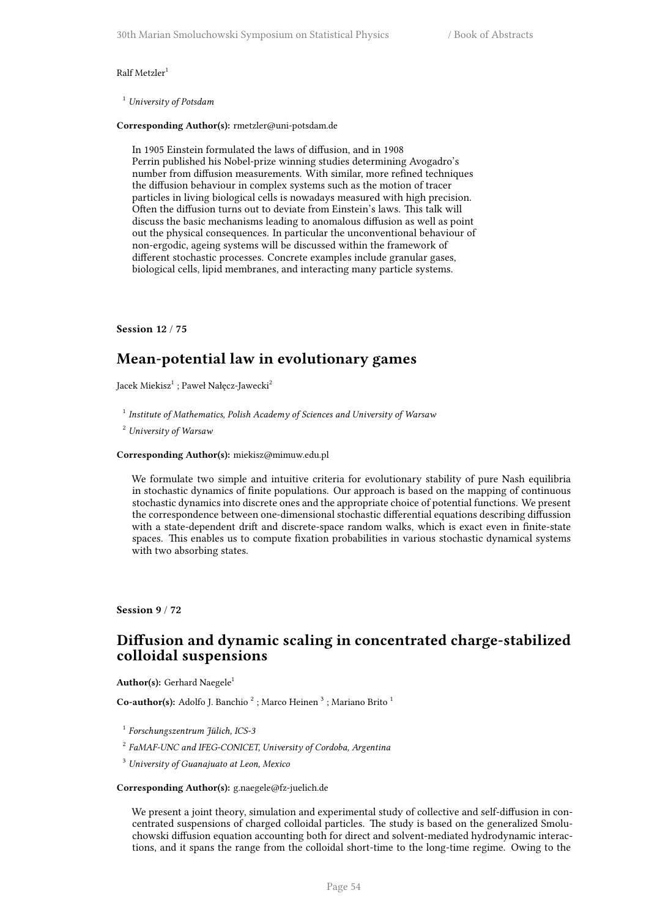Ralf Metzler[1]

[1] *University of Potsdam*

**Corresponding Author(s):** rmetzler@uni-potsdam.de

In 1905 Einstein formulated the laws of diffusion, and in 1908 Perrin published his Nobel-prize winning studies determining Avogadro's number from diffusion measurements. With similar, more refined techniques the diffusion behaviour in complex systems such as the motion of tracer particles in living biological cells is nowadays measured with high precision. Often the diffusion turns out to deviate from Einstein's laws. This talk will discuss the basic mechanisms leading to anomalous diffusion as well as point out the physical consequences. In particular the unconventional behaviour of non-ergodic, ageing systems will be discussed within the framework of different stochastic processes. Concrete examples include granular gases, biological cells, lipid membranes, and interacting many particle systems.

**Session 12** / **75**

## Mean-potential law in evolutionary games

Jacek Miekisz[1] ; Paweł Nałęcz-Jawecki[2]

[1] *Institute of Mathematics, Polish Academy of Sciences and University of Warsaw*

[2] *University of Warsaw*

**Corresponding Author(s):** miekisz@mimuw.edu.pl

We formulate two simple and intuitive criteria for evolutionary stability of pure Nash equilibria in stochastic dynamics of finite populations. Our approach is based on the mapping of continuous stochastic dynamics into discrete ones and the appropriate choice of potential functions. We present the correspondence between one-dimensional stochastic differential equations describing diffussion with a state-dependent drift and discrete-space random walks, which is exact even in finite-state spaces. This enables us to compute fixation probabilities in various stochastic dynamical systems with two absorbing states.

**Session 9** / **72**

## Diffusion and dynamic scaling in concentrated charge-stabilized colloidal suspensions

**Author(s):** Gerhard Naegele[1]

**Co-author(s):** Adolfo J. Banchio [2] ; Marco Heinen [3] ; Mariano Brito [1]

[1] *Forschungszentrum Jülich, ICS-3*

[2] *FaMAF-UNC and IFEG-CONICET, University of Cordoba, Argentina*

[3] *University of Guanajuato at Leon, Mexico*

**Corresponding Author(s):** g.naegele@fz-juelich.de

We present a joint theory, simulation and experimental study of collective and self-diffusion in concentrated suspensions of charged colloidal particles. The study is based on the generalized Smoluchowski diffusion equation accounting both for direct and solvent-mediated hydrodynamic interactions, and it spans the range from the colloidal short-time to the long-time regime. Owing to the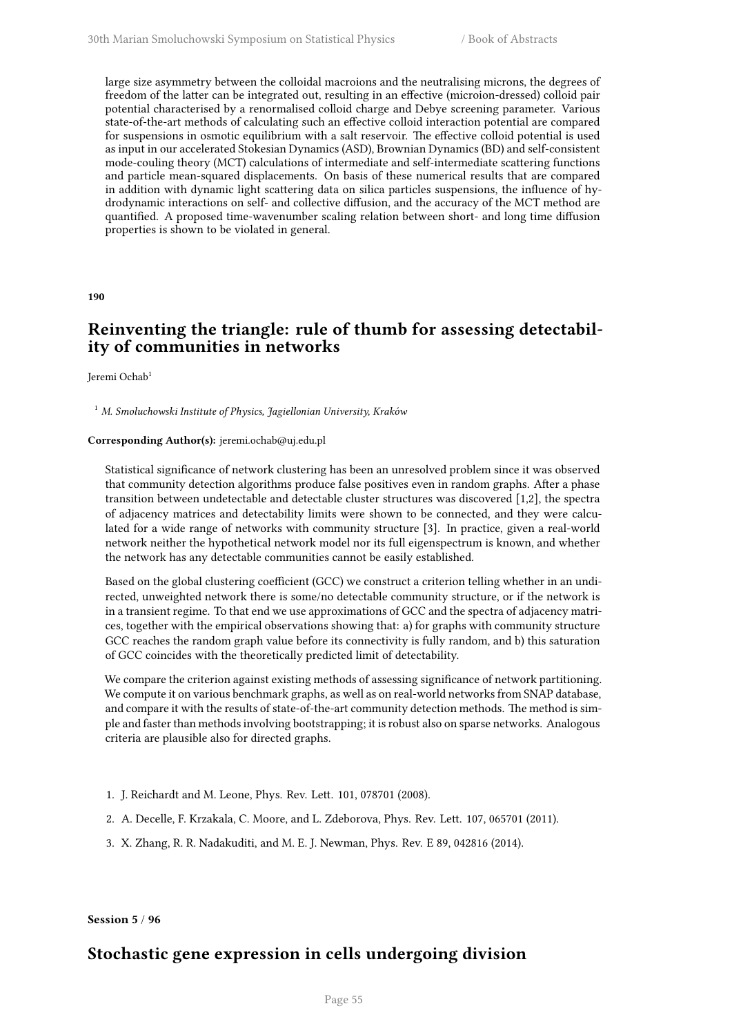large size asymmetry between the colloidal macroions and the neutralising microns, the degrees of freedom of the latter can be integrated out, resulting in an effective (microion-dressed) colloid pair potential characterised by a renormalised colloid charge and Debye screening parameter. Various state-of-the-art methods of calculating such an effective colloid interaction potential are compared for suspensions in osmotic equilibrium with a salt reservoir. The effective colloid potential is used as input in our accelerated Stokesian Dynamics (ASD), Brownian Dynamics (BD) and self-consistent mode-couling theory (MCT) calculations of intermediate and self-intermediate scattering functions and particle mean-squared displacements. On basis of these numerical results that are compared in addition with dynamic light scattering data on silica particles suspensions, the influence of hydrodynamic interactions on self- and collective diffusion, and the accuracy of the MCT method are quantified. A proposed time-wavenumber scaling relation between short- and long time diffusion properties is shown to be violated in general.

**190**

## Reinventing the triangle: rule of thumb for assessing detectability of communities in networks

Jeremi Ochab[1]

[1] *M. Smoluchowski Institute of Physics, Jagiellonian University, Kraków*

**Corresponding Author(s):** jeremi.ochab@uj.edu.pl

Statistical significance of network clustering has been an unresolved problem since it was observed that community detection algorithms produce false positives even in random graphs. After a phase transition between undetectable and detectable cluster structures was discovered [1,2], the spectra of adjacency matrices and detectability limits were shown to be connected, and they were calculated for a wide range of networks with community structure [3]. In practice, given a real-world network neither the hypothetical network model nor its full eigenspectrum is known, and whether the network has any detectable communities cannot be easily established.

Based on the global clustering coefficient (GCC) we construct a criterion telling whether in an undirected, unweighted network there is some/no detectable community structure, or if the network is in a transient regime. To that end we use approximations of GCC and the spectra of adjacency matrices, together with the empirical observations showing that: a) for graphs with community structure GCC reaches the random graph value before its connectivity is fully random, and b) this saturation of GCC coincides with the theoretically predicted limit of detectability.

We compare the criterion against existing methods of assessing significance of network partitioning. We compute it on various benchmark graphs, as well as on real-world networks from SNAP database, and compare it with the results of state-of-the-art community detection methods. The method is simple and faster than methods involving bootstrapping; it is robust also on sparse networks. Analogous criteria are plausible also for directed graphs.

1. J. Reichardt and M. Leone, Phys. Rev. Lett. 101, 078701 (2008).
2. A. Decelle, F. Krzakala, C. Moore, and L. Zdeborova, Phys. Rev. Lett. 107, 065701 (2011).
3. X. Zhang, R. R. Nadakuditi, and M. E. J. Newman, Phys. Rev. E 89, 042816 (2014).

**Session 5 / 96**

## Stochastic gene expression in cells undergoing division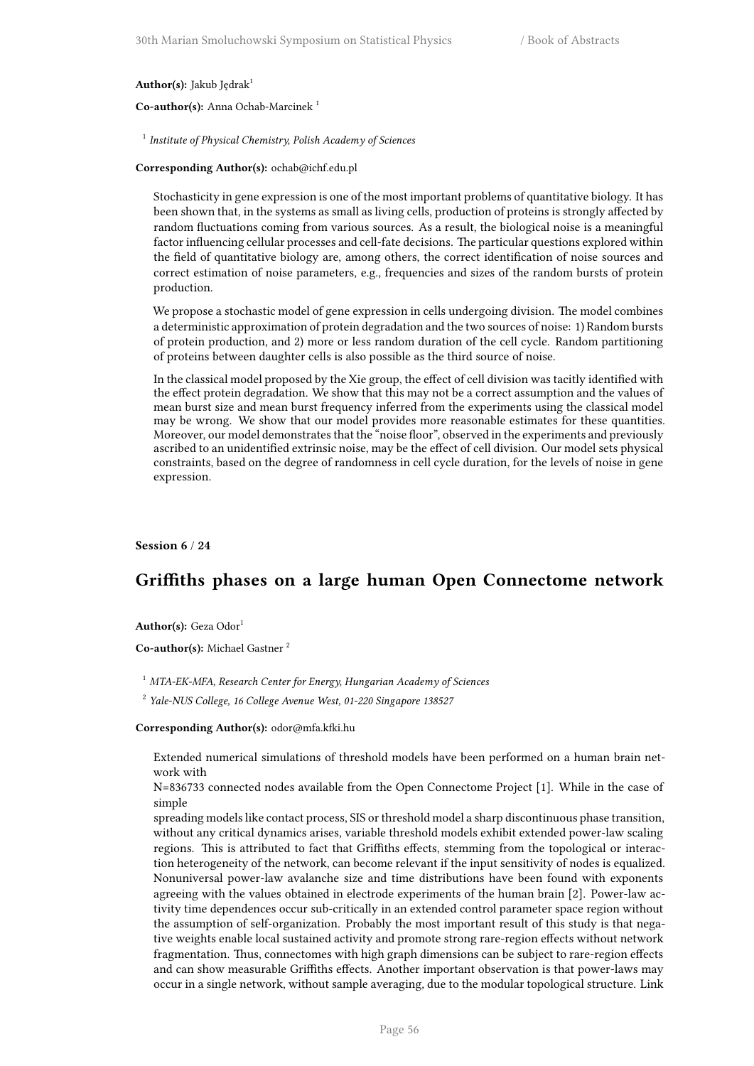**Author(s):** Jakub Jędrak[1]

**Co-author(s):** Anna Ochab-Marcinek [1]

[1] *Institute of Physical Chemistry, Polish Academy of Sciences*

**Corresponding Author(s):** ochab@ichf.edu.pl

Stochasticity in gene expression is one of the most important problems of quantitative biology. It has been shown that, in the systems as small as living cells, production of proteins is strongly affected by random fluctuations coming from various sources. As a result, the biological noise is a meaningful factor influencing cellular processes and cell-fate decisions. The particular questions explored within the field of quantitative biology are, among others, the correct identification of noise sources and correct estimation of noise parameters, e.g., frequencies and sizes of the random bursts of protein production.

We propose a stochastic model of gene expression in cells undergoing division. The model combines a deterministic approximation of protein degradation and the two sources of noise: 1) Random bursts of protein production, and 2) more or less random duration of the cell cycle. Random partitioning of proteins between daughter cells is also possible as the third source of noise.

In the classical model proposed by the Xie group, the effect of cell division was tacitly identified with the effect protein degradation. We show that this may not be a correct assumption and the values of mean burst size and mean burst frequency inferred from the experiments using the classical model may be wrong. We show that our model provides more reasonable estimates for these quantities. Moreover, our model demonstrates that the "noise floor", observed in the experiments and previously ascribed to an unidentified extrinsic noise, may be the effect of cell division. Our model sets physical constraints, based on the degree of randomness in cell cycle duration, for the levels of noise in gene expression.

**Session 6** / **24**

## Griffiths phases on a large human Open Connectome network

**Author(s):** Geza Odor[1]

**Co-author(s):** Michael Gastner [2]

[1] *MTA-EK-MFA, Research Center for Energy, Hungarian Academy of Sciences*

[2] *Yale-NUS College, 16 College Avenue West, 01-220 Singapore 138527*

**Corresponding Author(s):** odor@mfa.kfki.hu

Extended numerical simulations of threshold models have been performed on a human brain network with
N=836733 connected nodes available from the Open Connectome Project [1]. While in the case of simple
spreading models like contact process, SIS or threshold model a sharp discontinuous phase transition, without any critical dynamics arises, variable threshold models exhibit extended power-law scaling regions. This is attributed to fact that Griffiths effects, stemming from the topological or interaction heterogeneity of the network, can become relevant if the input sensitivity of nodes is equalized. Nonuniversal power-law avalanche size and time distributions have been found with exponents agreeing with the values obtained in electrode experiments of the human brain [2]. Power-law activity time dependences occur sub-critically in an extended control parameter space region without the assumption of self-organization. Probably the most important result of this study is that negative weights enable local sustained activity and promote strong rare-region effects without network fragmentation. Thus, connectomes with high graph dimensions can be subject to rare-region effects and can show measurable Griffiths effects. Another important observation is that power-laws may occur in a single network, without sample averaging, due to the modular topological structure. Link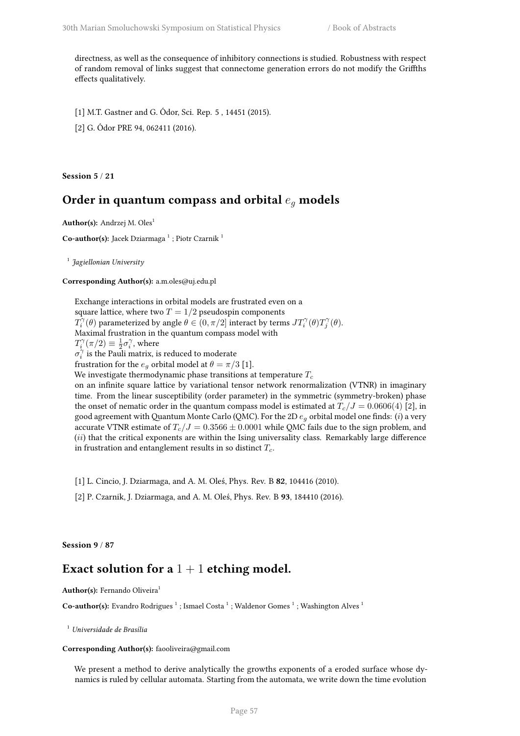directness, as well as the consequence of inhibitory connections is studied. Robustness with respect of random removal of links suggest that connectome generation errors do not modify the Griffths effects qualitatively.

[1] M.T. Gastner and G. Ódor, Sci. Rep. 5 , 14451 (2015).

[2] G. Ódor PRE 94, 062411 (2016).

**Session 5** / **21**

## Order in quantum compass and orbital $e_g$ models

**Author(s):** Andrzej M. Oles[1]

**Co-author(s):** Jacek Dziarmaga [1] ; Piotr Czarnik [1]

[1] *Jagiellonian University*

**Corresponding Author(s):** a.m.oles@uj.edu.pl

Exchange interactions in orbital models are frustrated even on a square lattice, where two $T = 1/2$ pseudospin components $T_i^\gamma(\theta)$ parameterized by angle $\theta \in (0, \pi/2]$ interact by terms $JT_i^\gamma(\theta)T_j^\gamma(\theta)$. Maximal frustration in the quantum compass model with $T_i^\gamma(\pi/2) \equiv \frac{1}{2}\sigma_i^\gamma$, where $\sigma_i^\gamma$ is the Pauli matrix, is reduced to moderate frustration for the $e_g$ orbital model at $\theta = \pi/3$ [1]. We investigate thermodynamic phase transitions at temperature $T_c$ on an infinite square lattice by variational tensor network renormalization (VTNR) in imaginary time. From the linear susceptibility (order parameter) in the symmetric (symmetry-broken) phase the onset of nematic order in the quantum compass model is estimated at $T_c/J = 0.0606(4)$ [2], in good agreement with Quantum Monte Carlo (QMC). For the 2D $e_g$ orbital model one finds: ($i$) a very accurate VTNR estimate of $T_c/J = 0.3566 \pm 0.0001$ while QMC fails due to the sign problem, and ($ii$) that the critical exponents are within the Ising universality class. Remarkably large difference in frustration and entanglement results in so distinct $T_c$.

[1] L. Cincio, J. Dziarmaga, and A. M. Oleś, Phys. Rev. B **82**, 104416 (2010).

[2] P. Czarnik, J. Dziarmaga, and A. M. Oleś, Phys. Rev. B **93**, 184410 (2016).

**Session 9** / **87**

## Exact solution for a $1 + 1$ etching model.

**Author(s):** Fernando Oliveira[1]

**Co-author(s):** Evandro Rodrigues [1] ; Ismael Costa [1] ; Waldenor Gomes [1] ; Washington Alves [1]

[1] *Universidade de Brasília*

**Corresponding Author(s):** faooliveira@gmail.com

We present a method to derive analytically the growths exponents of a eroded surface whose dynamics is ruled by cellular automata. Starting from the automata, we write down the time evolution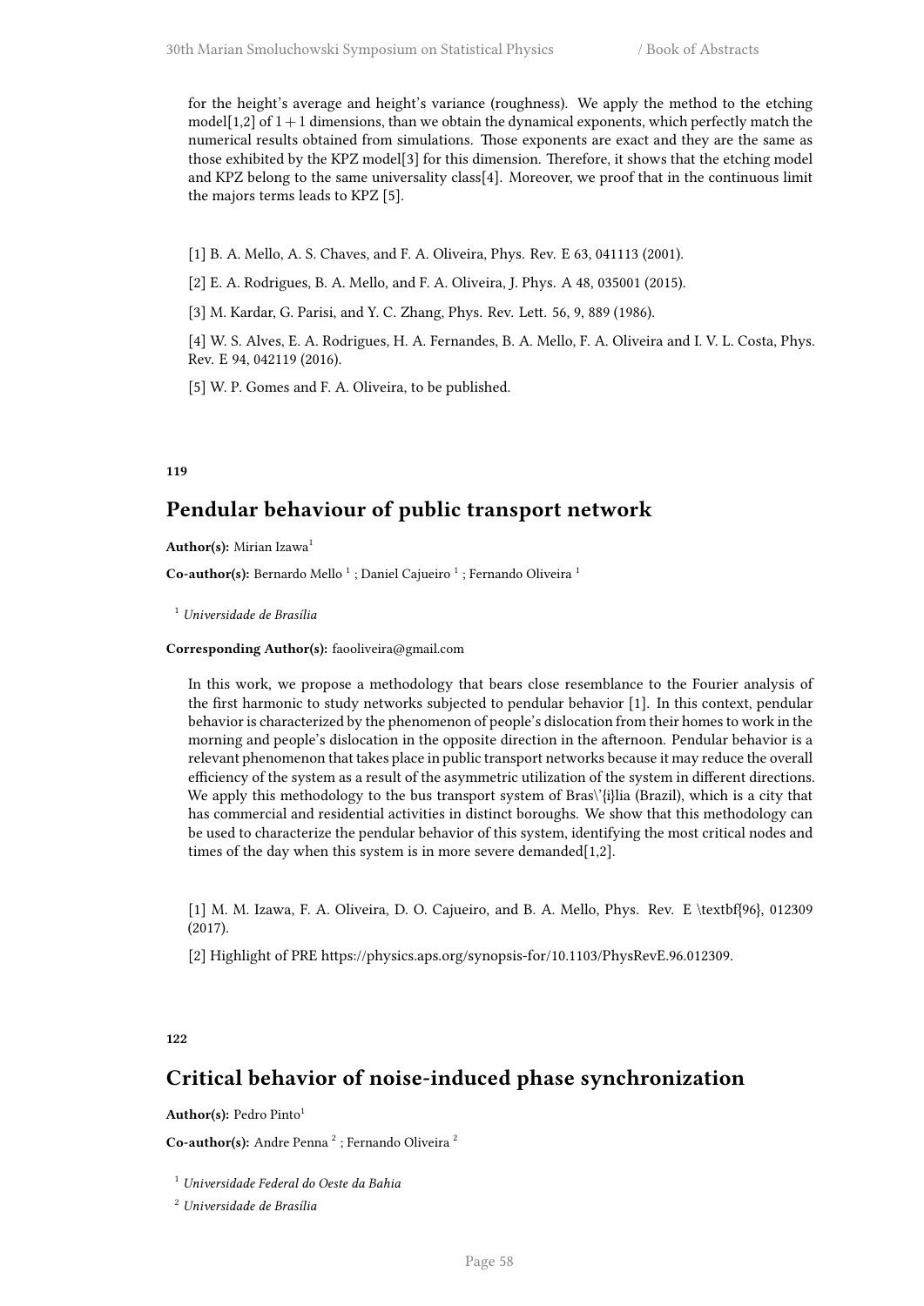for the height's average and height's variance (roughness). We apply the method to the etching model[1,2] of $1+1$ dimensions, than we obtain the dynamical exponents, which perfectly match the numerical results obtained from simulations. Those exponents are exact and they are the same as those exhibited by the KPZ model[3] for this dimension. Therefore, it shows that the etching model and KPZ belong to the same universality class[4]. Moreover, we proof that in the continuous limit the majors terms leads to KPZ [5].

[1] B. A. Mello, A. S. Chaves, and F. A. Oliveira, Phys. Rev. E 63, 041113 (2001).

[2] E. A. Rodrigues, B. A. Mello, and F. A. Oliveira, J. Phys. A 48, 035001 (2015).

[3] M. Kardar, G. Parisi, and Y. C. Zhang, Phys. Rev. Lett. 56, 9, 889 (1986).

[4] W. S. Alves, E. A. Rodrigues, H. A. Fernandes, B. A. Mello, F. A. Oliveira and I. V. L. Costa, Phys. Rev. E 94, 042119 (2016).

[5] W. P. Gomes and F. A. Oliveira, to be published.

**119**

## Pendular behaviour of public transport network

**Author(s):** Mirian Izawa[1]

**Co-author(s):** Bernardo Mello [1] ; Daniel Cajueiro [1] ; Fernando Oliveira [1]

[1] *Universidade de Brasília*

**Corresponding Author(s):** faooliveira@gmail.com

In this work, we propose a methodology that bears close resemblance to the Fourier analysis of the first harmonic to study networks subjected to pendular behavior [1]. In this context, pendular behavior is characterized by the phenomenon of people's dislocation from their homes to work in the morning and people's dislocation in the opposite direction in the afternoon. Pendular behavior is a relevant phenomenon that takes place in public transport networks because it may reduce the overall efficiency of the system as a result of the asymmetric utilization of the system in different directions. We apply this methodology to the bus transport system of Bras\'{i}lia (Brazil), which is a city that has commercial and residential activities in distinct boroughs. We show that this methodology can be used to characterize the pendular behavior of this system, identifying the most critical nodes and times of the day when this system is in more severe demanded[1,2].

[1] M. M. Izawa, F. A. Oliveira, D. O. Cajueiro, and B. A. Mello, Phys. Rev. E \textbf{96}, 012309 (2017).

[2] Highlight of PRE https://physics.aps.org/synopsis-for/10.1103/PhysRevE.96.012309.

**122**

## Critical behavior of noise-induced phase synchronization

**Author(s):** Pedro Pinto[1]

**Co-author(s):** Andre Penna [2] ; Fernando Oliveira [2]

[1] *Universidade Federal do Oeste da Bahia*

[2] *Universidade de Brasília*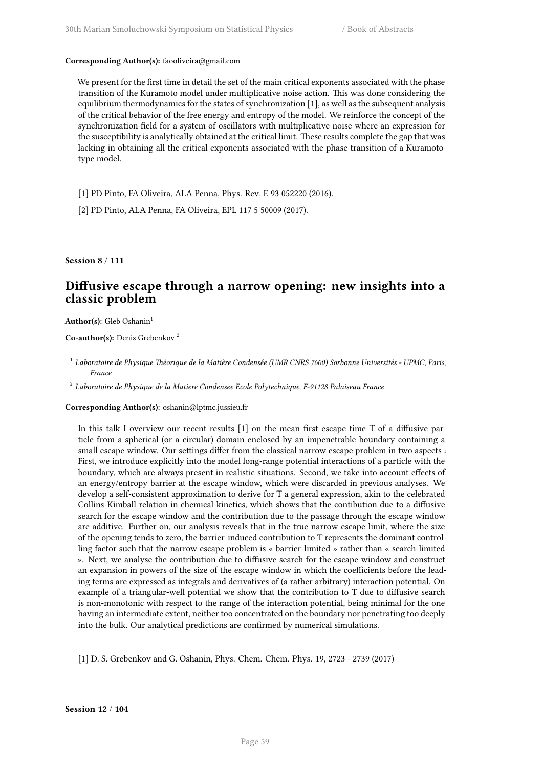**Corresponding Author(s):** faooliveira@gmail.com

We present for the first time in detail the set of the main critical exponents associated with the phase transition of the Kuramoto model under multiplicative noise action. This was done considering the equilibrium thermodynamics for the states of synchronization [1], as well as the subsequent analysis of the critical behavior of the free energy and entropy of the model. We reinforce the concept of the synchronization field for a system of oscillators with multiplicative noise where an expression for the susceptibility is analytically obtained at the critical limit. These results complete the gap that was lacking in obtaining all the critical exponents associated with the phase transition of a Kuramoto-type model.

[1] PD Pinto, FA Oliveira, ALA Penna, Phys. Rev. E 93 052220 (2016).

[2] PD Pinto, ALA Penna, FA Oliveira, EPL 117 5 50009 (2017).

**Session 8** / **111**

## Diffusive escape through a narrow opening: new insights into a classic problem

**Author(s):** Gleb Oshanin[1]

**Co-author(s):** Denis Grebenkov [2]

[1] *Laboratoire de Physique Théorique de la Matière Condensée (UMR CNRS 7600) Sorbonne Universités - UPMC, Paris, France*

[2] *Laboratoire de Physique de la Matiere Condensee Ecole Polytechnique, F-91128 Palaiseau France*

**Corresponding Author(s):** oshanin@lptmc.jussieu.fr

In this talk I overview our recent results [1] on the mean first escape time T of a diffusive particle from a spherical (or a circular) domain enclosed by an impenetrable boundary containing a small escape window. Our settings differ from the classical narrow escape problem in two aspects : First, we introduce explicitly into the model long-range potential interactions of a particle with the boundary, which are always present in realistic situations. Second, we take into account effects of an energy/entropy barrier at the escape window, which were discarded in previous analyses. We develop a self-consistent approximation to derive for T a general expression, akin to the celebrated Collins-Kimball relation in chemical kinetics, which shows that the contibution due to a diffusive search for the escape window and the contribution due to the passage through the escape window are additive. Further on, our analysis reveals that in the true narrow escape limit, where the size of the opening tends to zero, the barrier-induced contribution to T represents the dominant controlling factor such that the narrow escape problem is « barrier-limited » rather than « search-limited ». Next, we analyse the contribution due to diffusive search for the escape window and construct an expansion in powers of the size of the escape window in which the coefficients before the leading terms are expressed as integrals and derivatives of (a rather arbitrary) interaction potential. On example of a triangular-well potential we show that the contribution to T due to diffusive search is non-monotonic with respect to the range of the interaction potential, being minimal for the one having an intermediate extent, neither too concentrated on the boundary nor penetrating too deeply into the bulk. Our analytical predictions are confirmed by numerical simulations.

[1] D. S. Grebenkov and G. Oshanin, Phys. Chem. Chem. Phys. 19, 2723 - 2739 (2017)

**Session 12** / **104**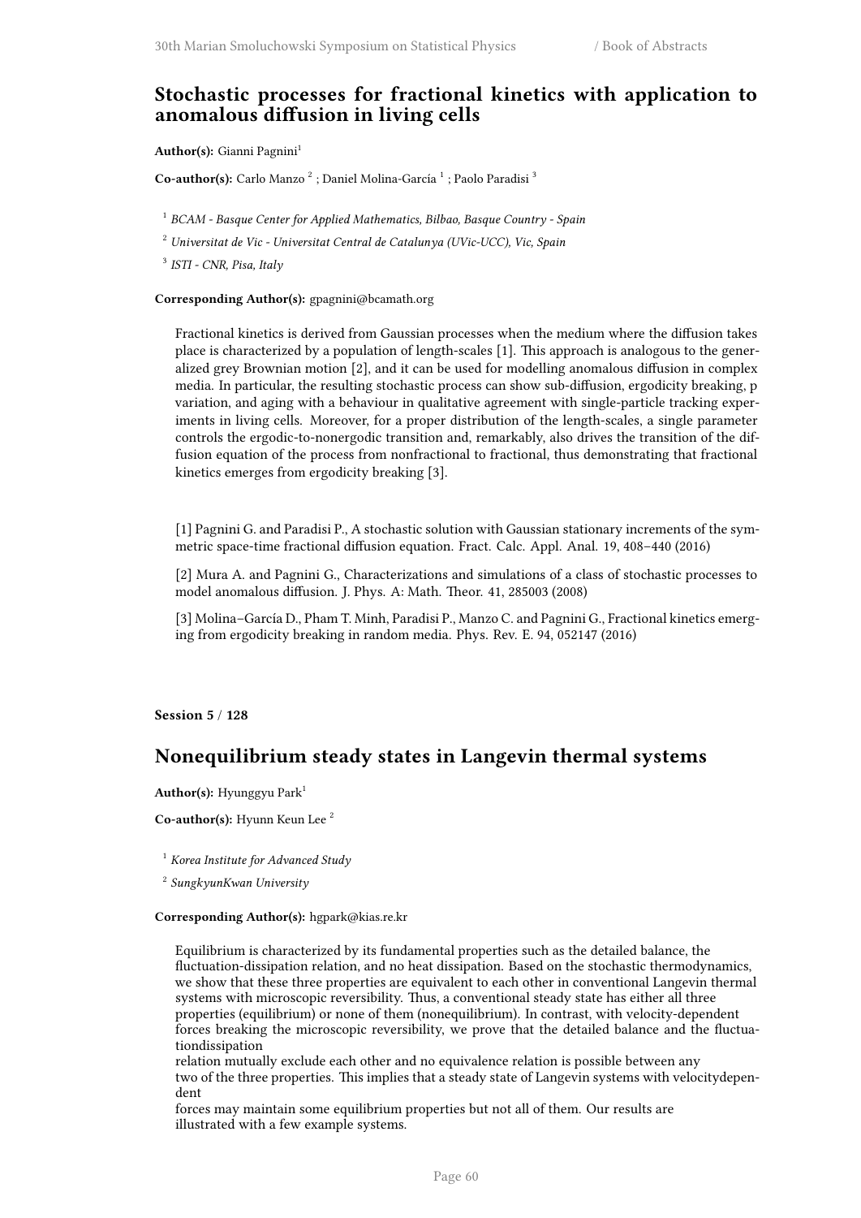## Stochastic processes for fractional kinetics with application to anomalous diffusion in living cells

**Author(s):** Gianni Pagnini[1]

**Co-author(s):** Carlo Manzo [2] ; Daniel Molina-García [1] ; Paolo Paradisi [3]

[1] *BCAM - Basque Center for Applied Mathematics, Bilbao, Basque Country - Spain*

[2] *Universitat de Vic - Universitat Central de Catalunya (UVic-UCC), Vic, Spain*

[3] *ISTI - CNR, Pisa, Italy*

**Corresponding Author(s):** gpagnini@bcamath.org

Fractional kinetics is derived from Gaussian processes when the medium where the diffusion takes place is characterized by a population of length-scales [1]. This approach is analogous to the generalized grey Brownian motion [2], and it can be used for modelling anomalous diffusion in complex media. In particular, the resulting stochastic process can show sub-diffusion, ergodicity breaking, p variation, and aging with a behaviour in qualitative agreement with single-particle tracking experiments in living cells. Moreover, for a proper distribution of the length-scales, a single parameter controls the ergodic-to-nonergodic transition and, remarkably, also drives the transition of the diffusion equation of the process from nonfractional to fractional, thus demonstrating that fractional kinetics emerges from ergodicity breaking [3].

[1] Pagnini G. and Paradisi P., A stochastic solution with Gaussian stationary increments of the symmetric space-time fractional diffusion equation. Fract. Calc. Appl. Anal. 19, 408–440 (2016)

[2] Mura A. and Pagnini G., Characterizations and simulations of a class of stochastic processes to model anomalous diffusion. J. Phys. A: Math. Theor. 41, 285003 (2008)

[3] Molina–García D., Pham T. Minh, Paradisi P., Manzo C. and Pagnini G., Fractional kinetics emerging from ergodicity breaking in random media. Phys. Rev. E. 94, 052147 (2016)

**Session 5 / 128**

## Nonequilibrium steady states in Langevin thermal systems

**Author(s):** Hyunggyu Park[1]

**Co-author(s):** Hyunn Keun Lee [2]

[1] *Korea Institute for Advanced Study*

[2] *SungkyunKwan University*

**Corresponding Author(s):** hgpark@kias.re.kr

Equilibrium is characterized by its fundamental properties such as the detailed balance, the fluctuation-dissipation relation, and no heat dissipation. Based on the stochastic thermodynamics, we show that these three properties are equivalent to each other in conventional Langevin thermal systems with microscopic reversibility. Thus, a conventional steady state has either all three properties (equilibrium) or none of them (nonequilibrium). In contrast, with velocity-dependent forces breaking the microscopic reversibility, we prove that the detailed balance and the fluctuationdissipation relation mutually exclude each other and no equivalence relation is possible between any two of the three properties. This implies that a steady state of Langevin systems with velocitydependent forces may maintain some equilibrium properties but not all of them. Our results are illustrated with a few example systems.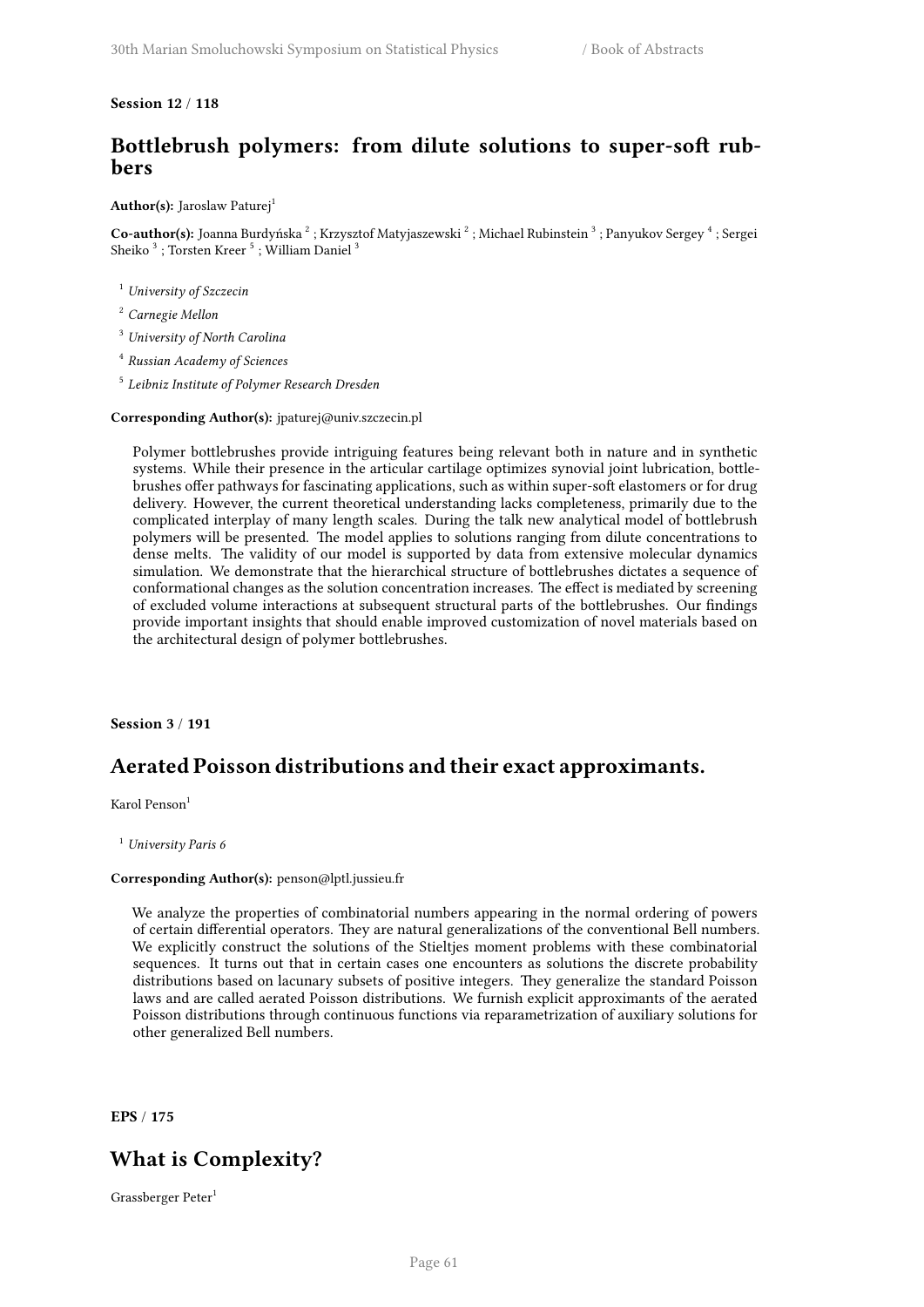**Session 12 / 118**

## Bottlebrush polymers: from dilute solutions to super-soft rubbers

**Author(s):** Jaroslaw Paturej[1]

**Co-author(s):** Joanna Burdyńska [2] ; Krzysztof Matyjaszewski [2] ; Michael Rubinstein [3] ; Panyukov Sergey [4] ; Sergei Sheiko [3] ; Torsten Kreer [5] ; William Daniel [3]

[1] *University of Szczecin*

[2] *Carnegie Mellon*

[3] *University of North Carolina*

[4] *Russian Academy of Sciences*

[5] *Leibniz Institute of Polymer Research Dresden*

**Corresponding Author(s):** jpaturej@univ.szczecin.pl

Polymer bottlebrushes provide intriguing features being relevant both in nature and in synthetic systems. While their presence in the articular cartilage optimizes synovial joint lubrication, bottlebrushes offer pathways for fascinating applications, such as within super-soft elastomers or for drug delivery. However, the current theoretical understanding lacks completeness, primarily due to the complicated interplay of many length scales. During the talk new analytical model of bottlebrush polymers will be presented. The model applies to solutions ranging from dilute concentrations to dense melts. The validity of our model is supported by data from extensive molecular dynamics simulation. We demonstrate that the hierarchical structure of bottlebrushes dictates a sequence of conformational changes as the solution concentration increases. The effect is mediated by screening of excluded volume interactions at subsequent structural parts of the bottlebrushes. Our findings provide important insights that should enable improved customization of novel materials based on the architectural design of polymer bottlebrushes.

**Session 3 / 191**

## Aerated Poisson distributions and their exact approximants.

Karol Penson[1]

[1] *University Paris 6*

**Corresponding Author(s):** penson@lptl.jussieu.fr

We analyze the properties of combinatorial numbers appearing in the normal ordering of powers of certain differential operators. They are natural generalizations of the conventional Bell numbers. We explicitly construct the solutions of the Stieltjes moment problems with these combinatorial sequences. It turns out that in certain cases one encounters as solutions the discrete probability distributions based on lacunary subsets of positive integers. They generalize the standard Poisson laws and are called aerated Poisson distributions. We furnish explicit approximants of the aerated Poisson distributions through continuous functions via reparametrization of auxiliary solutions for other generalized Bell numbers.

**EPS / 175**

## What is Complexity?

Grassberger Peter[1]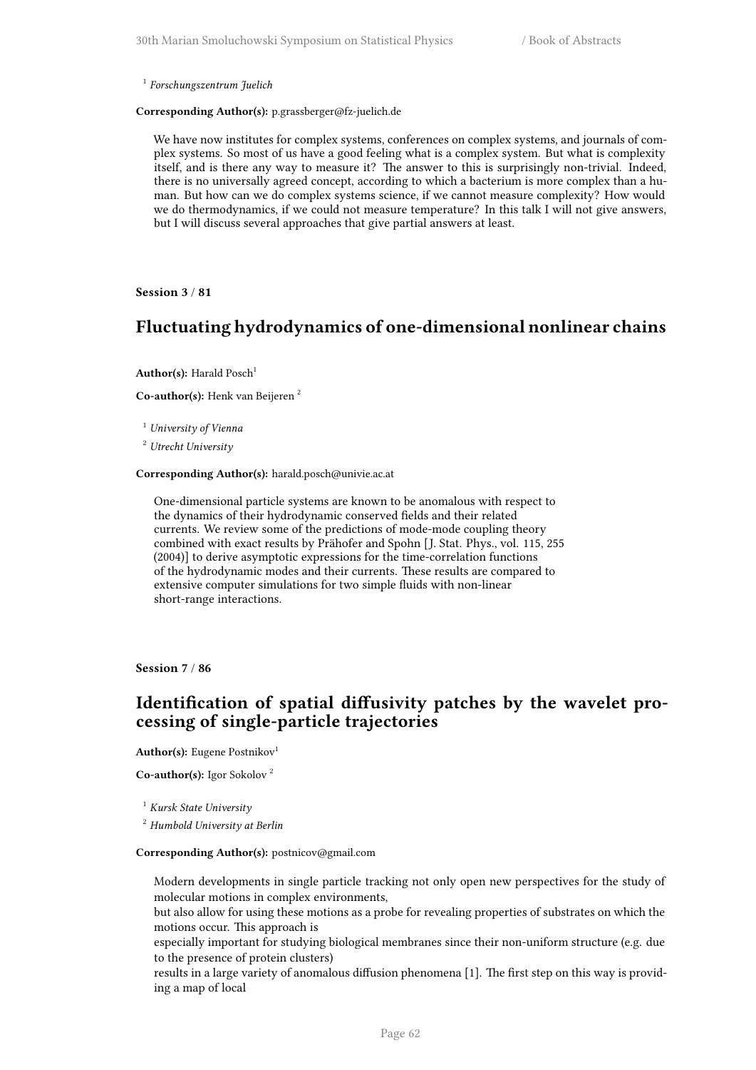[1] *Forschungszentrum Juelich*

**Corresponding Author(s):** p.grassberger@fz-juelich.de

We have now institutes for complex systems, conferences on complex systems, and journals of complex systems. So most of us have a good feeling what is a complex system. But what is complexity itself, and is there any way to measure it? The answer to this is surprisingly non-trivial. Indeed, there is no universally agreed concept, according to which a bacterium is more complex than a human. But how can we do complex systems science, if we cannot measure complexity? How would we do thermodynamics, if we could not measure temperature? In this talk I will not give answers, but I will discuss several approaches that give partial answers at least.

**Session 3** / **81**

## Fluctuating hydrodynamics of one-dimensional nonlinear chains

**Author(s):** Harald Posch[1]

**Co-author(s):** Henk van Beijeren [2]

[1] *University of Vienna*

[2] *Utrecht University*

**Corresponding Author(s):** harald.posch@univie.ac.at

One-dimensional particle systems are known to be anomalous with respect to the dynamics of their hydrodynamic conserved fields and their related currents. We review some of the predictions of mode-mode coupling theory combined with exact results by Prähofer and Spohn [J. Stat. Phys., vol. 115, 255 (2004)] to derive asymptotic expressions for the time-correlation functions of the hydrodynamic modes and their currents. These results are compared to extensive computer simulations for two simple fluids with non-linear short-range interactions.

**Session 7** / **86**

## Identification of spatial diffusivity patches by the wavelet processing of single-particle trajectories

**Author(s):** Eugene Postnikov[1]

**Co-author(s):** Igor Sokolov [2]

[1] *Kursk State University*

[2] *Humbold University at Berlin*

**Corresponding Author(s):** postnicov@gmail.com

Modern developments in single particle tracking not only open new perspectives for the study of molecular motions in complex environments,
but also allow for using these motions as a probe for revealing properties of substrates on which the motions occur. This approach is
especially important for studying biological membranes since their non-uniform structure (e.g. due to the presence of protein clusters)
results in a large variety of anomalous diffusion phenomena [1]. The first step on this way is providing a map of local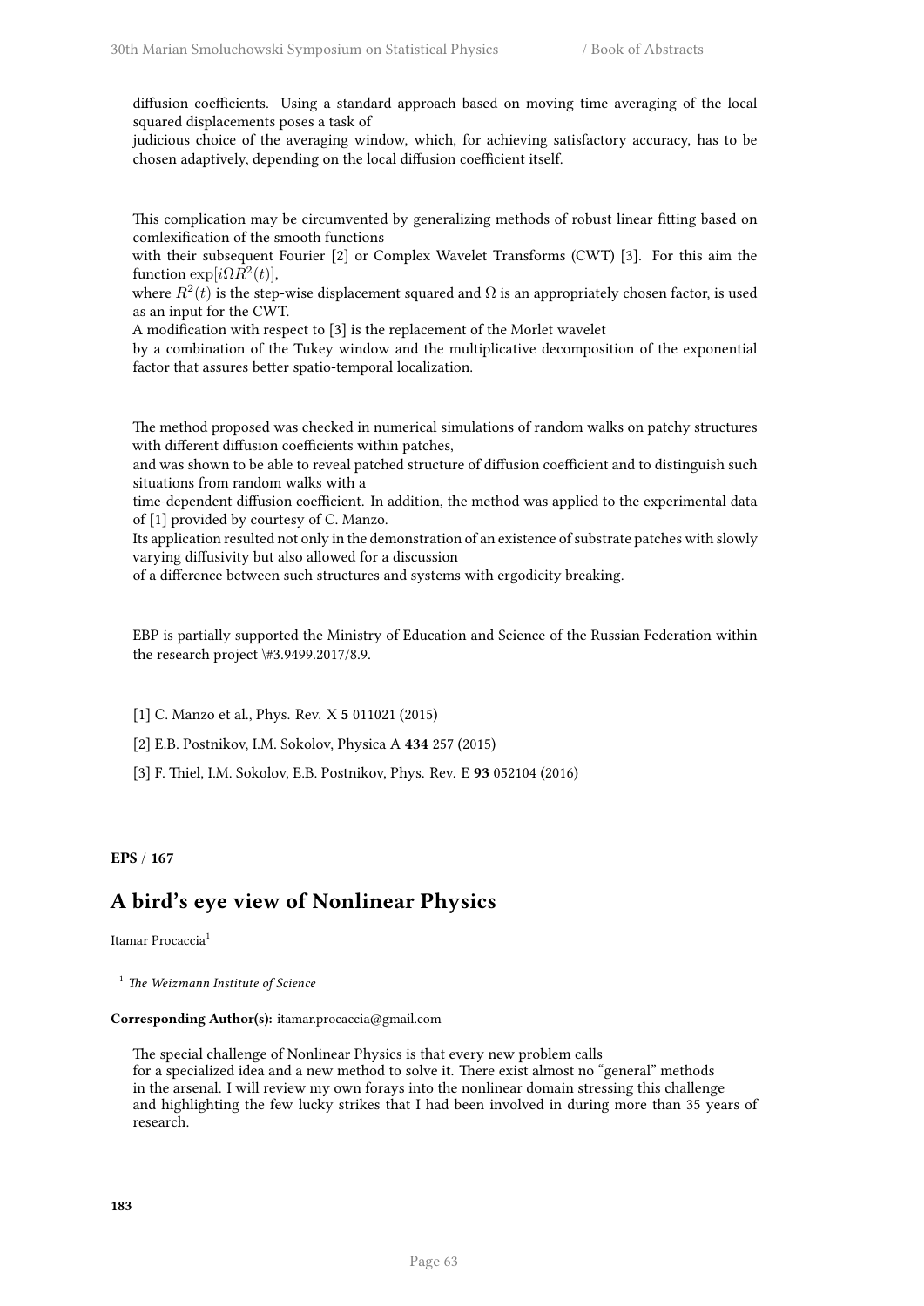diffusion coefficients. Using a standard approach based on moving time averaging of the local squared displacements poses a task of
judicious choice of the averaging window, which, for achieving satisfactory accuracy, has to be chosen adaptively, depending on the local diffusion coefficient itself.

This complication may be circumvented by generalizing methods of robust linear fitting based on comlexification of the smooth functions
with their subsequent Fourier [2] or Complex Wavelet Transforms (CWT) [3]. For this aim the function $\exp[i\Omega R^2(t)]$,
where $R^2(t)$ is the step-wise displacement squared and $\Omega$ is an appropriately chosen factor, is used as an input for the CWT.
A modification with respect to [3] is the replacement of the Morlet wavelet
by a combination of the Tukey window and the multiplicative decomposition of the exponential factor that assures better spatio-temporal localization.

The method proposed was checked in numerical simulations of random walks on patchy structures with different diffusion coefficients within patches,
and was shown to be able to reveal patched structure of diffusion coefficient and to distinguish such situations from random walks with a
time-dependent diffusion coefficient. In addition, the method was applied to the experimental data of [1] provided by courtesy of C. Manzo.
Its application resulted not only in the demonstration of an existence of substrate patches with slowly varying diffusivity but also allowed for a discussion
of a difference between such structures and systems with ergodicity breaking.

EBP is partially supported the Ministry of Education and Science of the Russian Federation within the research project \#3.9499.2017/8.9.

[1] C. Manzo et al., Phys. Rev. X **5** 011021 (2015)

[2] E.B. Postnikov, I.M. Sokolov, Physica A **434** 257 (2015)

[3] F. Thiel, I.M. Sokolov, E.B. Postnikov, Phys. Rev. E **93** 052104 (2016)

**EPS** / **167**

## A bird's eye view of Nonlinear Physics

Itamar Procaccia[1]

[1] *The Weizmann Institute of Science*

**Corresponding Author(s):** itamar.procaccia@gmail.com

The special challenge of Nonlinear Physics is that every new problem calls
for a specialized idea and a new method to solve it. There exist almost no "general" methods
in the arsenal. I will review my own forays into the nonlinear domain stressing this challenge
and highlighting the few lucky strikes that I had been involved in during more than 35 years of research.

**183**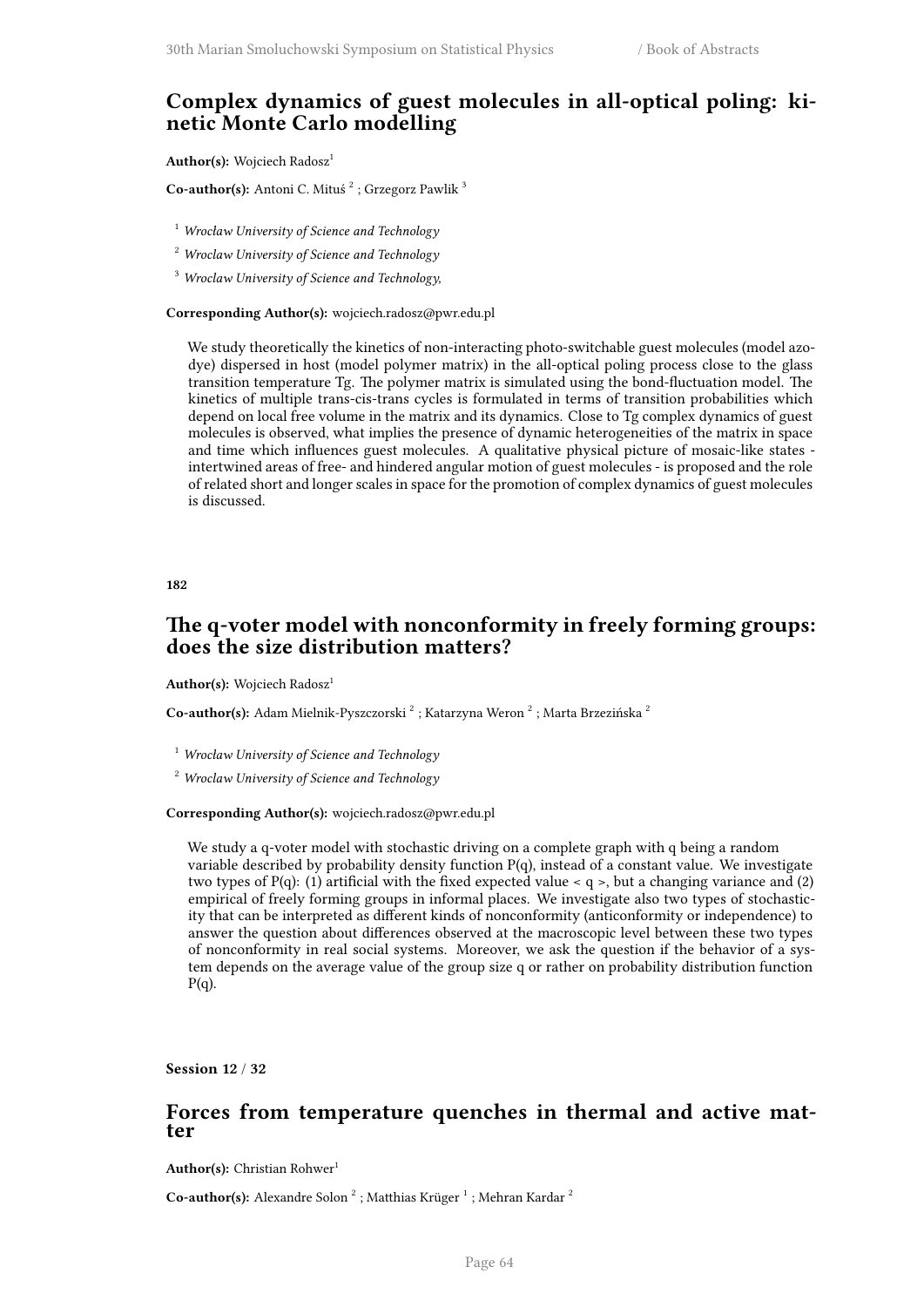## Complex dynamics of guest molecules in all-optical poling: kinetic Monte Carlo modelling

**Author(s):** Wojciech Radosz[1]

**Co-author(s):** Antoni C. Mituś [2] ; Grzegorz Pawlik [3]

[1] *Wrocław University of Science and Technology*

[2] *Wroclaw University of Science and Technology*

[3] *Wroclaw University of Science and Technology,*

**Corresponding Author(s):** wojciech.radosz@pwr.edu.pl

We study theoretically the kinetics of non-interacting photo-switchable guest molecules (model azo-dye) dispersed in host (model polymer matrix) in the all-optical poling process close to the glass transition temperature Tg. The polymer matrix is simulated using the bond-fluctuation model. The kinetics of multiple trans-cis-trans cycles is formulated in terms of transition probabilities which depend on local free volume in the matrix and its dynamics. Close to Tg complex dynamics of guest molecules is observed, what implies the presence of dynamic heterogeneities of the matrix in space and time which influences guest molecules. A qualitative physical picture of mosaic-like states - intertwined areas of free- and hindered angular motion of guest molecules - is proposed and the role of related short and longer scales in space for the promotion of complex dynamics of guest molecules is discussed.

**182**

## The q-voter model with nonconformity in freely forming groups: does the size distribution matters?

**Author(s):** Wojciech Radosz[1]

**Co-author(s):** Adam Mielnik-Pyszczorski [2] ; Katarzyna Weron [2] ; Marta Brzezińska [2]

[1] *Wrocław University of Science and Technology*

[2] *Wroclaw University of Science and Technology*

**Corresponding Author(s):** wojciech.radosz@pwr.edu.pl

We study a q-voter model with stochastic driving on a complete graph with q being a random variable described by probability density function P(q), instead of a constant value. We investigate two types of P(q): (1) artificial with the fixed expected value < q >, but a changing variance and (2) empirical of freely forming groups in informal places. We investigate also two types of stochasticity that can be interpreted as different kinds of nonconformity (anticonformity or independence) to answer the question about differences observed at the macroscopic level between these two types of nonconformity in real social systems. Moreover, we ask the question if the behavior of a system depends on the average value of the group size q or rather on probability distribution function P(q).

**Session 12 / 32**

## Forces from temperature quenches in thermal and active matter

**Author(s):** Christian Rohwer[1]

**Co-author(s):** Alexandre Solon [2] ; Matthias Krüger [1] ; Mehran Kardar [2]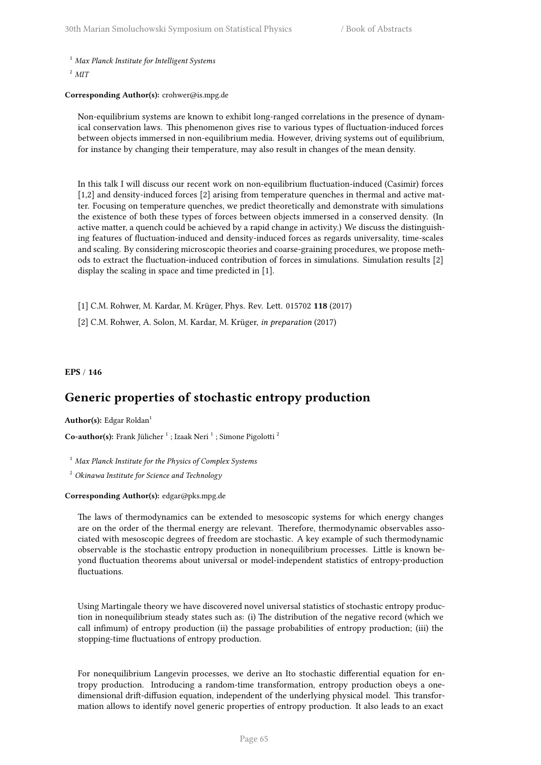[1] *Max Planck Institute for Intelligent Systems*

[2] *MIT*

**Corresponding Author(s):** crohwer@is.mpg.de

Non-equilibrium systems are known to exhibit long-ranged correlations in the presence of dynamical conservation laws. This phenomenon gives rise to various types of fluctuation-induced forces between objects immersed in non-equilibrium media. However, driving systems out of equilibrium, for instance by changing their temperature, may also result in changes of the mean density.

In this talk I will discuss our recent work on non-equilibrium fluctuation-induced (Casimir) forces [1,2] and density-induced forces [2] arising from temperature quenches in thermal and active matter. Focusing on temperature quenches, we predict theoretically and demonstrate with simulations the existence of both these types of forces between objects immersed in a conserved density. (In active matter, a quench could be achieved by a rapid change in activity.) We discuss the distinguishing features of fluctuation-induced and density-induced forces as regards universality, time-scales and scaling. By considering microscopic theories and coarse-graining procedures, we propose methods to extract the fluctuation-induced contribution of forces in simulations. Simulation results [2] display the scaling in space and time predicted in [1].

[1] C.M. Rohwer, M. Kardar, M. Krüger, Phys. Rev. Lett. 015702 **118** (2017)

[2] C.M. Rohwer, A. Solon, M. Kardar, M. Krüger, *in preparation* (2017)

**EPS** / **146**

## Generic properties of stochastic entropy production

**Author(s):** Edgar Roldan[1]

**Co-author(s):** Frank Jülicher [1] ; Izaak Neri [1] ; Simone Pigolotti [2]

[1] *Max Planck Institute for the Physics of Complex Systems*

[2] *Okinawa Institute for Science and Technology*

**Corresponding Author(s):** edgar@pks.mpg.de

The laws of thermodynamics can be extended to mesoscopic systems for which energy changes are on the order of the thermal energy are relevant. Therefore, thermodynamic observables associated with mesoscopic degrees of freedom are stochastic. A key example of such thermodynamic observable is the stochastic entropy production in nonequilibrium processes. Little is known beyond fluctuation theorems about universal or model-independent statistics of entropy-production fluctuations.

Using Martingale theory we have discovered novel universal statistics of stochastic entropy production in nonequilibrium steady states such as: (i) The distribution of the negative record (which we call infimum) of entropy production (ii) the passage probabilities of entropy production; (iii) the stopping-time fluctuations of entropy production.

For nonequilibrium Langevin processes, we derive an Ito stochastic differential equation for entropy production. Introducing a random-time transformation, entropy production obeys a one-dimensional drift-diffusion equation, independent of the underlying physical model. This transformation allows to identify novel generic properties of entropy production. It also leads to an exact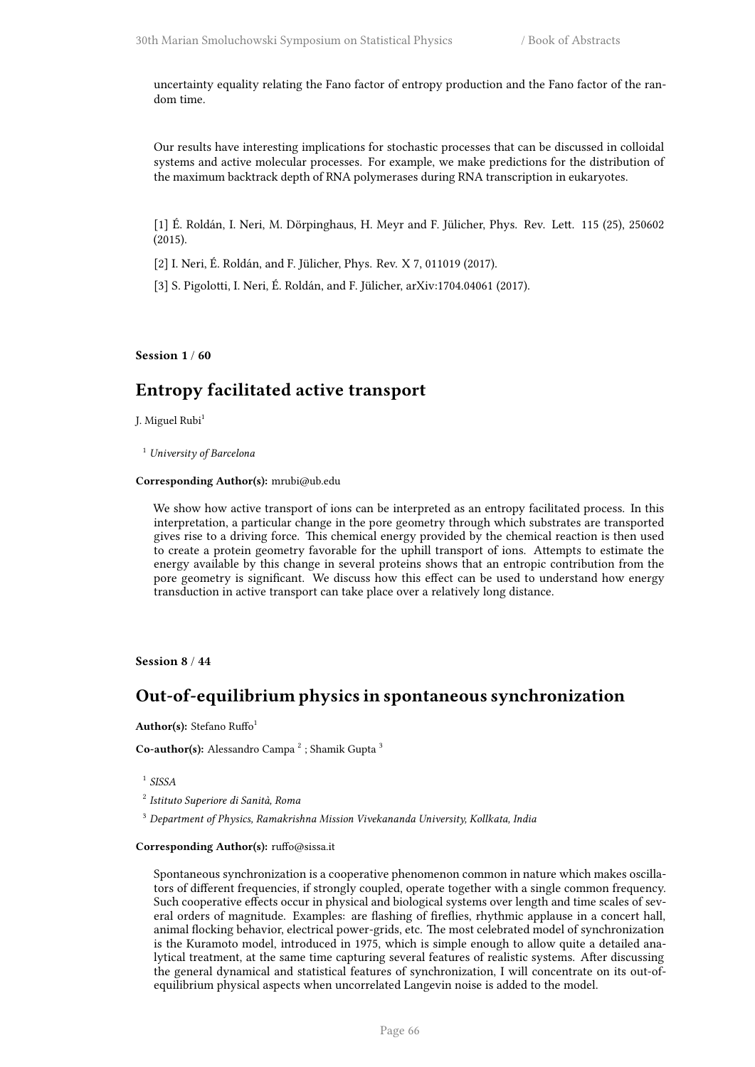uncertainty equality relating the Fano factor of entropy production and the Fano factor of the random time.

Our results have interesting implications for stochastic processes that can be discussed in colloidal systems and active molecular processes. For example, we make predictions for the distribution of the maximum backtrack depth of RNA polymerases during RNA transcription in eukaryotes.

[1] É. Roldán, I. Neri, M. Dörpinghaus, H. Meyr and F. Jülicher, Phys. Rev. Lett. 115 (25), 250602 (2015).

[2] I. Neri, É. Roldán, and F. Jülicher, Phys. Rev. X 7, 011019 (2017).

[3] S. Pigolotti, I. Neri, É. Roldán, and F. Jülicher, arXiv:1704.04061 (2017).

**Session 1 / 60**

## Entropy facilitated active transport

J. Miguel Rubi[1]

[1] *University of Barcelona*

**Corresponding Author(s):** mrubi@ub.edu

We show how active transport of ions can be interpreted as an entropy facilitated process. In this interpretation, a particular change in the pore geometry through which substrates are transported gives rise to a driving force. This chemical energy provided by the chemical reaction is then used to create a protein geometry favorable for the uphill transport of ions. Attempts to estimate the energy available by this change in several proteins shows that an entropic contribution from the pore geometry is significant. We discuss how this effect can be used to understand how energy transduction in active transport can take place over a relatively long distance.

**Session 8 / 44**

## Out-of-equilibrium physics in spontaneous synchronization

**Author(s):** Stefano Ruffo[1]

**Co-author(s):** Alessandro Campa [2] ; Shamik Gupta [3]

[1] *SISSA*

[2] *Istituto Superiore di Sanità, Roma*

[3] *Department of Physics, Ramakrishna Mission Vivekananda University, Kollkata, India*

**Corresponding Author(s):** ruffo@sissa.it

Spontaneous synchronization is a cooperative phenomenon common in nature which makes oscillators of different frequencies, if strongly coupled, operate together with a single common frequency. Such cooperative effects occur in physical and biological systems over length and time scales of several orders of magnitude. Examples: are flashing of fireflies, rhythmic applause in a concert hall, animal flocking behavior, electrical power-grids, etc. The most celebrated model of synchronization is the Kuramoto model, introduced in 1975, which is simple enough to allow quite a detailed analytical treatment, at the same time capturing several features of realistic systems. After discussing the general dynamical and statistical features of synchronization, I will concentrate on its out-of-equilibrium physical aspects when uncorrelated Langevin noise is added to the model.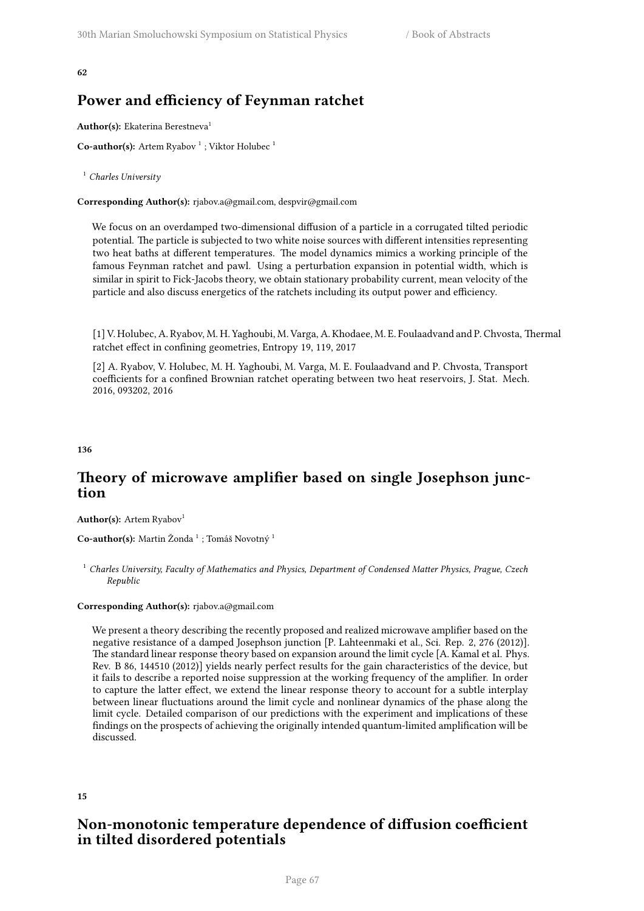**62**

## Power and efficiency of Feynman ratchet

**Author(s):** Ekaterina Berestneva[1]

**Co-author(s):** Artem Ryabov [1] ; Viktor Holubec [1]

[1] *Charles University*

**Corresponding Author(s):** rjabov.a@gmail.com, despvir@gmail.com

We focus on an overdamped two-dimensional diffusion of a particle in a corrugated tilted periodic potential. The particle is subjected to two white noise sources with different intensities representing two heat baths at different temperatures. The model dynamics mimics a working principle of the famous Feynman ratchet and pawl. Using a perturbation expansion in potential width, which is similar in spirit to Fick-Jacobs theory, we obtain stationary probability current, mean velocity of the particle and also discuss energetics of the ratchets including its output power and efficiency.

[1] V. Holubec, A. Ryabov, M. H. Yaghoubi, M. Varga, A. Khodaee, M. E. Foulaadvand and P. Chvosta, Thermal ratchet effect in confining geometries, Entropy 19, 119, 2017

[2] A. Ryabov, V. Holubec, M. H. Yaghoubi, M. Varga, M. E. Foulaadvand and P. Chvosta, Transport coefficients for a confined Brownian ratchet operating between two heat reservoirs, J. Stat. Mech. 2016, 093202, 2016

**136**

## Theory of microwave amplifier based on single Josephson junction

**Author(s):** Artem Ryabov[1]

**Co-author(s):** Martin Žonda [1] ; Tomáš Novotný [1]

[1] *Charles University, Faculty of Mathematics and Physics, Department of Condensed Matter Physics, Prague, Czech Republic*

**Corresponding Author(s):** rjabov.a@gmail.com

We present a theory describing the recently proposed and realized microwave amplifier based on the negative resistance of a damped Josephson junction [P. Lahteenmaki et al., Sci. Rep. 2, 276 (2012)]. The standard linear response theory based on expansion around the limit cycle [A. Kamal et al. Phys. Rev. B 86, 144510 (2012)] yields nearly perfect results for the gain characteristics of the device, but it fails to describe a reported noise suppression at the working frequency of the amplifier. In order to capture the latter effect, we extend the linear response theory to account for a subtle interplay between linear fluctuations around the limit cycle and nonlinear dynamics of the phase along the limit cycle. Detailed comparison of our predictions with the experiment and implications of these findings on the prospects of achieving the originally intended quantum-limited amplification will be discussed.

**15**

## Non-monotonic temperature dependence of diffusion coefficient in tilted disordered potentials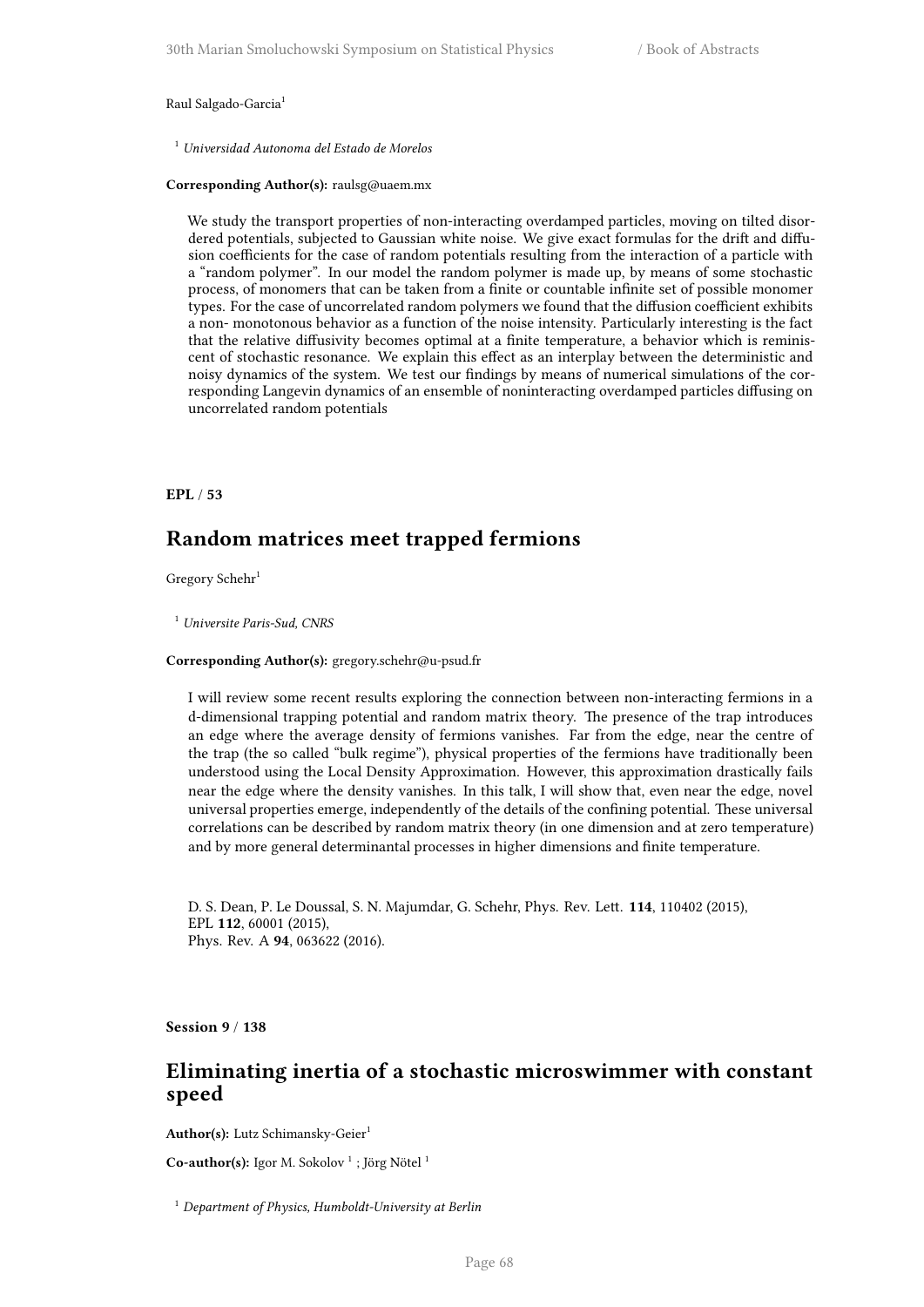Raul Salgado-Garcia[1]

[1] *Universidad Autonoma del Estado de Morelos*

**Corresponding Author(s):** raulsg@uaem.mx

We study the transport properties of non-interacting overdamped particles, moving on tilted disordered potentials, subjected to Gaussian white noise. We give exact formulas for the drift and diffusion coefficients for the case of random potentials resulting from the interaction of a particle with a "random polymer". In our model the random polymer is made up, by means of some stochastic process, of monomers that can be taken from a finite or countable infinite set of possible monomer types. For the case of uncorrelated random polymers we found that the diffusion coefficient exhibits a non- monotonous behavior as a function of the noise intensity. Particularly interesting is the fact that the relative diffusivity becomes optimal at a finite temperature, a behavior which is reminiscent of stochastic resonance. We explain this effect as an interplay between the deterministic and noisy dynamics of the system. We test our findings by means of numerical simulations of the corresponding Langevin dynamics of an ensemble of noninteracting overdamped particles diffusing on uncorrelated random potentials

**EPL / 53**

## Random matrices meet trapped fermions

Gregory Schehr[1]

[1] *Universite Paris-Sud, CNRS*

**Corresponding Author(s):** gregory.schehr@u-psud.fr

I will review some recent results exploring the connection between non-interacting fermions in a d-dimensional trapping potential and random matrix theory. The presence of the trap introduces an edge where the average density of fermions vanishes. Far from the edge, near the centre of the trap (the so called "bulk regime"), physical properties of the fermions have traditionally been understood using the Local Density Approximation. However, this approximation drastically fails near the edge where the density vanishes. In this talk, I will show that, even near the edge, novel universal properties emerge, independently of the details of the confining potential. These universal correlations can be described by random matrix theory (in one dimension and at zero temperature) and by more general determinantal processes in higher dimensions and finite temperature.

D. S. Dean, P. Le Doussal, S. N. Majumdar, G. Schehr, Phys. Rev. Lett. **114**, 110402 (2015),
EPL **112**, 60001 (2015),
Phys. Rev. A **94**, 063622 (2016).

**Session 9 / 138**

## Eliminating inertia of a stochastic microswimmer with constant speed

**Author(s):** Lutz Schimansky-Geier[1]

**Co-author(s):** Igor M. Sokolov [1] ; Jörg Nötel [1]

[1] *Department of Physics, Humboldt-University at Berlin*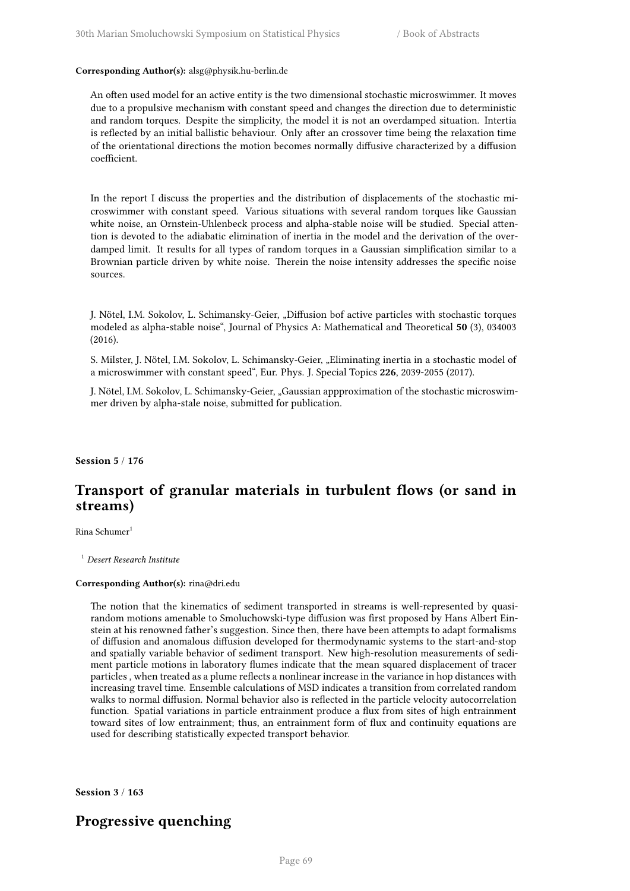**Corresponding Author(s):** alsg@physik.hu-berlin.de

An often used model for an active entity is the two dimensional stochastic microswimmer. It moves due to a propulsive mechanism with constant speed and changes the direction due to deterministic and random torques. Despite the simplicity, the model it is not an overdamped situation. Intertia is reflected by an initial ballistic behaviour. Only after an crossover time being the relaxation time of the orientational directions the motion becomes normally diffusive characterized by a diffusion coefficient.

In the report I discuss the properties and the distribution of displacements of the stochastic microswimmer with constant speed. Various situations with several random torques like Gaussian white noise, an Ornstein-Uhlenbeck process and alpha-stable noise will be studied. Special attention is devoted to the adiabatic elimination of inertia in the model and the derivation of the overdamped limit. It results for all types of random torques in a Gaussian simplification similar to a Brownian particle driven by white noise. Therein the noise intensity addresses the specific noise sources.

J. Nötel, I.M. Sokolov, L. Schimansky-Geier, „Diffusion bof active particles with stochastic torques modeled as alpha-stable noise", Journal of Physics A: Mathematical and Theoretical **50** (3), 034003 (2016).

S. Milster, J. Nötel, I.M. Sokolov, L. Schimansky-Geier, „Eliminating inertia in a stochastic model of a microswimmer with constant speed", Eur. Phys. J. Special Topics **226**, 2039-2055 (2017).

J. Nötel, I.M. Sokolov, L. Schimansky-Geier, „Gaussian appproximation of the stochastic microswimmer driven by alpha-stale noise, submitted for publication.

**Session 5 / 176**

## Transport of granular materials in turbulent flows (or sand in streams)

Rina Schumer[1]

[1] *Desert Research Institute*

**Corresponding Author(s):** rina@dri.edu

The notion that the kinematics of sediment transported in streams is well-represented by quasi-random motions amenable to Smoluchowski-type diffusion was first proposed by Hans Albert Einstein at his renowned father's suggestion. Since then, there have been attempts to adapt formalisms of diffusion and anomalous diffusion developed for thermodynamic systems to the start-and-stop and spatially variable behavior of sediment transport. New high-resolution measurements of sediment particle motions in laboratory flumes indicate that the mean squared displacement of tracer particles , when treated as a plume reflects a nonlinear increase in the variance in hop distances with increasing travel time. Ensemble calculations of MSD indicates a transition from correlated random walks to normal diffusion. Normal behavior also is reflected in the particle velocity autocorrelation function. Spatial variations in particle entrainment produce a flux from sites of high entrainment toward sites of low entrainment; thus, an entrainment form of flux and continuity equations are used for describing statistically expected transport behavior.

**Session 3 / 163**

## Progressive quenching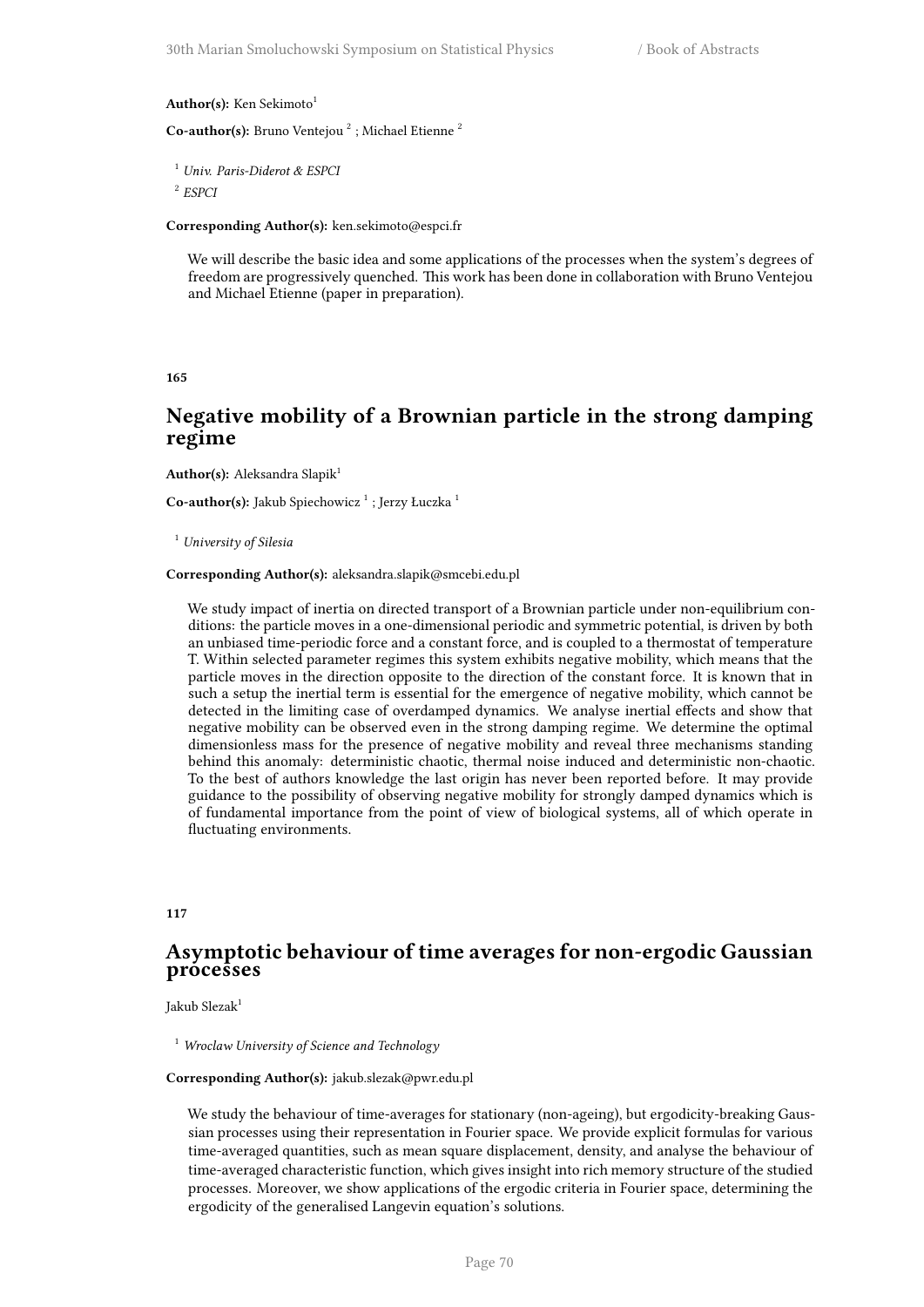**Author(s):** Ken Sekimoto[1]

**Co-author(s):** Bruno Ventejou [2] ; Michael Etienne [2]

[1] *Univ. Paris-Diderot & ESPCI*

[2] *ESPCI*

**Corresponding Author(s):** ken.sekimoto@espci.fr

We will describe the basic idea and some applications of the processes when the system's degrees of freedom are progressively quenched. This work has been done in collaboration with Bruno Ventejou and Michael Etienne (paper in preparation).

**165**

## Negative mobility of a Brownian particle in the strong damping regime

**Author(s):** Aleksandra Slapik[1]

**Co-author(s):** Jakub Spiechowicz [1] ; Jerzy Łuczka [1]

[1] *University of Silesia*

**Corresponding Author(s):** aleksandra.slapik@smcebi.edu.pl

We study impact of inertia on directed transport of a Brownian particle under non-equilibrium conditions: the particle moves in a one-dimensional periodic and symmetric potential, is driven by both an unbiased time-periodic force and a constant force, and is coupled to a thermostat of temperature T. Within selected parameter regimes this system exhibits negative mobility, which means that the particle moves in the direction opposite to the direction of the constant force. It is known that in such a setup the inertial term is essential for the emergence of negative mobility, which cannot be detected in the limiting case of overdamped dynamics. We analyse inertial effects and show that negative mobility can be observed even in the strong damping regime. We determine the optimal dimensionless mass for the presence of negative mobility and reveal three mechanisms standing behind this anomaly: deterministic chaotic, thermal noise induced and deterministic non-chaotic. To the best of authors knowledge the last origin has never been reported before. It may provide guidance to the possibility of observing negative mobility for strongly damped dynamics which is of fundamental importance from the point of view of biological systems, all of which operate in fluctuating environments.

**117**

## Asymptotic behaviour of time averages for non-ergodic Gaussian processes

Jakub Slezak[1]

[1] *Wroclaw University of Science and Technology*

**Corresponding Author(s):** jakub.slezak@pwr.edu.pl

We study the behaviour of time-averages for stationary (non-ageing), but ergodicity-breaking Gaussian processes using their representation in Fourier space. We provide explicit formulas for various time-averaged quantities, such as mean square displacement, density, and analyse the behaviour of time-averaged characteristic function, which gives insight into rich memory structure of the studied processes. Moreover, we show applications of the ergodic criteria in Fourier space, determining the ergodicity of the generalised Langevin equation's solutions.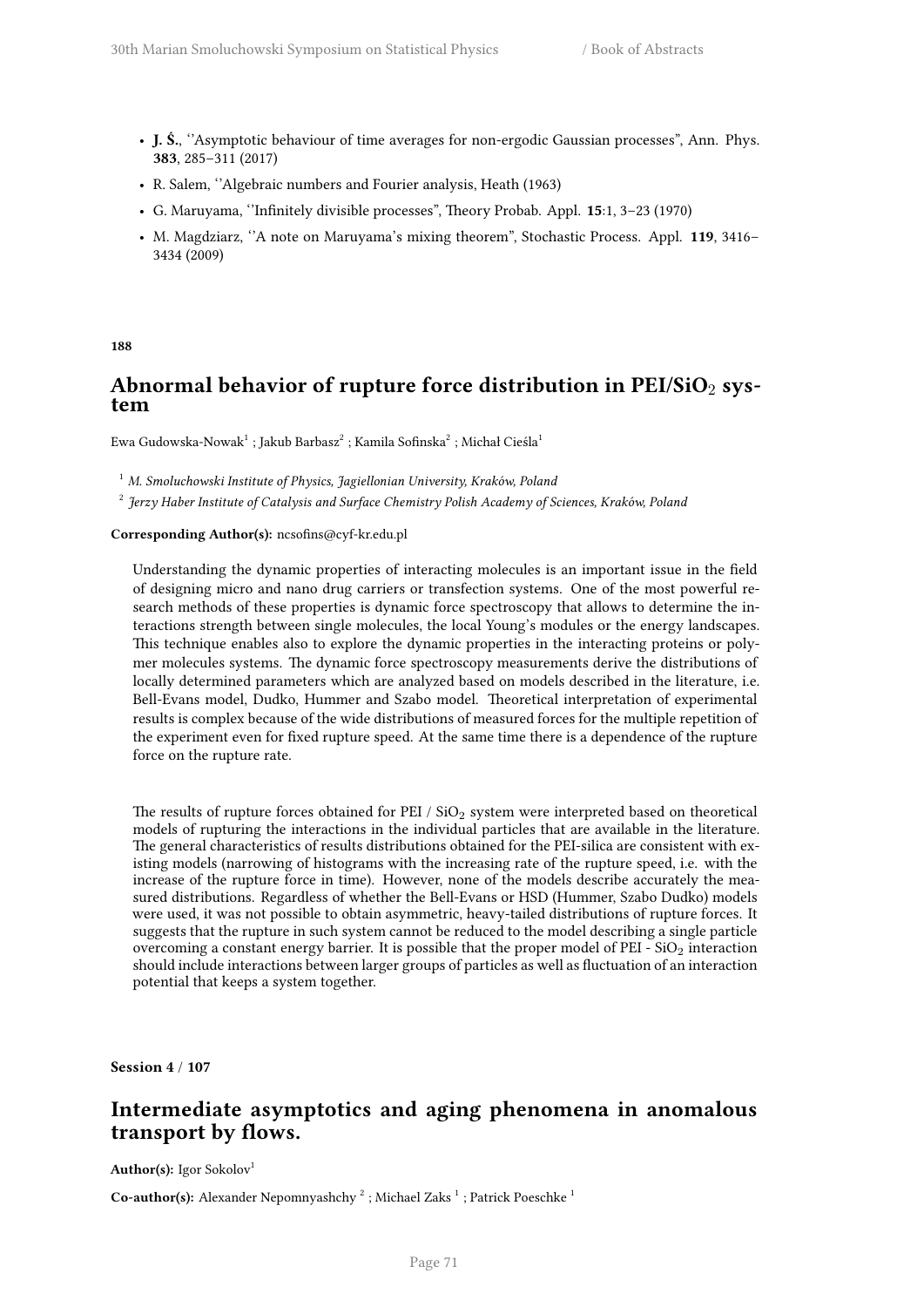- **J. Ś.**, ''Asymptotic behaviour of time averages for non-ergodic Gaussian processes", Ann. Phys. **383**, 285–311 (2017)
- R. Salem, ''Algebraic numbers and Fourier analysis, Heath (1963)
- G. Maruyama, ''Infinitely divisible processes", Theory Probab. Appl. **15**:1, 3–23 (1970)
- M. Magdziarz, ''A note on Maruyama's mixing theorem", Stochastic Process. Appl. **119**, 3416–3434 (2009)

**188**

## Abnormal behavior of rupture force distribution in PEI/$SiO_2$ system

Ewa Gudowska-Nowak[1] ; Jakub Barbasz[2] ; Kamila Sofinska[2] ; Michał Cieśla[1]

[1] *M. Smoluchowski Institute of Physics, Jagiellonian University, Kraków, Poland*

[2] *Jerzy Haber Institute of Catalysis and Surface Chemistry Polish Academy of Sciences, Kraków, Poland*

**Corresponding Author(s):** ncsofins@cyf-kr.edu.pl

Understanding the dynamic properties of interacting molecules is an important issue in the field of designing micro and nano drug carriers or transfection systems. One of the most powerful research methods of these properties is dynamic force spectroscopy that allows to determine the interactions strength between single molecules, the local Young's modules or the energy landscapes. This technique enables also to explore the dynamic properties in the interacting proteins or polymer molecules systems. The dynamic force spectroscopy measurements derive the distributions of locally determined parameters which are analyzed based on models described in the literature, i.e. Bell-Evans model, Dudko, Hummer and Szabo model. Theoretical interpretation of experimental results is complex because of the wide distributions of measured forces for the multiple repetition of the experiment even for fixed rupture speed. At the same time there is a dependence of the rupture force on the rupture rate.

The results of rupture forces obtained for PEI / $SiO_2$ system were interpreted based on theoretical models of rupturing the interactions in the individual particles that are available in the literature. The general characteristics of results distributions obtained for the PEI-silica are consistent with existing models (narrowing of histograms with the increasing rate of the rupture speed, i.e. with the increase of the rupture force in time). However, none of the models describe accurately the measured distributions. Regardless of whether the Bell-Evans or HSD (Hummer, Szabo Dudko) models were used, it was not possible to obtain asymmetric, heavy-tailed distributions of rupture forces. It suggests that the rupture in such system cannot be reduced to the model describing a single particle overcoming a constant energy barrier. It is possible that the proper model of PEI - $SiO_2$ interaction should include interactions between larger groups of particles as well as fluctuation of an interaction potential that keeps a system together.

**Session 4** / **107**

## Intermediate asymptotics and aging phenomena in anomalous transport by flows.

**Author(s):** Igor Sokolov[1]

**Co-author(s):** Alexander Nepomnyashchy [2] ; Michael Zaks [1] ; Patrick Poeschke [1]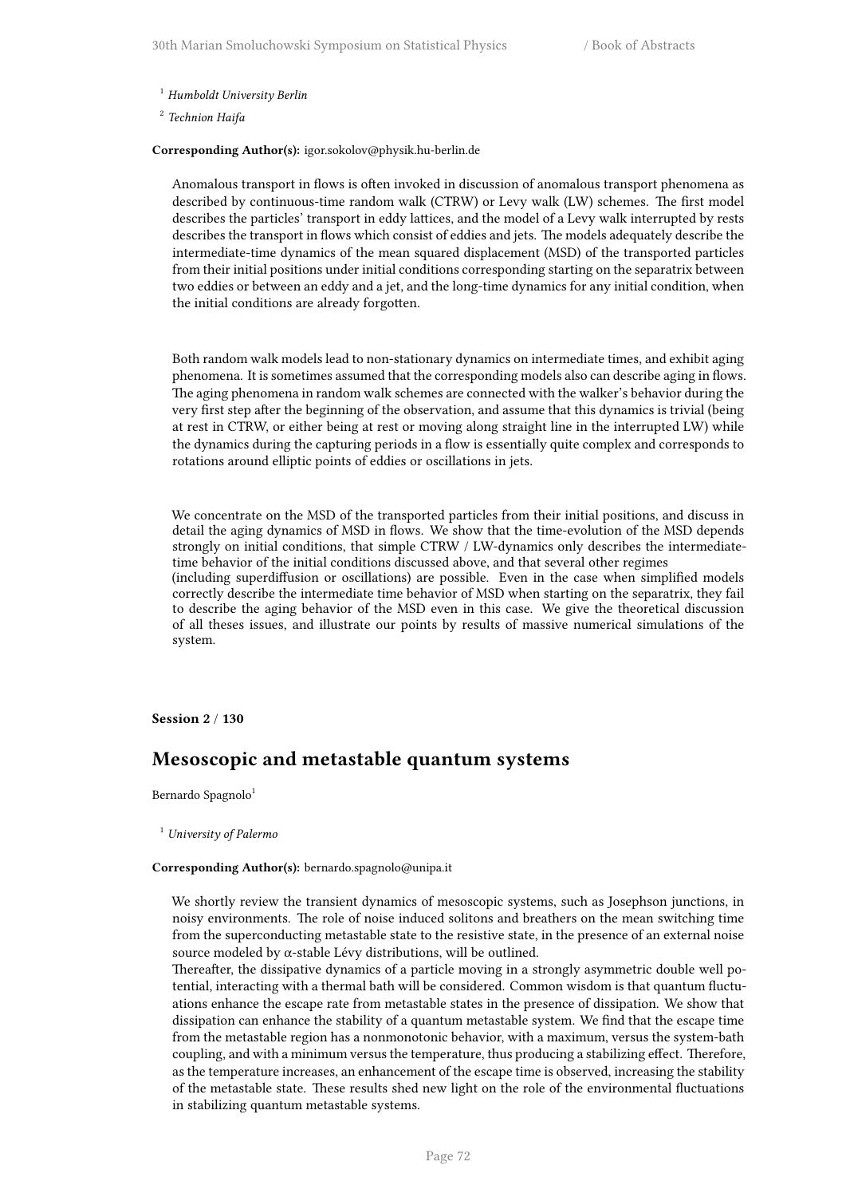[1] *Humboldt University Berlin*

[2] *Technion Haifa*

**Corresponding Author(s):** igor.sokolov@physik.hu-berlin.de

Anomalous transport in flows is often invoked in discussion of anomalous transport phenomena as described by continuous-time random walk (CTRW) or Levy walk (LW) schemes. The first model describes the particles' transport in eddy lattices, and the model of a Levy walk interrupted by rests describes the transport in flows which consist of eddies and jets. The models adequately describe the intermediate-time dynamics of the mean squared displacement (MSD) of the transported particles from their initial positions under initial conditions corresponding starting on the separatrix between two eddies or between an eddy and a jet, and the long-time dynamics for any initial condition, when the initial conditions are already forgotten.

Both random walk models lead to non-stationary dynamics on intermediate times, and exhibit aging phenomena. It is sometimes assumed that the corresponding models also can describe aging in flows. The aging phenomena in random walk schemes are connected with the walker's behavior during the very first step after the beginning of the observation, and assume that this dynamics is trivial (being at rest in CTRW, or either being at rest or moving along straight line in the interrupted LW) while the dynamics during the capturing periods in a flow is essentially quite complex and corresponds to rotations around elliptic points of eddies or oscillations in jets.

We concentrate on the MSD of the transported particles from their initial positions, and discuss in detail the aging dynamics of MSD in flows. We show that the time-evolution of the MSD depends strongly on initial conditions, that simple CTRW / LW-dynamics only describes the intermediate-time behavior of the initial conditions discussed above, and that several other regimes
(including superdiffusion or oscillations) are possible. Even in the case when simplified models correctly describe the intermediate time behavior of MSD when starting on the separatrix, they fail to describe the aging behavior of the MSD even in this case. We give the theoretical discussion of all theses issues, and illustrate our points by results of massive numerical simulations of the system.

**Session 2 / 130**

## Mesoscopic and metastable quantum systems

Bernardo Spagnolo[1]

[1] *University of Palermo*

**Corresponding Author(s):** bernardo.spagnolo@unipa.it

We shortly review the transient dynamics of mesoscopic systems, such as Josephson junctions, in noisy environments. The role of noise induced solitons and breathers on the mean switching time from the superconducting metastable state to the resistive state, in the presence of an external noise source modeled by $\alpha$-stable Lévy distributions, will be outlined.
Thereafter, the dissipative dynamics of a particle moving in a strongly asymmetric double well potential, interacting with a thermal bath will be considered. Common wisdom is that quantum fluctuations enhance the escape rate from metastable states in the presence of dissipation. We show that dissipation can enhance the stability of a quantum metastable system. We find that the escape time from the metastable region has a nonmonotonic behavior, with a maximum, versus the system-bath coupling, and with a minimum versus the temperature, thus producing a stabilizing effect. Therefore, as the temperature increases, an enhancement of the escape time is observed, increasing the stability of the metastable state. These results shed new light on the role of the environmental fluctuations in stabilizing quantum metastable systems.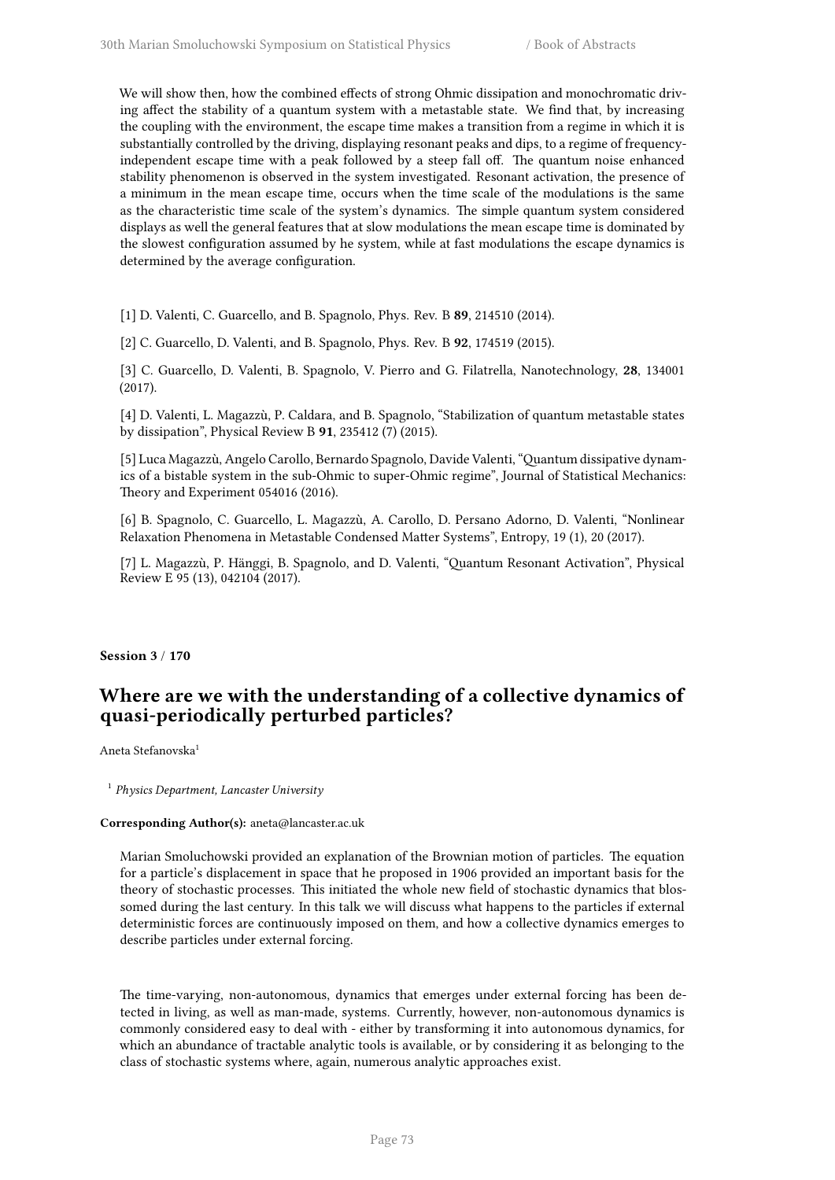We will show then, how the combined effects of strong Ohmic dissipation and monochromatic driving affect the stability of a quantum system with a metastable state. We find that, by increasing the coupling with the environment, the escape time makes a transition from a regime in which it is substantially controlled by the driving, displaying resonant peaks and dips, to a regime of frequency-independent escape time with a peak followed by a steep fall off. The quantum noise enhanced stability phenomenon is observed in the system investigated. Resonant activation, the presence of a minimum in the mean escape time, occurs when the time scale of the modulations is the same as the characteristic time scale of the system's dynamics. The simple quantum system considered displays as well the general features that at slow modulations the mean escape time is dominated by the slowest configuration assumed by he system, while at fast modulations the escape dynamics is determined by the average configuration.

[1] D. Valenti, C. Guarcello, and B. Spagnolo, Phys. Rev. B **89**, 214510 (2014).

[2] C. Guarcello, D. Valenti, and B. Spagnolo, Phys. Rev. B **92**, 174519 (2015).

[3] C. Guarcello, D. Valenti, B. Spagnolo, V. Pierro and G. Filatrella, Nanotechnology, **28**, 134001 (2017).

[4] D. Valenti, L. Magazzù, P. Caldara, and B. Spagnolo, "Stabilization of quantum metastable states by dissipation", Physical Review B **91**, 235412 (7) (2015).

[5] Luca Magazzù, Angelo Carollo, Bernardo Spagnolo, Davide Valenti, "Quantum dissipative dynamics of a bistable system in the sub-Ohmic to super-Ohmic regime", Journal of Statistical Mechanics: Theory and Experiment 054016 (2016).

[6] B. Spagnolo, C. Guarcello, L. Magazzù, A. Carollo, D. Persano Adorno, D. Valenti, "Nonlinear Relaxation Phenomena in Metastable Condensed Matter Systems", Entropy, 19 (1), 20 (2017).

[7] L. Magazzù, P. Hänggi, B. Spagnolo, and D. Valenti, "Quantum Resonant Activation", Physical Review E 95 (13), 042104 (2017).

**Session 3** / **170**

## Where are we with the understanding of a collective dynamics of quasi-periodically perturbed particles?

Aneta Stefanovska[1]

[1] *Physics Department, Lancaster University*

**Corresponding Author(s):** aneta@lancaster.ac.uk

Marian Smoluchowski provided an explanation of the Brownian motion of particles. The equation for a particle's displacement in space that he proposed in 1906 provided an important basis for the theory of stochastic processes. This initiated the whole new field of stochastic dynamics that blossomed during the last century. In this talk we will discuss what happens to the particles if external deterministic forces are continuously imposed on them, and how a collective dynamics emerges to describe particles under external forcing.

The time-varying, non-autonomous, dynamics that emerges under external forcing has been detected in living, as well as man-made, systems. Currently, however, non-autonomous dynamics is commonly considered easy to deal with - either by transforming it into autonomous dynamics, for which an abundance of tractable analytic tools is available, or by considering it as belonging to the class of stochastic systems where, again, numerous analytic approaches exist.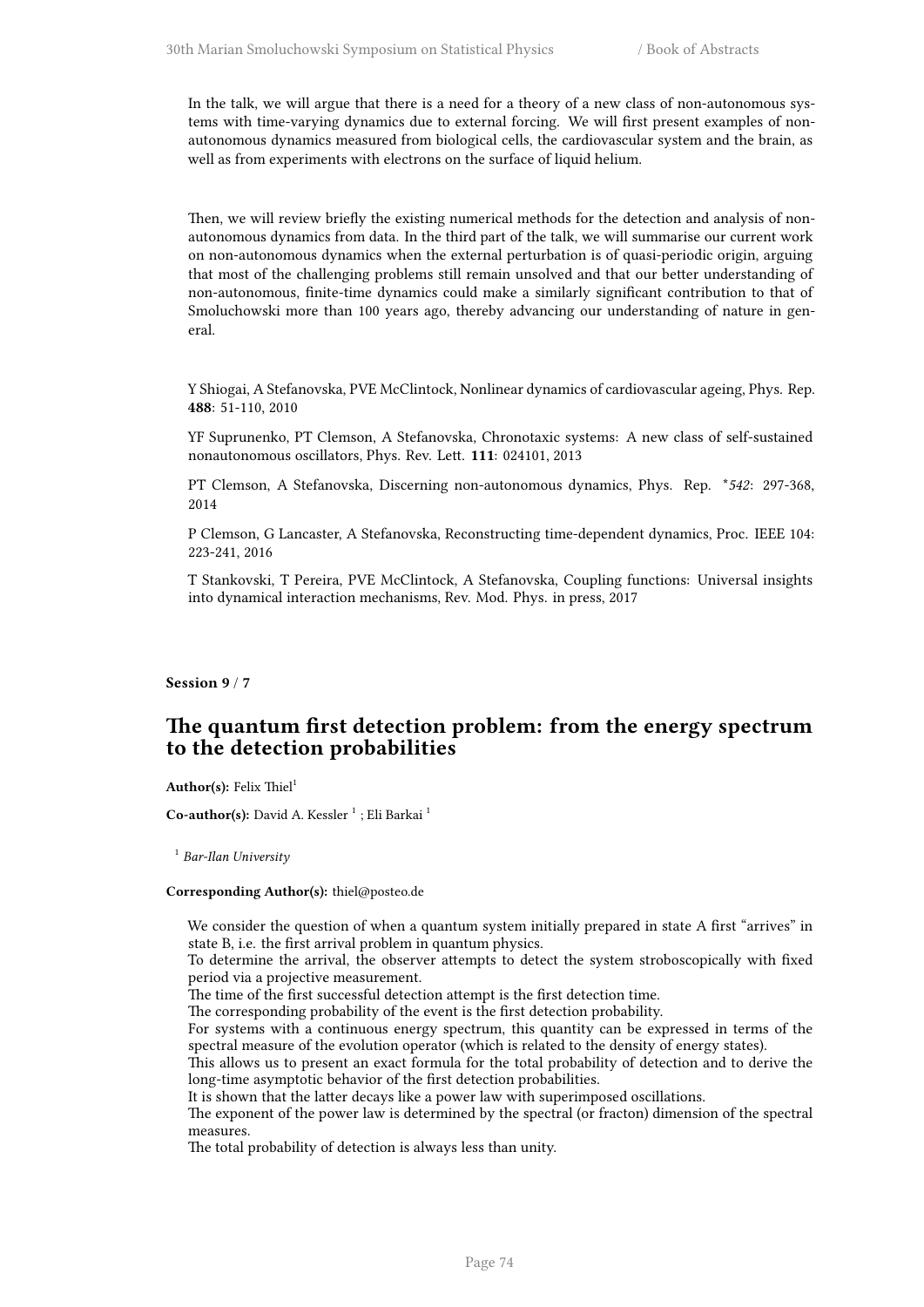In the talk, we will argue that there is a need for a theory of a new class of non-autonomous systems with time-varying dynamics due to external forcing. We will first present examples of non-autonomous dynamics measured from biological cells, the cardiovascular system and the brain, as well as from experiments with electrons on the surface of liquid helium.

Then, we will review briefly the existing numerical methods for the detection and analysis of non-autonomous dynamics from data. In the third part of the talk, we will summarise our current work on non-autonomous dynamics when the external perturbation is of quasi-periodic origin, arguing that most of the challenging problems still remain unsolved and that our better understanding of non-autonomous, finite-time dynamics could make a similarly significant contribution to that of Smoluchowski more than 100 years ago, thereby advancing our understanding of nature in general.

Y Shiogai, A Stefanovska, PVE McClintock, Nonlinear dynamics of cardiovascular ageing, Phys. Rep. **488**: 51-110, 2010

YF Suprunenko, PT Clemson, A Stefanovska, Chronotaxic systems: A new class of self-sustained nonautonomous oscillators, Phys. Rev. Lett. **111**: 024101, 2013

PT Clemson, A Stefanovska, Discerning non-autonomous dynamics, Phys. Rep. *542*: 297-368, 2014

P Clemson, G Lancaster, A Stefanovska, Reconstructing time-dependent dynamics, Proc. IEEE 104: 223-241, 2016

T Stankovski, T Pereira, PVE McClintock, A Stefanovska, Coupling functions: Universal insights into dynamical interaction mechanisms, Rev. Mod. Phys. in press, 2017

**Session 9 / 7**

## The quantum first detection problem: from the energy spectrum to the detection probabilities

**Author(s):** Felix Thiel[1]

**Co-author(s):** David A. Kessler [1] ; Eli Barkai [1]

[1] *Bar-Ilan University*

**Corresponding Author(s):** thiel@posteo.de

We consider the question of when a quantum system initially prepared in state A first "arrives" in state B, i.e. the first arrival problem in quantum physics.
To determine the arrival, the observer attempts to detect the system stroboscopically with fixed period via a projective measurement.
The time of the first successful detection attempt is the first detection time.
The corresponding probability of the event is the first detection probability.
For systems with a continuous energy spectrum, this quantity can be expressed in terms of the spectral measure of the evolution operator (which is related to the density of energy states).
This allows us to present an exact formula for the total probability of detection and to derive the long-time asymptotic behavior of the first detection probabilities.
It is shown that the latter decays like a power law with superimposed oscillations.
The exponent of the power law is determined by the spectral (or fracton) dimension of the spectral measures.
The total probability of detection is always less than unity.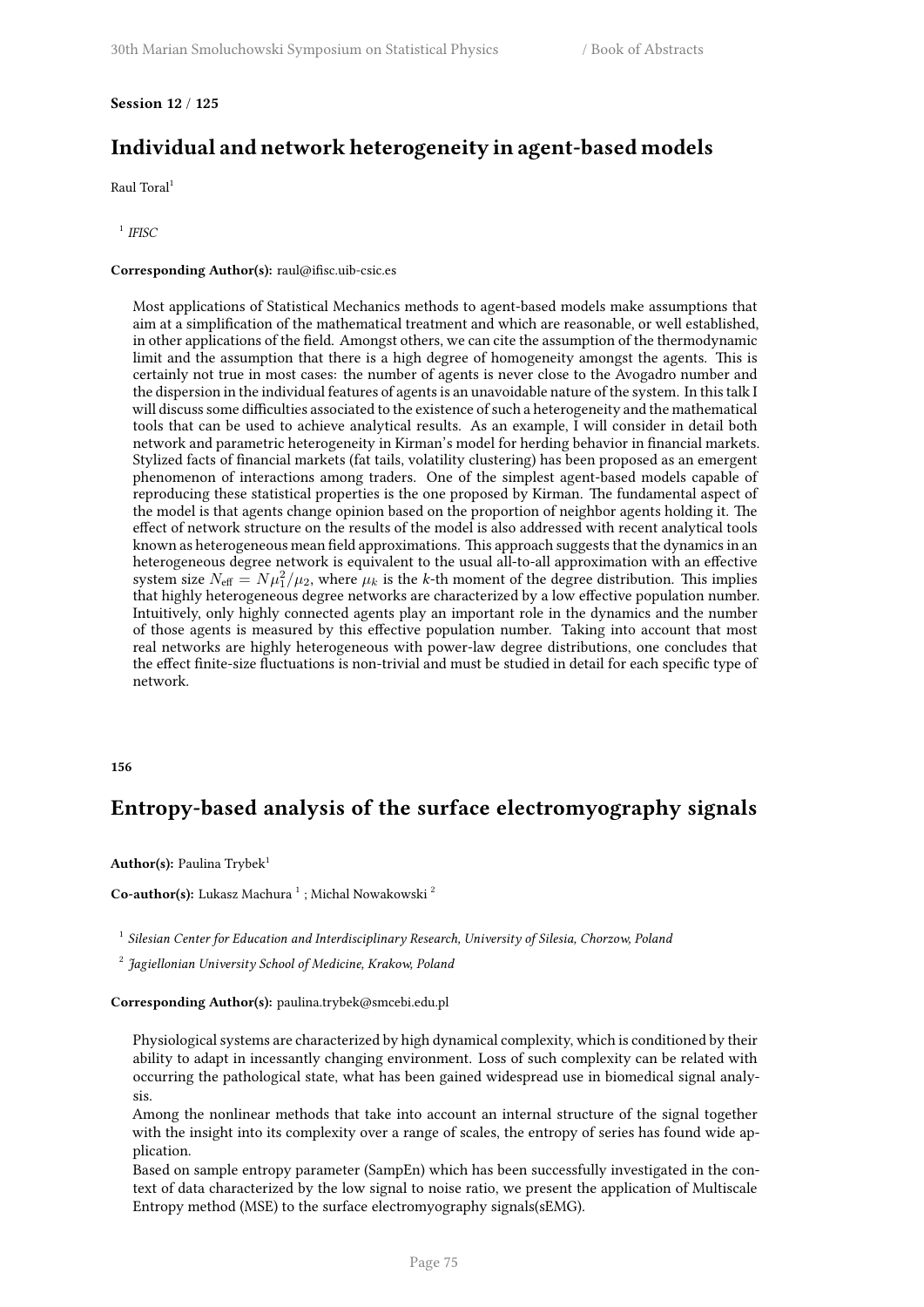**Session 12 / 125**

## Individual and network heterogeneity in agent-based models

Raul Toral[1]

[1] *IFISC*

**Corresponding Author(s):** raul@ifisc.uib-csic.es

Most applications of Statistical Mechanics methods to agent-based models make assumptions that aim at a simplification of the mathematical treatment and which are reasonable, or well established, in other applications of the field. Amongst others, we can cite the assumption of the thermodynamic limit and the assumption that there is a high degree of homogeneity amongst the agents. This is certainly not true in most cases: the number of agents is never close to the Avogadro number and the dispersion in the individual features of agents is an unavoidable nature of the system. In this talk I will discuss some difficulties associated to the existence of such a heterogeneity and the mathematical tools that can be used to achieve analytical results. As an example, I will consider in detail both network and parametric heterogeneity in Kirman's model for herding behavior in financial markets. Stylized facts of financial markets (fat tails, volatility clustering) has been proposed as an emergent phenomenon of interactions among traders. One of the simplest agent-based models capable of reproducing these statistical properties is the one proposed by Kirman. The fundamental aspect of the model is that agents change opinion based on the proportion of neighbor agents holding it. The effect of network structure on the results of the model is also addressed with recent analytical tools known as heterogeneous mean field approximations. This approach suggests that the dynamics in an heterogeneous degree network is equivalent to the usual all-to-all approximation with an effective system size $N_{\text{eff}} = N\mu_1^2/\mu_2$, where $\mu_k$ is the $k$-th moment of the degree distribution. This implies that highly heterogeneous degree networks are characterized by a low effective population number. Intuitively, only highly connected agents play an important role in the dynamics and the number of those agents is measured by this effective population number. Taking into account that most real networks are highly heterogeneous with power-law degree distributions, one concludes that the effect finite-size fluctuations is non-trivial and must be studied in detail for each specific type of network.

**156**

## Entropy-based analysis of the surface electromyography signals

**Author(s):** Paulina Trybek[1]

**Co-author(s):** Lukasz Machura [1] ; Michal Nowakowski [2]

[1] *Silesian Center for Education and Interdisciplinary Research, University of Silesia, Chorzow, Poland*

[2] *Jagiellonian University School of Medicine, Krakow, Poland*

**Corresponding Author(s):** paulina.trybek@smcebi.edu.pl

Physiological systems are characterized by high dynamical complexity, which is conditioned by their ability to adapt in incessantly changing environment. Loss of such complexity can be related with occurring the pathological state, what has been gained widespread use in biomedical signal analysis.

Among the nonlinear methods that take into account an internal structure of the signal together with the insight into its complexity over a range of scales, the entropy of series has found wide application.

Based on sample entropy parameter (SampEn) which has been successfully investigated in the context of data characterized by the low signal to noise ratio, we present the application of Multiscale Entropy method (MSE) to the surface electromyography signals(sEMG).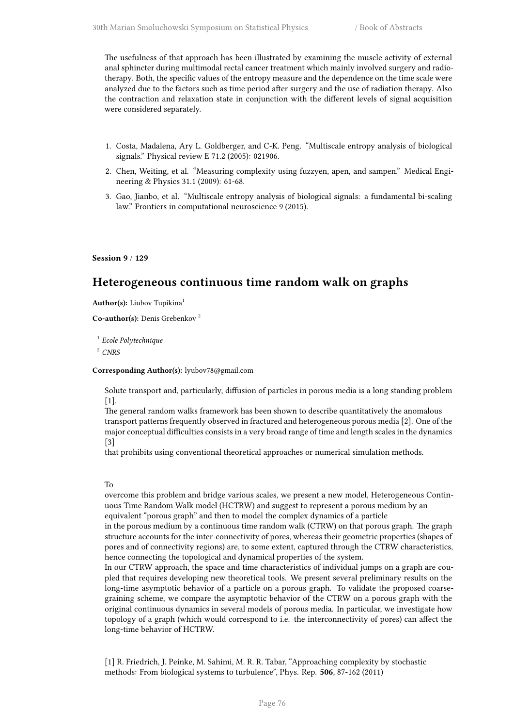The usefulness of that approach has been illustrated by examining the muscle activity of external anal sphincter during multimodal rectal cancer treatment which mainly involved surgery and radiotherapy. Both, the specific values of the entropy measure and the dependence on the time scale were analyzed due to the factors such as time period after surgery and the use of radiation therapy. Also the contraction and relaxation state in conjunction with the different levels of signal acquisition were considered separately.

1. Costa, Madalena, Ary L. Goldberger, and C-K. Peng. "Multiscale entropy analysis of biological signals." Physical review E 71.2 (2005): 021906.
2. Chen, Weiting, et al. "Measuring complexity using fuzzyen, apen, and sampen." Medical Engineering & Physics 31.1 (2009): 61-68.
3. Gao, Jianbo, et al. "Multiscale entropy analysis of biological signals: a fundamental bi-scaling law." Frontiers in computational neuroscience 9 (2015).

**Session 9 / 129**

## Heterogeneous continuous time random walk on graphs

**Author(s):** Liubov Tupikina[1]

**Co-author(s):** Denis Grebenkov[2]

[1] *Ecole Polytechnique*

[2] *CNRS*

**Corresponding Author(s):** lyubov78@gmail.com

Solute transport and, particularly, diffusion of particles in porous media is a long standing problem [1].
The general random walks framework has been shown to describe quantitatively the anomalous transport patterns frequently observed in fractured and heterogeneous porous media [2]. One of the major conceptual difficulties consists in a very broad range of time and length scales in the dynamics [3]
that prohibits using conventional theoretical approaches or numerical simulation methods.

To
overcome this problem and bridge various scales, we present a new model, Heterogeneous Continuous Time Random Walk model (HCTRW) and suggest to represent a porous medium by an equivalent "porous graph" and then to model the complex dynamics of a particle
in the porous medium by a continuous time random walk (CTRW) on that porous graph. The graph structure accounts for the inter-connectivity of pores, whereas their geometric properties (shapes of pores and of connectivity regions) are, to some extent, captured through the CTRW characteristics, hence connecting the topological and dynamical properties of the system.
In our CTRW approach, the space and time characteristics of individual jumps on a graph are coupled that requires developing new theoretical tools. We present several preliminary results on the long-time asymptotic behavior of a particle on a porous graph. To validate the proposed coarse-graining scheme, we compare the asymptotic behavior of the CTRW on a porous graph with the original continuous dynamics in several models of porous media. In particular, we investigate how topology of a graph (which would correspond to i.e. the interconnectivity of pores) can affect the long-time behavior of HCTRW.

[1] R. Friedrich, J. Peinke, M. Sahimi, M. R. R. Tabar, "Approaching complexity by stochastic methods: From biological systems to turbulence", Phys. Rep. **506**, 87-162 (2011)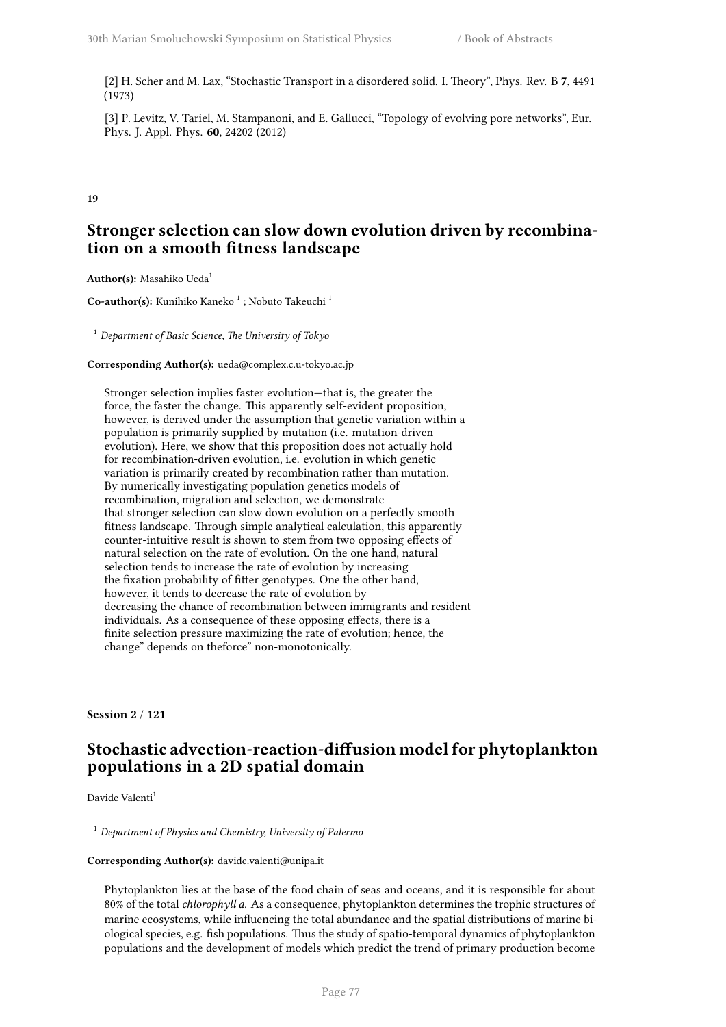[2] H. Scher and M. Lax, "Stochastic Transport in a disordered solid. I. Theory", Phys. Rev. B **7**, 4491 (1973)

[3] P. Levitz, V. Tariel, M. Stampanoni, and E. Gallucci, "Topology of evolving pore networks", Eur. Phys. J. Appl. Phys. **60**, 24202 (2012)

**19**

## Stronger selection can slow down evolution driven by recombination on a smooth fitness landscape

**Author(s):** Masahiko Ueda[1]

**Co-author(s):** Kunihiko Kaneko [1] ; Nobuto Takeuchi [1]

[1] *Department of Basic Science, The University of Tokyo*

**Corresponding Author(s):** ueda@complex.c.u-tokyo.ac.jp

Stronger selection implies faster evolution—that is, the greater the force, the faster the change. This apparently self-evident proposition, however, is derived under the assumption that genetic variation within a population is primarily supplied by mutation (i.e. mutation-driven evolution). Here, we show that this proposition does not actually hold for recombination-driven evolution, i.e. evolution in which genetic variation is primarily created by recombination rather than mutation. By numerically investigating population genetics models of recombination, migration and selection, we demonstrate that stronger selection can slow down evolution on a perfectly smooth fitness landscape. Through simple analytical calculation, this apparently counter-intuitive result is shown to stem from two opposing effects of natural selection on the rate of evolution. On the one hand, natural selection tends to increase the rate of evolution by increasing the fixation probability of fitter genotypes. One the other hand, however, it tends to decrease the rate of evolution by decreasing the chance of recombination between immigrants and resident individuals. As a consequence of these opposing effects, there is a finite selection pressure maximizing the rate of evolution; hence, the change" depends on theforce" non-monotonically.

**Session 2** / **121**

## Stochastic advection-reaction-diffusion model for phytoplankton populations in a 2D spatial domain

Davide Valenti[1]

[1] *Department of Physics and Chemistry, University of Palermo*

**Corresponding Author(s):** davide.valenti@unipa.it

Phytoplankton lies at the base of the food chain of seas and oceans, and it is responsible for about 80% of the total *chlorophyll a.* As a consequence, phytoplankton determines the trophic structures of marine ecosystems, while influencing the total abundance and the spatial distributions of marine biological species, e.g. fish populations. Thus the study of spatio-temporal dynamics of phytoplankton populations and the development of models which predict the trend of primary production become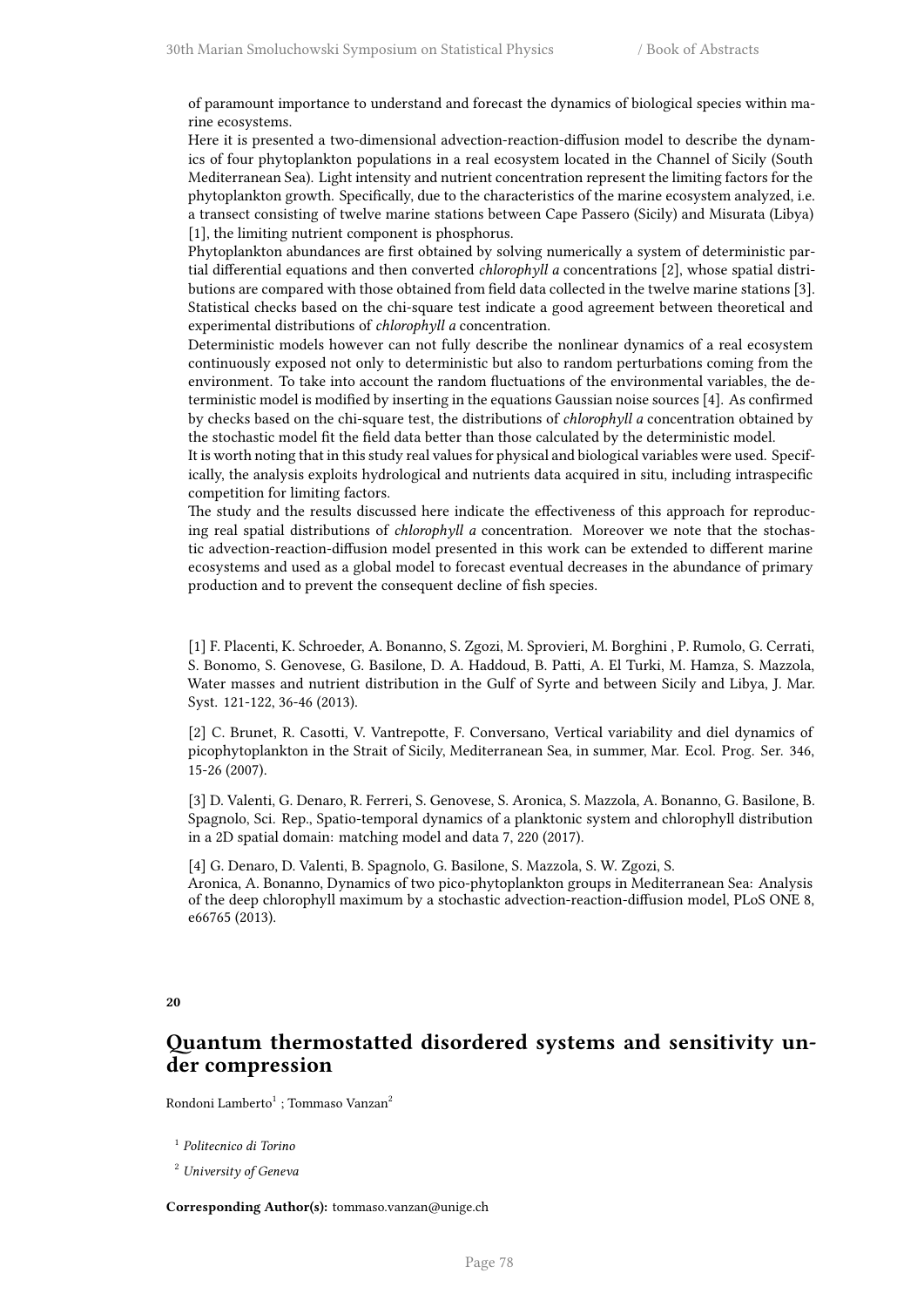of paramount importance to understand and forecast the dynamics of biological species within marine ecosystems.
Here it is presented a two-dimensional advection-reaction-diffusion model to describe the dynamics of four phytoplankton populations in a real ecosystem located in the Channel of Sicily (South Mediterranean Sea). Light intensity and nutrient concentration represent the limiting factors for the phytoplankton growth. Specifically, due to the characteristics of the marine ecosystem analyzed, i.e. a transect consisting of twelve marine stations between Cape Passero (Sicily) and Misurata (Libya) [1], the limiting nutrient component is phosphorus.
Phytoplankton abundances are first obtained by solving numerically a system of deterministic partial differential equations and then converted *chlorophyll a* concentrations [2], whose spatial distributions are compared with those obtained from field data collected in the twelve marine stations [3]. Statistical checks based on the chi-square test indicate a good agreement between theoretical and experimental distributions of *chlorophyll a* concentration.
Deterministic models however can not fully describe the nonlinear dynamics of a real ecosystem continuously exposed not only to deterministic but also to random perturbations coming from the environment. To take into account the random fluctuations of the environmental variables, the deterministic model is modified by inserting in the equations Gaussian noise sources [4]. As confirmed by checks based on the chi-square test, the distributions of *chlorophyll a* concentration obtained by the stochastic model fit the field data better than those calculated by the deterministic model.
It is worth noting that in this study real values for physical and biological variables were used. Specifically, the analysis exploits hydrological and nutrients data acquired in situ, including intraspecific competition for limiting factors.
The study and the results discussed here indicate the effectiveness of this approach for reproducing real spatial distributions of *chlorophyll a* concentration. Moreover we note that the stochastic advection-reaction-diffusion model presented in this work can be extended to different marine ecosystems and used as a global model to forecast eventual decreases in the abundance of primary production and to prevent the consequent decline of fish species.

[1] F. Placenti, K. Schroeder, A. Bonanno, S. Zgozi, M. Sprovieri, M. Borghini , P. Rumolo, G. Cerrati, S. Bonomo, S. Genovese, G. Basilone, D. A. Haddoud, B. Patti, A. El Turki, M. Hamza, S. Mazzola, Water masses and nutrient distribution in the Gulf of Syrte and between Sicily and Libya, J. Mar. Syst. 121-122, 36-46 (2013).

[2] C. Brunet, R. Casotti, V. Vantrepotte, F. Conversano, Vertical variability and diel dynamics of picophytoplankton in the Strait of Sicily, Mediterranean Sea, in summer, Mar. Ecol. Prog. Ser. 346, 15-26 (2007).

[3] D. Valenti, G. Denaro, R. Ferreri, S. Genovese, S. Aronica, S. Mazzola, A. Bonanno, G. Basilone, B. Spagnolo, Sci. Rep., Spatio-temporal dynamics of a planktonic system and chlorophyll distribution in a 2D spatial domain: matching model and data 7, 220 (2017).

[4] G. Denaro, D. Valenti, B. Spagnolo, G. Basilone, S. Mazzola, S. W. Zgozi, S.
Aronica, A. Bonanno, Dynamics of two pico-phytoplankton groups in Mediterranean Sea: Analysis of the deep chlorophyll maximum by a stochastic advection-reaction-diffusion model, PLoS ONE 8, e66765 (2013).

**20**

## Quantum thermostatted disordered systems and sensitivity under compression

Rondoni Lamberto[1] ; Tommaso Vanzan[2]

[1] *Politecnico di Torino*

[2] *University of Geneva*

**Corresponding Author(s):** tommaso.vanzan@unige.ch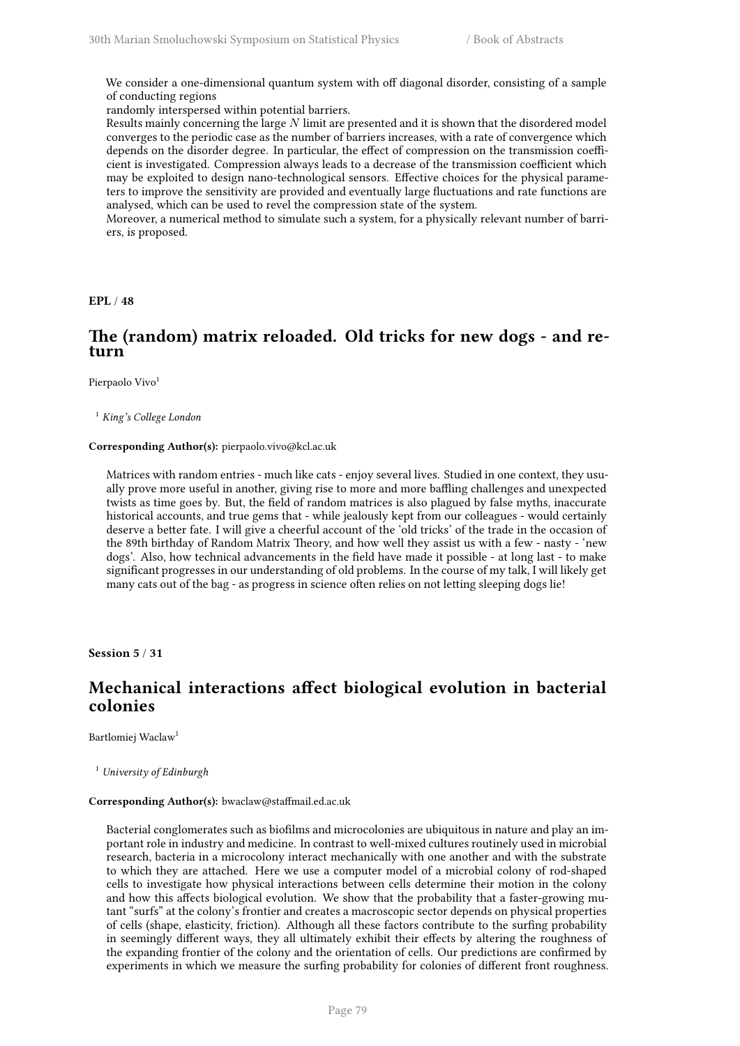We consider a one-dimensional quantum system with off diagonal disorder, consisting of a sample of conducting regions
randomly interspersed within potential barriers.
Results mainly concerning the large $N$ limit are presented and it is shown that the disordered model converges to the periodic case as the number of barriers increases, with a rate of convergence which depends on the disorder degree. In particular, the effect of compression on the transmission coefficient is investigated. Compression always leads to a decrease of the transmission coefficient which may be exploited to design nano-technological sensors. Effective choices for the physical parameters to improve the sensitivity are provided and eventually large fluctuations and rate functions are analysed, which can be used to revel the compression state of the system.
Moreover, a numerical method to simulate such a system, for a physically relevant number of barriers, is proposed.

**EPL / 48**

## The (random) matrix reloaded. Old tricks for new dogs - and return

Pierpaolo Vivo[1]

[1] *King's College London*

**Corresponding Author(s):** pierpaolo.vivo@kcl.ac.uk

Matrices with random entries - much like cats - enjoy several lives. Studied in one context, they usually prove more useful in another, giving rise to more and more baffling challenges and unexpected twists as time goes by. But, the field of random matrices is also plagued by false myths, inaccurate historical accounts, and true gems that - while jealously kept from our colleagues - would certainly deserve a better fate. I will give a cheerful account of the 'old tricks' of the trade in the occasion of the 89th birthday of Random Matrix Theory, and how well they assist us with a few - nasty - 'new dogs'. Also, how technical advancements in the field have made it possible - at long last - to make significant progresses in our understanding of old problems. In the course of my talk, I will likely get many cats out of the bag - as progress in science often relies on not letting sleeping dogs lie!

**Session 5 / 31**

## Mechanical interactions affect biological evolution in bacterial colonies

Bartlomiej Waclaw[1]

[1] *University of Edinburgh*

**Corresponding Author(s):** bwaclaw@staffmail.ed.ac.uk

Bacterial conglomerates such as biofilms and microcolonies are ubiquitous in nature and play an important role in industry and medicine. In contrast to well-mixed cultures routinely used in microbial research, bacteria in a microcolony interact mechanically with one another and with the substrate to which they are attached. Here we use a computer model of a microbial colony of rod-shaped cells to investigate how physical interactions between cells determine their motion in the colony and how this affects biological evolution. We show that the probability that a faster-growing mutant "surfs" at the colony's frontier and creates a macroscopic sector depends on physical properties of cells (shape, elasticity, friction). Although all these factors contribute to the surfing probability in seemingly different ways, they all ultimately exhibit their effects by altering the roughness of the expanding frontier of the colony and the orientation of cells. Our predictions are confirmed by experiments in which we measure the surfing probability for colonies of different front roughness.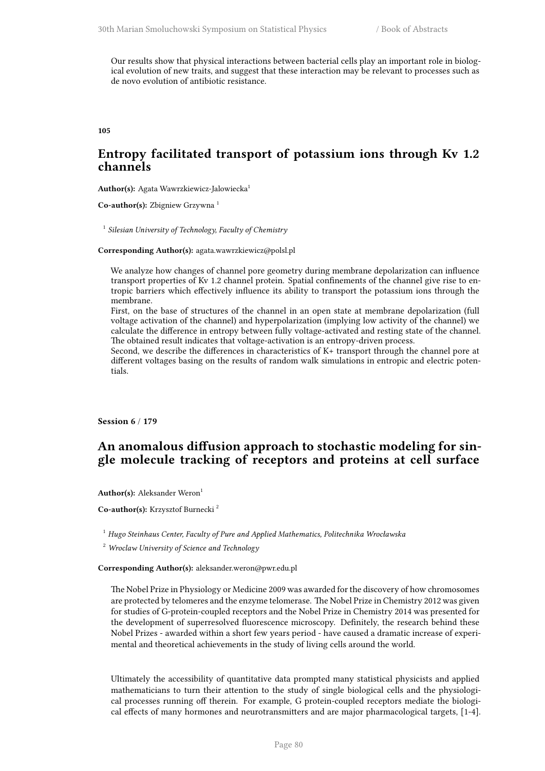Our results show that physical interactions between bacterial cells play an important role in biological evolution of new traits, and suggest that these interaction may be relevant to processes such as de novo evolution of antibiotic resistance.

**105**

## Entropy facilitated transport of potassium ions through Kv 1.2 channels

**Author(s):** Agata Wawrzkiewicz-Jalowiecka[1]

**Co-author(s):** Zbigniew Grzywna [1]

[1] *Silesian University of Technology, Faculty of Chemistry*

**Corresponding Author(s):** agata.wawrzkiewicz@polsl.pl

We analyze how changes of channel pore geometry during membrane depolarization can influence transport properties of Kv 1.2 channel protein. Spatial confinements of the channel give rise to entropic barriers which effectively influence its ability to transport the potassium ions through the membrane.
First, on the base of structures of the channel in an open state at membrane depolarization (full voltage activation of the channel) and hyperpolarization (implying low activity of the channel) we calculate the difference in entropy between fully voltage-activated and resting state of the channel. The obtained result indicates that voltage-activation is an entropy-driven process.
Second, we describe the differences in characteristics of K+ transport through the channel pore at different voltages basing on the results of random walk simulations in entropic and electric potentials.

**Session 6** / **179**

## An anomalous diffusion approach to stochastic modeling for single molecule tracking of receptors and proteins at cell surface

**Author(s):** Aleksander Weron[1]

**Co-author(s):** Krzysztof Burnecki [2]

[1] *Hugo Steinhaus Center, Faculty of Pure and Applied Mathematics, Politechnika Wrocławska*

[2] *Wroclaw University of Science and Technology*

**Corresponding Author(s):** aleksander.weron@pwr.edu.pl

The Nobel Prize in Physiology or Medicine 2009 was awarded for the discovery of how chromosomes are protected by telomeres and the enzyme telomerase. The Nobel Prize in Chemistry 2012 was given for studies of G-protein-coupled receptors and the Nobel Prize in Chemistry 2014 was presented for the development of superresolved fluorescence microscopy. Definitely, the research behind these Nobel Prizes - awarded within a short few years period - have caused a dramatic increase of experimental and theoretical achievements in the study of living cells around the world.

Ultimately the accessibility of quantitative data prompted many statistical physicists and applied mathematicians to turn their attention to the study of single biological cells and the physiological processes running off therein. For example, G protein-coupled receptors mediate the biological effects of many hormones and neurotransmitters and are major pharmacological targets, [1-4].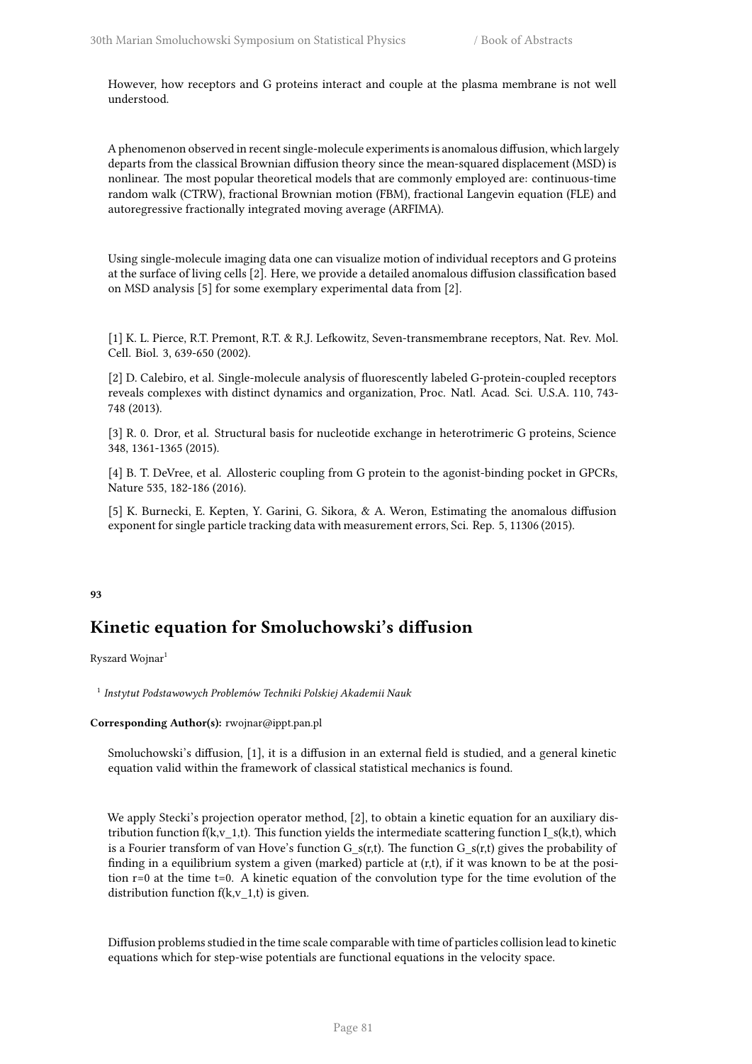However, how receptors and G proteins interact and couple at the plasma membrane is not well understood.

A phenomenon observed in recent single-molecule experiments is anomalous diffusion, which largely departs from the classical Brownian diffusion theory since the mean-squared displacement (MSD) is nonlinear. The most popular theoretical models that are commonly employed are: continuous-time random walk (CTRW), fractional Brownian motion (FBM), fractional Langevin equation (FLE) and autoregressive fractionally integrated moving average (ARFIMA).

Using single-molecule imaging data one can visualize motion of individual receptors and G proteins at the surface of living cells [2]. Here, we provide a detailed anomalous diffusion classification based on MSD analysis [5] for some exemplary experimental data from [2].

[1] K. L. Pierce, R.T. Premont, R.T. & R.J. Lefkowitz, Seven-transmembrane receptors, Nat. Rev. Mol. Cell. Biol. 3, 639-650 (2002).

[2] D. Calebiro, et al. Single-molecule analysis of fluorescently labeled G-protein-coupled receptors reveals complexes with distinct dynamics and organization, Proc. Natl. Acad. Sci. U.S.A. 110, 743-748 (2013).

[3] R. 0. Dror, et al. Structural basis for nucleotide exchange in heterotrimeric G proteins, Science 348, 1361-1365 (2015).

[4] B. T. DeVree, et al. Allosteric coupling from G protein to the agonist-binding pocket in GPCRs, Nature 535, 182-186 (2016).

[5] K. Burnecki, E. Kepten, Y. Garini, G. Sikora, & A. Weron, Estimating the anomalous diffusion exponent for single particle tracking data with measurement errors, Sci. Rep. 5, 11306 (2015).

**93**

## Kinetic equation for Smoluchowski's diffusion

Ryszard Wojnar[1]

[1] *Instytut Podstawowych Problemów Techniki Polskiej Akademii Nauk*

**Corresponding Author(s):** rwojnar@ippt.pan.pl

Smoluchowski's diffusion, [1], it is a diffusion in an external field is studied, and a general kinetic equation valid within the framework of classical statistical mechanics is found.

We apply Stecki's projection operator method, [2], to obtain a kinetic equation for an auxiliary distribution function $f(k,v_1,t)$. This function yields the intermediate scattering function $I_s(k,t)$, which is a Fourier transform of van Hove's function $G_s(r,t)$. The function $G_s(r,t)$ gives the probability of finding in a equilibrium system a given (marked) particle at $(r,t)$, if it was known to be at the position $r=0$ at the time $t=0$. A kinetic equation of the convolution type for the time evolution of the distribution function $f(k,v_1,t)$ is given.

Diffusion problems studied in the time scale comparable with time of particles collision lead to kinetic equations which for step-wise potentials are functional equations in the velocity space.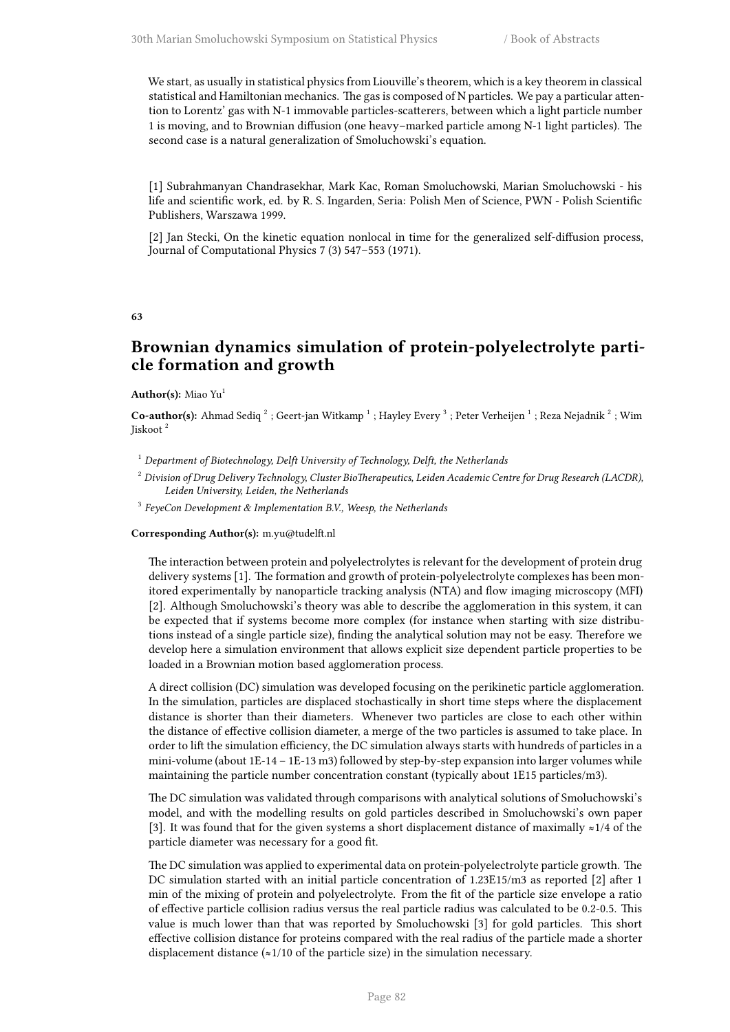We start, as usually in statistical physics from Liouville's theorem, which is a key theorem in classical statistical and Hamiltonian mechanics. The gas is composed of N particles. We pay a particular attention to Lorentz' gas with N-1 immovable particles-scatterers, between which a light particle number 1 is moving, and to Brownian diffusion (one heavy–marked particle among N-1 light particles). The second case is a natural generalization of Smoluchowski's equation.

[1] Subrahmanyan Chandrasekhar, Mark Kac, Roman Smoluchowski, Marian Smoluchowski - his life and scientific work, ed. by R. S. Ingarden, Seria: Polish Men of Science, PWN - Polish Scientific Publishers, Warszawa 1999.

[2] Jan Stecki, On the kinetic equation nonlocal in time for the generalized self-diffusion process, Journal of Computational Physics 7 (3) 547–553 (1971).

**63**

## Brownian dynamics simulation of protein-polyelectrolyte particle formation and growth

**Author(s):** Miao Yu[1]

**Co-author(s):** Ahmad Sediq [2] ; Geert-jan Witkamp [1] ; Hayley Every [3] ; Peter Verheijen [1] ; Reza Nejadnik [2] ; Wim Jiskoot [2]

[1] *Department of Biotechnology, Delft University of Technology, Delft, the Netherlands*

[2] *Division of Drug Delivery Technology, Cluster BioTherapeutics, Leiden Academic Centre for Drug Research (LACDR), Leiden University, Leiden, the Netherlands*

[3] *FeyeCon Development & Implementation B.V., Weesp, the Netherlands*

**Corresponding Author(s):** m.yu@tudelft.nl

The interaction between protein and polyelectrolytes is relevant for the development of protein drug delivery systems [1]. The formation and growth of protein-polyelectrolyte complexes has been monitored experimentally by nanoparticle tracking analysis (NTA) and flow imaging microscopy (MFI) [2]. Although Smoluchowski's theory was able to describe the agglomeration in this system, it can be expected that if systems become more complex (for instance when starting with size distributions instead of a single particle size), finding the analytical solution may not be easy. Therefore we develop here a simulation environment that allows explicit size dependent particle properties to be loaded in a Brownian motion based agglomeration process.

A direct collision (DC) simulation was developed focusing on the perikinetic particle agglomeration. In the simulation, particles are displaced stochastically in short time steps where the displacement distance is shorter than their diameters. Whenever two particles are close to each other within the distance of effective collision diameter, a merge of the two particles is assumed to take place. In order to lift the simulation efficiency, the DC simulation always starts with hundreds of particles in a mini-volume (about 1E-14 – 1E-13 m3) followed by step-by-step expansion into larger volumes while maintaining the particle number concentration constant (typically about 1E15 particles/m3).

The DC simulation was validated through comparisons with analytical solutions of Smoluchowski's model, and with the modelling results on gold particles described in Smoluchowski's own paper [3]. It was found that for the given systems a short displacement distance of maximally ≈1/4 of the particle diameter was necessary for a good fit.

The DC simulation was applied to experimental data on protein-polyelectrolyte particle growth. The DC simulation started with an initial particle concentration of 1.23E15/m3 as reported [2] after 1 min of the mixing of protein and polyelectrolyte. From the fit of the particle size envelope a ratio of effective particle collision radius versus the real particle radius was calculated to be 0.2-0.5. This value is much lower than that was reported by Smoluchowski [3] for gold particles. This short effective collision distance for proteins compared with the real radius of the particle made a shorter displacement distance (≈1/10 of the particle size) in the simulation necessary.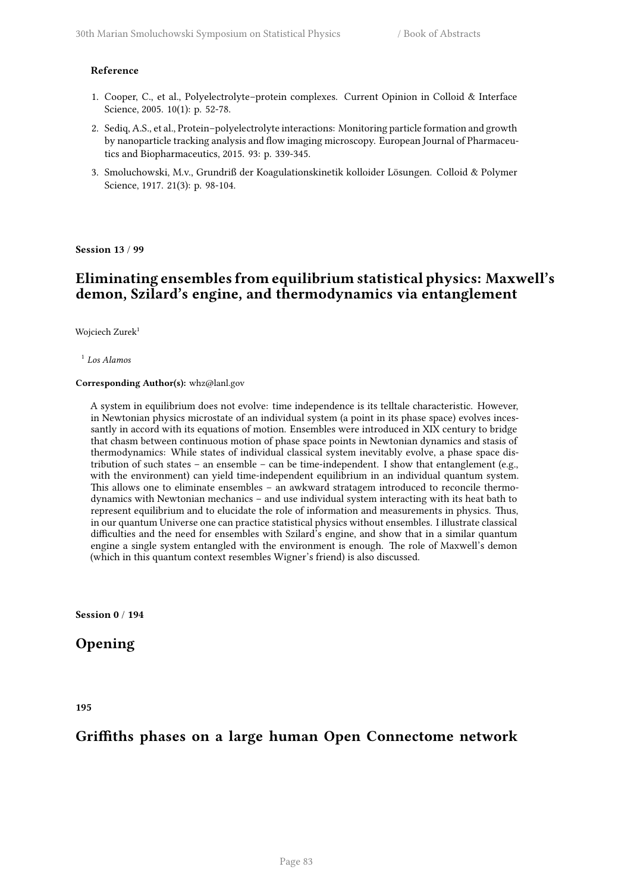#### Reference

1. Cooper, C., et al., Polyelectrolyte–protein complexes. Current Opinion in Colloid & Interface Science, 2005. 10(1): p. 52-78.
2. Sediq, A.S., et al., Protein–polyelectrolyte interactions: Monitoring particle formation and growth by nanoparticle tracking analysis and flow imaging microscopy. European Journal of Pharmaceutics and Biopharmaceutics, 2015. 93: p. 339-345.
3. Smoluchowski, M.v., Grundriß der Koagulationskinetik kolloider Lösungen. Colloid & Polymer Science, 1917. 21(3): p. 98-104.

**Session 13 / 99**

## Eliminating ensembles from equilibrium statistical physics: Maxwell's demon, Szilard's engine, and thermodynamics via entanglement

Wojciech Zurek[1]

[1] *Los Alamos*

**Corresponding Author(s):** whz@lanl.gov

A system in equilibrium does not evolve: time independence is its telltale characteristic. However, in Newtonian physics microstate of an individual system (a point in its phase space) evolves incessantly in accord with its equations of motion. Ensembles were introduced in XIX century to bridge that chasm between continuous motion of phase space points in Newtonian dynamics and stasis of thermodynamics: While states of individual classical system inevitably evolve, a phase space distribution of such states – an ensemble – can be time-independent. I show that entanglement (e.g., with the environment) can yield time-independent equilibrium in an individual quantum system. This allows one to eliminate ensembles – an awkward stratagem introduced to reconcile thermodynamics with Newtonian mechanics – and use individual system interacting with its heat bath to represent equilibrium and to elucidate the role of information and measurements in physics. Thus, in our quantum Universe one can practice statistical physics without ensembles. I illustrate classical difficulties and the need for ensembles with Szilard's engine, and show that in a similar quantum engine a single system entangled with the environment is enough. The role of Maxwell's demon (which in this quantum context resembles Wigner's friend) is also discussed.

**Session 0 / 194**

## Opening

**195**

## Griffiths phases on a large human Open Connectome network